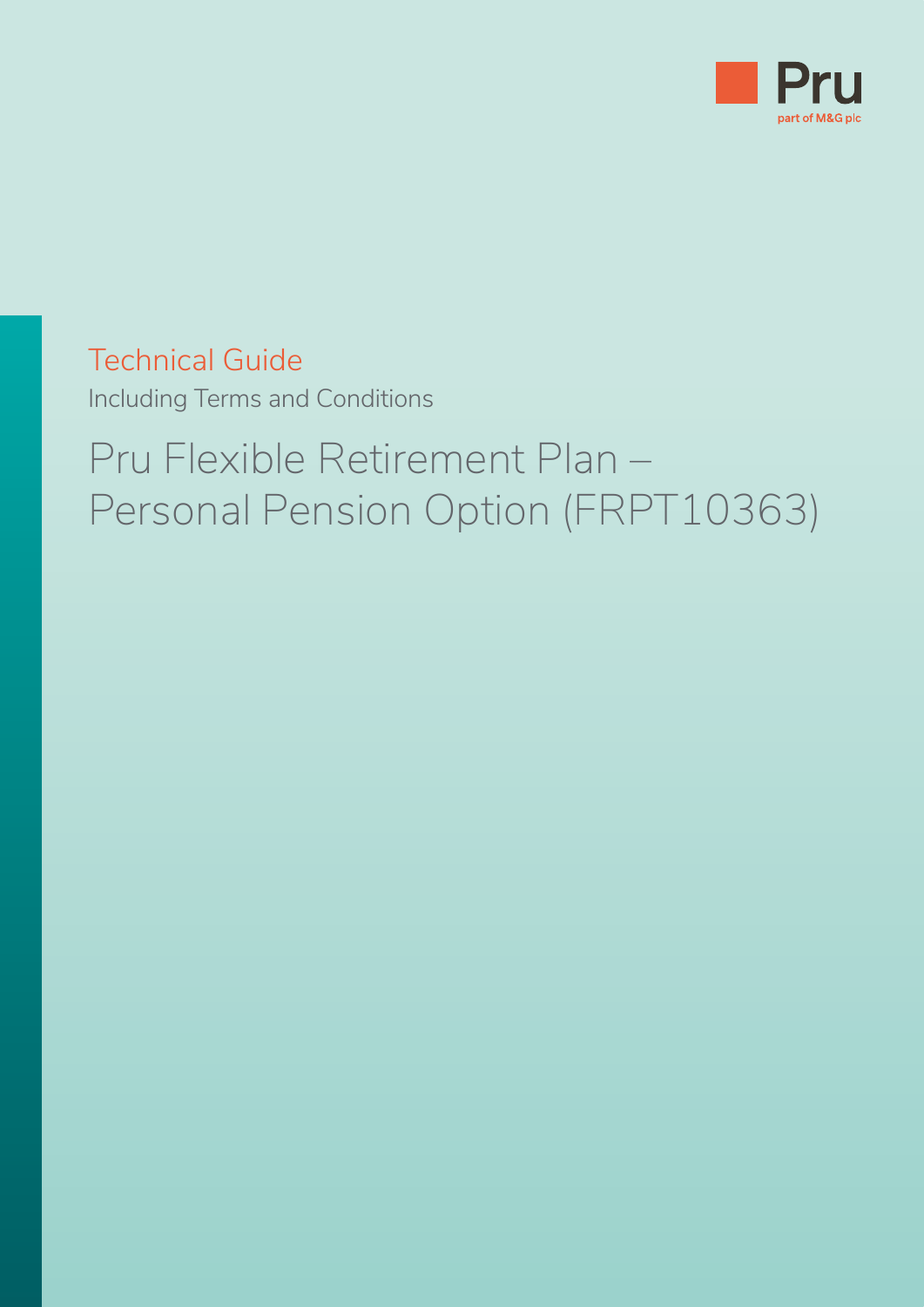Pru

part of M&G plc

# Technical Guide

Including Terms and Conditions

## Pru Flexible Retirement Plan – Personal Pension Option (FRPT10363)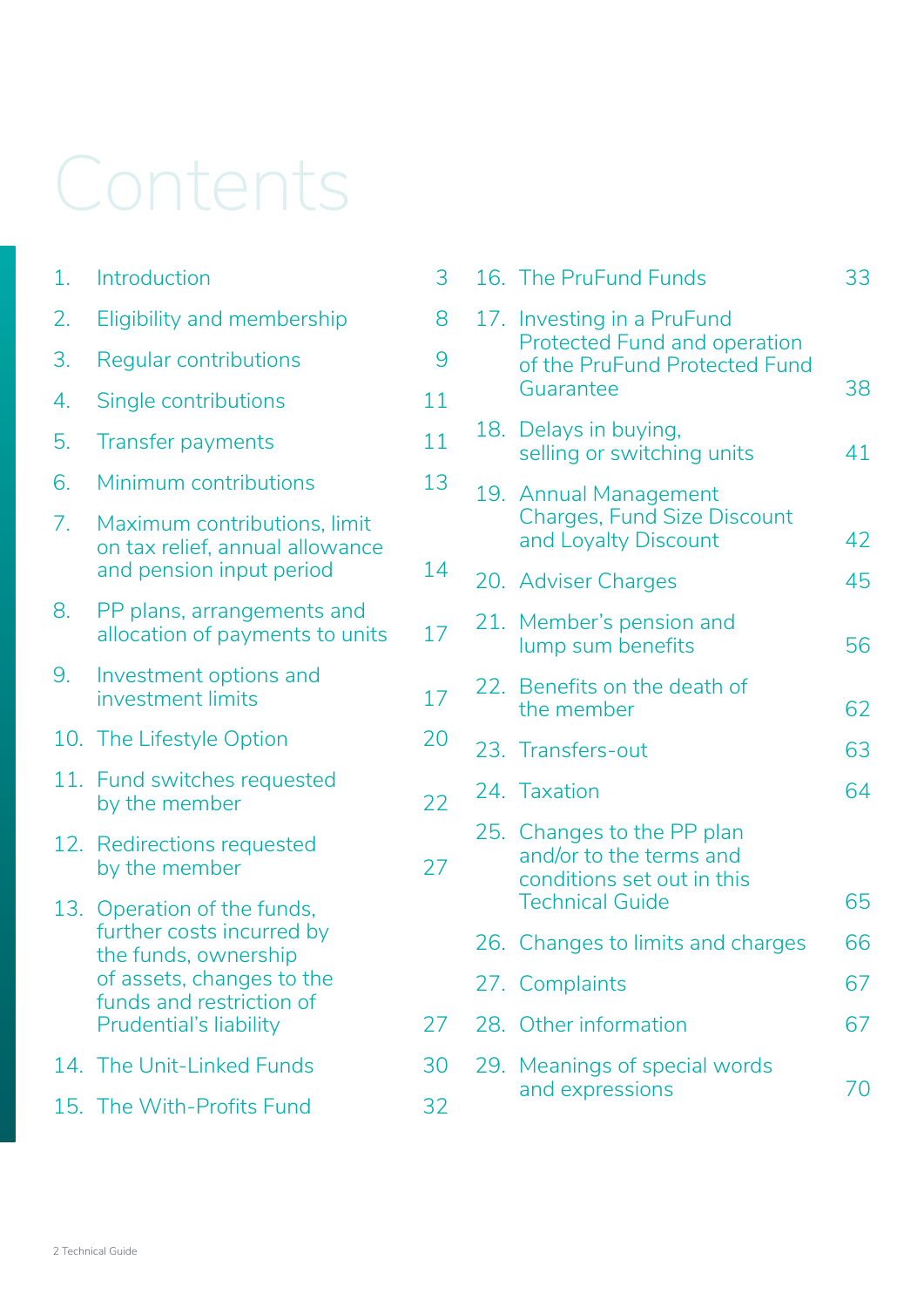# Contents

| | | |
|---|---|---|
| 1. | Introduction | 3 |
| 2. | Eligibility and membership | 8 |
| 3. | Regular contributions | 9 |
| 4. | Single contributions | 11 |
| 5. | Transfer payments | 11 |
| 6. | Minimum contributions | 13 |
| 7. | Maximum contributions, limit on tax relief, annual allowance and pension input period | 14 |
| 8. | PP plans, arrangements and allocation of payments to units | 17 |
| 9. | Investment options and investment limits | 17 |
| 10. | The Lifestyle Option | 20 |
| 11. | Fund switches requested by the member | 22 |
| 12. | Redirections requested by the member | 27 |
| 13. | Operation of the funds, further costs incurred by the funds, ownership of assets, changes to the funds and restriction of Prudential's liability | 27 |
| 14. | The Unit-Linked Funds | 30 |
| 15. | The With-Profits Fund | 32 |
| 16. | The PruFund Funds | 33 |
| 17. | Investing in a PruFund Protected Fund and operation of the PruFund Protected Fund Guarantee | 38 |
| 18. | Delays in buying, selling or switching units | 41 |
| 19. | Annual Management Charges, Fund Size Discount and Loyalty Discount | 42 |
| 20. | Adviser Charges | 45 |
| 21. | Member's pension and lump sum benefits | 56 |
| 22. | Benefits on the death of the member | 62 |
| 23. | Transfers-out | 63 |
| 24. | Taxation | 64 |
| 25. | Changes to the PP plan and/or to the terms and conditions set out in this Technical Guide | 65 |
| 26. | Changes to limits and charges | 66 |
| 27. | Complaints | 67 |
| 28. | Other information | 67 |
| 29. | Meanings of special words and expressions | 70 |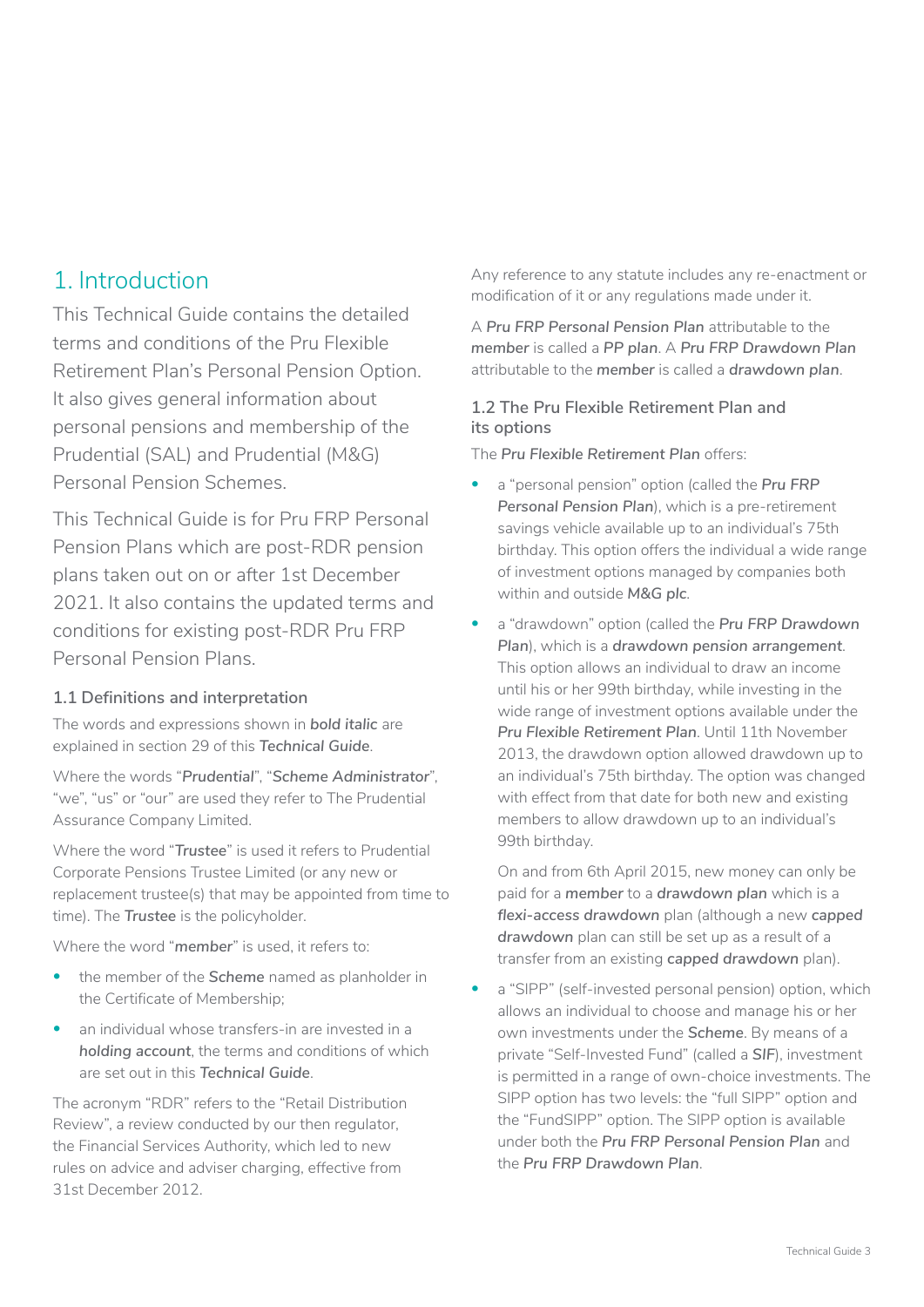# 1. Introduction

This Technical Guide contains the detailed terms and conditions of the Pru Flexible Retirement Plan's Personal Pension Option. It also gives general information about personal pensions and membership of the Prudential (SAL) and Prudential (M&G) Personal Pension Schemes.

This Technical Guide is for Pru FRP Personal Pension Plans which are post-RDR pension plans taken out on or after 1st December 2021. It also contains the updated terms and conditions for existing post-RDR Pru FRP Personal Pension Plans.

### 1.1 Definitions and interpretation

The words and expressions shown in ***bold italic*** are explained in section 29 of this ***Technical Guide***.

Where the words "***Prudential***", "***Scheme Administrator***", "we", "us" or "our" are used they refer to The Prudential Assurance Company Limited.

Where the word "***Trustee***" is used it refers to Prudential Corporate Pensions Trustee Limited (or any new or replacement trustee(s) that may be appointed from time to time). The ***Trustee*** is the policyholder.

Where the word "***member***" is used, it refers to:

- the member of the ***Scheme*** named as planholder in the Certificate of Membership;
- an individual whose transfers-in are invested in a ***holding account***, the terms and conditions of which are set out in this ***Technical Guide***.

The acronym "RDR" refers to the "Retail Distribution Review", a review conducted by our then regulator, the Financial Services Authority, which led to new rules on advice and adviser charging, effective from 31st December 2012.

Any reference to any statute includes any re-enactment or modification of it or any regulations made under it.

A ***Pru FRP Personal Pension Plan*** attributable to the ***member*** is called a ***PP plan***. A ***Pru FRP Drawdown Plan*** attributable to the ***member*** is called a ***drawdown plan***.

### 1.2 The Pru Flexible Retirement Plan and its options

The ***Pru Flexible Retirement Plan*** offers:

- a "personal pension" option (called the ***Pru FRP Personal Pension Plan***), which is a pre-retirement savings vehicle available up to an individual's 75th birthday. This option offers the individual a wide range of investment options managed by companies both within and outside ***M&G plc***.
- a "drawdown" option (called the ***Pru FRP Drawdown Plan***), which is a ***drawdown pension arrangement***. This option allows an individual to draw an income until his or her 99th birthday, while investing in the wide range of investment options available under the ***Pru Flexible Retirement Plan***. Until 11th November 2013, the drawdown option allowed drawdown up to an individual's 75th birthday. The option was changed with effect from that date for both new and existing members to allow drawdown up to an individual's 99th birthday.

  On and from 6th April 2015, new money can only be paid for a ***member*** to a ***drawdown plan*** which is a ***flexi-access drawdown*** plan (although a new ***capped drawdown*** plan can still be set up as a result of a transfer from an existing ***capped drawdown*** plan).
- a "SIPP" (self-invested personal pension) option, which allows an individual to choose and manage his or her own investments under the ***Scheme***. By means of a private "Self-Invested Fund" (called a ***SIF***), investment is permitted in a range of own-choice investments. The SIPP option has two levels: the "full SIPP" option and the "FundSIPP" option. The SIPP option is available under both the ***Pru FRP Personal Pension Plan*** and the ***Pru FRP Drawdown Plan***.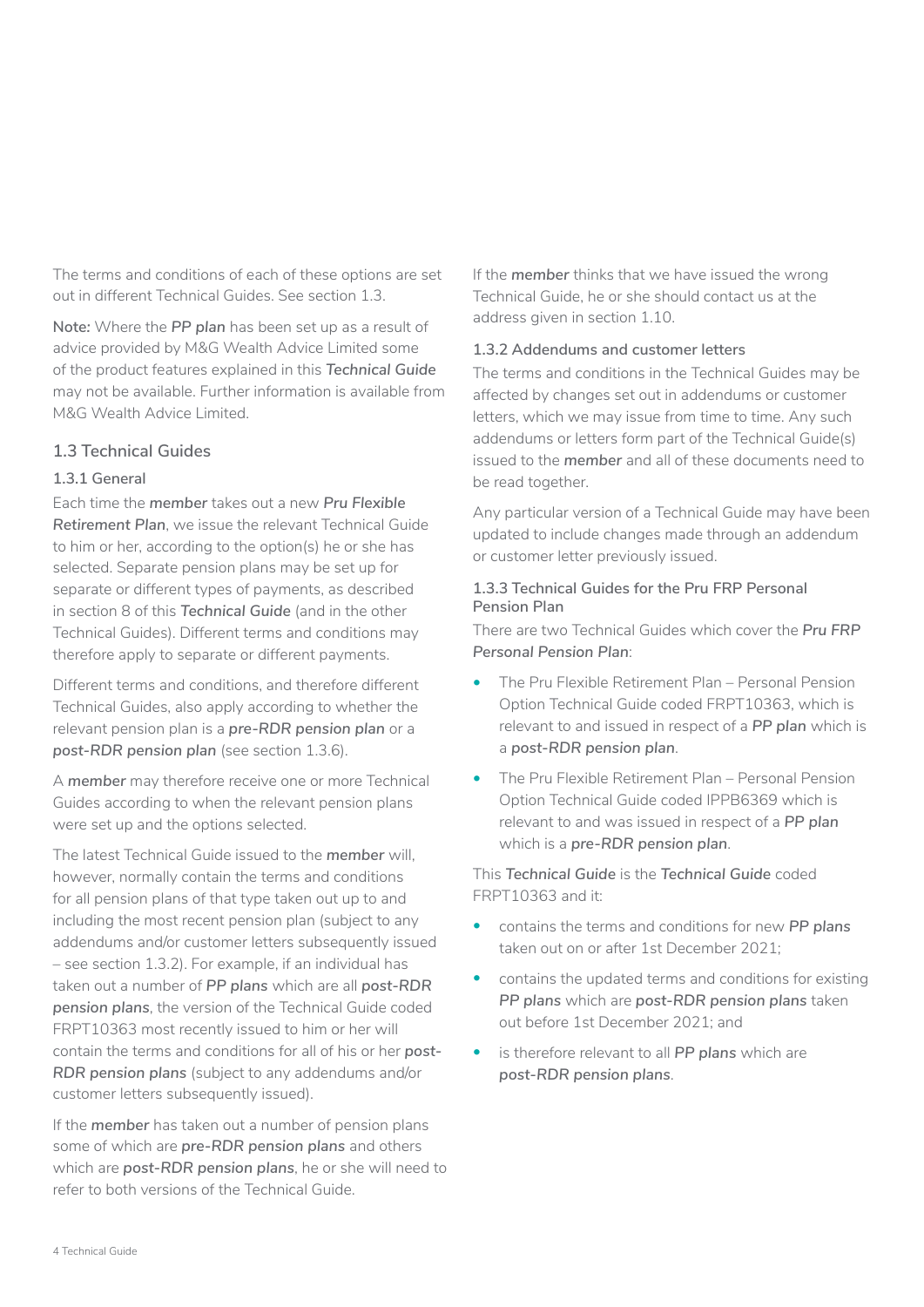The terms and conditions of each of these options are set out in different Technical Guides. See section 1.3.

**Note:** Where the ***PP plan*** has been set up as a result of advice provided by M&G Wealth Advice Limited some of the product features explained in this ***Technical Guide*** may not be available. Further information is available from M&G Wealth Advice Limited.

## 1.3 Technical Guides

### 1.3.1 General

Each time the ***member*** takes out a new ***Pru Flexible Retirement Plan***, we issue the relevant Technical Guide to him or her, according to the option(s) he or she has selected. Separate pension plans may be set up for separate or different types of payments, as described in section 8 of this ***Technical Guide*** (and in the other Technical Guides). Different terms and conditions may therefore apply to separate or different payments.

Different terms and conditions, and therefore different Technical Guides, also apply according to whether the relevant pension plan is a ***pre-RDR pension plan*** or a ***post-RDR pension plan*** (see section 1.3.6).

A ***member*** may therefore receive one or more Technical Guides according to when the relevant pension plans were set up and the options selected.

The latest Technical Guide issued to the ***member*** will, however, normally contain the terms and conditions for all pension plans of that type taken out up to and including the most recent pension plan (subject to any addendums and/or customer letters subsequently issued – see section 1.3.2). For example, if an individual has taken out a number of ***PP plans*** which are all ***post-RDR pension plans***, the version of the Technical Guide coded FRPT10363 most recently issued to him or her will contain the terms and conditions for all of his or her ***post-RDR pension plans*** (subject to any addendums and/or customer letters subsequently issued).

If the ***member*** has taken out a number of pension plans some of which are ***pre-RDR pension plans*** and others which are ***post-RDR pension plans***, he or she will need to refer to both versions of the Technical Guide.

If the ***member*** thinks that we have issued the wrong Technical Guide, he or she should contact us at the address given in section 1.10.

### 1.3.2 Addendums and customer letters

The terms and conditions in the Technical Guides may be affected by changes set out in addendums or customer letters, which we may issue from time to time. Any such addendums or letters form part of the Technical Guide(s) issued to the ***member*** and all of these documents need to be read together.

Any particular version of a Technical Guide may have been updated to include changes made through an addendum or customer letter previously issued.

### 1.3.3 Technical Guides for the Pru FRP Personal Pension Plan

There are two Technical Guides which cover the ***Pru FRP Personal Pension Plan***:

- The Pru Flexible Retirement Plan – Personal Pension Option Technical Guide coded FRPT10363, which is relevant to and issued in respect of a ***PP plan*** which is a ***post-RDR pension plan***.
- The Pru Flexible Retirement Plan – Personal Pension Option Technical Guide coded IPPB6369 which is relevant to and was issued in respect of a ***PP plan*** which is a ***pre-RDR pension plan***.

This ***Technical Guide*** is the ***Technical Guide*** coded FRPT10363 and it:

- contains the terms and conditions for new ***PP plans*** taken out on or after 1st December 2021;
- contains the updated terms and conditions for existing ***PP plans*** which are ***post-RDR pension plans*** taken out before 1st December 2021; and
- is therefore relevant to all ***PP plans*** which are ***post-RDR pension plans***.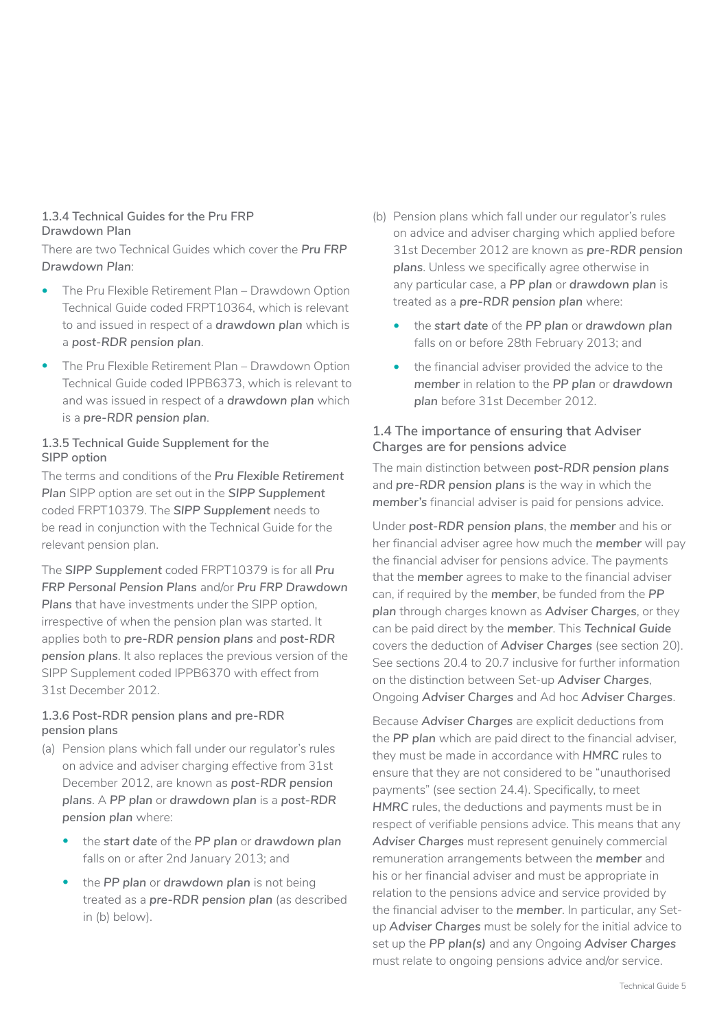#### 1.3.4 Technical Guides for the Pru FRP Drawdown Plan

There are two Technical Guides which cover the *Pru FRP Drawdown Plan*:

- The Pru Flexible Retirement Plan – Drawdown Option Technical Guide coded FRPT10364, which is relevant to and issued in respect of a **drawdown plan** which is a ***post-RDR pension plan***.
- The Pru Flexible Retirement Plan – Drawdown Option Technical Guide coded IPPB6373, which is relevant to and was issued in respect of a **drawdown plan** which is a ***pre-RDR pension plan***.

#### 1.3.5 Technical Guide Supplement for the SIPP option

The terms and conditions of the ***Pru Flexible Retirement Plan*** SIPP option are set out in the ***SIPP Supplement*** coded FRPT10379. The ***SIPP Supplement*** needs to be read in conjunction with the Technical Guide for the relevant pension plan.

The ***SIPP Supplement*** coded FRPT10379 is for all ***Pru FRP Personal Pension Plans*** and/or ***Pru FRP Drawdown Plans*** that have investments under the SIPP option, irrespective of when the pension plan was started. It applies both to ***pre-RDR pension plans*** and ***post-RDR pension plans***. It also replaces the previous version of the SIPP Supplement coded IPPB6370 with effect from 31st December 2012.

#### 1.3.6 Post-RDR pension plans and pre-RDR pension plans

(a) Pension plans which fall under our regulator's rules on advice and adviser charging effective from 31st December 2012, are known as ***post-RDR pension plans***. A **PP plan** or **drawdown plan** is a ***post-RDR pension plan*** where:

- the ***start date*** of the **PP plan** or **drawdown plan** falls on or after 2nd January 2013; and
- the **PP plan** or **drawdown plan** is not being treated as a ***pre-RDR pension plan*** (as described in (b) below).

(b) Pension plans which fall under our regulator's rules on advice and adviser charging which applied before 31st December 2012 are known as ***pre-RDR pension plans***. Unless we specifically agree otherwise in any particular case, a **PP plan** or **drawdown plan** is treated as a ***pre-RDR pension plan*** where:

- the ***start date*** of the **PP plan** or **drawdown plan** falls on or before 28th February 2013; and
- the financial adviser provided the advice to the ***member*** in relation to the **PP plan** or **drawdown plan** before 31st December 2012.

### 1.4 The importance of ensuring that Adviser Charges are for pensions advice

The main distinction between ***post-RDR pension plans*** and ***pre-RDR pension plans*** is the way in which the ***member's*** financial adviser is paid for pensions advice.

Under ***post-RDR pension plans***, the ***member*** and his or her financial adviser agree how much the ***member*** will pay the financial adviser for pensions advice. The payments that the ***member*** agrees to make to the financial adviser can, if required by the ***member***, be funded from the ***PP plan*** through charges known as ***Adviser Charges***, or they can be paid direct by the ***member***. This ***Technical Guide*** covers the deduction of ***Adviser Charges*** (see section 20). See sections 20.4 to 20.7 inclusive for further information on the distinction between Set-up ***Adviser Charges***, Ongoing ***Adviser Charges*** and Ad hoc ***Adviser Charges***.

Because ***Adviser Charges*** are explicit deductions from the ***PP plan*** which are paid direct to the financial adviser, they must be made in accordance with ***HMRC*** rules to ensure that they are not considered to be "unauthorised payments" (see section 24.4). Specifically, to meet ***HMRC*** rules, the deductions and payments must be in respect of verifiable pensions advice. This means that any ***Adviser Charges*** must represent genuinely commercial remuneration arrangements between the ***member*** and his or her financial adviser and must be appropriate in relation to the pensions advice and service provided by the financial adviser to the ***member***. In particular, any Set-up ***Adviser Charges*** must be solely for the initial advice to set up the ***PP plan(s)*** and any Ongoing ***Adviser Charges*** must relate to ongoing pensions advice and/or service.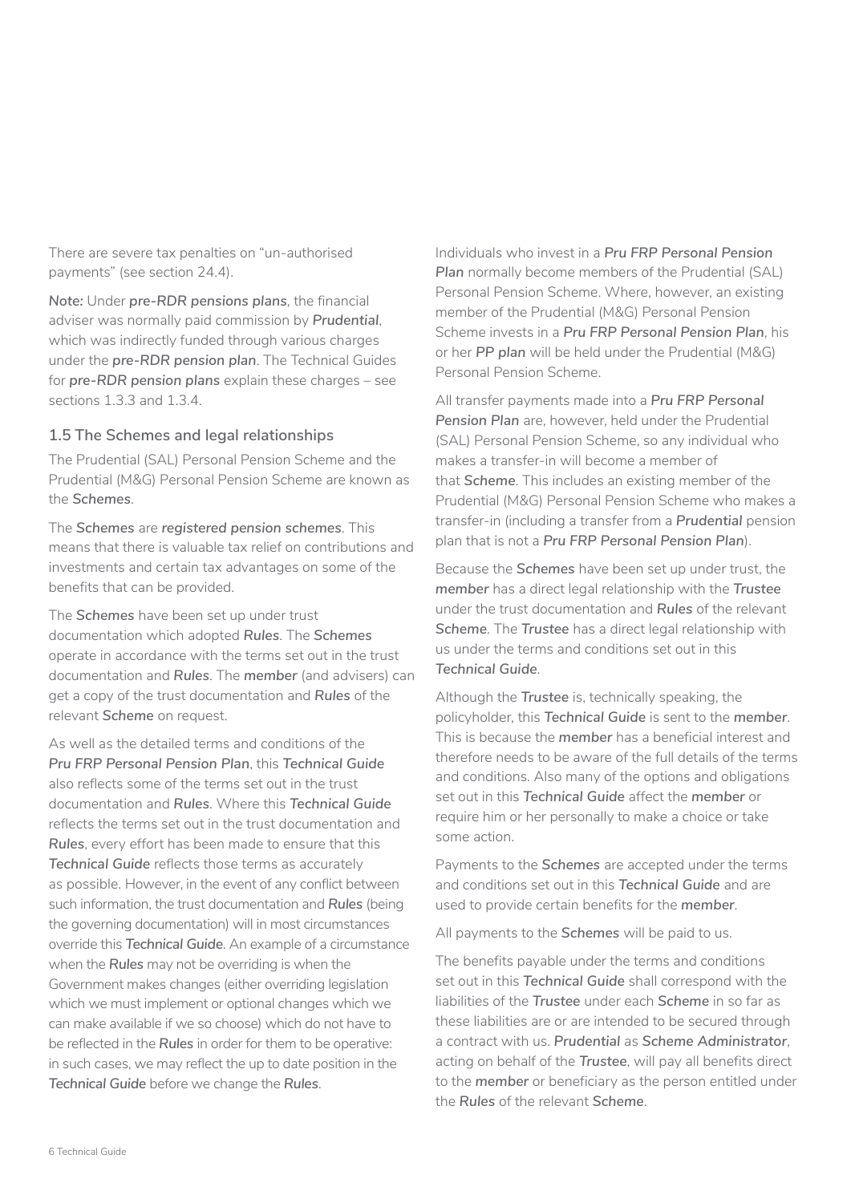There are severe tax penalties on "un-authorised payments" (see section 24.4).

***Note:*** Under ***pre-RDR pensions plans***, the financial adviser was normally paid commission by ***Prudential***, which was indirectly funded through various charges under the ***pre-RDR pension plan***. The Technical Guides for ***pre-RDR pension plans*** explain these charges – see sections 1.3.3 and 1.3.4.

### 1.5 The Schemes and legal relationships

The Prudential (SAL) Personal Pension Scheme and the Prudential (M&G) Personal Pension Scheme are known as the ***Schemes***.

The ***Schemes*** are ***registered pension schemes***. This means that there is valuable tax relief on contributions and investments and certain tax advantages on some of the benefits that can be provided.

The ***Schemes*** have been set up under trust documentation which adopted ***Rules***. The ***Schemes*** operate in accordance with the terms set out in the trust documentation and ***Rules***. The ***member*** (and advisers) can get a copy of the trust documentation and ***Rules*** of the relevant ***Scheme*** on request.

As well as the detailed terms and conditions of the ***Pru FRP Personal Pension Plan***, this ***Technical Guide*** also reflects some of the terms set out in the trust documentation and ***Rules***. Where this ***Technical Guide*** reflects the terms set out in the trust documentation and ***Rules***, every effort has been made to ensure that this ***Technical Guide*** reflects those terms as accurately as possible. However, in the event of any conflict between such information, the trust documentation and ***Rules*** (being the governing documentation) will in most circumstances override this ***Technical Guide***. An example of a circumstance when the ***Rules*** may not be overriding is when the Government makes changes (either overriding legislation which we must implement or optional changes which we can make available if we so choose) which do not have to be reflected in the ***Rules*** in order for them to be operative: in such cases, we may reflect the up to date position in the ***Technical Guide*** before we change the ***Rules***.

Individuals who invest in a ***Pru FRP Personal Pension Plan*** normally become members of the Prudential (SAL) Personal Pension Scheme. Where, however, an existing member of the Prudential (M&G) Personal Pension Scheme invests in a ***Pru FRP Personal Pension Plan***, his or her ***PP plan*** will be held under the Prudential (M&G) Personal Pension Scheme.

All transfer payments made into a ***Pru FRP Personal Pension Plan*** are, however, held under the Prudential (SAL) Personal Pension Scheme, so any individual who makes a transfer-in will become a member of that ***Scheme***. This includes an existing member of the Prudential (M&G) Personal Pension Scheme who makes a transfer-in (including a transfer from a ***Prudential*** pension plan that is not a ***Pru FRP Personal Pension Plan***).

Because the ***Schemes*** have been set up under trust, the ***member*** has a direct legal relationship with the ***Trustee*** under the trust documentation and ***Rules*** of the relevant ***Scheme***. The ***Trustee*** has a direct legal relationship with us under the terms and conditions set out in this ***Technical Guide***.

Although the ***Trustee*** is, technically speaking, the policyholder, this ***Technical Guide*** is sent to the ***member***. This is because the ***member*** has a beneficial interest and therefore needs to be aware of the full details of the terms and conditions. Also many of the options and obligations set out in this ***Technical Guide*** affect the ***member*** or require him or her personally to make a choice or take some action.

Payments to the ***Schemes*** are accepted under the terms and conditions set out in this ***Technical Guide*** and are used to provide certain benefits for the ***member***.

All payments to the ***Schemes*** will be paid to us.

The benefits payable under the terms and conditions set out in this ***Technical Guide*** shall correspond with the liabilities of the ***Trustee*** under each ***Scheme*** in so far as these liabilities are or are intended to be secured through a contract with us. ***Prudential*** as ***Scheme Administrator***, acting on behalf of the ***Trustee***, will pay all benefits direct to the ***member*** or beneficiary as the person entitled under the ***Rules*** of the relevant ***Scheme***.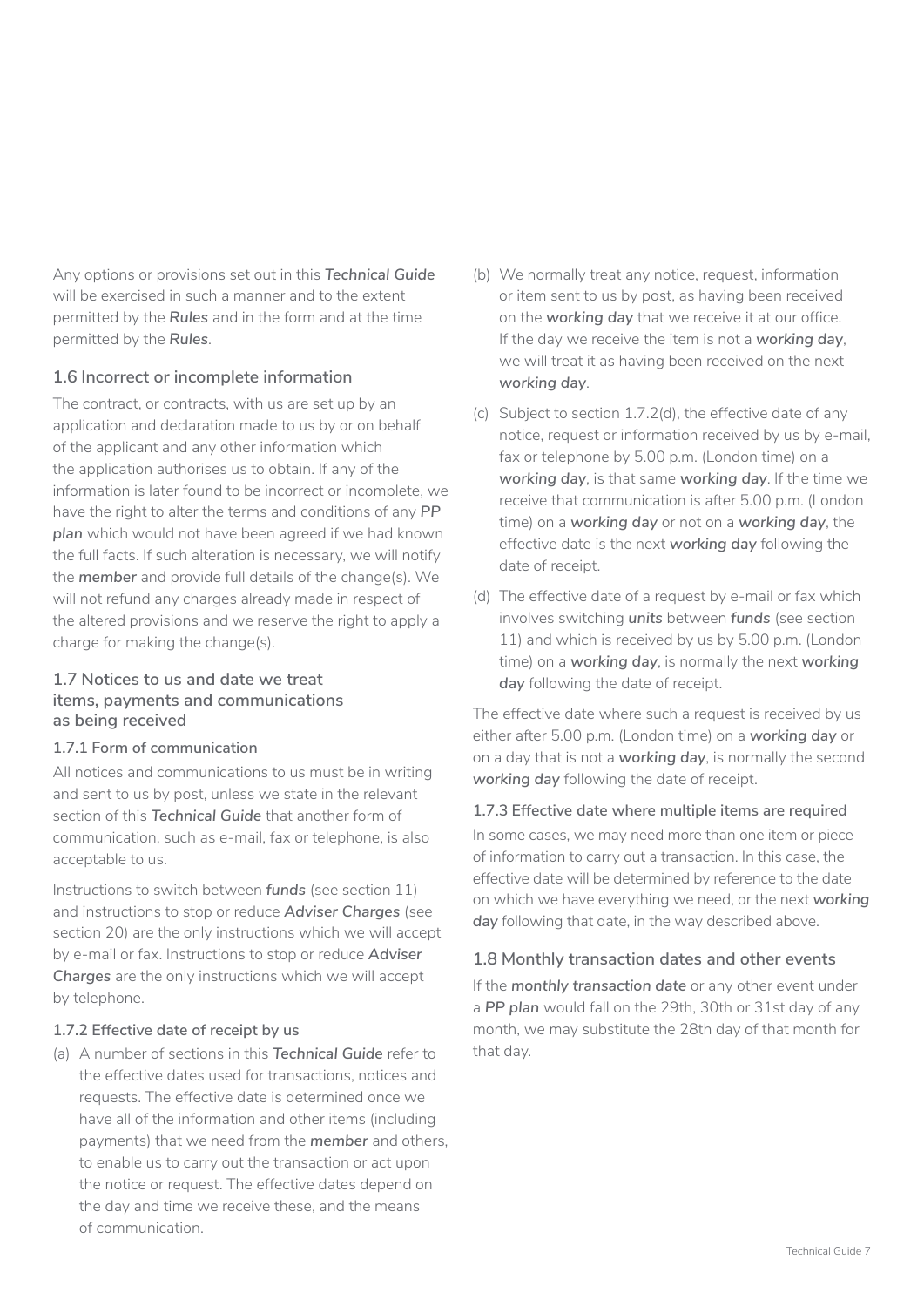Any options or provisions set out in this ***Technical Guide*** will be exercised in such a manner and to the extent permitted by the ***Rules*** and in the form and at the time permitted by the ***Rules***.

## 1.6 Incorrect or incomplete information

The contract, or contracts, with us are set up by an application and declaration made to us by or on behalf of the applicant and any other information which the application authorises us to obtain. If any of the information is later found to be incorrect or incomplete, we have the right to alter the terms and conditions of any ***PP plan*** which would not have been agreed if we had known the full facts. If such alteration is necessary, we will notify the ***member*** and provide full details of the change(s). We will not refund any charges already made in respect of the altered provisions and we reserve the right to apply a charge for making the change(s).

## 1.7 Notices to us and date we treat items, payments and communications as being received

### 1.7.1 Form of communication

All notices and communications to us must be in writing and sent to us by post, unless we state in the relevant section of this ***Technical Guide*** that another form of communication, such as e-mail, fax or telephone, is also acceptable to us.

Instructions to switch between ***funds*** (see section 11) and instructions to stop or reduce ***Adviser Charges*** (see section 20) are the only instructions which we will accept by e-mail or fax. Instructions to stop or reduce ***Adviser Charges*** are the only instructions which we will accept by telephone.

### 1.7.2 Effective date of receipt by us

(a) A number of sections in this ***Technical Guide*** refer to the effective dates used for transactions, notices and requests. The effective date is determined once we have all of the information and other items (including payments) that we need from the ***member*** and others, to enable us to carry out the transaction or act upon the notice or request. The effective dates depend on the day and time we receive these, and the means of communication.

(b) We normally treat any notice, request, information or item sent to us by post, as having been received on the ***working day*** that we receive it at our office. If the day we receive the item is not a ***working day***, we will treat it as having been received on the next ***working day***.

(c) Subject to section 1.7.2(d), the effective date of any notice, request or information received by us by e-mail, fax or telephone by 5.00 p.m. (London time) on a ***working day***, is that same ***working day***. If the time we receive that communication is after 5.00 p.m. (London time) on a ***working day*** or not on a ***working day***, the effective date is the next ***working day*** following the date of receipt.

(d) The effective date of a request by e-mail or fax which involves switching ***units*** between ***funds*** (see section 11) and which is received by us by 5.00 p.m. (London time) on a ***working day***, is normally the next ***working day*** following the date of receipt.

The effective date where such a request is received by us either after 5.00 p.m. (London time) on a ***working day*** or on a day that is not a ***working day***, is normally the second ***working day*** following the date of receipt.

### 1.7.3 Effective date where multiple items are required

In some cases, we may need more than one item or piece of information to carry out a transaction. In this case, the effective date will be determined by reference to the date on which we have everything we need, or the next ***working day*** following that date, in the way described above.

## 1.8 Monthly transaction dates and other events

If the ***monthly transaction date*** or any other event under a ***PP plan*** would fall on the 29th, 30th or 31st day of any month, we may substitute the 28th day of that month for that day.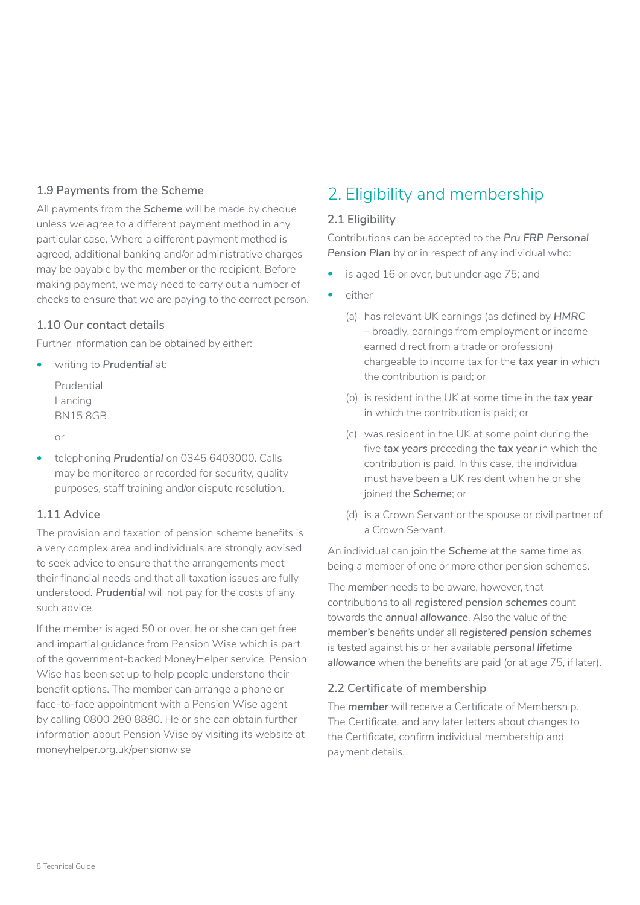### 1.9 Payments from the Scheme

All payments from the ***Scheme*** will be made by cheque unless we agree to a different payment method in any particular case. Where a different payment method is agreed, additional banking and/or administrative charges may be payable by the ***member*** or the recipient. Before making payment, we may need to carry out a number of checks to ensure that we are paying to the correct person.

### 1.10 Our contact details

Further information can be obtained by either:

- writing to ***Prudential*** at:

  Prudential
  Lancing
  BN15 8GB

  or

- telephoning ***Prudential*** on 0345 6403000. Calls may be monitored or recorded for security, quality purposes, staff training and/or dispute resolution.

### 1.11 Advice

The provision and taxation of pension scheme benefits is a very complex area and individuals are strongly advised to seek advice to ensure that the arrangements meet their financial needs and that all taxation issues are fully understood. ***Prudential*** will not pay for the costs of any such advice.

If the member is aged 50 or over, he or she can get free and impartial guidance from Pension Wise which is part of the government-backed MoneyHelper service. Pension Wise has been set up to help people understand their benefit options. The member can arrange a phone or face-to-face appointment with a Pension Wise agent by calling 0800 280 8880. He or she can obtain further information about Pension Wise by visiting its website at moneyhelper.org.uk/pensionwise

## 2. Eligibility and membership

### 2.1 Eligibility

Contributions can be accepted to the ***Pru FRP Personal Pension Plan*** by or in respect of any individual who:

- is aged 16 or over, but under age 75; and
- either
  - (a) has relevant UK earnings (as defined by ***HMRC*** – broadly, earnings from employment or income earned direct from a trade or profession) chargeable to income tax for the **tax year** in which the contribution is paid; or
  - (b) is resident in the UK at some time in the **tax year** in which the contribution is paid; or
  - (c) was resident in the UK at some point during the five **tax years** preceding the **tax year** in which the contribution is paid. In this case, the individual must have been a UK resident when he or she joined the ***Scheme***; or
  - (d) is a Crown Servant or the spouse or civil partner of a Crown Servant.

An individual can join the ***Scheme*** at the same time as being a member of one or more other pension schemes.

The ***member*** needs to be aware, however, that contributions to all ***registered pension schemes*** count towards the ***annual allowance***. Also the value of the ***member's*** benefits under all ***registered pension schemes*** is tested against his or her available ***personal lifetime allowance*** when the benefits are paid (or at age 75, if later).

### 2.2 Certificate of membership

The ***member*** will receive a Certificate of Membership. The Certificate, and any later letters about changes to the Certificate, confirm individual membership and payment details.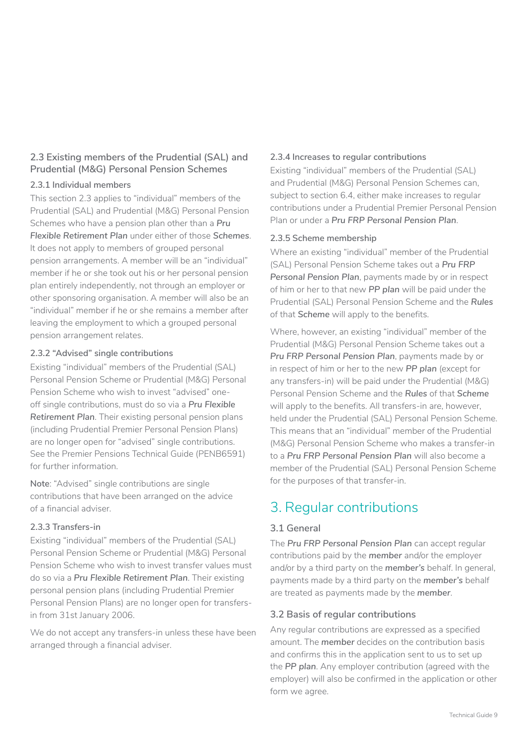## 2.3 Existing members of the Prudential (SAL) and Prudential (M&G) Personal Pension Schemes

### 2.3.1 Individual members

This section 2.3 applies to "individual" members of the Prudential (SAL) and Prudential (M&G) Personal Pension Schemes who have a pension plan other than a ***Pru Flexible Retirement Plan*** under either of those ***Schemes***. It does not apply to members of grouped personal pension arrangements. A member will be an "individual" member if he or she took out his or her personal pension plan entirely independently, not through an employer or other sponsoring organisation. A member will also be an "individual" member if he or she remains a member after leaving the employment to which a grouped personal pension arrangement relates.

### 2.3.2 "Advised" single contributions

Existing "individual" members of the Prudential (SAL) Personal Pension Scheme or Prudential (M&G) Personal Pension Scheme who wish to invest "advised" one-off single contributions, must do so via a ***Pru Flexible Retirement Plan***. Their existing personal pension plans (including Prudential Premier Personal Pension Plans) are no longer open for "advised" single contributions. See the Premier Pensions Technical Guide (PENB6591) for further information.

**Note**: "Advised" single contributions are single contributions that have been arranged on the advice of a financial adviser.

### 2.3.3 Transfers-in

Existing "individual" members of the Prudential (SAL) Personal Pension Scheme or Prudential (M&G) Personal Pension Scheme who wish to invest transfer values must do so via a ***Pru Flexible Retirement Plan***. Their existing personal pension plans (including Prudential Premier Personal Pension Plans) are no longer open for transfers-in from 31st January 2006.

We do not accept any transfers-in unless these have been arranged through a financial adviser.

### 2.3.4 Increases to regular contributions

Existing "individual" members of the Prudential (SAL) and Prudential (M&G) Personal Pension Schemes can, subject to section 6.4, either make increases to regular contributions under a Prudential Premier Personal Pension Plan or under a ***Pru FRP Personal Pension Plan***.

### 2.3.5 Scheme membership

Where an existing "individual" member of the Prudential (SAL) Personal Pension Scheme takes out a ***Pru FRP Personal Pension Plan***, payments made by or in respect of him or her to that new ***PP plan*** will be paid under the Prudential (SAL) Personal Pension Scheme and the ***Rules*** of that ***Scheme*** will apply to the benefits.

Where, however, an existing "individual" member of the Prudential (M&G) Personal Pension Scheme takes out a ***Pru FRP Personal Pension Plan***, payments made by or in respect of him or her to the new ***PP plan*** (except for any transfers-in) will be paid under the Prudential (M&G) Personal Pension Scheme and the ***Rules*** of that ***Scheme*** will apply to the benefits. All transfers-in are, however, held under the Prudential (SAL) Personal Pension Scheme. This means that an "individual" member of the Prudential (M&G) Personal Pension Scheme who makes a transfer-in to a ***Pru FRP Personal Pension Plan*** will also become a member of the Prudential (SAL) Personal Pension Scheme for the purposes of that transfer-in.

# 3. Regular contributions

## 3.1 General

The ***Pru FRP Personal Pension Plan*** can accept regular contributions paid by the ***member*** and/or the employer and/or by a third party on the ***member's*** behalf. In general, payments made by a third party on the ***member's*** behalf are treated as payments made by the ***member***.

## 3.2 Basis of regular contributions

Any regular contributions are expressed as a specified amount. The ***member*** decides on the contribution basis and confirms this in the application sent to us to set up the ***PP plan***. Any employer contribution (agreed with the employer) will also be confirmed in the application or other form we agree.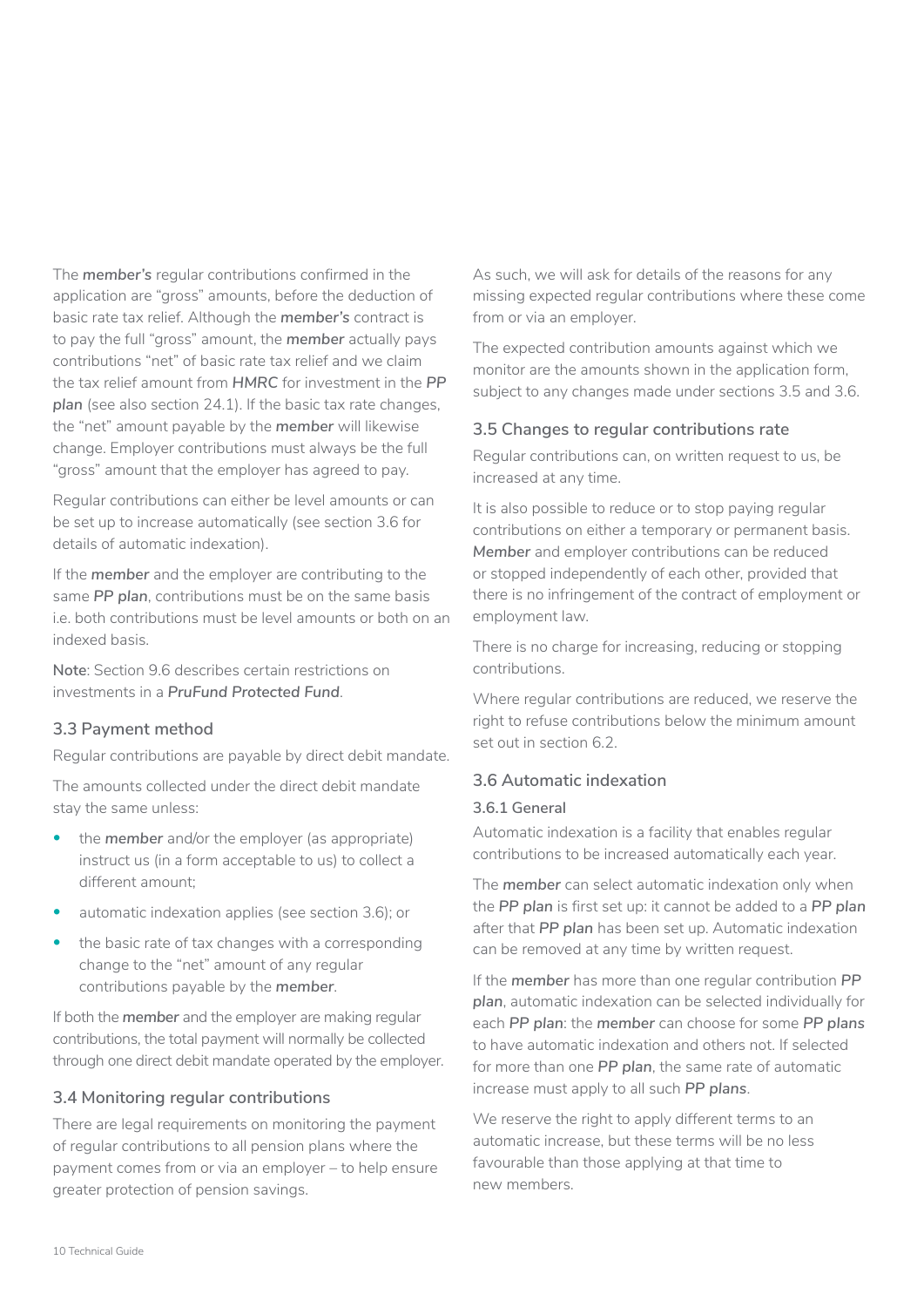The ***member's*** regular contributions confirmed in the application are "gross" amounts, before the deduction of basic rate tax relief. Although the ***member's*** contract is to pay the full "gross" amount, the ***member*** actually pays contributions "net" of basic rate tax relief and we claim the tax relief amount from ***HMRC*** for investment in the ***PP plan*** (see also section 24.1). If the basic tax rate changes, the "net" amount payable by the ***member*** will likewise change. Employer contributions must always be the full "gross" amount that the employer has agreed to pay.

Regular contributions can either be level amounts or can be set up to increase automatically (see section 3.6 for details of automatic indexation).

If the ***member*** and the employer are contributing to the same ***PP plan***, contributions must be on the same basis i.e. both contributions must be level amounts or both on an indexed basis.

**Note**: Section 9.6 describes certain restrictions on investments in a ***PruFund Protected Fund***.

### 3.3 Payment method

Regular contributions are payable by direct debit mandate.

The amounts collected under the direct debit mandate stay the same unless:

- the ***member*** and/or the employer (as appropriate) instruct us (in a form acceptable to us) to collect a different amount;
- automatic indexation applies (see section 3.6); or
- the basic rate of tax changes with a corresponding change to the "net" amount of any regular contributions payable by the ***member***.

If both the ***member*** and the employer are making regular contributions, the total payment will normally be collected through one direct debit mandate operated by the employer.

### 3.4 Monitoring regular contributions

There are legal requirements on monitoring the payment of regular contributions to all pension plans where the payment comes from or via an employer – to help ensure greater protection of pension savings.

As such, we will ask for details of the reasons for any missing expected regular contributions where these come from or via an employer.

The expected contribution amounts against which we monitor are the amounts shown in the application form, subject to any changes made under sections 3.5 and 3.6.

### 3.5 Changes to regular contributions rate

Regular contributions can, on written request to us, be increased at any time.

It is also possible to reduce or to stop paying regular contributions on either a temporary or permanent basis. ***Member*** and employer contributions can be reduced or stopped independently of each other, provided that there is no infringement of the contract of employment or employment law.

There is no charge for increasing, reducing or stopping contributions.

Where regular contributions are reduced, we reserve the right to refuse contributions below the minimum amount set out in section 6.2.

### 3.6 Automatic indexation

#### 3.6.1 General

Automatic indexation is a facility that enables regular contributions to be increased automatically each year.

The ***member*** can select automatic indexation only when the ***PP plan*** is first set up: it cannot be added to a ***PP plan*** after that ***PP plan*** has been set up. Automatic indexation can be removed at any time by written request.

If the ***member*** has more than one regular contribution ***PP plan***, automatic indexation can be selected individually for each ***PP plan***: the ***member*** can choose for some ***PP plans*** to have automatic indexation and others not. If selected for more than one ***PP plan***, the same rate of automatic increase must apply to all such ***PP plans***.

We reserve the right to apply different terms to an automatic increase, but these terms will be no less favourable than those applying at that time to new members.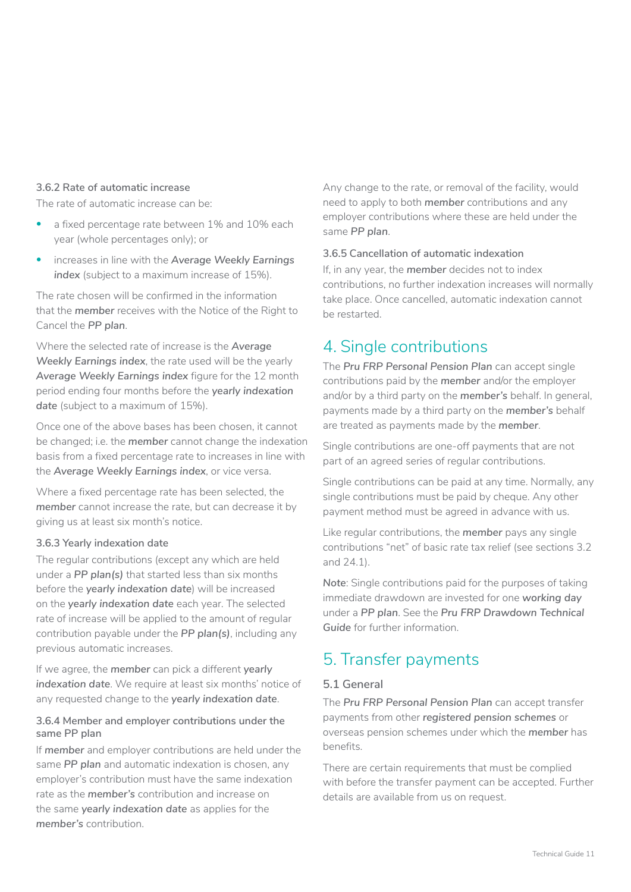#### 3.6.2 Rate of automatic increase

The rate of automatic increase can be:

- a fixed percentage rate between 1% and 10% each year (whole percentages only); or
- increases in line with the ***Average Weekly Earnings index*** (subject to a maximum increase of 15%).

The rate chosen will be confirmed in the information that the ***member*** receives with the Notice of the Right to Cancel the ***PP plan***.

Where the selected rate of increase is the ***Average Weekly Earnings index***, the rate used will be the yearly ***Average Weekly Earnings index*** figure for the 12 month period ending four months before the ***yearly indexation date*** (subject to a maximum of 15%).

Once one of the above bases has been chosen, it cannot be changed; i.e. the ***member*** cannot change the indexation basis from a fixed percentage rate to increases in line with the ***Average Weekly Earnings index***, or vice versa.

Where a fixed percentage rate has been selected, the ***member*** cannot increase the rate, but can decrease it by giving us at least six month's notice.

#### 3.6.3 Yearly indexation date

The regular contributions (except any which are held under a ***PP plan(s)*** that started less than six months before the ***yearly indexation date***) will be increased on the ***yearly indexation date*** each year. The selected rate of increase will be applied to the amount of regular contribution payable under the ***PP plan(s)***, including any previous automatic increases.

If we agree, the ***member*** can pick a different ***yearly indexation date***. We require at least six months' notice of any requested change to the ***yearly indexation date***.

#### 3.6.4 Member and employer contributions under the same PP plan

If ***member*** and employer contributions are held under the same ***PP plan*** and automatic indexation is chosen, any employer's contribution must have the same indexation rate as the ***member's*** contribution and increase on the same ***yearly indexation date*** as applies for the ***member's*** contribution.

Any change to the rate, or removal of the facility, would need to apply to both ***member*** contributions and any employer contributions where these are held under the same ***PP plan***.

#### 3.6.5 Cancellation of automatic indexation

If, in any year, the ***member*** decides not to index contributions, no further indexation increases will normally take place. Once cancelled, automatic indexation cannot be restarted.

# 4. Single contributions

The ***Pru FRP Personal Pension Plan*** can accept single contributions paid by the ***member*** and/or the employer and/or by a third party on the ***member's*** behalf. In general, payments made by a third party on the ***member's*** behalf are treated as payments made by the ***member***.

Single contributions are one-off payments that are not part of an agreed series of regular contributions.

Single contributions can be paid at any time. Normally, any single contributions must be paid by cheque. Any other payment method must be agreed in advance with us.

Like regular contributions, the ***member*** pays any single contributions "net" of basic rate tax relief (see sections 3.2 and 24.1).

**Note**: Single contributions paid for the purposes of taking immediate drawdown are invested for one ***working day*** under a ***PP plan***. See the ***Pru FRP Drawdown Technical Guide*** for further information.

# 5. Transfer payments

## 5.1 General

The ***Pru FRP Personal Pension Plan*** can accept transfer payments from other ***registered pension schemes*** or overseas pension schemes under which the ***member*** has benefits.

There are certain requirements that must be complied with before the transfer payment can be accepted. Further details are available from us on request.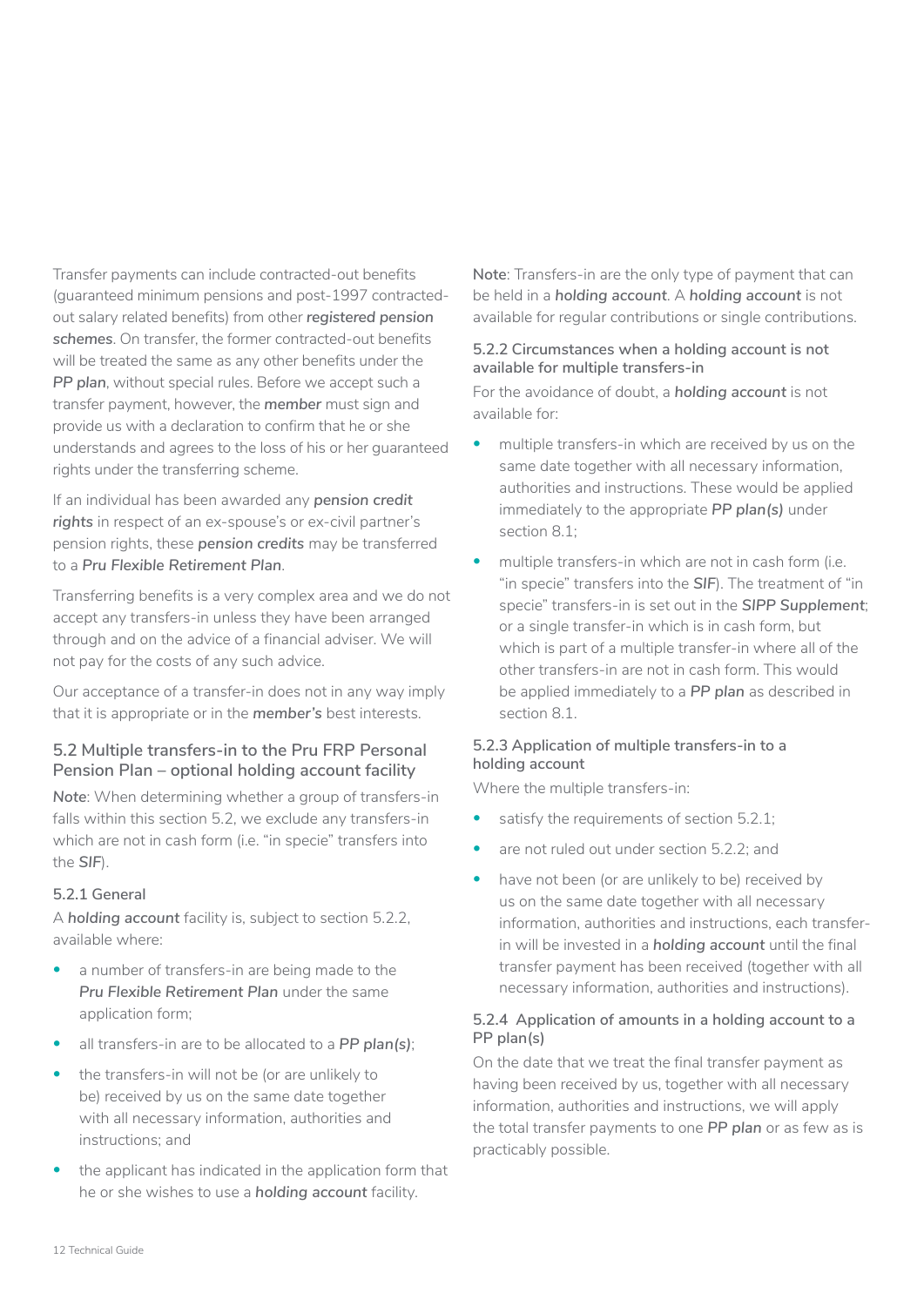Transfer payments can include contracted-out benefits (guaranteed minimum pensions and post-1997 contracted-out salary related benefits) from other ***registered pension schemes***. On transfer, the former contracted-out benefits will be treated the same as any other benefits under the ***PP plan***, without special rules. Before we accept such a transfer payment, however, the ***member*** must sign and provide us with a declaration to confirm that he or she understands and agrees to the loss of his or her guaranteed rights under the transferring scheme.

If an individual has been awarded any ***pension credit rights*** in respect of an ex-spouse's or ex-civil partner's pension rights, these ***pension credits*** may be transferred to a ***Pru Flexible Retirement Plan***.

Transferring benefits is a very complex area and we do not accept any transfers-in unless they have been arranged through and on the advice of a financial adviser. We will not pay for the costs of any such advice.

Our acceptance of a transfer-in does not in any way imply that it is appropriate or in the ***member's*** best interests.

### 5.2 Multiple transfers-in to the Pru FRP Personal Pension Plan – optional holding account facility

**Note**: When determining whether a group of transfers-in falls within this section 5.2, we exclude any transfers-in which are not in cash form (i.e. "in specie" transfers into the ***SIF***).

#### 5.2.1 General

A ***holding account*** facility is, subject to section 5.2.2, available where:

- a number of transfers-in are being made to the ***Pru Flexible Retirement Plan*** under the same application form;
- all transfers-in are to be allocated to a ***PP plan(s)***;
- the transfers-in will not be (or are unlikely to be) received by us on the same date together with all necessary information, authorities and instructions; and
- the applicant has indicated in the application form that he or she wishes to use a ***holding account*** facility.

**Note**: Transfers-in are the only type of payment that can be held in a ***holding account***. A ***holding account*** is not available for regular contributions or single contributions.

#### 5.2.2 Circumstances when a holding account is not available for multiple transfers-in

For the avoidance of doubt, a ***holding account*** is not available for:

- multiple transfers-in which are received by us on the same date together with all necessary information, authorities and instructions. These would be applied immediately to the appropriate ***PP plan(s)*** under section 8.1;
- multiple transfers-in which are not in cash form (i.e. "in specie" transfers into the ***SIF***). The treatment of "in specie" transfers-in is set out in the ***SIPP Supplement***; or a single transfer-in which is in cash form, but which is part of a multiple transfer-in where all of the other transfers-in are not in cash form. This would be applied immediately to a ***PP plan*** as described in section 8.1.

#### 5.2.3 Application of multiple transfers-in to a holding account

Where the multiple transfers-in:

- satisfy the requirements of section 5.2.1;
- are not ruled out under section 5.2.2; and
- have not been (or are unlikely to be) received by us on the same date together with all necessary information, authorities and instructions, each transfer-in will be invested in a ***holding account*** until the final transfer payment has been received (together with all necessary information, authorities and instructions).

#### 5.2.4 Application of amounts in a holding account to a PP plan(s)

On the date that we treat the final transfer payment as having been received by us, together with all necessary information, authorities and instructions, we will apply the total transfer payments to one ***PP plan*** or as few as is practicably possible.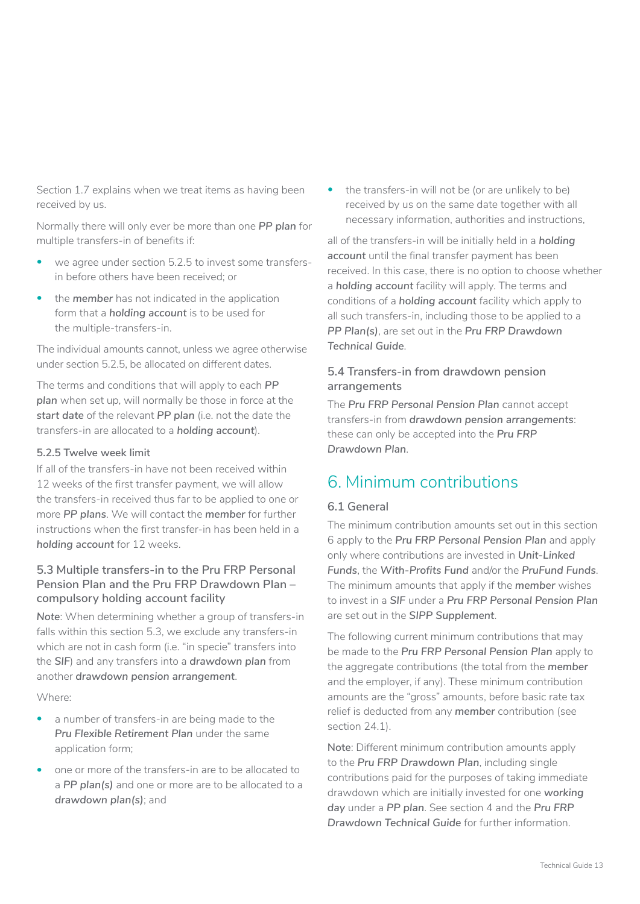Section 1.7 explains when we treat items as having been received by us.

Normally there will only ever be more than one ***PP plan*** for multiple transfers-in of benefits if:

- we agree under section 5.2.5 to invest some transfers-in before others have been received; or
- the ***member*** has not indicated in the application form that a ***holding account*** is to be used for the multiple-transfers-in.

The individual amounts cannot, unless we agree otherwise under section 5.2.5, be allocated on different dates.

The terms and conditions that will apply to each ***PP plan*** when set up, will normally be those in force at the ***start date*** of the relevant ***PP plan*** (i.e. not the date the transfers-in are allocated to a ***holding account***).

#### 5.2.5 Twelve week limit

If all of the transfers-in have not been received within 12 weeks of the first transfer payment, we will allow the transfers-in received thus far to be applied to one or more ***PP plans***. We will contact the ***member*** for further instructions when the first transfer-in has been held in a ***holding account*** for 12 weeks.

### 5.3 Multiple transfers-in to the Pru FRP Personal Pension Plan and the Pru FRP Drawdown Plan – compulsory holding account facility

**Note**: When determining whether a group of transfers-in falls within this section 5.3, we exclude any transfers-in which are not in cash form (i.e. "in specie" transfers into the ***SIF***) and any transfers into a ***drawdown plan*** from another ***drawdown pension arrangement***.

Where:

- a number of transfers-in are being made to the ***Pru Flexible Retirement Plan*** under the same application form;
- one or more of the transfers-in are to be allocated to a ***PP plan(s)*** and one or more are to be allocated to a ***drawdown plan(s)***; and
- the transfers-in will not be (or are unlikely to be) received by us on the same date together with all necessary information, authorities and instructions,

all of the transfers-in will be initially held in a ***holding account*** until the final transfer payment has been received. In this case, there is no option to choose whether a ***holding account*** facility will apply. The terms and conditions of a ***holding account*** facility which apply to all such transfers-in, including those to be applied to a ***PP Plan(s)***, are set out in the ***Pru FRP Drawdown Technical Guide***.

### 5.4 Transfers-in from drawdown pension arrangements

The ***Pru FRP Personal Pension Plan*** cannot accept transfers-in from ***drawdown pension arrangements***: these can only be accepted into the ***Pru FRP Drawdown Plan***.

## 6. Minimum contributions

### 6.1 General

The minimum contribution amounts set out in this section 6 apply to the ***Pru FRP Personal Pension Plan*** and apply only where contributions are invested in ***Unit-Linked Funds***, the ***With-Profits Fund*** and/or the ***PruFund Funds***. The minimum amounts that apply if the ***member*** wishes to invest in a ***SIF*** under a ***Pru FRP Personal Pension Plan*** are set out in the ***SIPP Supplement***.

The following current minimum contributions that may be made to the ***Pru FRP Personal Pension Plan*** apply to the aggregate contributions (the total from the ***member*** and the employer, if any). These minimum contribution amounts are the "gross" amounts, before basic rate tax relief is deducted from any ***member*** contribution (see section 24.1).

**Note**: Different minimum contribution amounts apply to the ***Pru FRP Drawdown Plan***, including single contributions paid for the purposes of taking immediate drawdown which are initially invested for one ***working day*** under a ***PP plan***. See section 4 and the ***Pru FRP Drawdown Technical Guide*** for further information.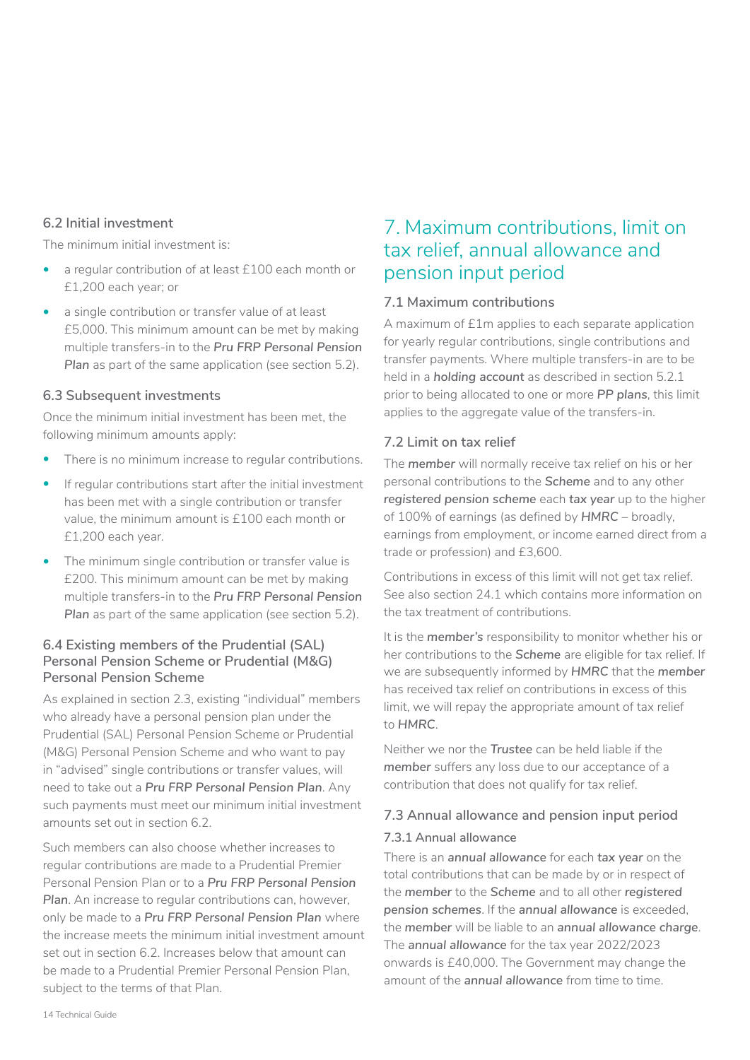### 6.2 Initial investment

The minimum initial investment is:

- a regular contribution of at least £100 each month or £1,200 each year; or
- a single contribution or transfer value of at least £5,000. This minimum amount can be met by making multiple transfers-in to the ***Pru FRP Personal Pension Plan*** as part of the same application (see section 5.2).

### 6.3 Subsequent investments

Once the minimum initial investment has been met, the following minimum amounts apply:

- There is no minimum increase to regular contributions.
- If regular contributions start after the initial investment has been met with a single contribution or transfer value, the minimum amount is £100 each month or £1,200 each year.
- The minimum single contribution or transfer value is £200. This minimum amount can be met by making multiple transfers-in to the ***Pru FRP Personal Pension Plan*** as part of the same application (see section 5.2).

### 6.4 Existing members of the Prudential (SAL) Personal Pension Scheme or Prudential (M&G) Personal Pension Scheme

As explained in section 2.3, existing "individual" members who already have a personal pension plan under the Prudential (SAL) Personal Pension Scheme or Prudential (M&G) Personal Pension Scheme and who want to pay in "advised" single contributions or transfer values, will need to take out a ***Pru FRP Personal Pension Plan***. Any such payments must meet our minimum initial investment amounts set out in section 6.2.

Such members can also choose whether increases to regular contributions are made to a Prudential Premier Personal Pension Plan or to a ***Pru FRP Personal Pension Plan***. An increase to regular contributions can, however, only be made to a ***Pru FRP Personal Pension Plan*** where the increase meets the minimum initial investment amount set out in section 6.2. Increases below that amount can be made to a Prudential Premier Personal Pension Plan, subject to the terms of that Plan.

## 7. Maximum contributions, limit on tax relief, annual allowance and pension input period

### 7.1 Maximum contributions

A maximum of £1m applies to each separate application for yearly regular contributions, single contributions and transfer payments. Where multiple transfers-in are to be held in a ***holding account*** as described in section 5.2.1 prior to being allocated to one or more ***PP plans***, this limit applies to the aggregate value of the transfers-in.

### 7.2 Limit on tax relief

The ***member*** will normally receive tax relief on his or her personal contributions to the ***Scheme*** and to any other ***registered pension scheme*** each ***tax year*** up to the higher of 100% of earnings (as defined by ***HMRC*** – broadly, earnings from employment, or income earned direct from a trade or profession) and £3,600.

Contributions in excess of this limit will not get tax relief. See also section 24.1 which contains more information on the tax treatment of contributions.

It is the ***member's*** responsibility to monitor whether his or her contributions to the ***Scheme*** are eligible for tax relief. If we are subsequently informed by ***HMRC*** that the ***member*** has received tax relief on contributions in excess of this limit, we will repay the appropriate amount of tax relief to ***HMRC***.

Neither we nor the ***Trustee*** can be held liable if the ***member*** suffers any loss due to our acceptance of a contribution that does not qualify for tax relief.

### 7.3 Annual allowance and pension input period

#### 7.3.1 Annual allowance

There is an ***annual allowance*** for each ***tax year*** on the total contributions that can be made by or in respect of the ***member*** to the ***Scheme*** and to all other ***registered pension schemes***. If the ***annual allowance*** is exceeded, the ***member*** will be liable to an ***annual allowance charge***. The ***annual allowance*** for the tax year 2022/2023 onwards is £40,000. The Government may change the amount of the ***annual allowance*** from time to time.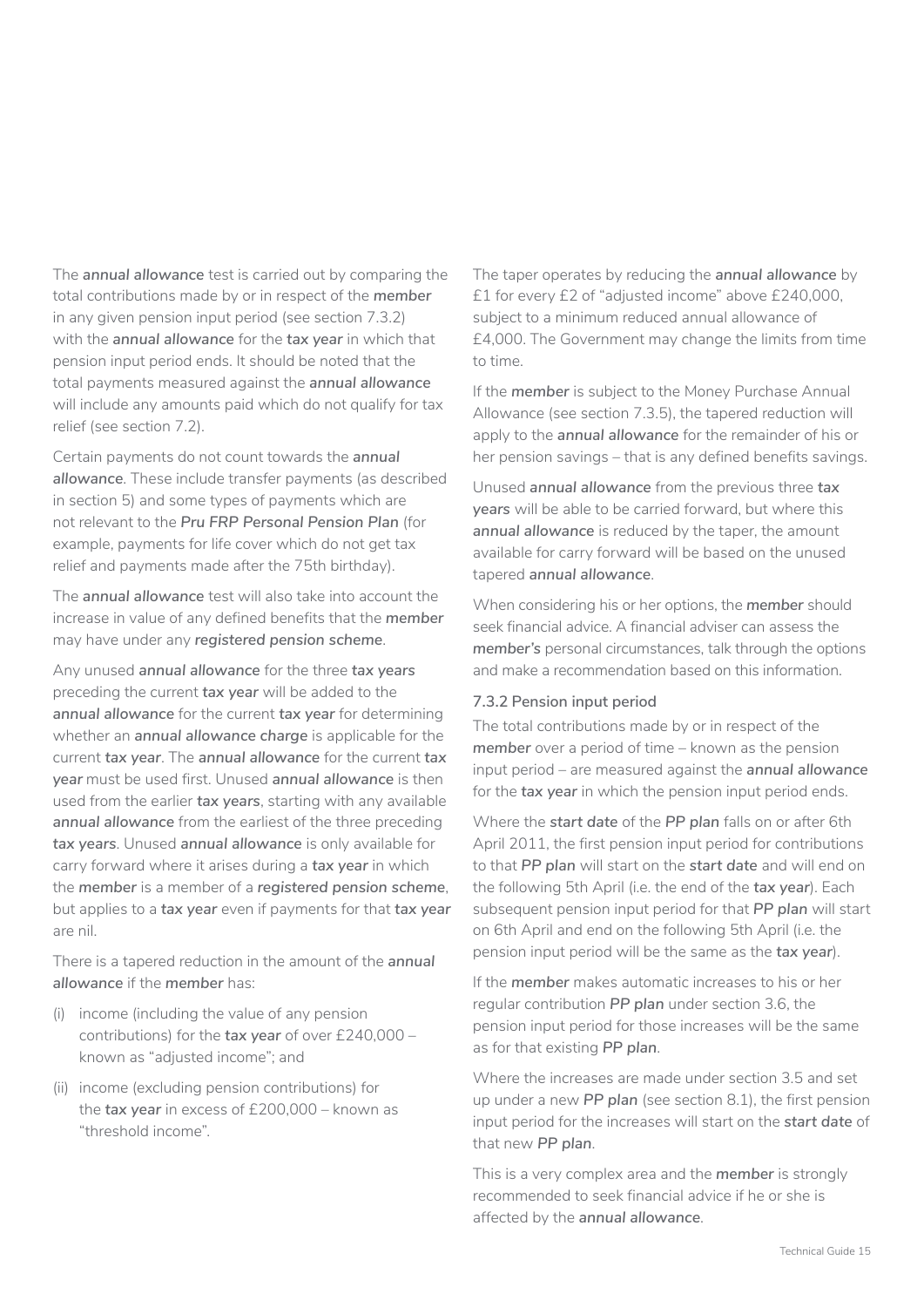The ***annual allowance*** test is carried out by comparing the total contributions made by or in respect of the ***member*** in any given pension input period (see section 7.3.2) with the ***annual allowance*** for the **tax year** in which that pension input period ends. It should be noted that the total payments measured against the ***annual allowance*** will include any amounts paid which do not qualify for tax relief (see section 7.2).

Certain payments do not count towards the ***annual allowance***. These include transfer payments (as described in section 5) and some types of payments which are not relevant to the ***Pru FRP Personal Pension Plan*** (for example, payments for life cover which do not get tax relief and payments made after the 75th birthday).

The ***annual allowance*** test will also take into account the increase in value of any defined benefits that the ***member*** may have under any ***registered pension scheme***.

Any unused ***annual allowance*** for the three ***tax years*** preceding the current **tax year** will be added to the ***annual allowance*** for the current **tax year** for determining whether an ***annual allowance charge*** is applicable for the current **tax year**. The ***annual allowance*** for the current ***tax year*** must be used first. Unused ***annual allowance*** is then used from the earlier **tax years**, starting with any available ***annual allowance*** from the earliest of the three preceding **tax years**. Unused ***annual allowance*** is only available for carry forward where it arises during a ***tax year*** in which the ***member*** is a member of a ***registered pension scheme***, but applies to a **tax year** even if payments for that **tax year** are nil.

There is a tapered reduction in the amount of the ***annual allowance*** if the ***member*** has:

(i) income (including the value of any pension contributions) for the **tax year** of over £240,000 – known as "adjusted income"; and

(ii) income (excluding pension contributions) for the ***tax year*** in excess of £200,000 – known as "threshold income".

The taper operates by reducing the ***annual allowance*** by £1 for every £2 of "adjusted income" above £240,000, subject to a minimum reduced annual allowance of £4,000. The Government may change the limits from time to time.

If the ***member*** is subject to the Money Purchase Annual Allowance (see section 7.3.5), the tapered reduction will apply to the ***annual allowance*** for the remainder of his or her pension savings – that is any defined benefits savings.

Unused ***annual allowance*** from the previous three ***tax years*** will be able to be carried forward, but where this ***annual allowance*** is reduced by the taper, the amount available for carry forward will be based on the unused tapered ***annual allowance***.

When considering his or her options, the ***member*** should seek financial advice. A financial adviser can assess the ***member's*** personal circumstances, talk through the options and make a recommendation based on this information.

### 7.3.2 Pension input period

The total contributions made by or in respect of the ***member*** over a period of time – known as the pension input period – are measured against the ***annual allowance*** for the ***tax year*** in which the pension input period ends.

Where the ***start date*** of the ***PP plan*** falls on or after 6th April 2011, the first pension input period for contributions to that ***PP plan*** will start on the ***start date*** and will end on the following 5th April (i.e. the end of the **tax year**). Each subsequent pension input period for that ***PP plan*** will start on 6th April and end on the following 5th April (i.e. the pension input period will be the same as the **tax year**).

If the ***member*** makes automatic increases to his or her regular contribution ***PP plan*** under section 3.6, the pension input period for those increases will be the same as for that existing ***PP plan***.

Where the increases are made under section 3.5 and set up under a new ***PP plan*** (see section 8.1), the first pension input period for the increases will start on the ***start date*** of that new ***PP plan***.

This is a very complex area and the ***member*** is strongly recommended to seek financial advice if he or she is affected by the ***annual allowance***.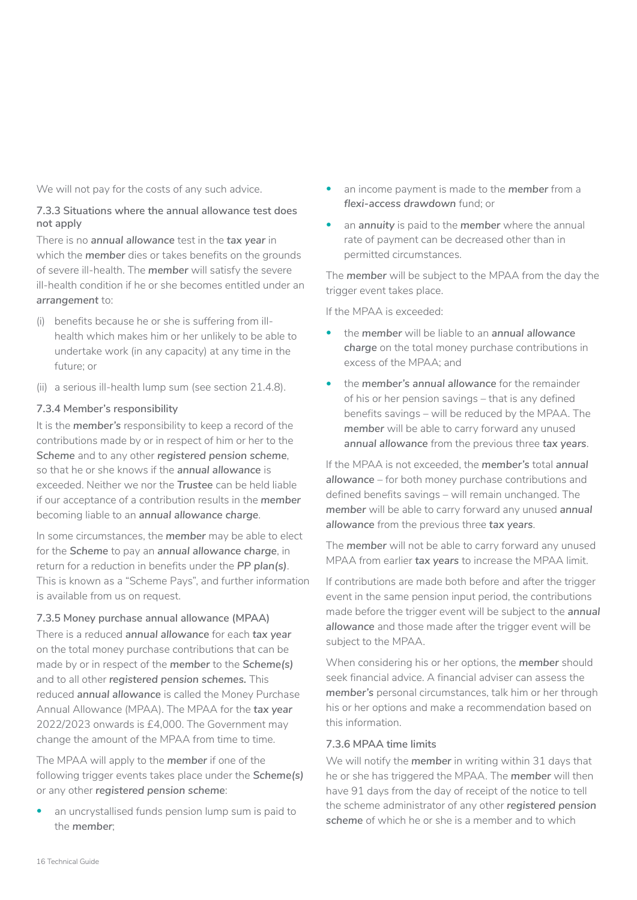We will not pay for the costs of any such advice.

### 7.3.3 Situations where the annual allowance test does not apply

There is no ***annual allowance*** test in the ***tax year*** in which the ***member*** dies or takes benefits on the grounds of severe ill-health. The ***member*** will satisfy the severe ill-health condition if he or she becomes entitled under an ***arrangement*** to:

(i) benefits because he or she is suffering from ill-health which makes him or her unlikely to be able to undertake work (in any capacity) at any time in the future; or

(ii) a serious ill-health lump sum (see section 21.4.8).

### 7.3.4 Member's responsibility

It is the ***member's*** responsibility to keep a record of the contributions made by or in respect of him or her to the ***Scheme*** and to any other ***registered pension scheme***, so that he or she knows if the ***annual allowance*** is exceeded. Neither we nor the ***Trustee*** can be held liable if our acceptance of a contribution results in the ***member*** becoming liable to an ***annual allowance charge***.

In some circumstances, the ***member*** may be able to elect for the ***Scheme*** to pay an ***annual allowance charge***, in return for a reduction in benefits under the ***PP plan(s)***. This is known as a "Scheme Pays", and further information is available from us on request.

### 7.3.5 Money purchase annual allowance (MPAA)

There is a reduced ***annual allowance*** for each ***tax year*** on the total money purchase contributions that can be made by or in respect of the ***member*** to the ***Scheme(s)*** and to all other ***registered pension schemes.*** This reduced ***annual allowance*** is called the Money Purchase Annual Allowance (MPAA). The MPAA for the ***tax year*** 2022/2023 onwards is £4,000. The Government may change the amount of the MPAA from time to time.

The MPAA will apply to the ***member*** if one of the following trigger events takes place under the ***Scheme(s)*** or any other ***registered pension scheme***:

- an uncrystallised funds pension lump sum is paid to the ***member***;
- an income payment is made to the ***member*** from a ***flexi-access drawdown*** fund; or
- an ***annuity*** is paid to the ***member*** where the annual rate of payment can be decreased other than in permitted circumstances.

The ***member*** will be subject to the MPAA from the day the trigger event takes place.

If the MPAA is exceeded:

- the ***member*** will be liable to an ***annual allowance charge*** on the total money purchase contributions in excess of the MPAA; and
- the ***member's annual allowance*** for the remainder of his or her pension savings – that is any defined benefits savings – will be reduced by the MPAA. The ***member*** will be able to carry forward any unused ***annual allowance*** from the previous three ***tax years***.

If the MPAA is not exceeded, the ***member's*** total ***annual allowance*** – for both money purchase contributions and defined benefits savings – will remain unchanged. The ***member*** will be able to carry forward any unused ***annual allowance*** from the previous three ***tax years***.

The ***member*** will not be able to carry forward any unused MPAA from earlier ***tax years*** to increase the MPAA limit.

If contributions are made both before and after the trigger event in the same pension input period, the contributions made before the trigger event will be subject to the ***annual allowance*** and those made after the trigger event will be subject to the MPAA.

When considering his or her options, the ***member*** should seek financial advice. A financial adviser can assess the ***member's*** personal circumstances, talk him or her through his or her options and make a recommendation based on this information.

### 7.3.6 MPAA time limits

We will notify the ***member*** in writing within 31 days that he or she has triggered the MPAA. The ***member*** will then have 91 days from the day of receipt of the notice to tell the scheme administrator of any other ***registered pension scheme*** of which he or she is a member and to which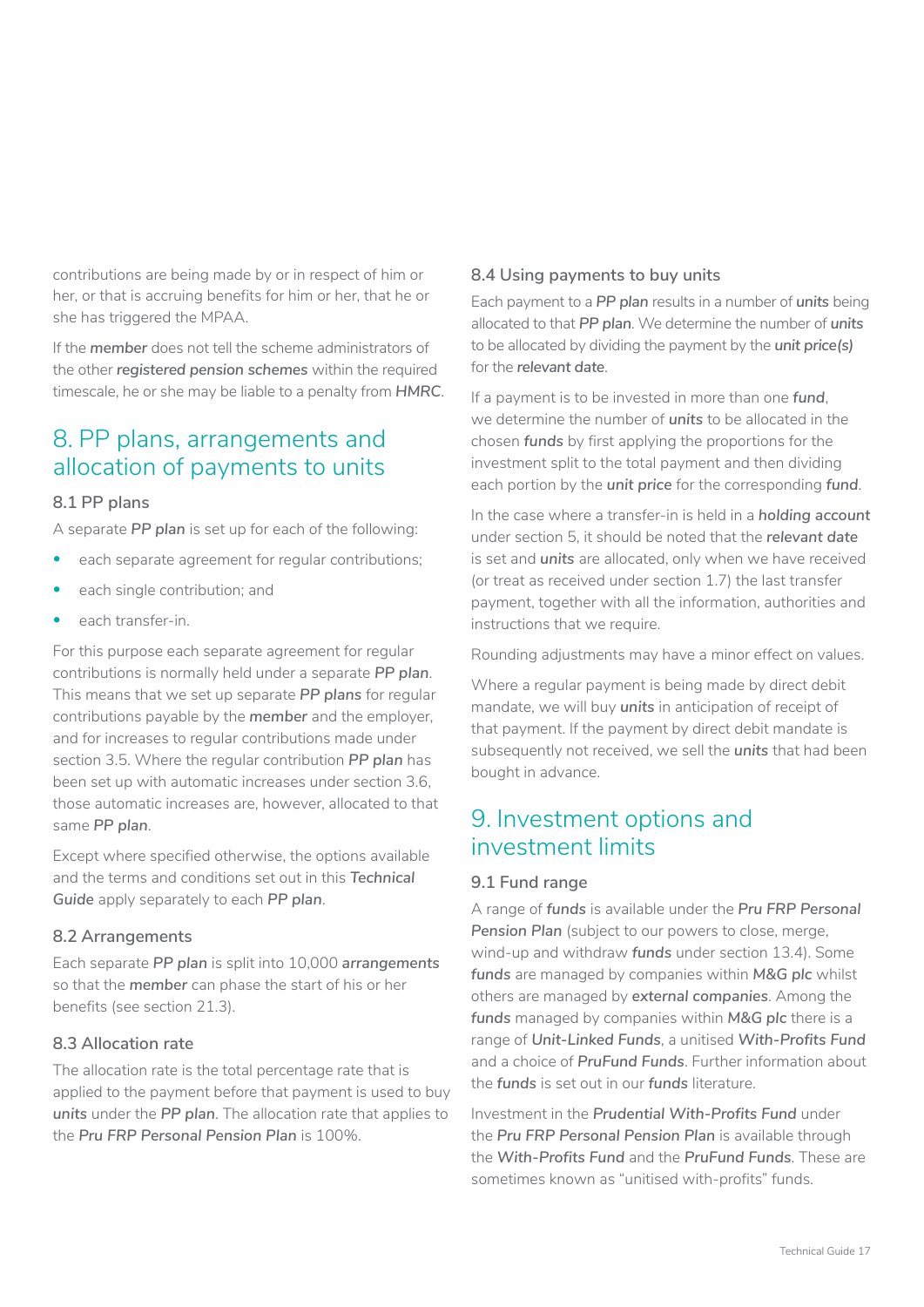contributions are being made by or in respect of him or her, or that is accruing benefits for him or her, that he or she has triggered the MPAA.

If the ***member*** does not tell the scheme administrators of the other ***registered pension schemes*** within the required timescale, he or she may be liable to a penalty from ***HMRC***.

## 8. PP plans, arrangements and allocation of payments to units

### 8.1 PP plans

A separate ***PP plan*** is set up for each of the following:

- each separate agreement for regular contributions;
- each single contribution; and
- each transfer-in.

For this purpose each separate agreement for regular contributions is normally held under a separate ***PP plan***. This means that we set up separate ***PP plans*** for regular contributions payable by the ***member*** and the employer, and for increases to regular contributions made under section 3.5. Where the regular contribution ***PP plan*** has been set up with automatic increases under section 3.6, those automatic increases are, however, allocated to that same ***PP plan***.

Except where specified otherwise, the options available and the terms and conditions set out in this ***Technical Guide*** apply separately to each ***PP plan***.

### 8.2 Arrangements

Each separate ***PP plan*** is split into 10,000 ***arrangements*** so that the ***member*** can phase the start of his or her benefits (see section 21.3).

### 8.3 Allocation rate

The allocation rate is the total percentage rate that is applied to the payment before that payment is used to buy ***units*** under the ***PP plan***. The allocation rate that applies to the ***Pru FRP Personal Pension Plan*** is 100%.

### 8.4 Using payments to buy units

Each payment to a ***PP plan*** results in a number of ***units*** being allocated to that ***PP plan***. We determine the number of ***units*** to be allocated by dividing the payment by the ***unit price(s)*** for the ***relevant date***.

If a payment is to be invested in more than one ***fund***, we determine the number of ***units*** to be allocated in the chosen ***funds*** by first applying the proportions for the investment split to the total payment and then dividing each portion by the ***unit price*** for the corresponding ***fund***.

In the case where a transfer-in is held in a ***holding account*** under section 5, it should be noted that the ***relevant date*** is set and ***units*** are allocated, only when we have received (or treat as received under section 1.7) the last transfer payment, together with all the information, authorities and instructions that we require.

Rounding adjustments may have a minor effect on values.

Where a regular payment is being made by direct debit mandate, we will buy ***units*** in anticipation of receipt of that payment. If the payment by direct debit mandate is subsequently not received, we sell the ***units*** that had been bought in advance.

## 9. Investment options and investment limits

### 9.1 Fund range

A range of ***funds*** is available under the ***Pru FRP Personal Pension Plan*** (subject to our powers to close, merge, wind-up and withdraw ***funds*** under section 13.4). Some ***funds*** are managed by companies within ***M&G plc*** whilst others are managed by ***external companies***. Among the ***funds*** managed by companies within ***M&G plc*** there is a range of ***Unit-Linked Funds***, a unitised ***With-Profits Fund*** and a choice of ***PruFund Funds***. Further information about the ***funds*** is set out in our ***funds*** literature.

Investment in the ***Prudential With-Profits Fund*** under the ***Pru FRP Personal Pension Plan*** is available through the ***With-Profits Fund*** and the ***PruFund Funds***. These are sometimes known as "unitised with-profits" funds.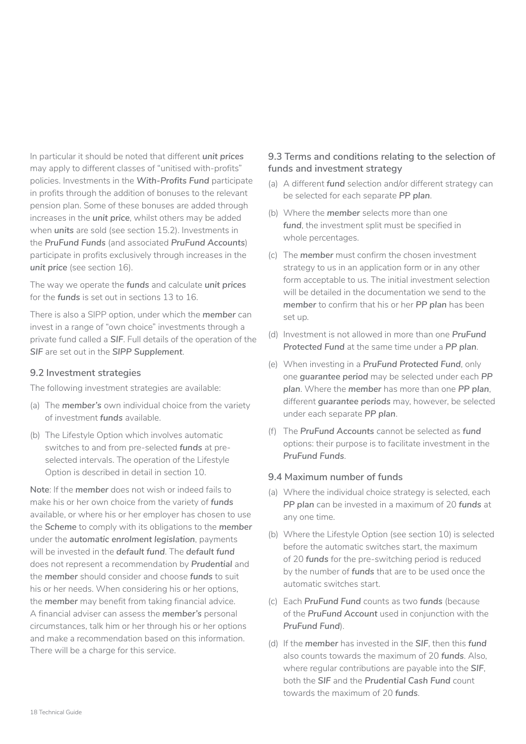In particular it should be noted that different ***unit prices*** may apply to different classes of "unitised with-profits" policies. Investments in the ***With-Profits Fund*** participate in profits through the addition of bonuses to the relevant pension plan. Some of these bonuses are added through increases in the ***unit price***, whilst others may be added when ***units*** are sold (see section 15.2). Investments in the ***PruFund Funds*** (and associated ***PruFund Accounts***) participate in profits exclusively through increases in the ***unit price*** (see section 16).

The way we operate the ***funds*** and calculate ***unit prices*** for the ***funds*** is set out in sections 13 to 16.

There is also a SIPP option, under which the ***member*** can invest in a range of "own choice" investments through a private fund called a ***SIF***. Full details of the operation of the ***SIF*** are set out in the ***SIPP Supplement***.

### 9.2 Investment strategies

The following investment strategies are available:

(a) The ***member's*** own individual choice from the variety of investment ***funds*** available.

(b) The Lifestyle Option which involves automatic switches to and from pre-selected ***funds*** at pre-selected intervals. The operation of the Lifestyle Option is described in detail in section 10.

**Note**: If the ***member*** does not wish or indeed fails to make his or her own choice from the variety of ***funds*** available, or where his or her employer has chosen to use the ***Scheme*** to comply with its obligations to the ***member*** under the ***automatic enrolment legislation***, payments will be invested in the ***default fund***. The ***default fund*** does not represent a recommendation by ***Prudential*** and the ***member*** should consider and choose ***funds*** to suit his or her needs. When considering his or her options, the ***member*** may benefit from taking financial advice. A financial adviser can assess the ***member's*** personal circumstances, talk him or her through his or her options and make a recommendation based on this information. There will be a charge for this service.

### 9.3 Terms and conditions relating to the selection of funds and investment strategy

(a) A different ***fund*** selection and/or different strategy can be selected for each separate ***PP plan***.

(b) Where the ***member*** selects more than one ***fund***, the investment split must be specified in whole percentages.

(c) The ***member*** must confirm the chosen investment strategy to us in an application form or in any other form acceptable to us. The initial investment selection will be detailed in the documentation we send to the ***member*** to confirm that his or her ***PP plan*** has been set up.

(d) Investment is not allowed in more than one ***PruFund Protected Fund*** at the same time under a ***PP plan***.

(e) When investing in a ***PruFund Protected Fund***, only one ***guarantee period*** may be selected under each ***PP plan***. Where the ***member*** has more than one ***PP plan***, different ***guarantee periods*** may, however, be selected under each separate ***PP plan***.

(f) The ***PruFund Accounts*** cannot be selected as ***fund*** options: their purpose is to facilitate investment in the ***PruFund Funds***.

### 9.4 Maximum number of funds

(a) Where the individual choice strategy is selected, each ***PP plan*** can be invested in a maximum of 20 ***funds*** at any one time.

(b) Where the Lifestyle Option (see section 10) is selected before the automatic switches start, the maximum of 20 ***funds*** for the pre-switching period is reduced by the number of ***funds*** that are to be used once the automatic switches start.

(c) Each ***PruFund Fund*** counts as two ***funds*** (because of the ***PruFund Account*** used in conjunction with the ***PruFund Fund***).

(d) If the ***member*** has invested in the ***SIF***, then this ***fund*** also counts towards the maximum of 20 ***funds***. Also, where regular contributions are payable into the ***SIF***, both the ***SIF*** and the ***Prudential Cash Fund*** count towards the maximum of 20 ***funds***.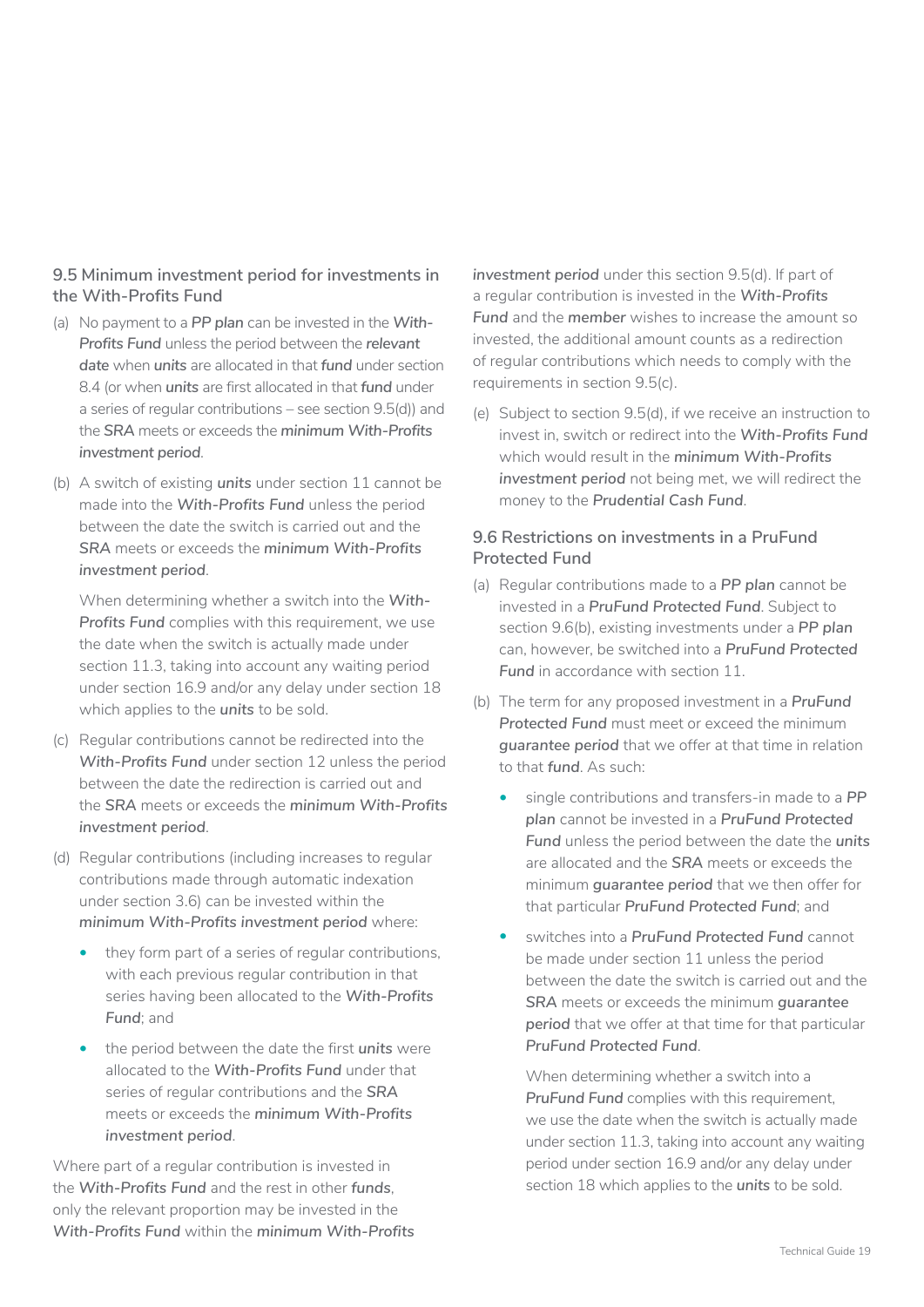### 9.5 Minimum investment period for investments in the With-Profits Fund

(a) No payment to a ***PP plan*** can be invested in the ***With-Profits Fund*** unless the period between the ***relevant date*** when ***units*** are allocated in that ***fund*** under section 8.4 (or when ***units*** are first allocated in that ***fund*** under a series of regular contributions – see section 9.5(d)) and the ***SRA*** meets or exceeds the ***minimum With-Profits investment period***.

(b) A switch of existing ***units*** under section 11 cannot be made into the ***With-Profits Fund*** unless the period between the date the switch is carried out and the ***SRA*** meets or exceeds the ***minimum With-Profits investment period***.

When determining whether a switch into the ***With-Profits Fund*** complies with this requirement, we use the date when the switch is actually made under section 11.3, taking into account any waiting period under section 16.9 and/or any delay under section 18 which applies to the ***units*** to be sold.

(c) Regular contributions cannot be redirected into the ***With-Profits Fund*** under section 12 unless the period between the date the redirection is carried out and the ***SRA*** meets or exceeds the ***minimum With-Profits investment period***.

(d) Regular contributions (including increases to regular contributions made through automatic indexation under section 3.6) can be invested within the ***minimum With-Profits investment period*** where:

- they form part of a series of regular contributions, with each previous regular contribution in that series having been allocated to the ***With-Profits Fund***; and
- the period between the date the first ***units*** were allocated to the ***With-Profits Fund*** under that series of regular contributions and the ***SRA*** meets or exceeds the ***minimum With-Profits investment period***.

Where part of a regular contribution is invested in the ***With-Profits Fund*** and the rest in other ***funds***, only the relevant proportion may be invested in the ***With-Profits Fund*** within the ***minimum With-Profits investment period*** under this section 9.5(d). If part of a regular contribution is invested in the ***With-Profits Fund*** and the ***member*** wishes to increase the amount so invested, the additional amount counts as a redirection of regular contributions which needs to comply with the requirements in section 9.5(c).

(e) Subject to section 9.5(d), if we receive an instruction to invest in, switch or redirect into the ***With-Profits Fund*** which would result in the ***minimum With-Profits investment period*** not being met, we will redirect the money to the ***Prudential Cash Fund***.

### 9.6 Restrictions on investments in a PruFund Protected Fund

(a) Regular contributions made to a ***PP plan*** cannot be invested in a ***PruFund Protected Fund***. Subject to section 9.6(b), existing investments under a ***PP plan*** can, however, be switched into a ***PruFund Protected Fund*** in accordance with section 11.

(b) The term for any proposed investment in a ***PruFund Protected Fund*** must meet or exceed the minimum ***guarantee period*** that we offer at that time in relation to that ***fund***. As such:

- single contributions and transfers-in made to a ***PP plan*** cannot be invested in a ***PruFund Protected Fund*** unless the period between the date the ***units*** are allocated and the ***SRA*** meets or exceeds the minimum ***guarantee period*** that we then offer for that particular ***PruFund Protected Fund***; and
- switches into a ***PruFund Protected Fund*** cannot be made under section 11 unless the period between the date the switch is carried out and the ***SRA*** meets or exceeds the minimum ***guarantee period*** that we offer at that time for that particular ***PruFund Protected Fund***.

  When determining whether a switch into a ***PruFund Fund*** complies with this requirement, we use the date when the switch is actually made under section 11.3, taking into account any waiting period under section 16.9 and/or any delay under section 18 which applies to the ***units*** to be sold.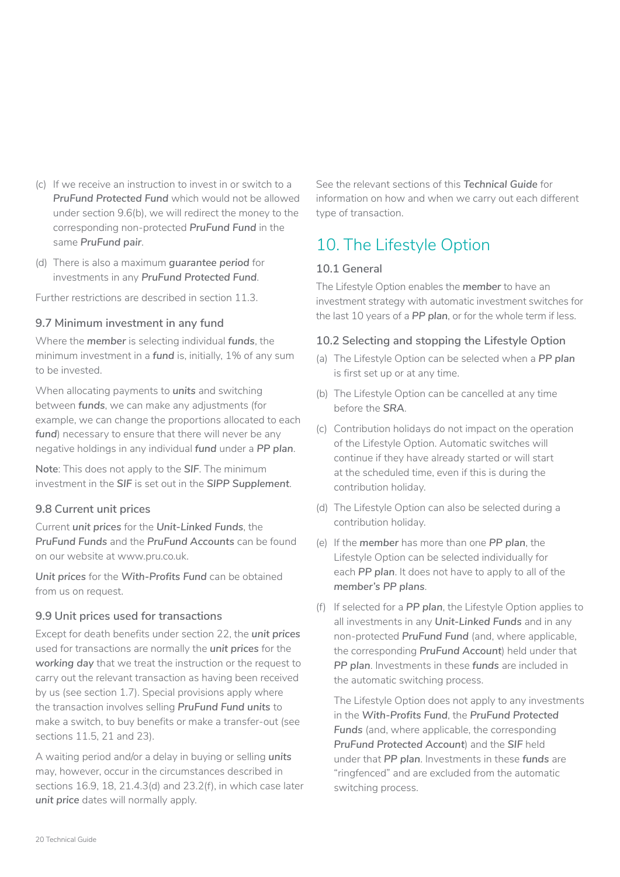(c) If we receive an instruction to invest in or switch to a ***PruFund Protected Fund*** which would not be allowed under section 9.6(b), we will redirect the money to the corresponding non-protected ***PruFund Fund*** in the same ***PruFund pair***.

(d) There is also a maximum ***guarantee period*** for investments in any ***PruFund Protected Fund***.

Further restrictions are described in section 11.3.

### 9.7 Minimum investment in any fund

Where the ***member*** is selecting individual ***funds***, the minimum investment in a ***fund*** is, initially, 1% of any sum to be invested.

When allocating payments to ***units*** and switching between ***funds***, we can make any adjustments (for example, we can change the proportions allocated to each ***fund***) necessary to ensure that there will never be any negative holdings in any individual ***fund*** under a ***PP plan***.

**Note**: This does not apply to the ***SIF***. The minimum investment in the ***SIF*** is set out in the ***SIPP Supplement***.

### 9.8 Current unit prices

Current ***unit prices*** for the ***Unit-Linked Funds***, the ***PruFund Funds*** and the ***PruFund Accounts*** can be found on our website at www.pru.co.uk.

***Unit prices*** for the ***With-Profits Fund*** can be obtained from us on request.

### 9.9 Unit prices used for transactions

Except for death benefits under section 22, the ***unit prices*** used for transactions are normally the ***unit prices*** for the ***working day*** that we treat the instruction or the request to carry out the relevant transaction as having been received by us (see section 1.7). Special provisions apply where the transaction involves selling ***PruFund Fund units*** to make a switch, to buy benefits or make a transfer-out (see sections 11.5, 21 and 23).

A waiting period and/or a delay in buying or selling ***units*** may, however, occur in the circumstances described in sections 16.9, 18, 21.4.3(d) and 23.2(f), in which case later ***unit price*** dates will normally apply.

See the relevant sections of this ***Technical Guide*** for information on how and when we carry out each different type of transaction.

## 10. The Lifestyle Option

### 10.1 General

The Lifestyle Option enables the ***member*** to have an investment strategy with automatic investment switches for the last 10 years of a ***PP plan***, or for the whole term if less.

### 10.2 Selecting and stopping the Lifestyle Option

(a) The Lifestyle Option can be selected when a ***PP plan*** is first set up or at any time.

(b) The Lifestyle Option can be cancelled at any time before the ***SRA***.

(c) Contribution holidays do not impact on the operation of the Lifestyle Option. Automatic switches will continue if they have already started or will start at the scheduled time, even if this is during the contribution holiday.

(d) The Lifestyle Option can also be selected during a contribution holiday.

(e) If the ***member*** has more than one ***PP plan***, the Lifestyle Option can be selected individually for each ***PP plan***. It does not have to apply to all of the ***member's PP plans***.

(f) If selected for a ***PP plan***, the Lifestyle Option applies to all investments in any ***Unit-Linked Funds*** and in any non-protected ***PruFund Fund*** (and, where applicable, the corresponding ***PruFund Account***) held under that ***PP plan***. Investments in these ***funds*** are included in the automatic switching process.

The Lifestyle Option does not apply to any investments in the ***With-Profits Fund***, the ***PruFund Protected Funds*** (and, where applicable, the corresponding ***PruFund Protected Account***) and the ***SIF*** held under that ***PP plan***. Investments in these ***funds*** are "ringfenced" and are excluded from the automatic switching process.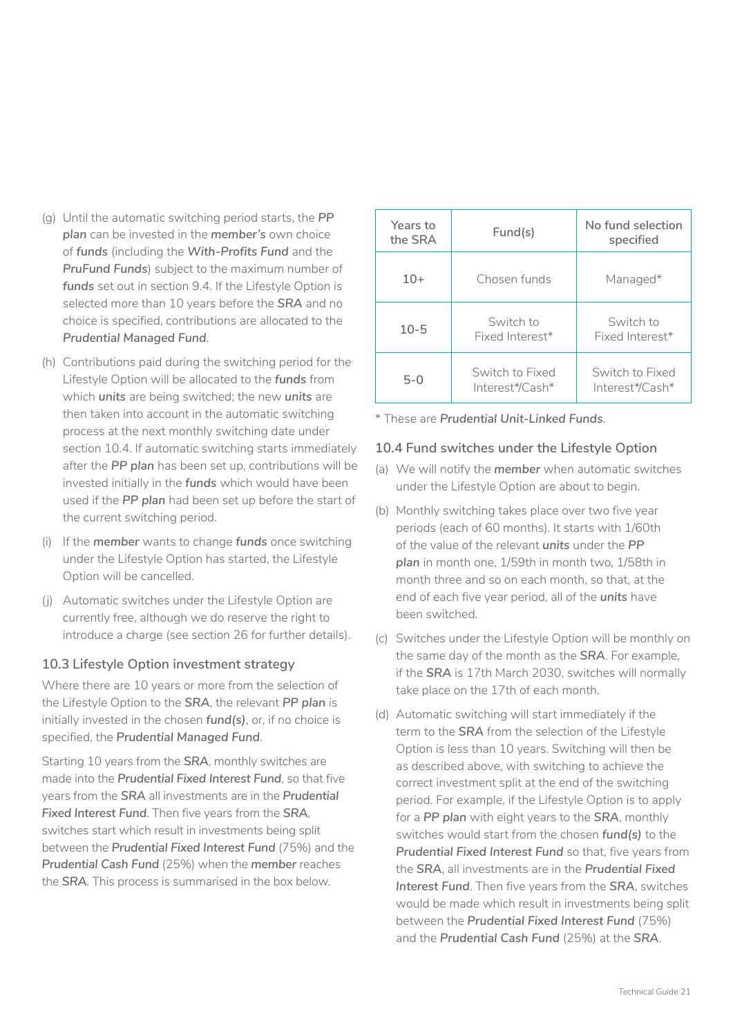(g) Until the automatic switching period starts, the ***PP plan*** can be invested in the ***member's*** own choice of ***funds*** (including the ***With-Profits Fund*** and the ***PruFund Funds***) subject to the maximum number of ***funds*** set out in section 9.4. If the Lifestyle Option is selected more than 10 years before the ***SRA*** and no choice is specified, contributions are allocated to the ***Prudential Managed Fund***.

(h) Contributions paid during the switching period for the Lifestyle Option will be allocated to the ***funds*** from which ***units*** are being switched; the new ***units*** are then taken into account in the automatic switching process at the next monthly switching date under section 10.4. If automatic switching starts immediately after the ***PP plan*** has been set up, contributions will be invested initially in the ***funds*** which would have been used if the ***PP plan*** had been set up before the start of the current switching period.

(i) If the ***member*** wants to change ***funds*** once switching under the Lifestyle Option has started, the Lifestyle Option will be cancelled.

(j) Automatic switches under the Lifestyle Option are currently free, although we do reserve the right to introduce a charge (see section 26 for further details).

### 10.3 Lifestyle Option investment strategy

Where there are 10 years or more from the selection of the Lifestyle Option to the ***SRA***, the relevant ***PP plan*** is initially invested in the chosen ***fund(s)***, or, if no choice is specified, the ***Prudential Managed Fund***.

Starting 10 years from the ***SRA***, monthly switches are made into the ***Prudential Fixed Interest Fund***, so that five years from the ***SRA*** all investments are in the ***Prudential Fixed Interest Fund***. Then five years from the ***SRA***, switches start which result in investments being split between the ***Prudential Fixed Interest Fund*** (75%) and the ***Prudential Cash Fund*** (25%) when the ***member*** reaches the ***SRA***. This process is summarised in the box below.

| Years to the SRA | Fund(s) | No fund selection specified |
|---|---|---|
| 10+ | Chosen funds | Managed* |
| 10-5 | Switch to Fixed Interest* | Switch to Fixed Interest* |
| 5-0 | Switch to Fixed Interest*/Cash* | Switch to Fixed Interest*/Cash* |

\* These are ***Prudential Unit-Linked Funds***.

### 10.4 Fund switches under the Lifestyle Option

(a) We will notify the ***member*** when automatic switches under the Lifestyle Option are about to begin.

(b) Monthly switching takes place over two five year periods (each of 60 months). It starts with 1/60th of the value of the relevant ***units*** under the ***PP plan*** in month one, 1/59th in month two, 1/58th in month three and so on each month, so that, at the end of each five year period, all of the ***units*** have been switched.

(c) Switches under the Lifestyle Option will be monthly on the same day of the month as the ***SRA***. For example, if the ***SRA*** is 17th March 2030, switches will normally take place on the 17th of each month.

(d) Automatic switching will start immediately if the term to the ***SRA*** from the selection of the Lifestyle Option is less than 10 years. Switching will then be as described above, with switching to achieve the correct investment split at the end of the switching period. For example, if the Lifestyle Option is to apply for a ***PP plan*** with eight years to the ***SRA***, monthly switches would start from the chosen ***fund(s)*** to the ***Prudential Fixed Interest Fund*** so that, five years from the ***SRA***, all investments are in the ***Prudential Fixed Interest Fund***. Then five years from the ***SRA***, switches would be made which result in investments being split between the ***Prudential Fixed Interest Fund*** (75%) and the ***Prudential Cash Fund*** (25%) at the ***SRA***.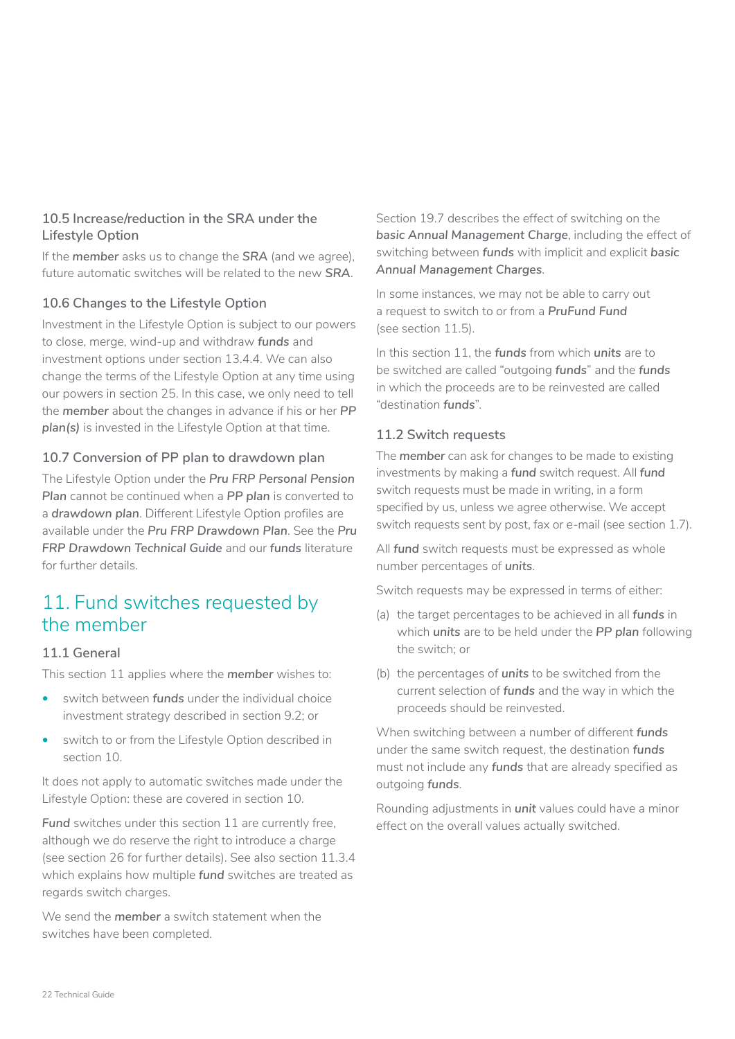### 10.5 Increase/reduction in the SRA under the Lifestyle Option

If the ***member*** asks us to change the ***SRA*** (and we agree), future automatic switches will be related to the new ***SRA***.

### 10.6 Changes to the Lifestyle Option

Investment in the Lifestyle Option is subject to our powers to close, merge, wind-up and withdraw ***funds*** and investment options under section 13.4.4. We can also change the terms of the Lifestyle Option at any time using our powers in section 25. In this case, we only need to tell the ***member*** about the changes in advance if his or her ***PP plan(s)*** is invested in the Lifestyle Option at that time.

### 10.7 Conversion of PP plan to drawdown plan

The Lifestyle Option under the ***Pru FRP Personal Pension Plan*** cannot be continued when a ***PP plan*** is converted to a ***drawdown plan***. Different Lifestyle Option profiles are available under the ***Pru FRP Drawdown Plan***. See the ***Pru FRP Drawdown Technical Guide*** and our ***funds*** literature for further details.

## 11. Fund switches requested by the member

### 11.1 General

This section 11 applies where the ***member*** wishes to:

- switch between ***funds*** under the individual choice investment strategy described in section 9.2; or
- switch to or from the Lifestyle Option described in section 10.

It does not apply to automatic switches made under the Lifestyle Option: these are covered in section 10.

***Fund*** switches under this section 11 are currently free, although we do reserve the right to introduce a charge (see section 26 for further details). See also section 11.3.4 which explains how multiple ***fund*** switches are treated as regards switch charges.

We send the ***member*** a switch statement when the switches have been completed.

Section 19.7 describes the effect of switching on the ***basic Annual Management Charge***, including the effect of switching between ***funds*** with implicit and explicit ***basic Annual Management Charges***.

In some instances, we may not be able to carry out a request to switch to or from a ***PruFund Fund*** (see section 11.5).

In this section 11, the ***funds*** from which ***units*** are to be switched are called "outgoing ***funds***" and the ***funds*** in which the proceeds are to be reinvested are called "destination ***funds***".

### 11.2 Switch requests

The ***member*** can ask for changes to be made to existing investments by making a ***fund*** switch request. All ***fund*** switch requests must be made in writing, in a form specified by us, unless we agree otherwise. We accept switch requests sent by post, fax or e-mail (see section 1.7).

All ***fund*** switch requests must be expressed as whole number percentages of ***units***.

Switch requests may be expressed in terms of either:

(a) the target percentages to be achieved in all ***funds*** in which ***units*** are to be held under the ***PP plan*** following the switch; or

(b) the percentages of ***units*** to be switched from the current selection of ***funds*** and the way in which the proceeds should be reinvested.

When switching between a number of different ***funds*** under the same switch request, the destination ***funds*** must not include any ***funds*** that are already specified as outgoing ***funds***.

Rounding adjustments in ***unit*** values could have a minor effect on the overall values actually switched.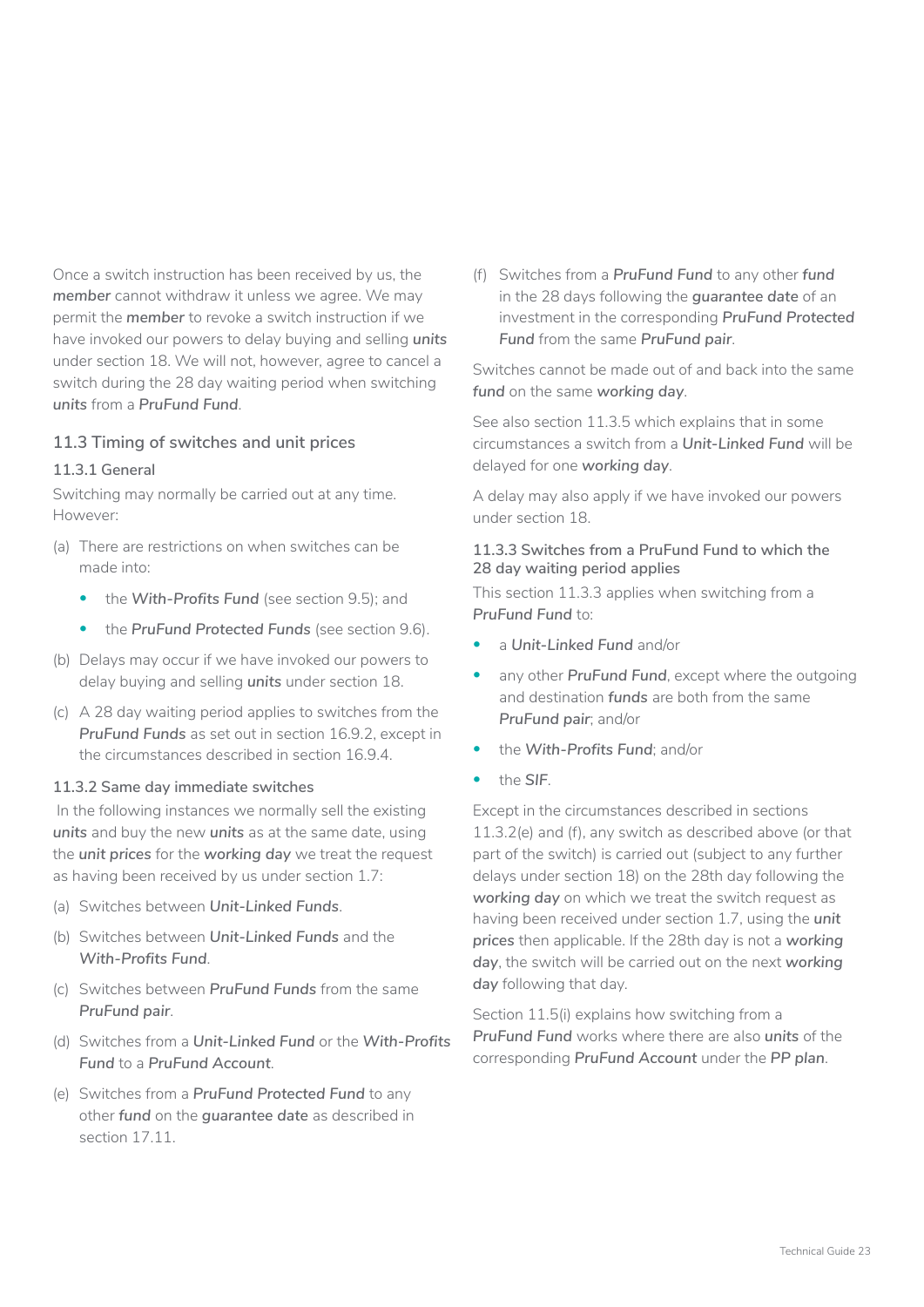Once a switch instruction has been received by us, the *member* cannot withdraw it unless we agree. We may permit the *member* to revoke a switch instruction if we have invoked our powers to delay buying and selling *units* under section 18. We will not, however, agree to cancel a switch during the 28 day waiting period when switching *units* from a *PruFund Fund*.

## 11.3 Timing of switches and unit prices

### 11.3.1 General

Switching may normally be carried out at any time. However:

(a) There are restrictions on when switches can be made into:

- the *With-Profits Fund* (see section 9.5); and
- the *PruFund Protected Funds* (see section 9.6).

(b) Delays may occur if we have invoked our powers to delay buying and selling *units* under section 18.

(c) A 28 day waiting period applies to switches from the *PruFund Funds* as set out in section 16.9.2, except in the circumstances described in section 16.9.4.

### 11.3.2 Same day immediate switches

In the following instances we normally sell the existing *units* and buy the new *units* as at the same date, using the *unit prices* for the *working day* we treat the request as having been received by us under section 1.7:

(a) Switches between *Unit-Linked Funds*.

(b) Switches between *Unit-Linked Funds* and the *With-Profits Fund*.

(c) Switches between *PruFund Funds* from the same *PruFund pair*.

(d) Switches from a *Unit-Linked Fund* or the *With-Profits Fund* to a *PruFund Account*.

(e) Switches from a *PruFund Protected Fund* to any other *fund* on the *guarantee date* as described in section 17.11.

(f) Switches from a *PruFund Fund* to any other *fund* in the 28 days following the *guarantee date* of an investment in the corresponding *PruFund Protected Fund* from the same *PruFund pair*.

Switches cannot be made out of and back into the same *fund* on the same *working day*.

See also section 11.3.5 which explains that in some circumstances a switch from a *Unit-Linked Fund* will be delayed for one *working day*.

A delay may also apply if we have invoked our powers under section 18.

### 11.3.3 Switches from a PruFund Fund to which the 28 day waiting period applies

This section 11.3.3 applies when switching from a *PruFund Fund* to:

- a *Unit-Linked Fund* and/or
- any other *PruFund Fund*, except where the outgoing and destination *funds* are both from the same *PruFund pair*; and/or
- the *With-Profits Fund*; and/or
- the *SIF*.

Except in the circumstances described in sections 11.3.2(e) and (f), any switch as described above (or that part of the switch) is carried out (subject to any further delays under section 18) on the 28th day following the *working day* on which we treat the switch request as having been received under section 1.7, using the *unit prices* then applicable. If the 28th day is not a *working day*, the switch will be carried out on the next *working day* following that day.

Section 11.5(i) explains how switching from a *PruFund Fund* works where there are also *units* of the corresponding *PruFund Account* under the *PP plan*.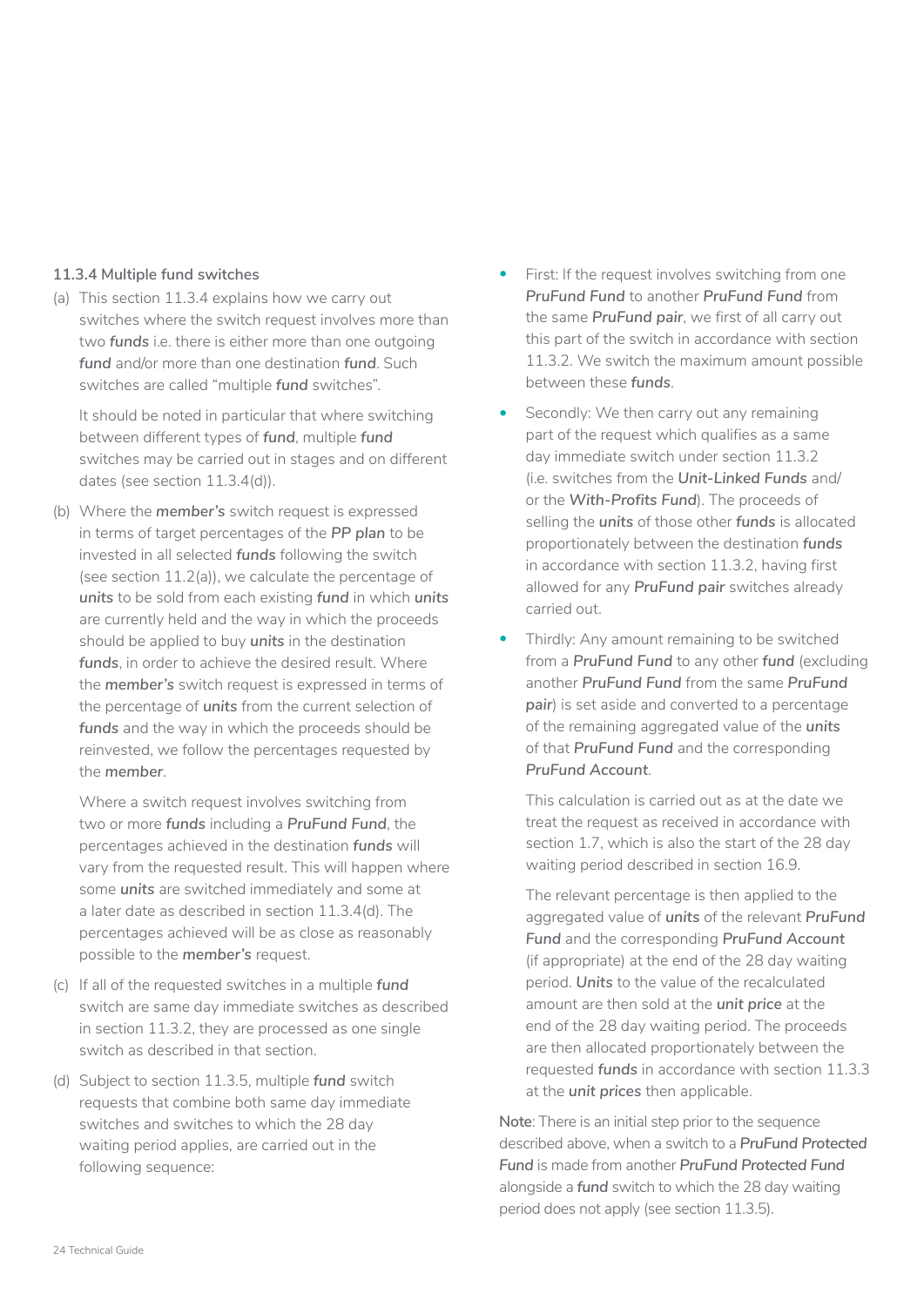### 11.3.4 Multiple fund switches

(a) This section 11.3.4 explains how we carry out switches where the switch request involves more than two ***funds*** i.e. there is either more than one outgoing ***fund*** and/or more than one destination ***fund***. Such switches are called "multiple ***fund*** switches".

It should be noted in particular that where switching between different types of ***fund***, multiple ***fund*** switches may be carried out in stages and on different dates (see section 11.3.4(d)).

(b) Where the ***member's*** switch request is expressed in terms of target percentages of the ***PP plan*** to be invested in all selected ***funds*** following the switch (see section 11.2(a)), we calculate the percentage of ***units*** to be sold from each existing ***fund*** in which ***units*** are currently held and the way in which the proceeds should be applied to buy ***units*** in the destination ***funds***, in order to achieve the desired result. Where the ***member's*** switch request is expressed in terms of the percentage of ***units*** from the current selection of ***funds*** and the way in which the proceeds should be reinvested, we follow the percentages requested by the ***member***.

Where a switch request involves switching from two or more ***funds*** including a ***PruFund Fund***, the percentages achieved in the destination ***funds*** will vary from the requested result. This will happen where some ***units*** are switched immediately and some at a later date as described in section 11.3.4(d). The percentages achieved will be as close as reasonably possible to the ***member's*** request.

(c) If all of the requested switches in a multiple ***fund*** switch are same day immediate switches as described in section 11.3.2, they are processed as one single switch as described in that section.

(d) Subject to section 11.3.5, multiple ***fund*** switch requests that combine both same day immediate switches and switches to which the 28 day waiting period applies, are carried out in the following sequence:

- First: If the request involves switching from one ***PruFund Fund*** to another ***PruFund Fund*** from the same ***PruFund pair***, we first of all carry out this part of the switch in accordance with section 11.3.2. We switch the maximum amount possible between these ***funds***.
- Secondly: We then carry out any remaining part of the request which qualifies as a same day immediate switch under section 11.3.2 (i.e. switches from the ***Unit-Linked Funds*** and/or the ***With-Profits Fund***). The proceeds of selling the ***units*** of those other ***funds*** is allocated proportionately between the destination ***funds*** in accordance with section 11.3.2, having first allowed for any ***PruFund pair*** switches already carried out.
- Thirdly: Any amount remaining to be switched from a ***PruFund Fund*** to any other ***fund*** (excluding another ***PruFund Fund*** from the same ***PruFund pair***) is set aside and converted to a percentage of the remaining aggregated value of the ***units*** of that ***PruFund Fund*** and the corresponding ***PruFund Account***.

  This calculation is carried out as at the date we treat the request as received in accordance with section 1.7, which is also the start of the 28 day waiting period described in section 16.9.

  The relevant percentage is then applied to the aggregated value of ***units*** of the relevant ***PruFund Fund*** and the corresponding ***PruFund Account*** (if appropriate) at the end of the 28 day waiting period. ***Units*** to the value of the recalculated amount are then sold at the ***unit price*** at the end of the 28 day waiting period. The proceeds are then allocated proportionately between the requested ***funds*** in accordance with section 11.3.3 at the ***unit prices*** then applicable.

**Note**: There is an initial step prior to the sequence described above, when a switch to a ***PruFund Protected Fund*** is made from another ***PruFund Protected Fund*** alongside a ***fund*** switch to which the 28 day waiting period does not apply (see section 11.3.5).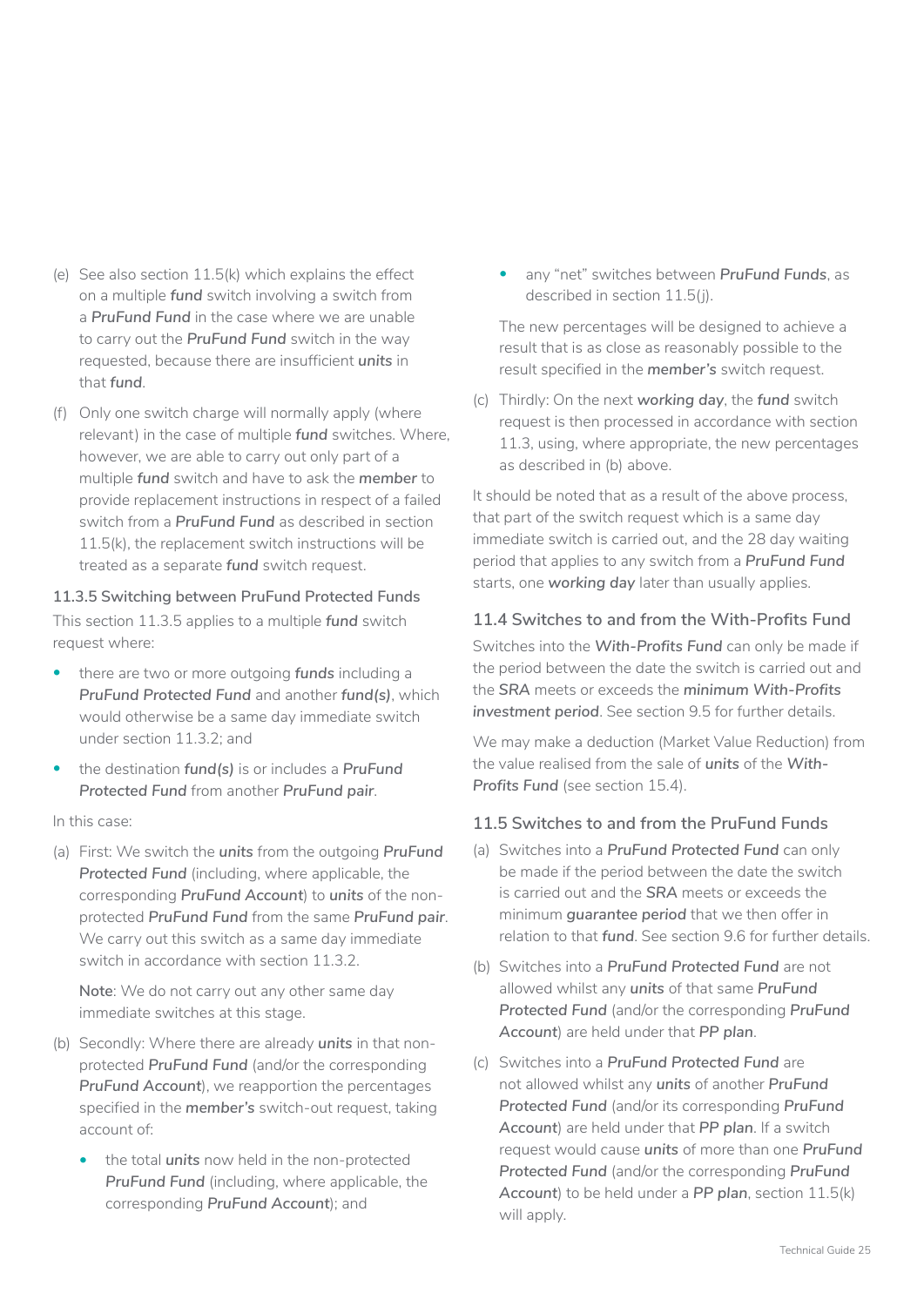(e) See also section 11.5(k) which explains the effect on a multiple ***fund*** switch involving a switch from a ***PruFund Fund*** in the case where we are unable to carry out the ***PruFund Fund*** switch in the way requested, because there are insufficient ***units*** in that ***fund***.

(f) Only one switch charge will normally apply (where relevant) in the case of multiple ***fund*** switches. Where, however, we are able to carry out only part of a multiple ***fund*** switch and have to ask the ***member*** to provide replacement instructions in respect of a failed switch from a ***PruFund Fund*** as described in section 11.5(k), the replacement switch instructions will be treated as a separate ***fund*** switch request.

### 11.3.5 Switching between PruFund Protected Funds

This section 11.3.5 applies to a multiple ***fund*** switch request where:

- there are two or more outgoing ***funds*** including a ***PruFund Protected Fund*** and another ***fund(s)***, which would otherwise be a same day immediate switch under section 11.3.2; and
- the destination ***fund(s)*** is or includes a ***PruFund Protected Fund*** from another ***PruFund pair***.

In this case:

(a) First: We switch the ***units*** from the outgoing ***PruFund Protected Fund*** (including, where applicable, the corresponding ***PruFund Account***) to ***units*** of the non-protected ***PruFund Fund*** from the same ***PruFund pair***. We carry out this switch as a same day immediate switch in accordance with section 11.3.2.

Note: We do not carry out any other same day immediate switches at this stage.

(b) Secondly: Where there are already ***units*** in that non-protected ***PruFund Fund*** (and/or the corresponding ***PruFund Account***), we reapportion the percentages specified in the ***member's*** switch-out request, taking account of:

- the total ***units*** now held in the non-protected ***PruFund Fund*** (including, where applicable, the corresponding ***PruFund Account***); and
- any "net" switches between ***PruFund Funds***, as described in section 11.5(j).

The new percentages will be designed to achieve a result that is as close as reasonably possible to the result specified in the ***member's*** switch request.

(c) Thirdly: On the next ***working day***, the ***fund*** switch request is then processed in accordance with section 11.3, using, where appropriate, the new percentages as described in (b) above.

It should be noted that as a result of the above process, that part of the switch request which is a same day immediate switch is carried out, and the 28 day waiting period that applies to any switch from a ***PruFund Fund*** starts, one ***working day*** later than usually applies.

## 11.4 Switches to and from the With-Profits Fund

Switches into the ***With-Profits Fund*** can only be made if the period between the date the switch is carried out and the ***SRA*** meets or exceeds the ***minimum With-Profits investment period***. See section 9.5 for further details.

We may make a deduction (Market Value Reduction) from the value realised from the sale of ***units*** of the ***With-Profits Fund*** (see section 15.4).

## 11.5 Switches to and from the PruFund Funds

(a) Switches into a ***PruFund Protected Fund*** can only be made if the period between the date the switch is carried out and the ***SRA*** meets or exceeds the minimum ***guarantee period*** that we then offer in relation to that ***fund***. See section 9.6 for further details.

(b) Switches into a ***PruFund Protected Fund*** are not allowed whilst any ***units*** of that same ***PruFund Protected Fund*** (and/or the corresponding ***PruFund Account***) are held under that ***PP plan***.

(c) Switches into a ***PruFund Protected Fund*** are not allowed whilst any ***units*** of another ***PruFund Protected Fund*** (and/or its corresponding ***PruFund Account***) are held under that ***PP plan***. If a switch request would cause ***units*** of more than one ***PruFund Protected Fund*** (and/or the corresponding ***PruFund Account***) to be held under a ***PP plan***, section 11.5(k) will apply.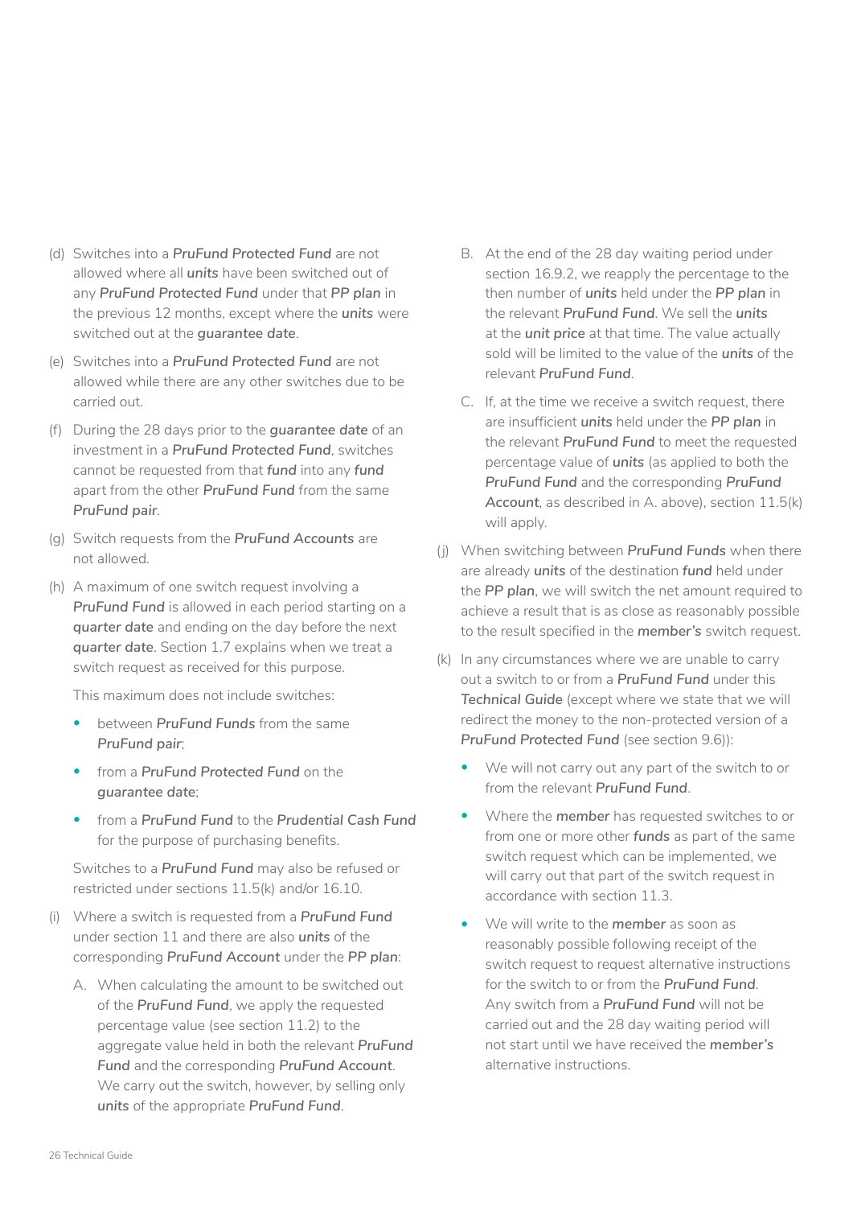(d) Switches into a ***PruFund Protected Fund*** are not allowed where all ***units*** have been switched out of any ***PruFund Protected Fund*** under that ***PP plan*** in the previous 12 months, except where the ***units*** were switched out at the ***guarantee date***.

(e) Switches into a ***PruFund Protected Fund*** are not allowed while there are any other switches due to be carried out.

(f) During the 28 days prior to the ***guarantee date*** of an investment in a ***PruFund Protected Fund***, switches cannot be requested from that ***fund*** into any ***fund*** apart from the other ***PruFund Fund*** from the same ***PruFund pair***.

(g) Switch requests from the ***PruFund Accounts*** are not allowed.

(h) A maximum of one switch request involving a ***PruFund Fund*** is allowed in each period starting on a ***quarter date*** and ending on the day before the next ***quarter date***. Section 1.7 explains when we treat a switch request as received for this purpose.

This maximum does not include switches:

- between ***PruFund Funds*** from the same ***PruFund pair***;
- from a ***PruFund Protected Fund*** on the ***guarantee date***;
- from a ***PruFund Fund*** to the ***Prudential Cash Fund*** for the purpose of purchasing benefits.

Switches to a ***PruFund Fund*** may also be refused or restricted under sections 11.5(k) and/or 16.10.

(i) Where a switch is requested from a ***PruFund Fund*** under section 11 and there are also ***units*** of the corresponding ***PruFund Account*** under the ***PP plan***:

A. When calculating the amount to be switched out of the ***PruFund Fund***, we apply the requested percentage value (see section 11.2) to the aggregate value held in both the relevant ***PruFund Fund*** and the corresponding ***PruFund Account***. We carry out the switch, however, by selling only ***units*** of the appropriate ***PruFund Fund***.

B. At the end of the 28 day waiting period under section 16.9.2, we reapply the percentage to the then number of ***units*** held under the ***PP plan*** in the relevant ***PruFund Fund***. We sell the ***units*** at the ***unit price*** at that time. The value actually sold will be limited to the value of the ***units*** of the relevant ***PruFund Fund***.

C. If, at the time we receive a switch request, there are insufficient ***units*** held under the ***PP plan*** in the relevant ***PruFund Fund*** to meet the requested percentage value of ***units*** (as applied to both the ***PruFund Fund*** and the corresponding ***PruFund Account***, as described in A. above), section 11.5(k) will apply.

(j) When switching between ***PruFund Funds*** when there are already ***units*** of the destination ***fund*** held under the ***PP plan***, we will switch the net amount required to achieve a result that is as close as reasonably possible to the result specified in the ***member's*** switch request.

(k) In any circumstances where we are unable to carry out a switch to or from a ***PruFund Fund*** under this ***Technical Guide*** (except where we state that we will redirect the money to the non-protected version of a ***PruFund Protected Fund*** (see section 9.6)):

- We will not carry out any part of the switch to or from the relevant ***PruFund Fund***.
- Where the ***member*** has requested switches to or from one or more other ***funds*** as part of the same switch request which can be implemented, we will carry out that part of the switch request in accordance with section 11.3.
- We will write to the ***member*** as soon as reasonably possible following receipt of the switch request to request alternative instructions for the switch to or from the ***PruFund Fund***. Any switch from a ***PruFund Fund*** will not be carried out and the 28 day waiting period will not start until we have received the ***member's*** alternative instructions.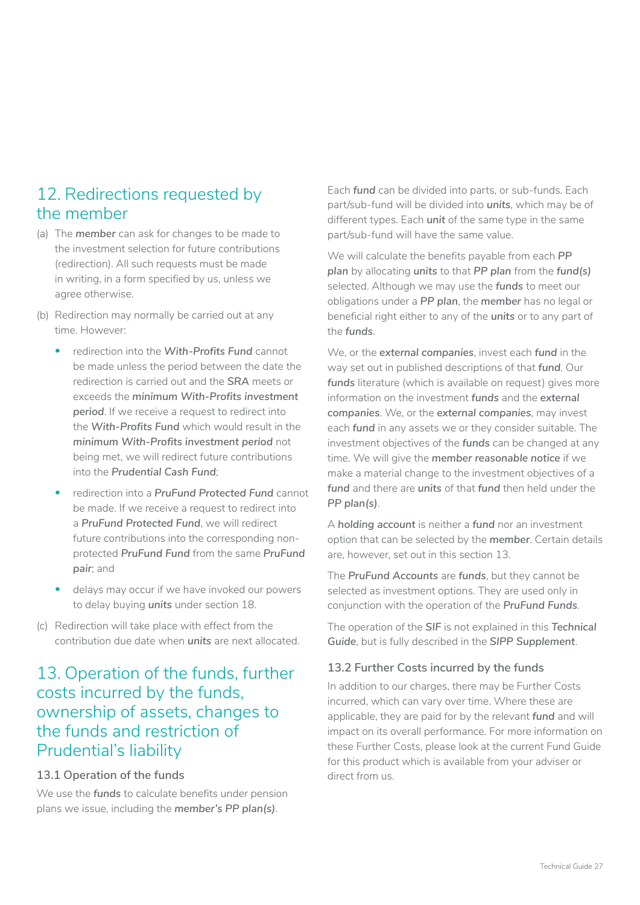## 12. Redirections requested by the member

(a) The ***member*** can ask for changes to be made to the investment selection for future contributions (redirection). All such requests must be made in writing, in a form specified by us, unless we agree otherwise.

(b) Redirection may normally be carried out at any time. However:

- redirection into the ***With-Profits Fund*** cannot be made unless the period between the date the redirection is carried out and the ***SRA*** meets or exceeds the ***minimum With-Profits investment period***. If we receive a request to redirect into the ***With-Profits Fund*** which would result in the ***minimum With-Profits investment period*** not being met, we will redirect future contributions into the ***Prudential Cash Fund***;
- redirection into a ***PruFund Protected Fund*** cannot be made. If we receive a request to redirect into a ***PruFund Protected Fund***, we will redirect future contributions into the corresponding non-protected ***PruFund Fund*** from the same ***PruFund pair***; and
- delays may occur if we have invoked our powers to delay buying ***units*** under section 18.

(c) Redirection will take place with effect from the contribution due date when ***units*** are next allocated.

## 13. Operation of the funds, further costs incurred by the funds, ownership of assets, changes to the funds and restriction of Prudential's liability

### 13.1 Operation of the funds

We use the ***funds*** to calculate benefits under pension plans we issue, including the ***member's PP plan(s)***.

Each ***fund*** can be divided into parts, or sub-funds. Each part/sub-fund will be divided into ***units***, which may be of different types. Each ***unit*** of the same type in the same part/sub-fund will have the same value.

We will calculate the benefits payable from each ***PP plan*** by allocating ***units*** to that ***PP plan*** from the ***fund(s)*** selected. Although we may use the ***funds*** to meet our obligations under a ***PP plan***, the ***member*** has no legal or beneficial right either to any of the ***units*** or to any part of the ***funds***.

We, or the **external companies**, invest each ***fund*** in the way set out in published descriptions of that ***fund***. Our ***funds*** literature (which is available on request) gives more information on the investment ***funds*** and the **external companies**. We, or the **external companies**, may invest each ***fund*** in any assets we or they consider suitable. The investment objectives of the ***funds*** can be changed at any time. We will give the ***member reasonable notice*** if we make a material change to the investment objectives of a ***fund*** and there are ***units*** of that ***fund*** then held under the ***PP plan(s)***.

A ***holding account*** is neither a ***fund*** nor an investment option that can be selected by the ***member***. Certain details are, however, set out in this section 13.

The ***PruFund Accounts*** are ***funds***, but they cannot be selected as investment options. They are used only in conjunction with the operation of the ***PruFund Funds***.

The operation of the ***SIF*** is not explained in this ***Technical Guide***, but is fully described in the ***SIPP Supplement***.

### 13.2 Further Costs incurred by the funds

In addition to our charges, there may be Further Costs incurred, which can vary over time. Where these are applicable, they are paid for by the relevant ***fund*** and will impact on its overall performance. For more information on these Further Costs, please look at the current Fund Guide for this product which is available from your adviser or direct from us.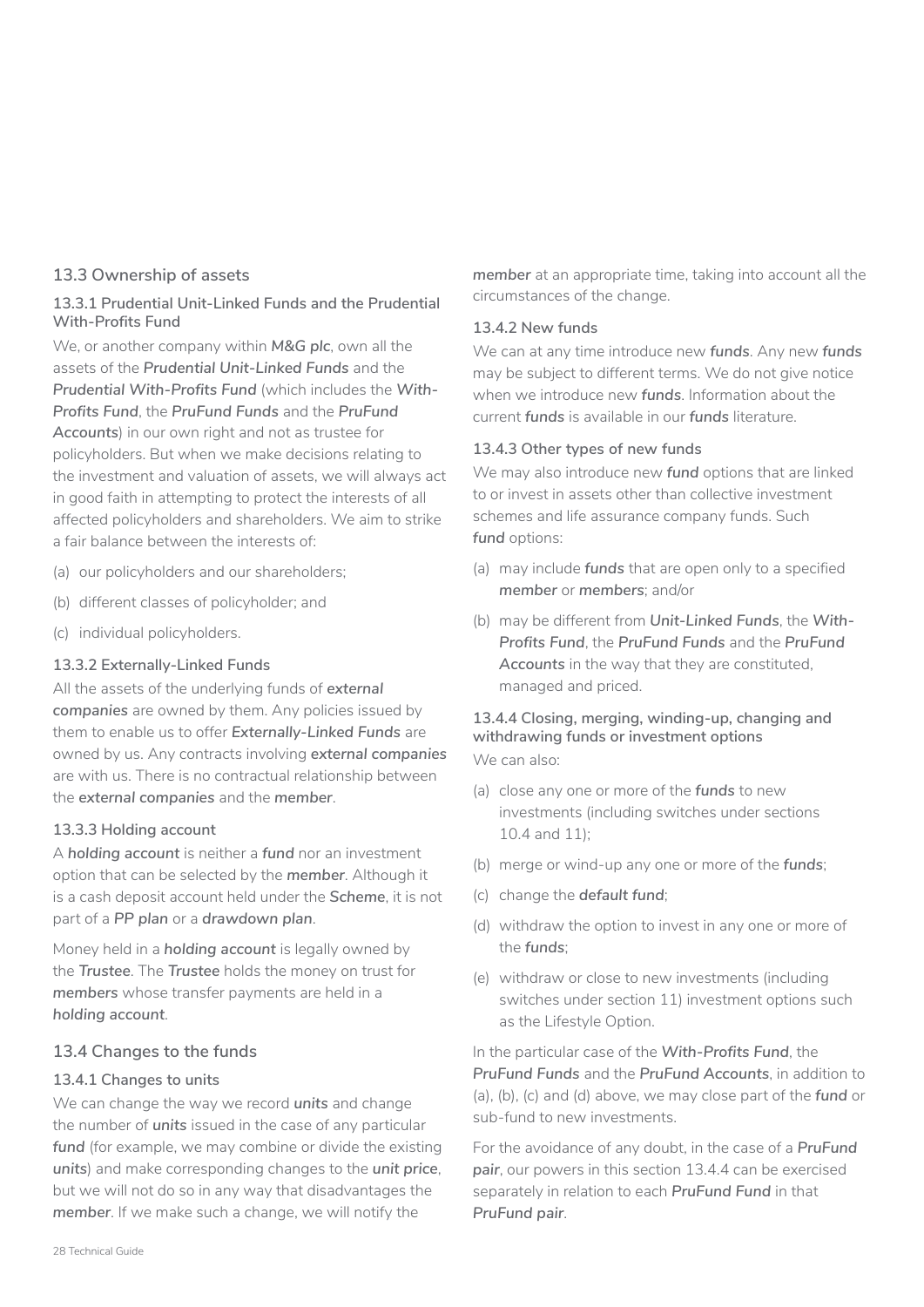## 13.3 Ownership of assets

### 13.3.1 Prudential Unit-Linked Funds and the Prudential With-Profits Fund

We, or another company within ***M&G plc***, own all the assets of the ***Prudential Unit-Linked Funds*** and the ***Prudential With-Profits Fund*** (which includes the ***With-Profits Fund***, the ***PruFund Funds*** and the ***PruFund Accounts***) in our own right and not as trustee for policyholders. But when we make decisions relating to the investment and valuation of assets, we will always act in good faith in attempting to protect the interests of all affected policyholders and shareholders. We aim to strike a fair balance between the interests of:

(a) our policyholders and our shareholders;

(b) different classes of policyholder; and

(c) individual policyholders.

### 13.3.2 Externally-Linked Funds

All the assets of the underlying funds of ***external companies*** are owned by them. Any policies issued by them to enable us to offer ***Externally-Linked Funds*** are owned by us. Any contracts involving ***external companies*** are with us. There is no contractual relationship between the ***external companies*** and the ***member***.

### 13.3.3 Holding account

A ***holding account*** is neither a ***fund*** nor an investment option that can be selected by the ***member***. Although it is a cash deposit account held under the ***Scheme***, it is not part of a ***PP plan*** or a ***drawdown plan***.

Money held in a ***holding account*** is legally owned by the ***Trustee***. The ***Trustee*** holds the money on trust for ***members*** whose transfer payments are held in a ***holding account***.

## 13.4 Changes to the funds

### 13.4.1 Changes to units

We can change the way we record ***units*** and change the number of ***units*** issued in the case of any particular ***fund*** (for example, we may combine or divide the existing ***units***) and make corresponding changes to the ***unit price***, but we will not do so in any way that disadvantages the ***member***. If we make such a change, we will notify the ***member*** at an appropriate time, taking into account all the circumstances of the change.

### 13.4.2 New funds

We can at any time introduce new ***funds***. Any new ***funds*** may be subject to different terms. We do not give notice when we introduce new ***funds***. Information about the current ***funds*** is available in our ***funds*** literature.

### 13.4.3 Other types of new funds

We may also introduce new ***fund*** options that are linked to or invest in assets other than collective investment schemes and life assurance company funds. Such ***fund*** options:

(a) may include ***funds*** that are open only to a specified ***member*** or ***members***; and/or

(b) may be different from ***Unit-Linked Funds***, the ***With-Profits Fund***, the ***PruFund Funds*** and the ***PruFund Accounts*** in the way that they are constituted, managed and priced.

### 13.4.4 Closing, merging, winding-up, changing and withdrawing funds or investment options

We can also:

(a) close any one or more of the ***funds*** to new investments (including switches under sections 10.4 and 11);

(b) merge or wind-up any one or more of the ***funds***;

(c) change the ***default fund***;

(d) withdraw the option to invest in any one or more of the ***funds***;

(e) withdraw or close to new investments (including switches under section 11) investment options such as the Lifestyle Option.

In the particular case of the ***With-Profits Fund***, the ***PruFund Funds*** and the ***PruFund Accounts***, in addition to (a), (b), (c) and (d) above, we may close part of the ***fund*** or sub-fund to new investments.

For the avoidance of any doubt, in the case of a ***PruFund pair***, our powers in this section 13.4.4 can be exercised separately in relation to each ***PruFund Fund*** in that ***PruFund pair***.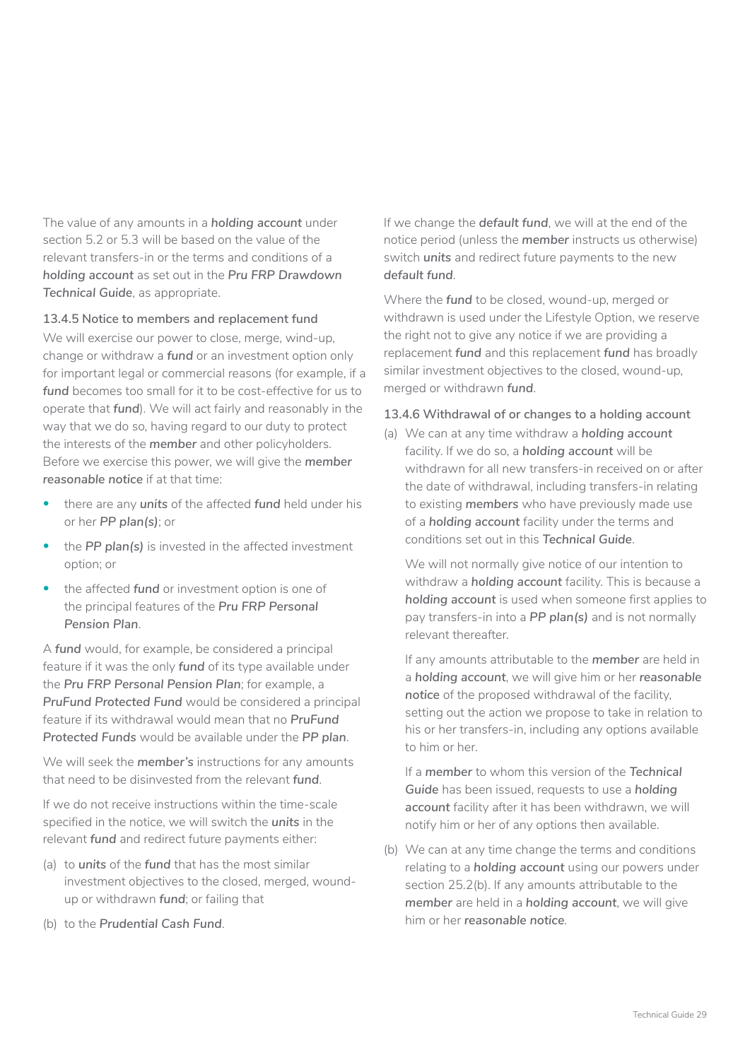The value of any amounts in a ***holding account*** under section 5.2 or 5.3 will be based on the value of the relevant transfers-in or the terms and conditions of a ***holding account*** as set out in the *Pru FRP Drawdown Technical Guide*, as appropriate.

#### 13.4.5 Notice to members and replacement fund

We will exercise our power to close, merge, wind-up, change or withdraw a ***fund*** or an investment option only for important legal or commercial reasons (for example, if a ***fund*** becomes too small for it to be cost-effective for us to operate that ***fund***). We will act fairly and reasonably in the way that we do so, having regard to our duty to protect the interests of the ***member*** and other policyholders. Before we exercise this power, we will give the ***member reasonable notice*** if at that time:

- there are any ***units*** of the affected ***fund*** held under his or her ***PP plan(s)***; or
- the ***PP plan(s)*** is invested in the affected investment option; or
- the affected ***fund*** or investment option is one of the principal features of the *Pru FRP Personal Pension Plan*.

A ***fund*** would, for example, be considered a principal feature if it was the only ***fund*** of its type available under the *Pru FRP Personal Pension Plan*; for example, a *PruFund Protected Fund* would be considered a principal feature if its withdrawal would mean that no *PruFund Protected Funds* would be available under the ***PP plan***.

We will seek the ***member's*** instructions for any amounts that need to be disinvested from the relevant ***fund***.

If we do not receive instructions within the time-scale specified in the notice, we will switch the ***units*** in the relevant ***fund*** and redirect future payments either:

(a) to ***units*** of the ***fund*** that has the most similar investment objectives to the closed, merged, wound-up or withdrawn ***fund***; or failing that

(b) to the *Prudential Cash Fund*.

If we change the ***default fund***, we will at the end of the notice period (unless the ***member*** instructs us otherwise) switch ***units*** and redirect future payments to the new ***default fund***.

Where the ***fund*** to be closed, wound-up, merged or withdrawn is used under the Lifestyle Option, we reserve the right not to give any notice if we are providing a replacement ***fund*** and this replacement ***fund*** has broadly similar investment objectives to the closed, wound-up, merged or withdrawn ***fund***.

#### 13.4.6 Withdrawal of or changes to a holding account

(a) We can at any time withdraw a ***holding account*** facility. If we do so, a ***holding account*** will be withdrawn for all new transfers-in received on or after the date of withdrawal, including transfers-in relating to existing ***members*** who have previously made use of a ***holding account*** facility under the terms and conditions set out in this ***Technical Guide***.

   We will not normally give notice of our intention to withdraw a ***holding account*** facility. This is because a ***holding account*** is used when someone first applies to pay transfers-in into a ***PP plan(s)*** and is not normally relevant thereafter.

   If any amounts attributable to the ***member*** are held in a ***holding account***, we will give him or her ***reasonable notice*** of the proposed withdrawal of the facility, setting out the action we propose to take in relation to his or her transfers-in, including any options available to him or her.

   If a ***member*** to whom this version of the ***Technical Guide*** has been issued, requests to use a ***holding account*** facility after it has been withdrawn, we will notify him or her of any options then available.

(b) We can at any time change the terms and conditions relating to a ***holding account*** using our powers under section 25.2(b). If any amounts attributable to the ***member*** are held in a ***holding account***, we will give him or her ***reasonable notice***.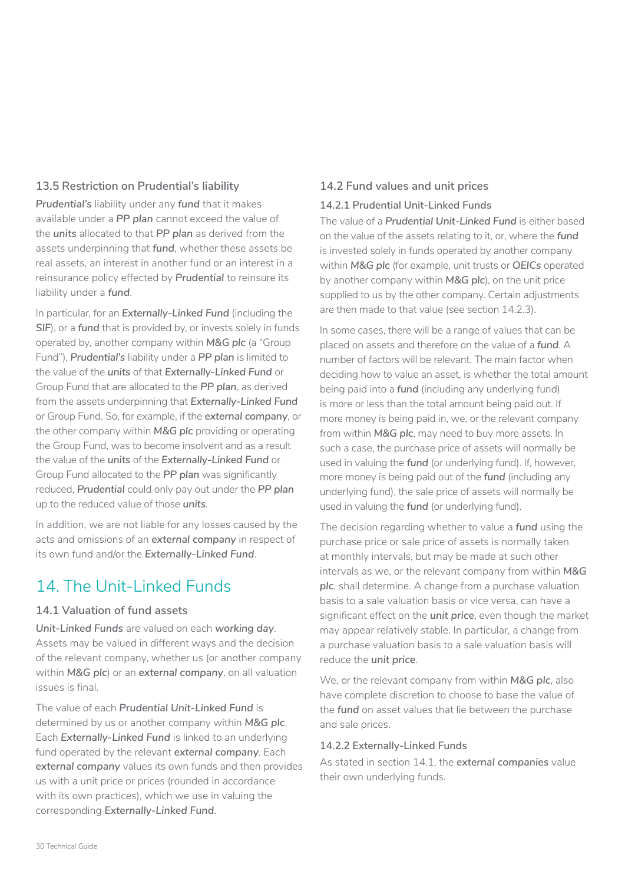### 13.5 Restriction on Prudential's liability

***Prudential's*** liability under any ***fund*** that it makes available under a ***PP plan*** cannot exceed the value of the ***units*** allocated to that ***PP plan*** as derived from the assets underpinning that ***fund***, whether these assets be real assets, an interest in another fund or an interest in a reinsurance policy effected by ***Prudential*** to reinsure its liability under a ***fund***.

In particular, for an ***Externally-Linked Fund*** (including the ***SIF***), or a ***fund*** that is provided by, or invests solely in funds operated by, another company within ***M&G plc*** (a "Group Fund"), ***Prudential's*** liability under a ***PP plan*** is limited to the value of the ***units*** of that ***Externally-Linked Fund*** or Group Fund that are allocated to the ***PP plan***, as derived from the assets underpinning that ***Externally-Linked Fund*** or Group Fund. So, for example, if the ***external company***, or the other company within ***M&G plc*** providing or operating the Group Fund, was to become insolvent and as a result the value of the ***units*** of the ***Externally-Linked Fund*** or Group Fund allocated to the ***PP plan*** was significantly reduced, ***Prudential*** could only pay out under the ***PP plan*** up to the reduced value of those ***units***.

In addition, we are not liable for any losses caused by the acts and omissions of an ***external company*** in respect of its own fund and/or the ***Externally-Linked Fund***.

## 14. The Unit-Linked Funds

### 14.1 Valuation of fund assets

***Unit-Linked Funds*** are valued on each ***working day***. Assets may be valued in different ways and the decision of the relevant company, whether us (or another company within ***M&G plc***) or an ***external company***, on all valuation issues is final.

The value of each ***Prudential Unit-Linked Fund*** is determined by us or another company within ***M&G plc***. Each ***Externally-Linked Fund*** is linked to an underlying fund operated by the relevant ***external company***. Each ***external company*** values its own funds and then provides us with a unit price or prices (rounded in accordance with its own practices), which we use in valuing the corresponding ***Externally-Linked Fund***.

### 14.2 Fund values and unit prices

#### 14.2.1 Prudential Unit-Linked Funds

The value of a ***Prudential Unit-Linked Fund*** is either based on the value of the assets relating to it, or, where the ***fund*** is invested solely in funds operated by another company within ***M&G plc*** (for example, unit trusts or ***OEICs*** operated by another company within ***M&G plc***), on the unit price supplied to us by the other company. Certain adjustments are then made to that value (see section 14.2.3).

In some cases, there will be a range of values that can be placed on assets and therefore on the value of a ***fund***. A number of factors will be relevant. The main factor when deciding how to value an asset, is whether the total amount being paid into a ***fund*** (including any underlying fund) is more or less than the total amount being paid out. If more money is being paid in, we, or the relevant company from within ***M&G plc***, may need to buy more assets. In such a case, the purchase price of assets will normally be used in valuing the ***fund*** (or underlying fund). If, however, more money is being paid out of the ***fund*** (including any underlying fund), the sale price of assets will normally be used in valuing the ***fund*** (or underlying fund).

The decision regarding whether to value a ***fund*** using the purchase price or sale price of assets is normally taken at monthly intervals, but may be made at such other intervals as we, or the relevant company from within ***M&G plc***, shall determine. A change from a purchase valuation basis to a sale valuation basis or vice versa, can have a significant effect on the ***unit price***, even though the market may appear relatively stable. In particular, a change from a purchase valuation basis to a sale valuation basis will reduce the ***unit price***.

We, or the relevant company from within ***M&G plc***, also have complete discretion to choose to base the value of the ***fund*** on asset values that lie between the purchase and sale prices.

#### 14.2.2 Externally-Linked Funds

As stated in section 14.1, the ***external companies*** value their own underlying funds.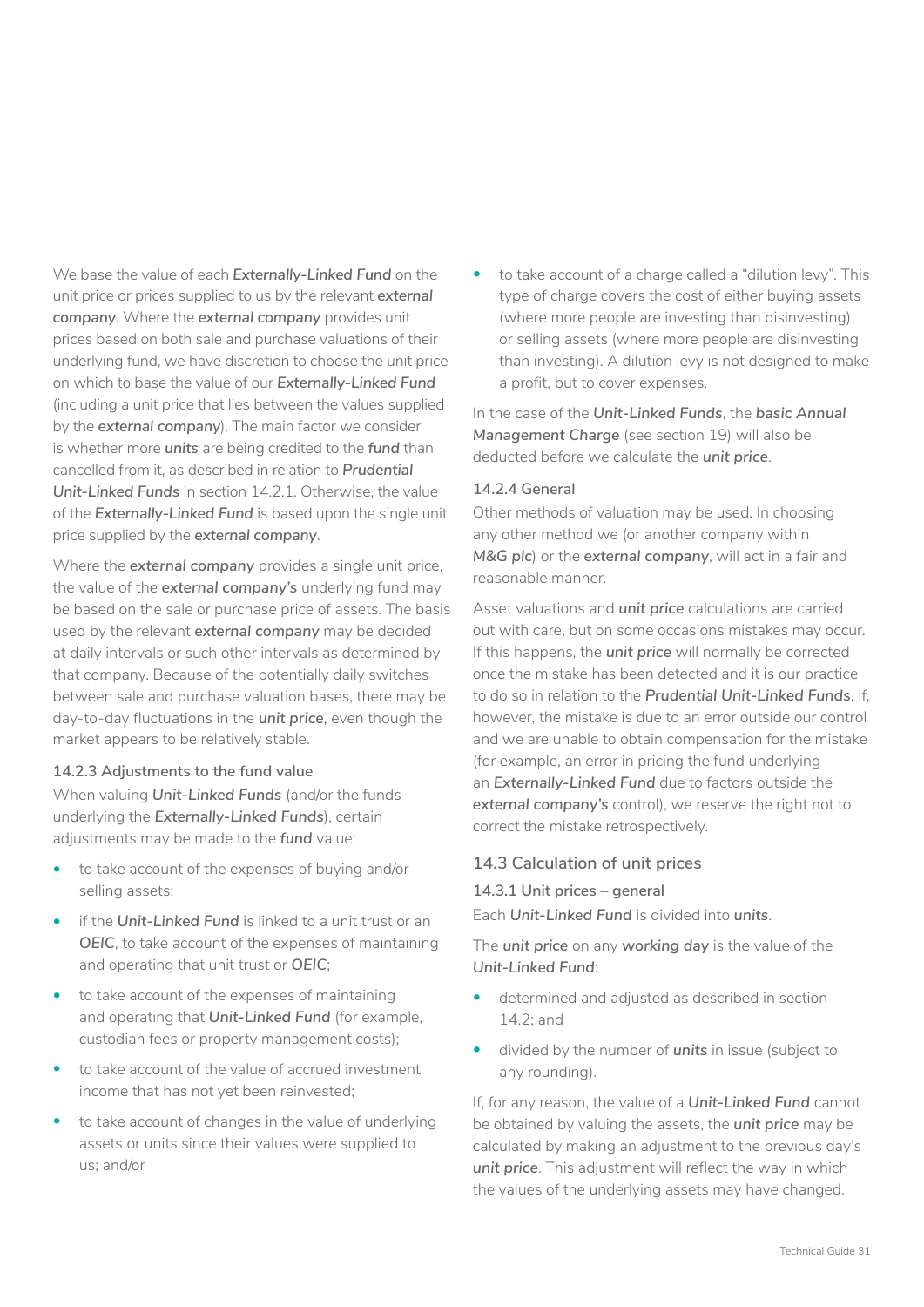We base the value of each ***Externally-Linked Fund*** on the unit price or prices supplied to us by the relevant **external company**. Where the **external company** provides unit prices based on both sale and purchase valuations of their underlying fund, we have discretion to choose the unit price on which to base the value of our ***Externally-Linked Fund*** (including a unit price that lies between the values supplied by the **external company**). The main factor we consider is whether more **units** are being credited to the ***fund*** than cancelled from it, as described in relation to ***Prudential Unit-Linked Funds*** in section 14.2.1. Otherwise, the value of the ***Externally-Linked Fund*** is based upon the single unit price supplied by the **external company**.

Where the **external company** provides a single unit price, the value of the **external company's** underlying fund may be based on the sale or purchase price of assets. The basis used by the relevant **external company** may be decided at daily intervals or such other intervals as determined by that company. Because of the potentially daily switches between sale and purchase valuation bases, there may be day-to-day fluctuations in the ***unit price***, even though the market appears to be relatively stable.

#### 14.2.3 Adjustments to the fund value

When valuing ***Unit-Linked Funds*** (and/or the funds underlying the ***Externally-Linked Funds***), certain adjustments may be made to the ***fund*** value:

- to take account of the expenses of buying and/or selling assets;
- if the ***Unit-Linked Fund*** is linked to a unit trust or an ***OEIC***, to take account of the expenses of maintaining and operating that unit trust or ***OEIC***;
- to take account of the expenses of maintaining and operating that ***Unit-Linked Fund*** (for example, custodian fees or property management costs);
- to take account of the value of accrued investment income that has not yet been reinvested;
- to take account of changes in the value of underlying assets or units since their values were supplied to us; and/or
- to take account of a charge called a "dilution levy". This type of charge covers the cost of either buying assets (where more people are investing than disinvesting) or selling assets (where more people are disinvesting than investing). A dilution levy is not designed to make a profit, but to cover expenses.

In the case of the ***Unit-Linked Funds***, the ***basic Annual Management Charge*** (see section 19) will also be deducted before we calculate the ***unit price***.

#### 14.2.4 General

Other methods of valuation may be used. In choosing any other method we (or another company within ***M&G plc***) or the **external company**, will act in a fair and reasonable manner.

Asset valuations and ***unit price*** calculations are carried out with care, but on some occasions mistakes may occur. If this happens, the ***unit price*** will normally be corrected once the mistake has been detected and it is our practice to do so in relation to the ***Prudential Unit-Linked Funds***. If, however, the mistake is due to an error outside our control and we are unable to obtain compensation for the mistake (for example, an error in pricing the fund underlying an ***Externally-Linked Fund*** due to factors outside the **external company's** control), we reserve the right not to correct the mistake retrospectively.

### 14.3 Calculation of unit prices

#### 14.3.1 Unit prices – general

Each ***Unit-Linked Fund*** is divided into ***units***.

The ***unit price*** on any ***working day*** is the value of the ***Unit-Linked Fund***:

- determined and adjusted as described in section 14.2; and
- divided by the number of **units** in issue (subject to any rounding).

If, for any reason, the value of a ***Unit-Linked Fund*** cannot be obtained by valuing the assets, the ***unit price*** may be calculated by making an adjustment to the previous day's ***unit price***. This adjustment will reflect the way in which the values of the underlying assets may have changed.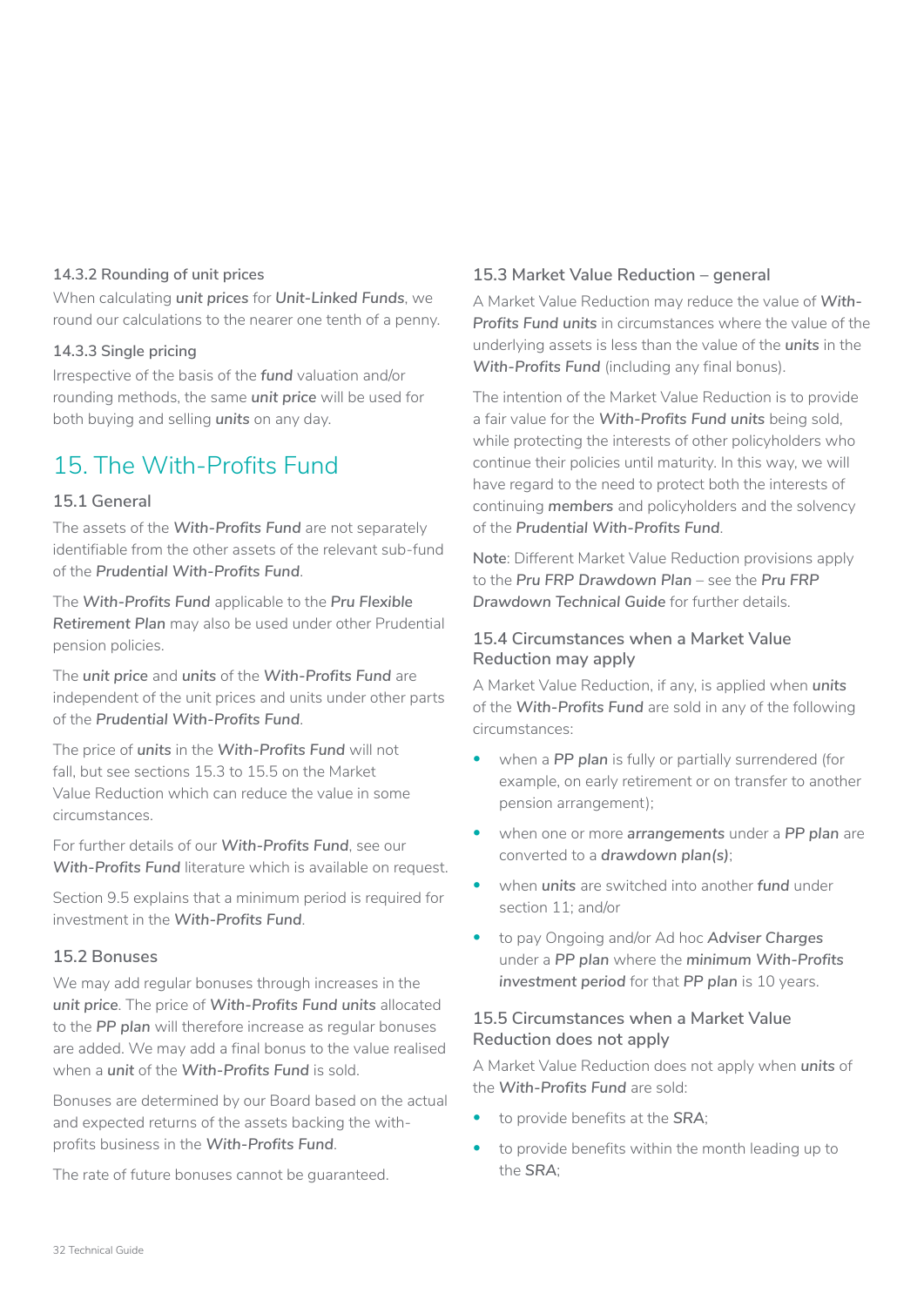#### 14.3.2 Rounding of unit prices

When calculating ***unit prices*** for ***Unit-Linked Funds***, we round our calculations to the nearer one tenth of a penny.

#### 14.3.3 Single pricing

Irrespective of the basis of the ***fund*** valuation and/or rounding methods, the same ***unit price*** will be used for both buying and selling ***units*** on any day.

## 15. The With-Profits Fund

### 15.1 General

The assets of the ***With-Profits Fund*** are not separately identifiable from the other assets of the relevant sub-fund of the ***Prudential With-Profits Fund***.

The ***With-Profits Fund*** applicable to the ***Pru Flexible Retirement Plan*** may also be used under other Prudential pension policies.

The ***unit price*** and ***units*** of the ***With-Profits Fund*** are independent of the unit prices and units under other parts of the ***Prudential With-Profits Fund***.

The price of ***units*** in the ***With-Profits Fund*** will not fall, but see sections 15.3 to 15.5 on the Market Value Reduction which can reduce the value in some circumstances.

For further details of our ***With-Profits Fund***, see our ***With-Profits Fund*** literature which is available on request.

Section 9.5 explains that a minimum period is required for investment in the ***With-Profits Fund***.

### 15.2 Bonuses

We may add regular bonuses through increases in the ***unit price***. The price of ***With-Profits Fund units*** allocated to the ***PP plan*** will therefore increase as regular bonuses are added. We may add a final bonus to the value realised when a ***unit*** of the ***With-Profits Fund*** is sold.

Bonuses are determined by our Board based on the actual and expected returns of the assets backing the with-profits business in the ***With-Profits Fund***.

The rate of future bonuses cannot be guaranteed.

### 15.3 Market Value Reduction – general

A Market Value Reduction may reduce the value of ***With-Profits Fund units*** in circumstances where the value of the underlying assets is less than the value of the ***units*** in the ***With-Profits Fund*** (including any final bonus).

The intention of the Market Value Reduction is to provide a fair value for the ***With-Profits Fund units*** being sold, while protecting the interests of other policyholders who continue their policies until maturity. In this way, we will have regard to the need to protect both the interests of continuing ***members*** and policyholders and the solvency of the ***Prudential With-Profits Fund***.

**Note**: Different Market Value Reduction provisions apply to the ***Pru FRP Drawdown Plan*** – see the ***Pru FRP Drawdown Technical Guide*** for further details.

### 15.4 Circumstances when a Market Value Reduction may apply

A Market Value Reduction, if any, is applied when ***units*** of the ***With-Profits Fund*** are sold in any of the following circumstances:

- when a ***PP plan*** is fully or partially surrendered (for example, on early retirement or on transfer to another pension arrangement);
- when one or more ***arrangements*** under a ***PP plan*** are converted to a ***drawdown plan(s)***;
- when ***units*** are switched into another ***fund*** under section 11; and/or
- to pay Ongoing and/or Ad hoc ***Adviser Charges*** under a ***PP plan*** where the ***minimum With-Profits investment period*** for that ***PP plan*** is 10 years.

### 15.5 Circumstances when a Market Value Reduction does not apply

A Market Value Reduction does not apply when ***units*** of the ***With-Profits Fund*** are sold:

- to provide benefits at the ***SRA***;
- to provide benefits within the month leading up to the ***SRA***;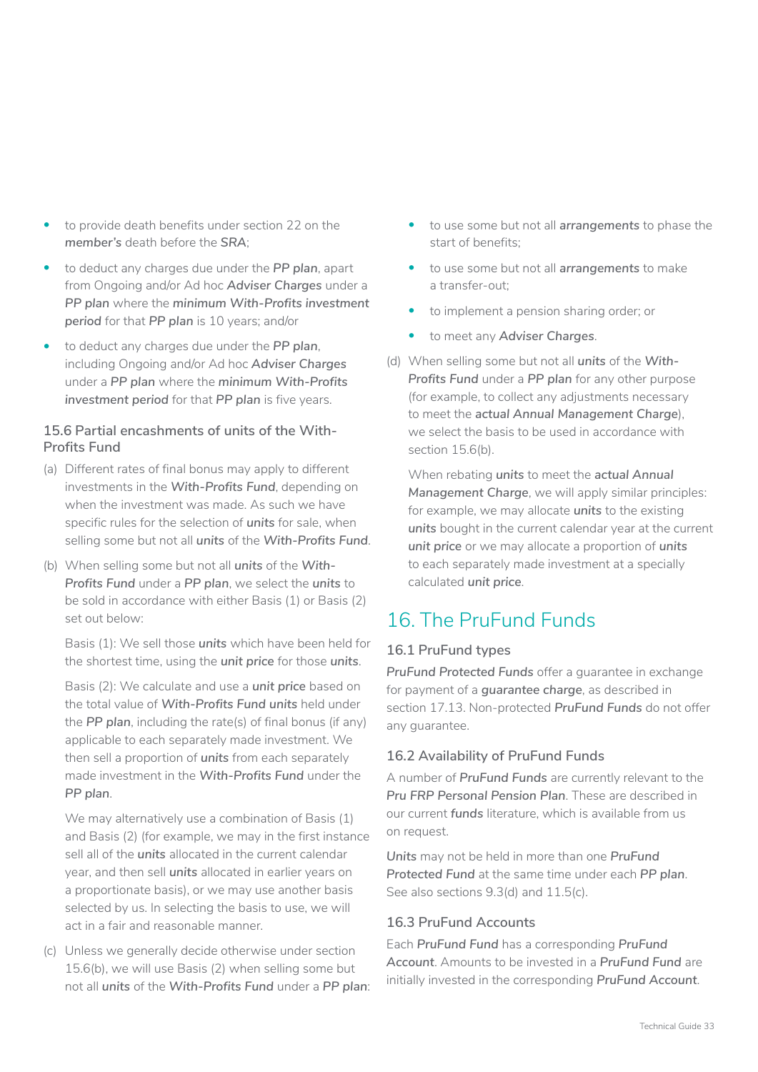- to provide death benefits under section 22 on the ***member's*** death before the ***SRA***;
- to deduct any charges due under the ***PP plan***, apart from Ongoing and/or Ad hoc ***Adviser Charges*** under a ***PP plan*** where the ***minimum With-Profits investment period*** for that ***PP plan*** is 10 years; and/or
- to deduct any charges due under the ***PP plan***, including Ongoing and/or Ad hoc ***Adviser Charges*** under a ***PP plan*** where the ***minimum With-Profits investment period*** for that ***PP plan*** is five years.

### 15.6 Partial encashments of units of the With-Profits Fund

(a) Different rates of final bonus may apply to different investments in the ***With-Profits Fund***, depending on when the investment was made. As such we have specific rules for the selection of ***units*** for sale, when selling some but not all ***units*** of the ***With-Profits Fund***.

(b) When selling some but not all ***units*** of the ***With-Profits Fund*** under a ***PP plan***, we select the ***units*** to be sold in accordance with either Basis (1) or Basis (2) set out below:

Basis (1): We sell those ***units*** which have been held for the shortest time, using the ***unit price*** for those ***units***.

Basis (2): We calculate and use a ***unit price*** based on the total value of ***With-Profits Fund units*** held under the ***PP plan***, including the rate(s) of final bonus (if any) applicable to each separately made investment. We then sell a proportion of ***units*** from each separately made investment in the ***With-Profits Fund*** under the ***PP plan***.

We may alternatively use a combination of Basis (1) and Basis (2) (for example, we may in the first instance sell all of the ***units*** allocated in the current calendar year, and then sell ***units*** allocated in earlier years on a proportionate basis), or we may use another basis selected by us. In selecting the basis to use, we will act in a fair and reasonable manner.

(c) Unless we generally decide otherwise under section 15.6(b), we will use Basis (2) when selling some but not all ***units*** of the ***With-Profits Fund*** under a ***PP plan***:

- to use some but not all ***arrangements*** to phase the start of benefits;
- to use some but not all ***arrangements*** to make a transfer-out;
- to implement a pension sharing order; or
- to meet any ***Adviser Charges***.

(d) When selling some but not all ***units*** of the ***With-Profits Fund*** under a ***PP plan*** for any other purpose (for example, to collect any adjustments necessary to meet the ***actual Annual Management Charge***), we select the basis to be used in accordance with section 15.6(b).

When rebating ***units*** to meet the ***actual Annual Management Charge***, we will apply similar principles: for example, we may allocate ***units*** to the existing ***units*** bought in the current calendar year at the current ***unit price*** or we may allocate a proportion of ***units*** to each separately made investment at a specially calculated ***unit price***.

## 16. The PruFund Funds

### 16.1 PruFund types

***PruFund Protected Funds*** offer a guarantee in exchange for payment of a ***guarantee charge***, as described in section 17.13. Non-protected ***PruFund Funds*** do not offer any guarantee.

### 16.2 Availability of PruFund Funds

A number of ***PruFund Funds*** are currently relevant to the ***Pru FRP Personal Pension Plan***. These are described in our current ***funds*** literature, which is available from us on request.

***Units*** may not be held in more than one ***PruFund Protected Fund*** at the same time under each ***PP plan***. See also sections 9.3(d) and 11.5(c).

### 16.3 PruFund Accounts

Each ***PruFund Fund*** has a corresponding ***PruFund Account***. Amounts to be invested in a ***PruFund Fund*** are initially invested in the corresponding ***PruFund Account***.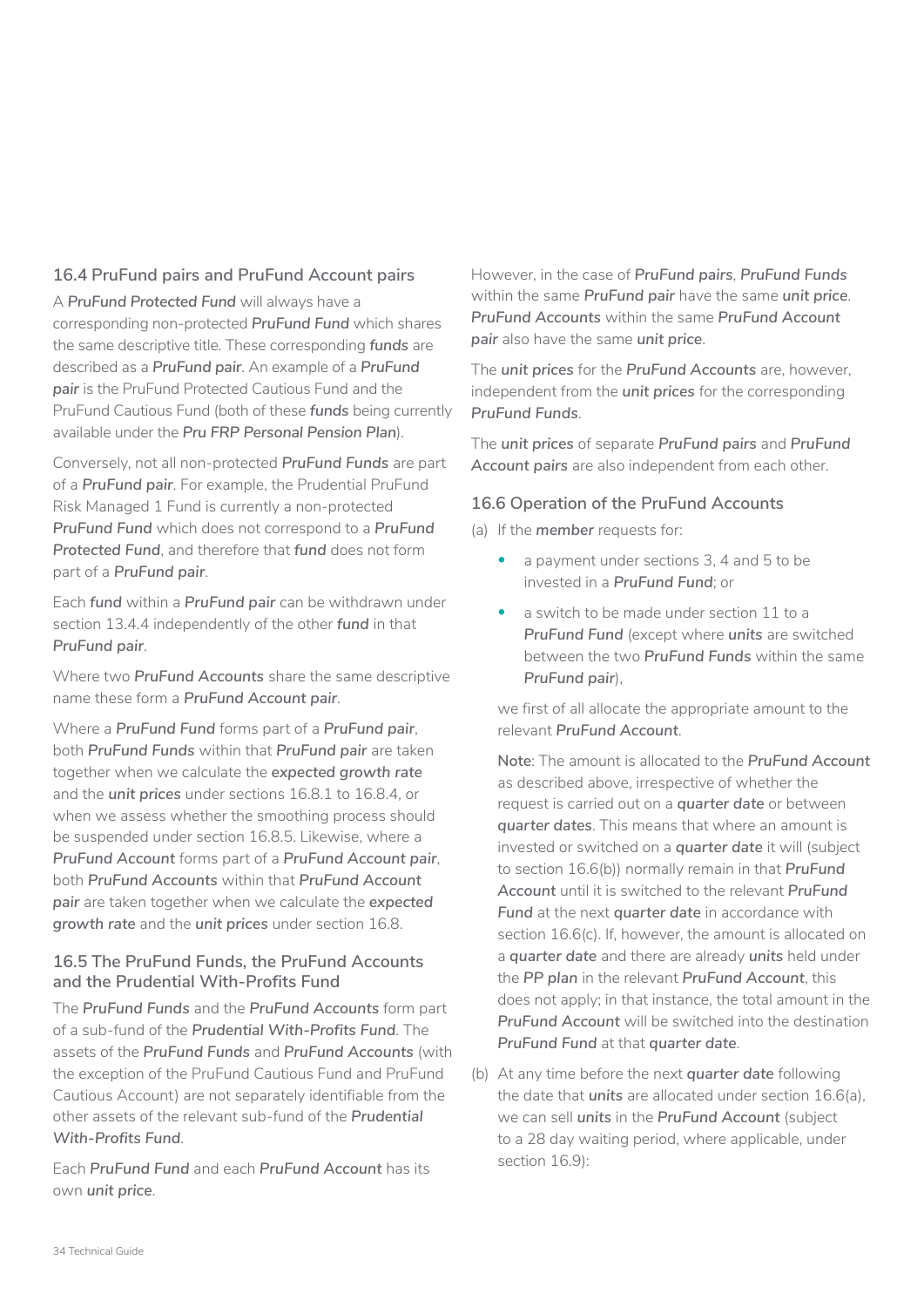### 16.4 PruFund pairs and PruFund Account pairs

A ***PruFund Protected Fund*** will always have a corresponding non-protected ***PruFund Fund*** which shares the same descriptive title. These corresponding ***funds*** are described as a ***PruFund pair***. An example of a ***PruFund pair*** is the PruFund Protected Cautious Fund and the PruFund Cautious Fund (both of these ***funds*** being currently available under the ***Pru FRP Personal Pension Plan***).

Conversely, not all non-protected ***PruFund Funds*** are part of a ***PruFund pair***. For example, the Prudential PruFund Risk Managed 1 Fund is currently a non-protected ***PruFund Fund*** which does not correspond to a ***PruFund Protected Fund***, and therefore that ***fund*** does not form part of a ***PruFund pair***.

Each ***fund*** within a ***PruFund pair*** can be withdrawn under section 13.4.4 independently of the other ***fund*** in that ***PruFund pair***.

Where two ***PruFund Accounts*** share the same descriptive name these form a ***PruFund Account pair***.

Where a ***PruFund Fund*** forms part of a ***PruFund pair***, both ***PruFund Funds*** within that ***PruFund pair*** are taken together when we calculate the ***expected growth rate*** and the ***unit prices*** under sections 16.8.1 to 16.8.4, or when we assess whether the smoothing process should be suspended under section 16.8.5. Likewise, where a ***PruFund Account*** forms part of a ***PruFund Account pair***, both ***PruFund Accounts*** within that ***PruFund Account pair*** are taken together when we calculate the ***expected growth rate*** and the ***unit prices*** under section 16.8.

### 16.5 The PruFund Funds, the PruFund Accounts and the Prudential With-Profits Fund

The ***PruFund Funds*** and the ***PruFund Accounts*** form part of a sub-fund of the ***Prudential With-Profits Fund***. The assets of the ***PruFund Funds*** and ***PruFund Accounts*** (with the exception of the PruFund Cautious Fund and PruFund Cautious Account) are not separately identifiable from the other assets of the relevant sub-fund of the ***Prudential With-Profits Fund***.

Each ***PruFund Fund*** and each ***PruFund Account*** has its own ***unit price***.

However, in the case of ***PruFund pairs***, ***PruFund Funds*** within the same ***PruFund pair*** have the same ***unit price***. ***PruFund Accounts*** within the same ***PruFund Account pair*** also have the same ***unit price***.

The ***unit prices*** for the ***PruFund Accounts*** are, however, independent from the ***unit prices*** for the corresponding ***PruFund Funds***.

The ***unit prices*** of separate ***PruFund pairs*** and ***PruFund Account pairs*** are also independent from each other.

### 16.6 Operation of the PruFund Accounts

(a) If the ***member*** requests for:

- a payment under sections 3, 4 and 5 to be invested in a ***PruFund Fund***; or
- a switch to be made under section 11 to a ***PruFund Fund*** (except where ***units*** are switched between the two ***PruFund Funds*** within the same ***PruFund pair***),

we first of all allocate the appropriate amount to the relevant ***PruFund Account***.

**Note**: The amount is allocated to the ***PruFund Account*** as described above, irrespective of whether the request is carried out on a **quarter date** or between **quarter dates**. This means that where an amount is invested or switched on a **quarter date** it will (subject to section 16.6(b)) normally remain in that ***PruFund Account*** until it is switched to the relevant ***PruFund Fund*** at the next **quarter date** in accordance with section 16.6(c). If, however, the amount is allocated on a ***quarter date*** and there are already **units** held under the ***PP plan*** in the relevant ***PruFund Account***, this does not apply; in that instance, the total amount in the ***PruFund Account*** will be switched into the destination ***PruFund Fund*** at that ***quarter date***.

(b) At any time before the next ***quarter date*** following the date that **units** are allocated under section 16.6(a), we can sell **units** in the ***PruFund Account*** (subject to a 28 day waiting period, where applicable, under section 16.9):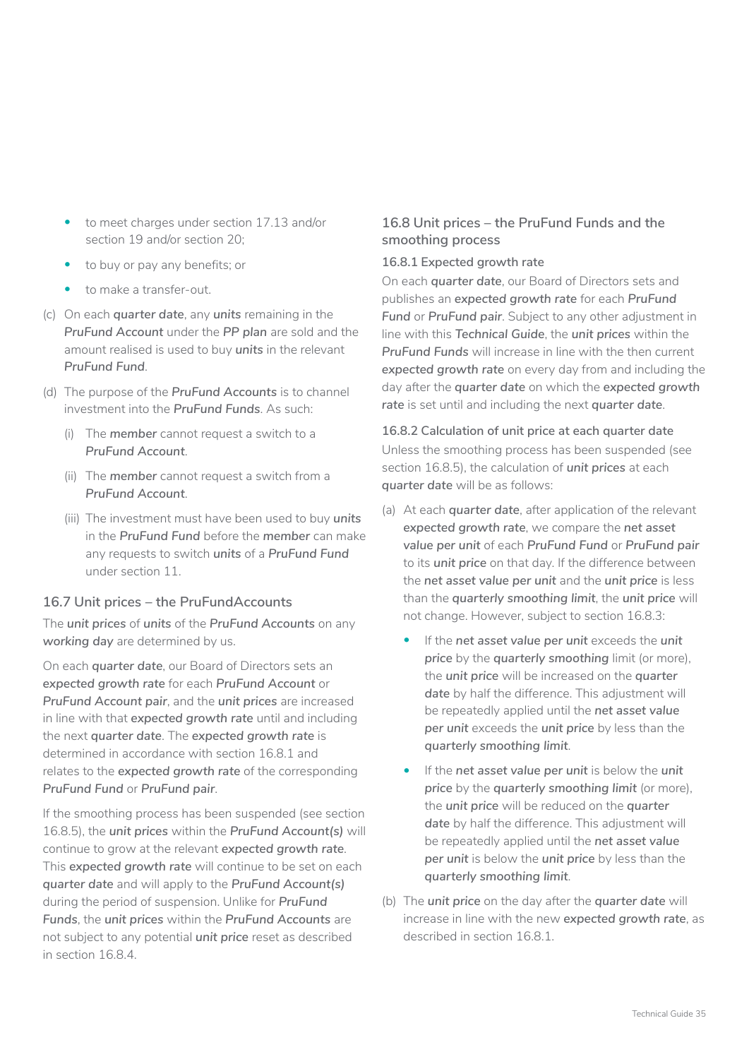- to meet charges under section 17.13 and/or section 19 and/or section 20;
- to buy or pay any benefits; or
- to make a transfer-out.

(c) On each ***quarter date***, any ***units*** remaining in the ***PruFund Account*** under the ***PP plan*** are sold and the amount realised is used to buy ***units*** in the relevant ***PruFund Fund***.

(d) The purpose of the ***PruFund Accounts*** is to channel investment into the ***PruFund Funds***. As such:

   (i) The ***member*** cannot request a switch to a ***PruFund Account***.

   (ii) The ***member*** cannot request a switch from a ***PruFund Account***.

   (iii) The investment must have been used to buy ***units*** in the ***PruFund Fund*** before the ***member*** can make any requests to switch ***units*** of a ***PruFund Fund*** under section 11.

### 16.7 Unit prices – the PruFundAccounts

The ***unit prices*** of ***units*** of the ***PruFund Accounts*** on any ***working day*** are determined by us.

On each ***quarter date***, our Board of Directors sets an ***expected growth rate*** for each ***PruFund Account*** or ***PruFund Account pair***, and the ***unit prices*** are increased in line with that ***expected growth rate*** until and including the next ***quarter date***. The ***expected growth rate*** is determined in accordance with section 16.8.1 and relates to the ***expected growth rate*** of the corresponding ***PruFund Fund*** or ***PruFund pair***.

If the smoothing process has been suspended (see section 16.8.5), the ***unit prices*** within the ***PruFund Account(s)*** will continue to grow at the relevant ***expected growth rate***. This ***expected growth rate*** will continue to be set on each ***quarter date*** and will apply to the ***PruFund Account(s)*** during the period of suspension. Unlike for ***PruFund Funds***, the ***unit prices*** within the ***PruFund Accounts*** are not subject to any potential ***unit price*** reset as described in section 16.8.4.

### 16.8 Unit prices – the PruFund Funds and the smoothing process

#### 16.8.1 Expected growth rate

On each ***quarter date***, our Board of Directors sets and publishes an ***expected growth rate*** for each ***PruFund Fund*** or ***PruFund pair***. Subject to any other adjustment in line with this ***Technical Guide***, the ***unit prices*** within the ***PruFund Funds*** will increase in line with the then current ***expected growth rate*** on every day from and including the day after the ***quarter date*** on which the ***expected growth rate*** is set until and including the next ***quarter date***.

#### 16.8.2 Calculation of unit price at each quarter date

Unless the smoothing process has been suspended (see section 16.8.5), the calculation of ***unit prices*** at each ***quarter date*** will be as follows:

(a) At each ***quarter date***, after application of the relevant ***expected growth rate***, we compare the ***net asset value per unit*** of each ***PruFund Fund*** or ***PruFund pair*** to its ***unit price*** on that day. If the difference between the ***net asset value per unit*** and the ***unit price*** is less than the ***quarterly smoothing limit***, the ***unit price*** will not change. However, subject to section 16.8.3:

   - If the ***net asset value per unit*** exceeds the ***unit price*** by the ***quarterly smoothing*** limit (or more), the ***unit price*** will be increased on the ***quarter date*** by half the difference. This adjustment will be repeatedly applied until the ***net asset value per unit*** exceeds the ***unit price*** by less than the ***quarterly smoothing limit***.
   - If the ***net asset value per unit*** is below the ***unit price*** by the ***quarterly smoothing limit*** (or more), the ***unit price*** will be reduced on the ***quarter date*** by half the difference. This adjustment will be repeatedly applied until the ***net asset value per unit*** is below the ***unit price*** by less than the ***quarterly smoothing limit***.

(b) The ***unit price*** on the day after the ***quarter date*** will increase in line with the new ***expected growth rate***, as described in section 16.8.1.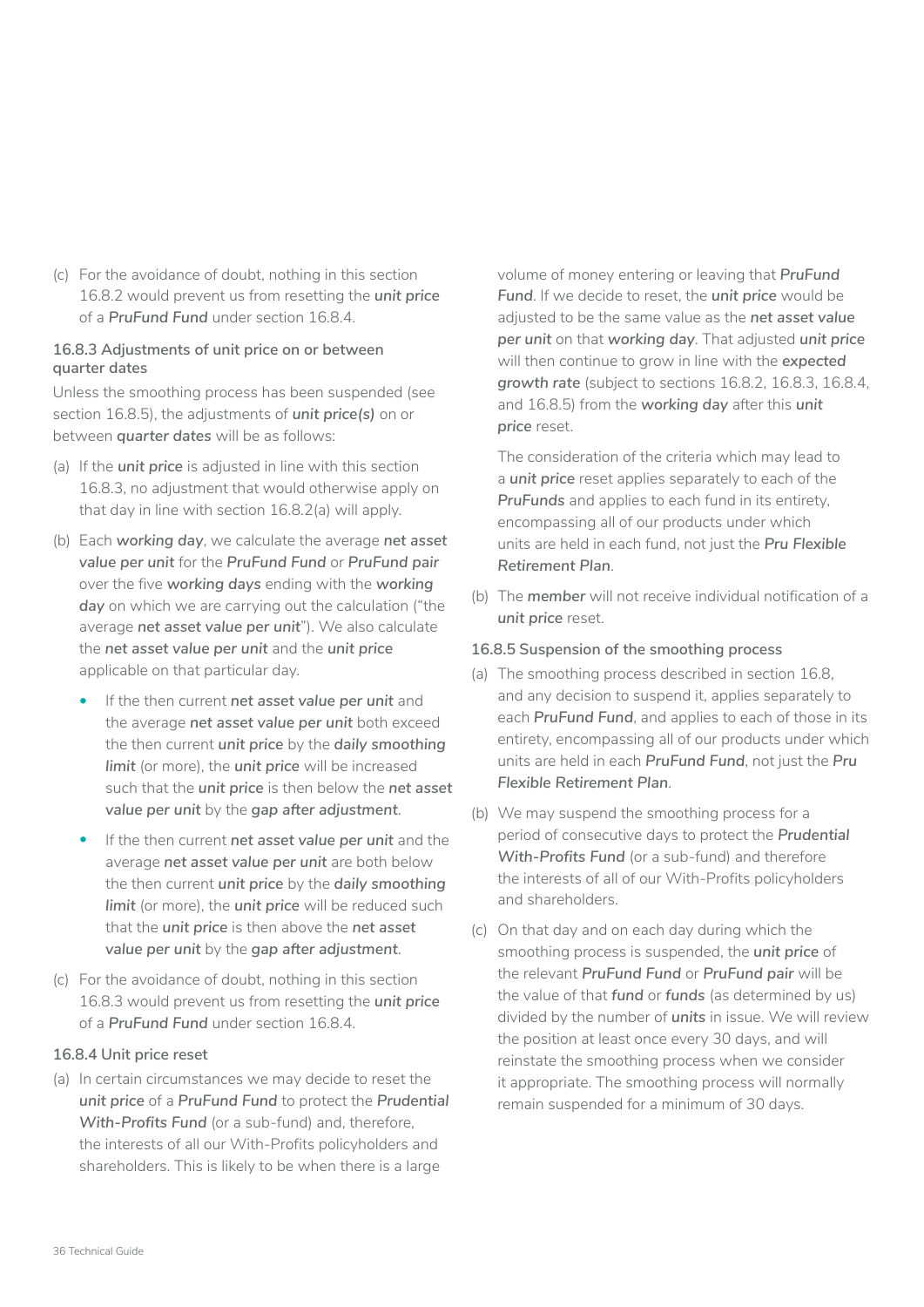(c) For the avoidance of doubt, nothing in this section 16.8.2 would prevent us from resetting the ***unit price*** of a ***PruFund Fund*** under section 16.8.4.

#### 16.8.3 Adjustments of unit price on or between quarter dates

Unless the smoothing process has been suspended (see section 16.8.5), the adjustments of ***unit price(s)*** on or between ***quarter dates*** will be as follows:

(a) If the ***unit price*** is adjusted in line with this section 16.8.3, no adjustment that would otherwise apply on that day in line with section 16.8.2(a) will apply.

(b) Each ***working day***, we calculate the average ***net asset value per unit*** for the ***PruFund Fund*** or ***PruFund pair*** over the five ***working days*** ending with the ***working day*** on which we are carrying out the calculation ("the average ***net asset value per unit***"). We also calculate the ***net asset value per unit*** and the ***unit price*** applicable on that particular day.

- If the then current ***net asset value per unit*** and the average ***net asset value per unit*** both exceed the then current ***unit price*** by the ***daily smoothing limit*** (or more), the ***unit price*** will be increased such that the ***unit price*** is then below the ***net asset value per unit*** by the ***gap after adjustment***.
- If the then current ***net asset value per unit*** and the average ***net asset value per unit*** are both below the then current ***unit price*** by the ***daily smoothing limit*** (or more), the ***unit price*** will be reduced such that the ***unit price*** is then above the ***net asset value per unit*** by the ***gap after adjustment***.

(c) For the avoidance of doubt, nothing in this section 16.8.3 would prevent us from resetting the ***unit price*** of a ***PruFund Fund*** under section 16.8.4.

#### 16.8.4 Unit price reset

(a) In certain circumstances we may decide to reset the ***unit price*** of a ***PruFund Fund*** to protect the ***Prudential With-Profits Fund*** (or a sub-fund) and, therefore, the interests of all our With-Profits policyholders and shareholders. This is likely to be when there is a large volume of money entering or leaving that ***PruFund Fund***. If we decide to reset, the ***unit price*** would be adjusted to be the same value as the ***net asset value per unit*** on that ***working day***. That adjusted ***unit price*** will then continue to grow in line with the ***expected growth rate*** (subject to sections 16.8.2, 16.8.3, 16.8.4, and 16.8.5) from the ***working day*** after this ***unit price*** reset.

The consideration of the criteria which may lead to a ***unit price*** reset applies separately to each of the ***PruFunds*** and applies to each fund in its entirety, encompassing all of our products under which units are held in each fund, not just the ***Pru Flexible Retirement Plan***.

(b) The ***member*** will not receive individual notification of a ***unit price*** reset.

#### 16.8.5 Suspension of the smoothing process

(a) The smoothing process described in section 16.8, and any decision to suspend it, applies separately to each ***PruFund Fund***, and applies to each of those in its entirety, encompassing all of our products under which units are held in each ***PruFund Fund***, not just the ***Pru Flexible Retirement Plan***.

(b) We may suspend the smoothing process for a period of consecutive days to protect the ***Prudential With-Profits Fund*** (or a sub-fund) and therefore the interests of all of our With-Profits policyholders and shareholders.

(c) On that day and on each day during which the smoothing process is suspended, the ***unit price*** of the relevant ***PruFund Fund*** or ***PruFund pair*** will be the value of that ***fund*** or ***funds*** (as determined by us) divided by the number of ***units*** in issue. We will review the position at least once every 30 days, and will reinstate the smoothing process when we consider it appropriate. The smoothing process will normally remain suspended for a minimum of 30 days.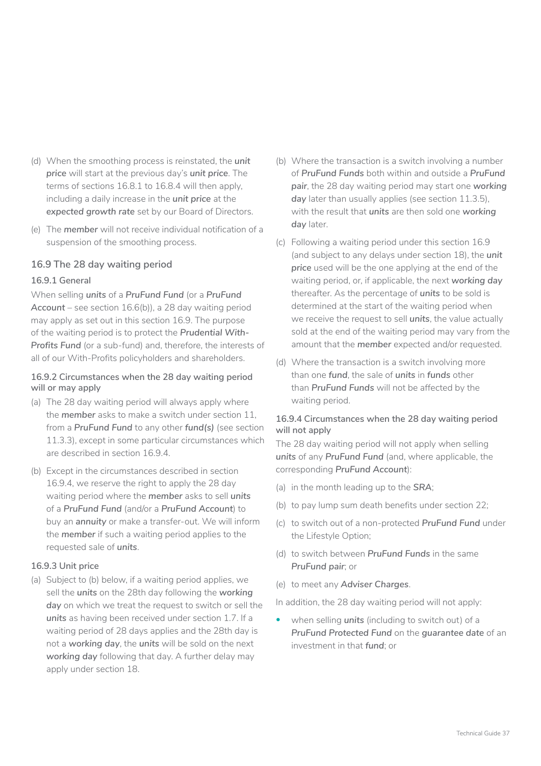(d) When the smoothing process is reinstated, the ***unit price*** will start at the previous day's ***unit price***. The terms of sections 16.8.1 to 16.8.4 will then apply, including a daily increase in the ***unit price*** at the ***expected growth rate*** set by our Board of Directors.

(e) The ***member*** will not receive individual notification of a suspension of the smoothing process.

## 16.9 The 28 day waiting period

### 16.9.1 General

When selling ***units*** of a ***PruFund Fund*** (or a ***PruFund Account*** – see section 16.6(b)), a 28 day waiting period may apply as set out in this section 16.9. The purpose of the waiting period is to protect the ***Prudential With-Profits Fund*** (or a sub-fund) and, therefore, the interests of all of our With-Profits policyholders and shareholders.

### 16.9.2 Circumstances when the 28 day waiting period will or may apply

(a) The 28 day waiting period will always apply where the ***member*** asks to make a switch under section 11, from a ***PruFund Fund*** to any other ***fund(s)*** (see section 11.3.3), except in some particular circumstances which are described in section 16.9.4.

(b) Except in the circumstances described in section 16.9.4, we reserve the right to apply the 28 day waiting period where the ***member*** asks to sell ***units*** of a ***PruFund Fund*** (and/or a ***PruFund Account***) to buy an ***annuity*** or make a transfer-out. We will inform the ***member*** if such a waiting period applies to the requested sale of ***units***.

### 16.9.3 Unit price

(a) Subject to (b) below, if a waiting period applies, we sell the ***units*** on the 28th day following the ***working day*** on which we treat the request to switch or sell the ***units*** as having been received under section 1.7. If a waiting period of 28 days applies and the 28th day is not a ***working day***, the ***units*** will be sold on the next ***working day*** following that day. A further delay may apply under section 18.

(b) Where the transaction is a switch involving a number of ***PruFund Funds*** both within and outside a ***PruFund pair***, the 28 day waiting period may start one ***working day*** later than usually applies (see section 11.3.5), with the result that ***units*** are then sold one ***working day*** later.

(c) Following a waiting period under this section 16.9 (and subject to any delays under section 18), the ***unit price*** used will be the one applying at the end of the waiting period, or, if applicable, the next ***working day*** thereafter. As the percentage of ***units*** to be sold is determined at the start of the waiting period when we receive the request to sell ***units***, the value actually sold at the end of the waiting period may vary from the amount that the ***member*** expected and/or requested.

(d) Where the transaction is a switch involving more than one ***fund***, the sale of ***units*** in ***funds*** other than ***PruFund Funds*** will not be affected by the waiting period.

### 16.9.4 Circumstances when the 28 day waiting period will not apply

The 28 day waiting period will not apply when selling ***units*** of any ***PruFund Fund*** (and, where applicable, the corresponding ***PruFund Account***):

(a) in the month leading up to the ***SRA***;

(b) to pay lump sum death benefits under section 22;

(c) to switch out of a non-protected ***PruFund Fund*** under the Lifestyle Option;

(d) to switch between ***PruFund Funds*** in the same ***PruFund pair***; or

(e) to meet any ***Adviser Charges***.

In addition, the 28 day waiting period will not apply:

- when selling ***units*** (including to switch out) of a ***PruFund Protected Fund*** on the ***guarantee date*** of an investment in that ***fund***; or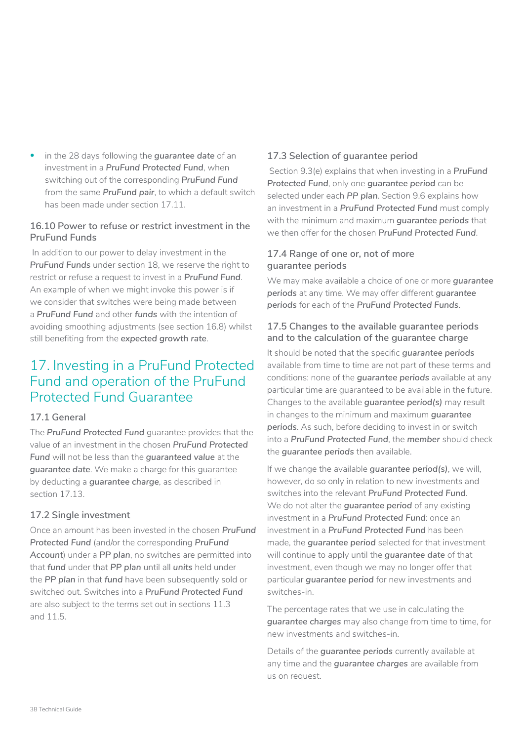- in the 28 days following the **guarantee date** of an investment in a ***PruFund Protected Fund***, when switching out of the corresponding ***PruFund Fund*** from the same ***PruFund pair***, to which a default switch has been made under section 17.11.

### 16.10 Power to refuse or restrict investment in the PruFund Funds

In addition to our power to delay investment in the ***PruFund Funds*** under section 18, we reserve the right to restrict or refuse a request to invest in a ***PruFund Fund***. An example of when we might invoke this power is if we consider that switches were being made between a ***PruFund Fund*** and other ***funds*** with the intention of avoiding smoothing adjustments (see section 16.8) whilst still benefiting from the **expected *growth rate***.

## 17. Investing in a PruFund Protected Fund and operation of the PruFund Protected Fund Guarantee

### 17.1 General

The ***PruFund Protected Fund*** guarantee provides that the value of an investment in the chosen ***PruFund Protected Fund*** will not be less than the **guaranteed value** at the **guarantee date**. We make a charge for this guarantee by deducting a ***guarantee charge***, as described in section 17.13.

### 17.2 Single investment

Once an amount has been invested in the chosen ***PruFund Protected Fund*** (and/or the corresponding ***PruFund Account***) under a ***PP plan***, no switches are permitted into that ***fund*** under that ***PP plan*** until all **units** held under the ***PP plan*** in that ***fund*** have been subsequently sold or switched out. Switches into a ***PruFund Protected Fund*** are also subject to the terms set out in sections 11.3 and 11.5.

### 17.3 Selection of guarantee period

Section 9.3(e) explains that when investing in a ***PruFund Protected Fund***, only one ***guarantee period*** can be selected under each ***PP plan***. Section 9.6 explains how an investment in a ***PruFund Protected Fund*** must comply with the minimum and maximum ***guarantee periods*** that we then offer for the chosen ***PruFund Protected Fund***.

### 17.4 Range of one or, not of more guarantee periods

We may make available a choice of one or more ***guarantee periods*** at any time. We may offer different ***guarantee periods*** for each of the ***PruFund Protected Funds***.

### 17.5 Changes to the available guarantee periods and to the calculation of the guarantee charge

It should be noted that the specific ***guarantee periods*** available from time to time are not part of these terms and conditions: none of the ***guarantee periods*** available at any particular time are guaranteed to be available in the future. Changes to the available ***guarantee period(s)*** may result in changes to the minimum and maximum ***guarantee periods***. As such, before deciding to invest in or switch into a ***PruFund Protected Fund***, the ***member*** should check the ***guarantee periods*** then available.

If we change the available ***guarantee period(s)***, we will, however, do so only in relation to new investments and switches into the relevant ***PruFund Protected Fund***. We do not alter the ***guarantee period*** of any existing investment in a ***PruFund Protected Fund***: once an investment in a ***PruFund Protected Fund*** has been made, the ***guarantee period*** selected for that investment will continue to apply until the **guarantee date** of that investment, even though we may no longer offer that particular ***guarantee period*** for new investments and switches-in.

The percentage rates that we use in calculating the ***guarantee charges*** may also change from time to time, for new investments and switches-in.

Details of the ***guarantee periods*** currently available at any time and the ***guarantee charges*** are available from us on request.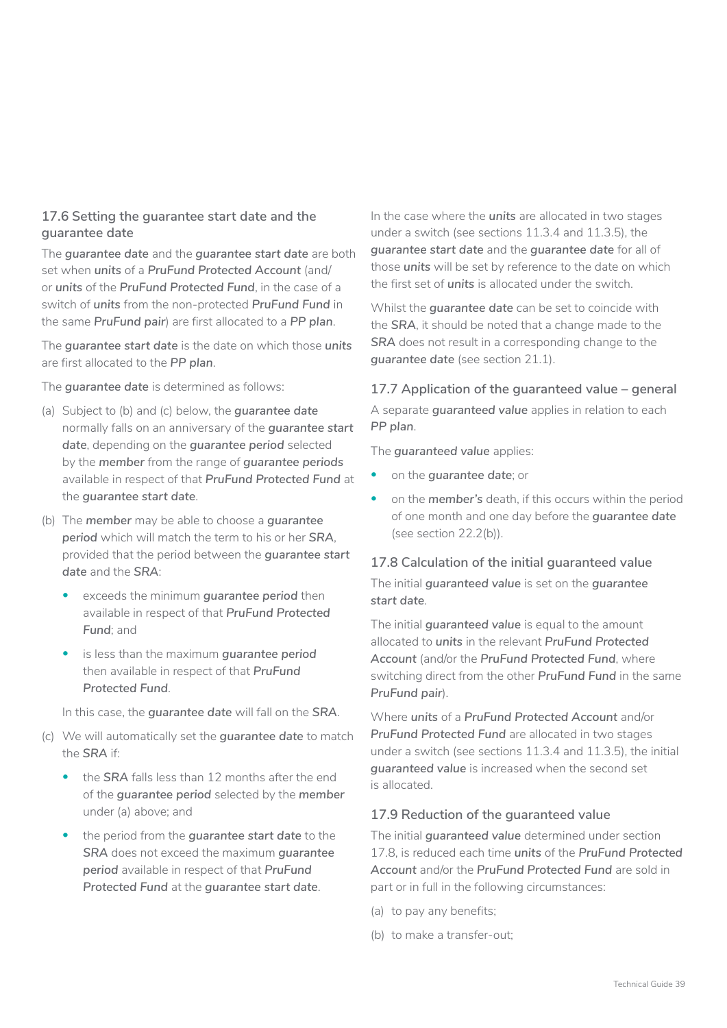### 17.6 Setting the guarantee start date and the guarantee date

The ***guarantee date*** and the ***guarantee start date*** are both set when ***units*** of a ***PruFund Protected Account*** (and/or ***units*** of the ***PruFund Protected Fund***, in the case of a switch of ***units*** from the non-protected ***PruFund Fund*** in the same ***PruFund pair***) are first allocated to a ***PP plan***.

The ***guarantee start date*** is the date on which those ***units*** are first allocated to the ***PP plan***.

The ***guarantee date*** is determined as follows:

(a) Subject to (b) and (c) below, the ***guarantee date*** normally falls on an anniversary of the ***guarantee start date***, depending on the ***guarantee period*** selected by the ***member*** from the range of ***guarantee periods*** available in respect of that ***PruFund Protected Fund*** at the ***guarantee start date***.

(b) The ***member*** may be able to choose a ***guarantee period*** which will match the term to his or her ***SRA***, provided that the period between the ***guarantee start date*** and the ***SRA***:

- exceeds the minimum ***guarantee period*** then available in respect of that ***PruFund Protected Fund***; and
- is less than the maximum ***guarantee period*** then available in respect of that ***PruFund Protected Fund***.

In this case, the ***guarantee date*** will fall on the ***SRA***.

(c) We will automatically set the ***guarantee date*** to match the ***SRA*** if:

- the ***SRA*** falls less than 12 months after the end of the ***guarantee period*** selected by the ***member*** under (a) above; and
- the period from the ***guarantee start date*** to the ***SRA*** does not exceed the maximum ***guarantee period*** available in respect of that ***PruFund Protected Fund*** at the ***guarantee start date***.

In the case where the ***units*** are allocated in two stages under a switch (see sections 11.3.4 and 11.3.5), the ***guarantee start date*** and the ***guarantee date*** for all of those ***units*** will be set by reference to the date on which the first set of ***units*** is allocated under the switch.

Whilst the ***guarantee date*** can be set to coincide with the ***SRA***, it should be noted that a change made to the ***SRA*** does not result in a corresponding change to the ***guarantee date*** (see section 21.1).

### 17.7 Application of the guaranteed value – general

A separate ***guaranteed value*** applies in relation to each ***PP plan***.

The ***guaranteed value*** applies:

- on the ***guarantee date***; or
- on the ***member's*** death, if this occurs within the period of one month and one day before the ***guarantee date*** (see section 22.2(b)).

### 17.8 Calculation of the initial guaranteed value

The initial ***guaranteed value*** is set on the ***guarantee start date***.

The initial ***guaranteed value*** is equal to the amount allocated to ***units*** in the relevant ***PruFund Protected Account*** (and/or the ***PruFund Protected Fund***, where switching direct from the other ***PruFund Fund*** in the same ***PruFund pair***).

Where ***units*** of a ***PruFund Protected Account*** and/or ***PruFund Protected Fund*** are allocated in two stages under a switch (see sections 11.3.4 and 11.3.5), the initial ***guaranteed value*** is increased when the second set is allocated.

### 17.9 Reduction of the guaranteed value

The initial ***guaranteed value*** determined under section 17.8, is reduced each time ***units*** of the ***PruFund Protected Account*** and/or the ***PruFund Protected Fund*** are sold in part or in full in the following circumstances:

(a) to pay any benefits;

(b) to make a transfer-out;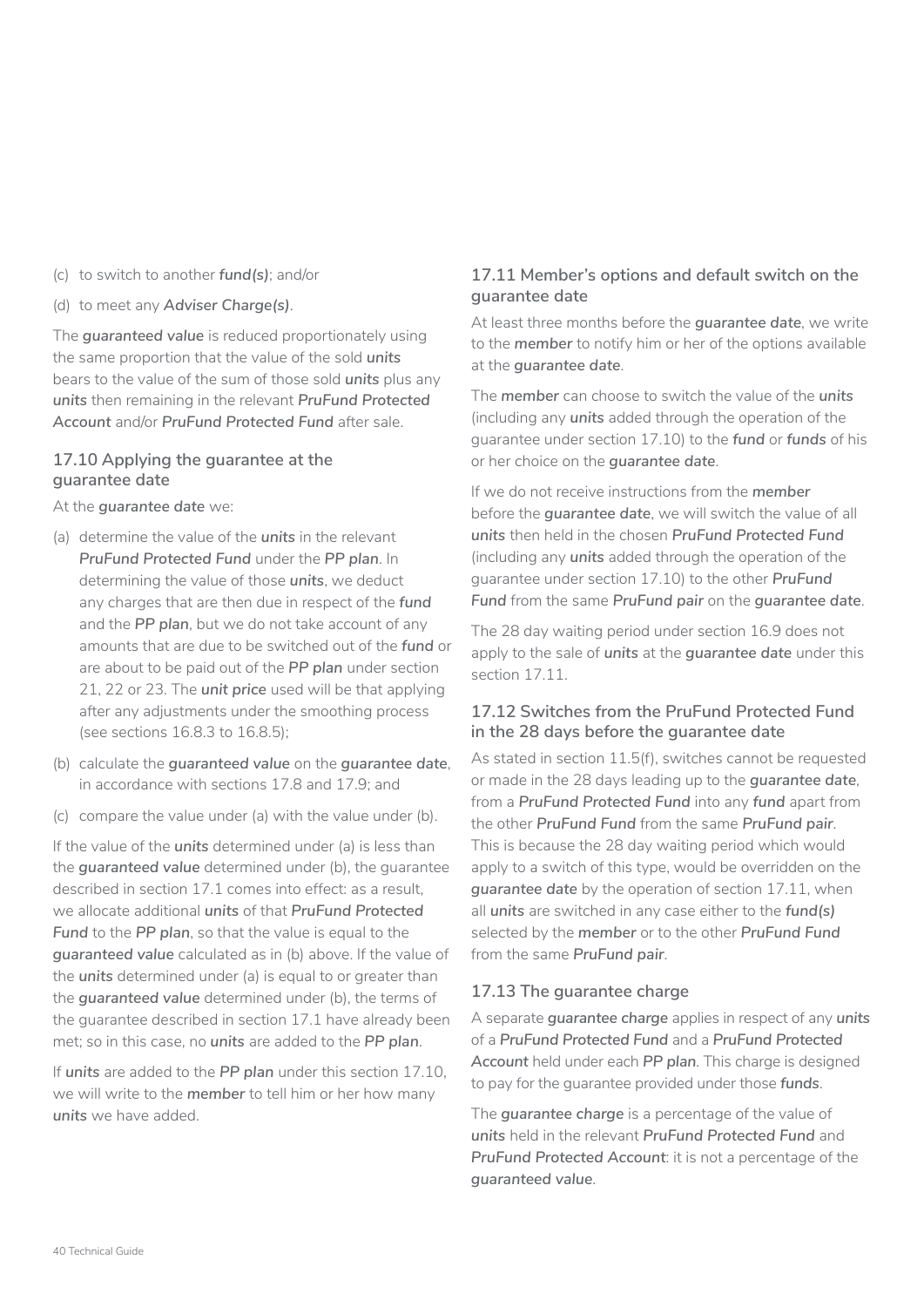(c) to switch to another ***fund(s)***; and/or

(d) to meet any ***Adviser Charge(s)***.

The ***guaranteed value*** is reduced proportionately using the same proportion that the value of the sold ***units*** bears to the value of the sum of those sold ***units*** plus any ***units*** then remaining in the relevant ***PruFund Protected Account*** and/or ***PruFund Protected Fund*** after sale.

### 17.10 Applying the guarantee at the guarantee date

At the ***guarantee date*** we:

(a) determine the value of the ***units*** in the relevant ***PruFund Protected Fund*** under the ***PP plan***. In determining the value of those ***units***, we deduct any charges that are then due in respect of the ***fund*** and the ***PP plan***, but we do not take account of any amounts that are due to be switched out of the ***fund*** or are about to be paid out of the ***PP plan*** under section 21, 22 or 23. The ***unit price*** used will be that applying after any adjustments under the smoothing process (see sections 16.8.3 to 16.8.5);

(b) calculate the ***guaranteed value*** on the ***guarantee date***, in accordance with sections 17.8 and 17.9; and

(c) compare the value under (a) with the value under (b).

If the value of the ***units*** determined under (a) is less than the ***guaranteed value*** determined under (b), the guarantee described in section 17.1 comes into effect: as a result, we allocate additional ***units*** of that ***PruFund Protected Fund*** to the ***PP plan***, so that the value is equal to the ***guaranteed value*** calculated as in (b) above. If the value of the ***units*** determined under (a) is equal to or greater than the ***guaranteed value*** determined under (b), the terms of the guarantee described in section 17.1 have already been met; so in this case, no ***units*** are added to the ***PP plan***.

If ***units*** are added to the ***PP plan*** under this section 17.10, we will write to the ***member*** to tell him or her how many ***units*** we have added.

### 17.11 Member's options and default switch on the guarantee date

At least three months before the ***guarantee date***, we write to the ***member*** to notify him or her of the options available at the ***guarantee date***.

The ***member*** can choose to switch the value of the ***units*** (including any ***units*** added through the operation of the guarantee under section 17.10) to the ***fund*** or ***funds*** of his or her choice on the ***guarantee date***.

If we do not receive instructions from the ***member*** before the ***guarantee date***, we will switch the value of all ***units*** then held in the chosen ***PruFund Protected Fund*** (including any ***units*** added through the operation of the guarantee under section 17.10) to the other ***PruFund Fund*** from the same ***PruFund pair*** on the ***guarantee date***.

The 28 day waiting period under section 16.9 does not apply to the sale of ***units*** at the ***guarantee date*** under this section 17.11.

### 17.12 Switches from the PruFund Protected Fund in the 28 days before the guarantee date

As stated in section 11.5(f), switches cannot be requested or made in the 28 days leading up to the ***guarantee date***, from a ***PruFund Protected Fund*** into any ***fund*** apart from the other ***PruFund Fund*** from the same ***PruFund pair***. This is because the 28 day waiting period which would apply to a switch of this type, would be overridden on the ***guarantee date*** by the operation of section 17.11, when all ***units*** are switched in any case either to the ***fund(s)*** selected by the ***member*** or to the other ***PruFund Fund*** from the same ***PruFund pair***.

### 17.13 The guarantee charge

A separate ***guarantee charge*** applies in respect of any ***units*** of a ***PruFund Protected Fund*** and a ***PruFund Protected Account*** held under each ***PP plan***. This charge is designed to pay for the guarantee provided under those ***funds***.

The ***guarantee charge*** is a percentage of the value of ***units*** held in the relevant ***PruFund Protected Fund*** and ***PruFund Protected Account***: it is not a percentage of the ***guaranteed value***.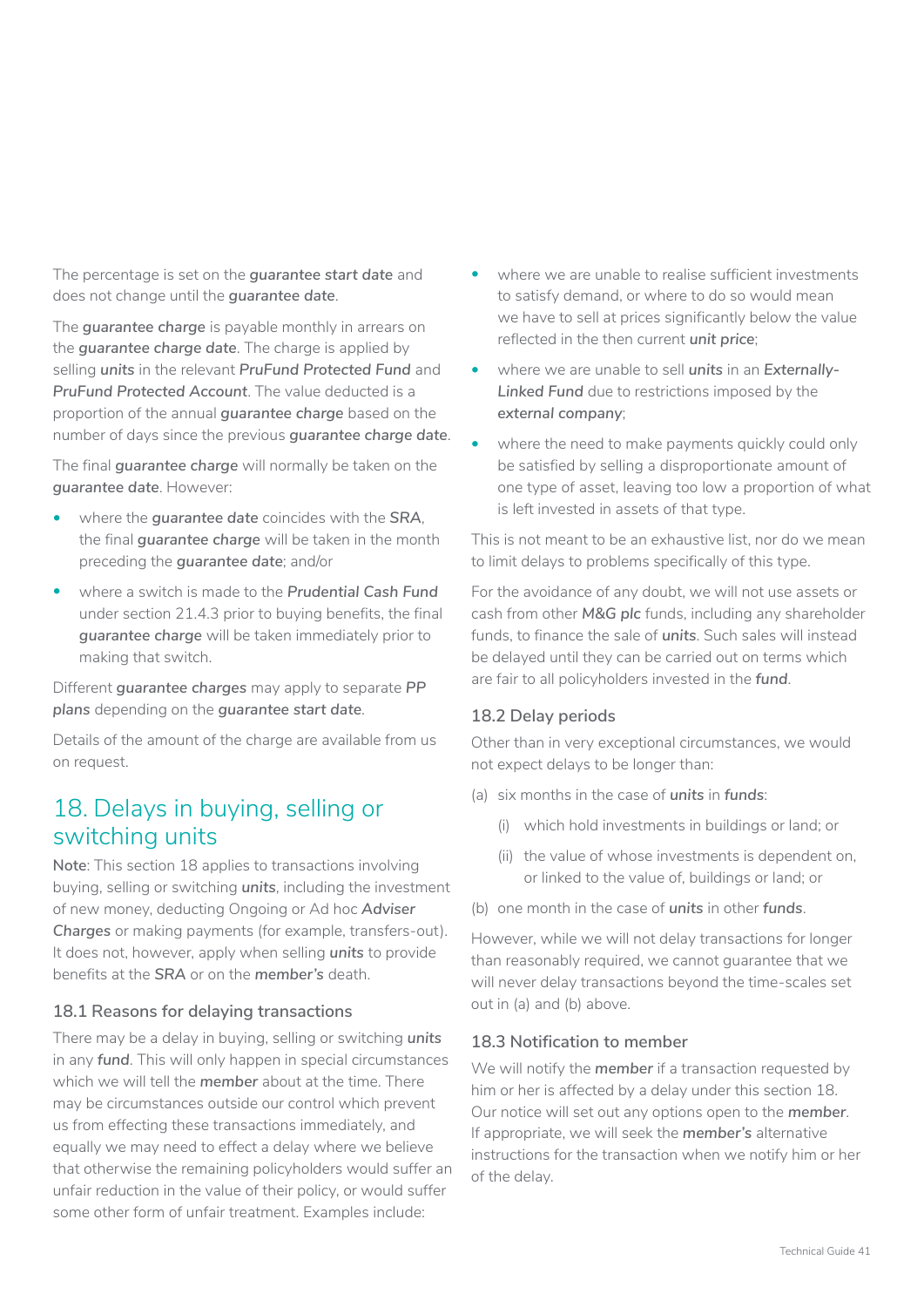The percentage is set on the ***guarantee start date*** and does not change until the ***guarantee date***.

The ***guarantee charge*** is payable monthly in arrears on the ***guarantee charge date***. The charge is applied by selling ***units*** in the relevant ***PruFund Protected Fund*** and ***PruFund Protected Account***. The value deducted is a proportion of the annual ***guarantee charge*** based on the number of days since the previous ***guarantee charge date***.

The final ***guarantee charge*** will normally be taken on the ***guarantee date***. However:

- where the ***guarantee date*** coincides with the ***SRA***, the final ***guarantee charge*** will be taken in the month preceding the ***guarantee date***; and/or
- where a switch is made to the ***Prudential Cash Fund*** under section 21.4.3 prior to buying benefits, the final ***guarantee charge*** will be taken immediately prior to making that switch.

Different ***guarantee charges*** may apply to separate ***PP plans*** depending on the ***guarantee start date***.

Details of the amount of the charge are available from us on request.

## 18. Delays in buying, selling or switching units

**Note**: This section 18 applies to transactions involving buying, selling or switching ***units***, including the investment of new money, deducting Ongoing or Ad hoc ***Adviser Charges*** or making payments (for example, transfers-out). It does not, however, apply when selling ***units*** to provide benefits at the ***SRA*** or on the ***member's*** death.

### 18.1 Reasons for delaying transactions

There may be a delay in buying, selling or switching ***units*** in any ***fund***. This will only happen in special circumstances which we will tell the ***member*** about at the time. There may be circumstances outside our control which prevent us from effecting these transactions immediately, and equally we may need to effect a delay where we believe that otherwise the remaining policyholders would suffer an unfair reduction in the value of their policy, or would suffer some other form of unfair treatment. Examples include:

- where we are unable to realise sufficient investments to satisfy demand, or where to do so would mean we have to sell at prices significantly below the value reflected in the then current ***unit price***;
- where we are unable to sell ***units*** in an ***Externally-Linked Fund*** due to restrictions imposed by the ***external company***;
- where the need to make payments quickly could only be satisfied by selling a disproportionate amount of one type of asset, leaving too low a proportion of what is left invested in assets of that type.

This is not meant to be an exhaustive list, nor do we mean to limit delays to problems specifically of this type.

For the avoidance of any doubt, we will not use assets or cash from other ***M&G plc*** funds, including any shareholder funds, to finance the sale of ***units***. Such sales will instead be delayed until they can be carried out on terms which are fair to all policyholders invested in the ***fund***.

### 18.2 Delay periods

Other than in very exceptional circumstances, we would not expect delays to be longer than:

(a) six months in the case of ***units*** in ***funds***:

  (i) which hold investments in buildings or land; or

  (ii) the value of whose investments is dependent on, or linked to the value of, buildings or land; or

(b) one month in the case of ***units*** in other ***funds***.

However, while we will not delay transactions for longer than reasonably required, we cannot guarantee that we will never delay transactions beyond the time-scales set out in (a) and (b) above.

### 18.3 Notification to member

We will notify the ***member*** if a transaction requested by him or her is affected by a delay under this section 18. Our notice will set out any options open to the ***member***. If appropriate, we will seek the ***member's*** alternative instructions for the transaction when we notify him or her of the delay.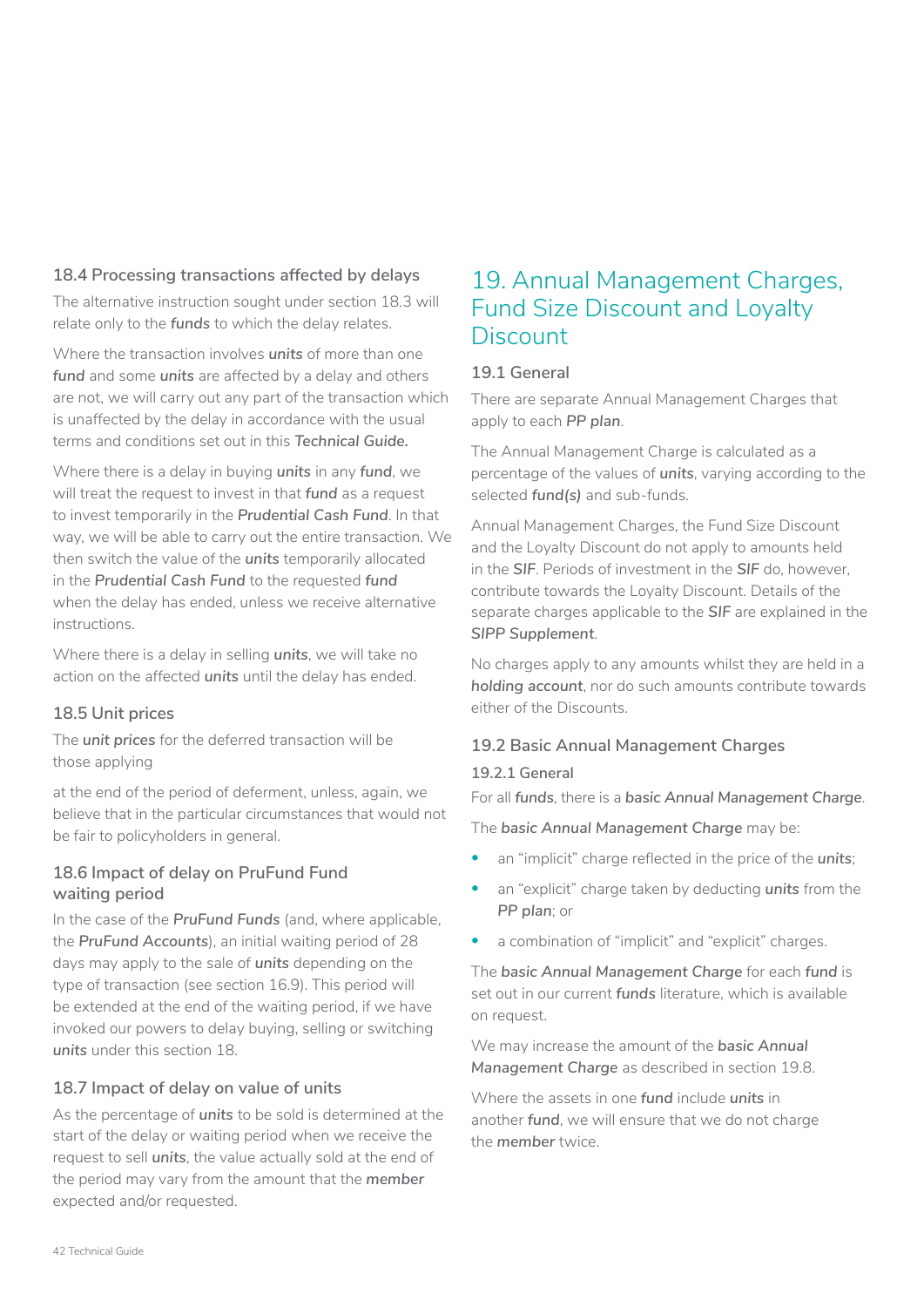### 18.4 Processing transactions affected by delays

The alternative instruction sought under section 18.3 will relate only to the ***funds*** to which the delay relates.

Where the transaction involves ***units*** of more than one ***fund*** and some ***units*** are affected by a delay and others are not, we will carry out any part of the transaction which is unaffected by the delay in accordance with the usual terms and conditions set out in this ***Technical Guide.***

Where there is a delay in buying ***units*** in any ***fund***, we will treat the request to invest in that ***fund*** as a request to invest temporarily in the ***Prudential Cash Fund***. In that way, we will be able to carry out the entire transaction. We then switch the value of the ***units*** temporarily allocated in the ***Prudential Cash Fund*** to the requested ***fund*** when the delay has ended, unless we receive alternative instructions.

Where there is a delay in selling ***units***, we will take no action on the affected ***units*** until the delay has ended.

### 18.5 Unit prices

The ***unit prices*** for the deferred transaction will be those applying

at the end of the period of deferment, unless, again, we believe that in the particular circumstances that would not be fair to policyholders in general.

### 18.6 Impact of delay on PruFund Fund waiting period

In the case of the ***PruFund Funds*** (and, where applicable, the ***PruFund Accounts***), an initial waiting period of 28 days may apply to the sale of ***units*** depending on the type of transaction (see section 16.9). This period will be extended at the end of the waiting period, if we have invoked our powers to delay buying, selling or switching ***units*** under this section 18.

### 18.7 Impact of delay on value of units

As the percentage of ***units*** to be sold is determined at the start of the delay or waiting period when we receive the request to sell ***units***, the value actually sold at the end of the period may vary from the amount that the ***member*** expected and/or requested.

## 19. Annual Management Charges, Fund Size Discount and Loyalty Discount

### 19.1 General

There are separate Annual Management Charges that apply to each ***PP plan***.

The Annual Management Charge is calculated as a percentage of the values of ***units***, varying according to the selected ***fund(s)*** and sub-funds.

Annual Management Charges, the Fund Size Discount and the Loyalty Discount do not apply to amounts held in the ***SIF***. Periods of investment in the ***SIF*** do, however, contribute towards the Loyalty Discount. Details of the separate charges applicable to the ***SIF*** are explained in the ***SIPP Supplement***.

No charges apply to any amounts whilst they are held in a ***holding account***, nor do such amounts contribute towards either of the Discounts.

### 19.2 Basic Annual Management Charges

#### 19.2.1 General

For all ***funds***, there is a ***basic Annual Management Charge***.

The ***basic Annual Management Charge*** may be:

- an "implicit" charge reflected in the price of the ***units***;
- an "explicit" charge taken by deducting ***units*** from the ***PP plan***; or
- a combination of "implicit" and "explicit" charges.

The ***basic Annual Management Charge*** for each ***fund*** is set out in our current ***funds*** literature, which is available on request.

We may increase the amount of the ***basic Annual Management Charge*** as described in section 19.8.

Where the assets in one ***fund*** include ***units*** in another ***fund***, we will ensure that we do not charge the ***member*** twice.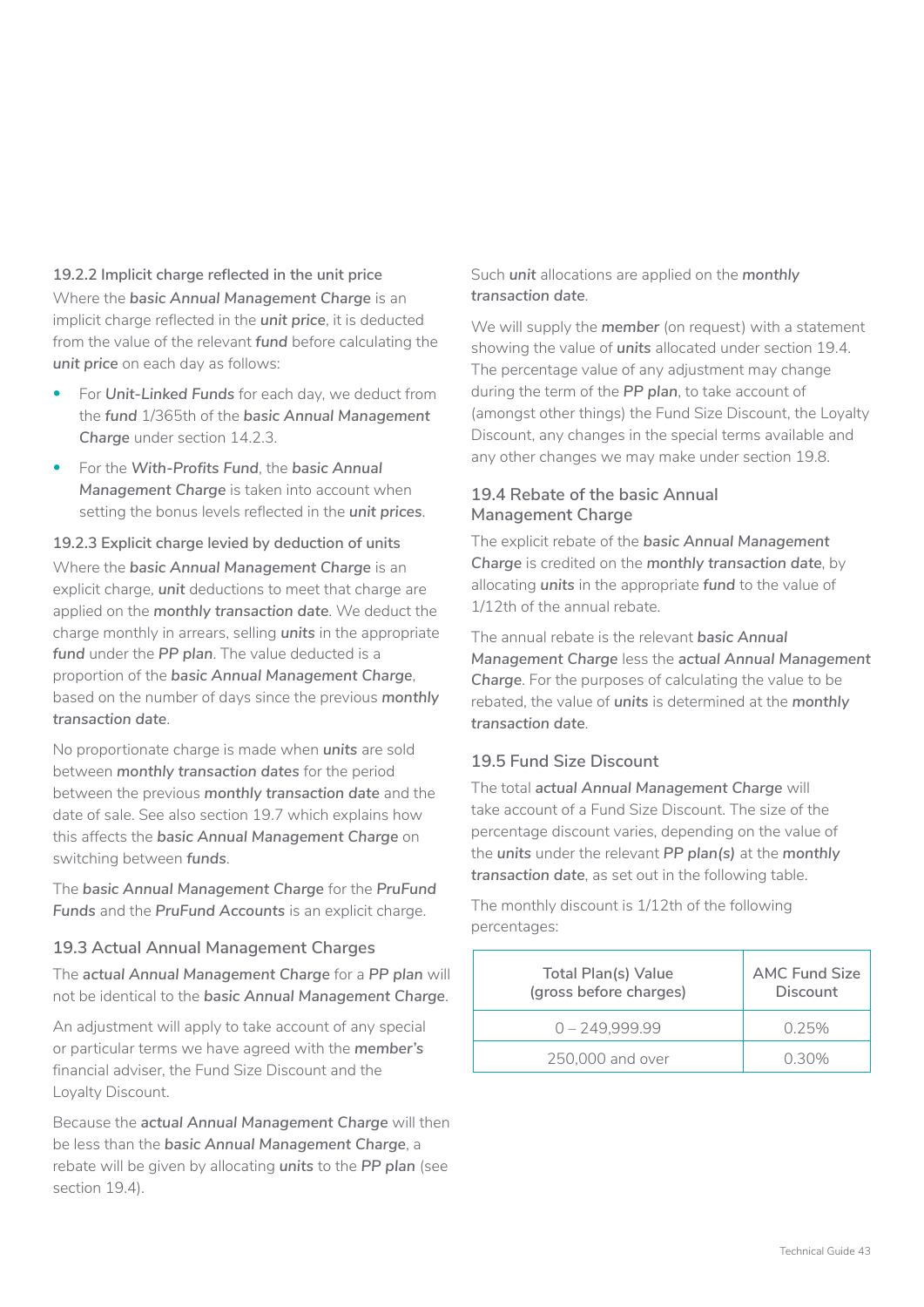#### 19.2.2 Implicit charge reflected in the unit price

Where the ***basic Annual Management Charge*** is an implicit charge reflected in the ***unit price***, it is deducted from the value of the relevant ***fund*** before calculating the ***unit price*** on each day as follows:

- For ***Unit-Linked Funds*** for each day, we deduct from the ***fund*** 1/365th of the ***basic Annual Management Charge*** under section 14.2.3.
- For the ***With-Profits Fund***, the ***basic Annual Management Charge*** is taken into account when setting the bonus levels reflected in the ***unit prices***.

#### 19.2.3 Explicit charge levied by deduction of units

Where the ***basic Annual Management Charge*** is an explicit charge, ***unit*** deductions to meet that charge are applied on the ***monthly transaction date***. We deduct the charge monthly in arrears, selling ***units*** in the appropriate ***fund*** under the ***PP plan***. The value deducted is a proportion of the ***basic Annual Management Charge***, based on the number of days since the previous ***monthly transaction date***.

No proportionate charge is made when ***units*** are sold between ***monthly transaction dates*** for the period between the previous ***monthly transaction date*** and the date of sale. See also section 19.7 which explains how this affects the ***basic Annual Management Charge*** on switching between ***funds***.

The ***basic Annual Management Charge*** for the ***PruFund Funds*** and the ***PruFund Accounts*** is an explicit charge.

### 19.3 Actual Annual Management Charges

The ***actual Annual Management Charge*** for a ***PP plan*** will not be identical to the ***basic Annual Management Charge***.

An adjustment will apply to take account of any special or particular terms we have agreed with the ***member's*** financial adviser, the Fund Size Discount and the Loyalty Discount.

Because the ***actual Annual Management Charge*** will then be less than the ***basic Annual Management Charge***, a rebate will be given by allocating ***units*** to the ***PP plan*** (see section 19.4).

Such ***unit*** allocations are applied on the ***monthly transaction date***.

We will supply the ***member*** (on request) with a statement showing the value of ***units*** allocated under section 19.4. The percentage value of any adjustment may change during the term of the ***PP plan***, to take account of (amongst other things) the Fund Size Discount, the Loyalty Discount, any changes in the special terms available and any other changes we may make under section 19.8.

### 19.4 Rebate of the basic Annual Management Charge

The explicit rebate of the ***basic Annual Management Charge*** is credited on the ***monthly transaction date***, by allocating ***units*** in the appropriate ***fund*** to the value of 1/12th of the annual rebate.

The annual rebate is the relevant ***basic Annual Management Charge*** less the ***actual Annual Management Charge***. For the purposes of calculating the value to be rebated, the value of ***units*** is determined at the ***monthly transaction date***.

### 19.5 Fund Size Discount

The total ***actual Annual Management Charge*** will take account of a Fund Size Discount. The size of the percentage discount varies, depending on the value of the ***units*** under the relevant ***PP plan(s)*** at the ***monthly transaction date***, as set out in the following table.

The monthly discount is 1/12th of the following percentages:

| Total Plan(s) Value (gross before charges) | AMC Fund Size Discount |
|---|---|
| 0 – 249,999.99 | 0.25% |
| 250,000 and over | 0.30% |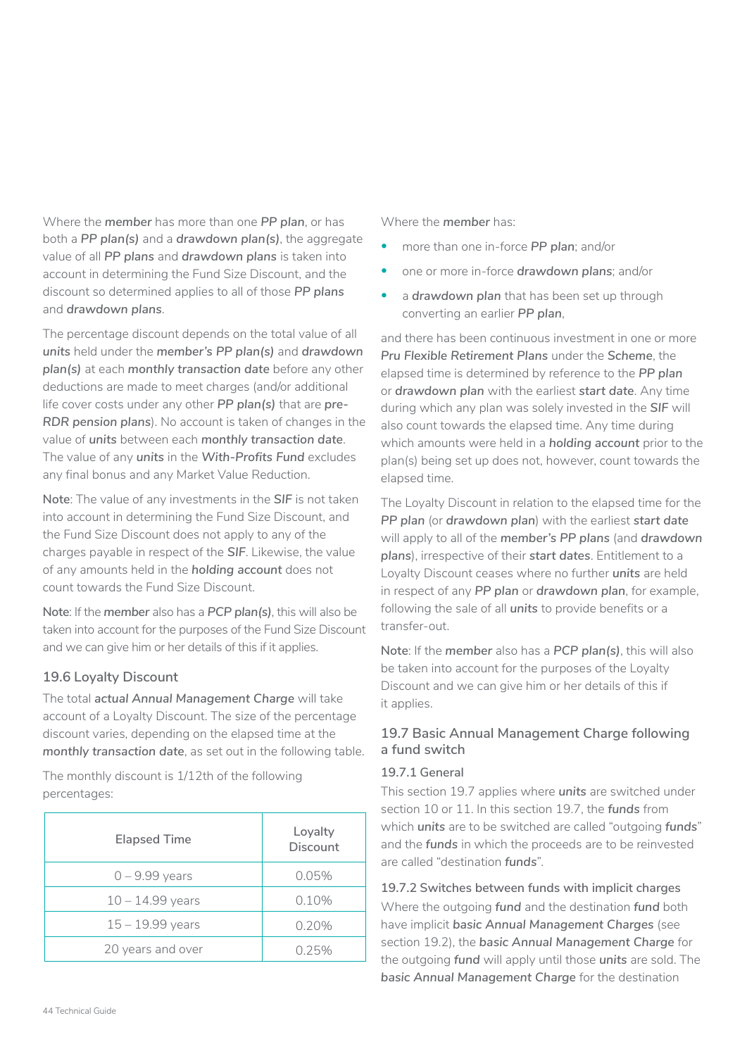Where the ***member*** has more than one ***PP plan***, or has both a ***PP plan(s)*** and a ***drawdown plan(s)***, the aggregate value of all ***PP plans*** and ***drawdown plans*** is taken into account in determining the Fund Size Discount, and the discount so determined applies to all of those ***PP plans*** and ***drawdown plans***.

The percentage discount depends on the total value of all ***units*** held under the ***member's PP plan(s)*** and ***drawdown plan(s)*** at each ***monthly transaction date*** before any other deductions are made to meet charges (and/or additional life cover costs under any other ***PP plan(s)*** that are ***pre-RDR pension plans***). No account is taken of changes in the value of ***units*** between each ***monthly transaction date***. The value of any ***units*** in the ***With-Profits Fund*** excludes any final bonus and any Market Value Reduction.

**Note**: The value of any investments in the ***SIF*** is not taken into account in determining the Fund Size Discount, and the Fund Size Discount does not apply to any of the charges payable in respect of the ***SIF***. Likewise, the value of any amounts held in the ***holding account*** does not count towards the Fund Size Discount.

**Note**: If the ***member*** also has a ***PCP plan(s)***, this will also be taken into account for the purposes of the Fund Size Discount and we can give him or her details of this if it applies.

### 19.6 Loyalty Discount

The total ***actual Annual Management Charge*** will take account of a Loyalty Discount. The size of the percentage discount varies, depending on the elapsed time at the ***monthly transaction date***, as set out in the following table.

The monthly discount is 1/12th of the following percentages:

| Elapsed Time | Loyalty Discount |
|---|---|
| 0 – 9.99 years | 0.05% |
| 10 – 14.99 years | 0.10% |
| 15 – 19.99 years | 0.20% |
| 20 years and over | 0.25% |

Where the ***member*** has:

- more than one in-force ***PP plan***; and/or
- one or more in-force ***drawdown plans***; and/or
- a ***drawdown plan*** that has been set up through converting an earlier ***PP plan***,

and there has been continuous investment in one or more ***Pru Flexible Retirement Plans*** under the ***Scheme***, the elapsed time is determined by reference to the ***PP plan*** or ***drawdown plan*** with the earliest ***start date***. Any time during which any plan was solely invested in the ***SIF*** will also count towards the elapsed time. Any time during which amounts were held in a ***holding account*** prior to the plan(s) being set up does not, however, count towards the elapsed time.

The Loyalty Discount in relation to the elapsed time for the ***PP plan*** (or ***drawdown plan***) with the earliest ***start date*** will apply to all of the ***member's PP plans*** (and ***drawdown plans***), irrespective of their ***start dates***. Entitlement to a Loyalty Discount ceases where no further ***units*** are held in respect of any ***PP plan*** or ***drawdown plan***, for example, following the sale of all ***units*** to provide benefits or a transfer-out.

**Note**: If the ***member*** also has a ***PCP plan(s)***, this will also be taken into account for the purposes of the Loyalty Discount and we can give him or her details of this if it applies.

### 19.7 Basic Annual Management Charge following a fund switch

#### 19.7.1 General

This section 19.7 applies where ***units*** are switched under section 10 or 11. In this section 19.7, the ***funds*** from which ***units*** are to be switched are called "outgoing ***funds***" and the ***funds*** in which the proceeds are to be reinvested are called "destination ***funds***".

#### 19.7.2 Switches between funds with implicit charges

Where the outgoing ***fund*** and the destination ***fund*** both have implicit ***basic Annual Management Charges*** (see section 19.2), the ***basic Annual Management Charge*** for the outgoing ***fund*** will apply until those ***units*** are sold. The ***basic Annual Management Charge*** for the destination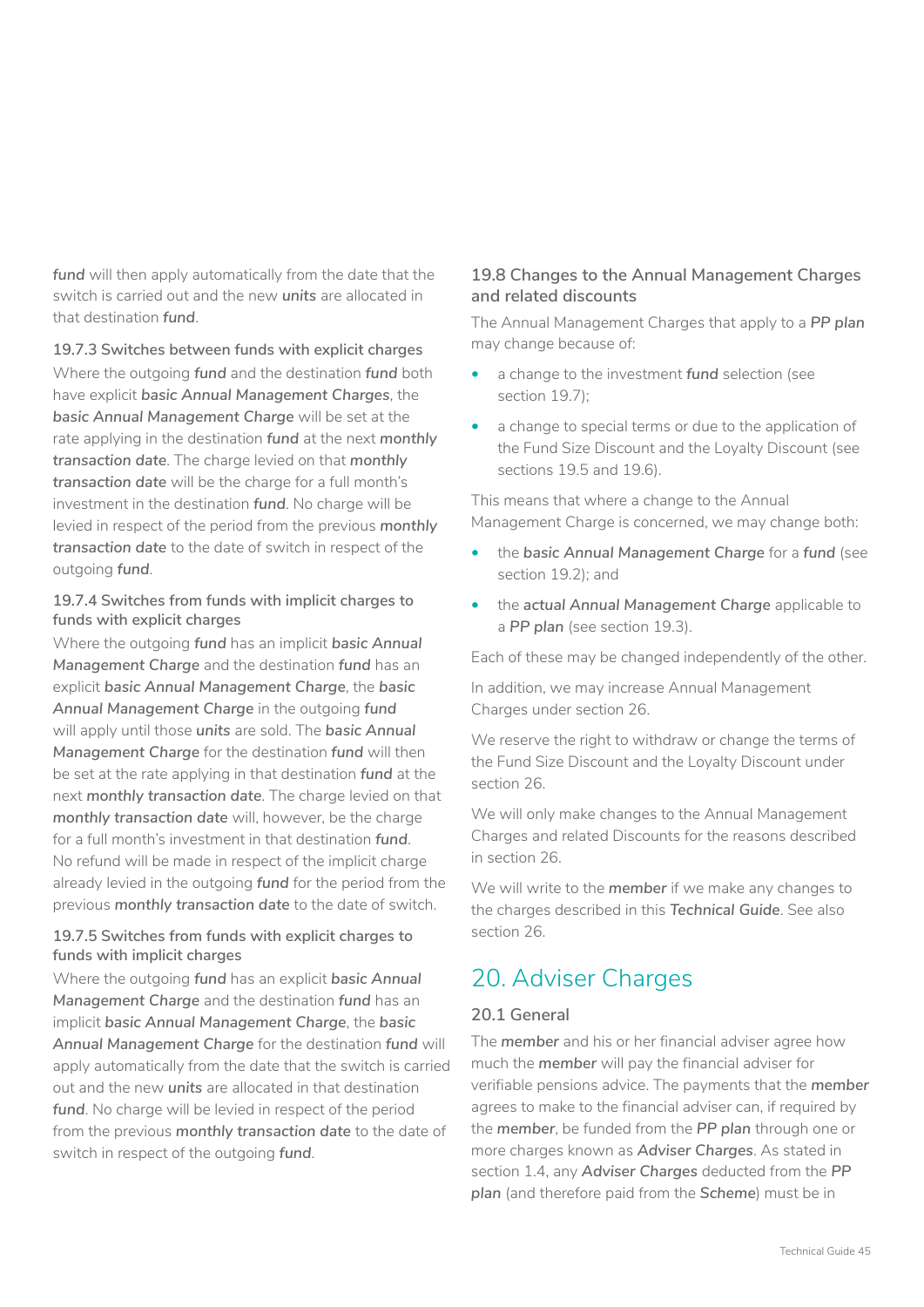***fund*** will then apply automatically from the date that the switch is carried out and the new ***units*** are allocated in that destination ***fund***.

#### 19.7.3 Switches between funds with explicit charges

Where the outgoing ***fund*** and the destination ***fund*** both have explicit ***basic Annual Management Charges***, the ***basic Annual Management Charge*** will be set at the rate applying in the destination ***fund*** at the next ***monthly transaction date***. The charge levied on that ***monthly transaction date*** will be the charge for a full month's investment in the destination ***fund***. No charge will be levied in respect of the period from the previous ***monthly transaction date*** to the date of switch in respect of the outgoing ***fund***.

#### 19.7.4 Switches from funds with implicit charges to funds with explicit charges

Where the outgoing ***fund*** has an implicit ***basic Annual Management Charge*** and the destination ***fund*** has an explicit ***basic Annual Management Charge***, the ***basic Annual Management Charge*** in the outgoing ***fund*** will apply until those ***units*** are sold. The ***basic Annual Management Charge*** for the destination ***fund*** will then be set at the rate applying in that destination ***fund*** at the next ***monthly transaction date***. The charge levied on that ***monthly transaction date*** will, however, be the charge for a full month's investment in that destination ***fund***. No refund will be made in respect of the implicit charge already levied in the outgoing ***fund*** for the period from the previous ***monthly transaction date*** to the date of switch.

#### 19.7.5 Switches from funds with explicit charges to funds with implicit charges

Where the outgoing ***fund*** has an explicit ***basic Annual Management Charge*** and the destination ***fund*** has an implicit ***basic Annual Management Charge***, the ***basic Annual Management Charge*** for the destination ***fund*** will apply automatically from the date that the switch is carried out and the new ***units*** are allocated in that destination ***fund***. No charge will be levied in respect of the period from the previous ***monthly transaction date*** to the date of switch in respect of the outgoing ***fund***.

### 19.8 Changes to the Annual Management Charges and related discounts

The Annual Management Charges that apply to a ***PP plan*** may change because of:

- a change to the investment ***fund*** selection (see section 19.7);
- a change to special terms or due to the application of the Fund Size Discount and the Loyalty Discount (see sections 19.5 and 19.6).

This means that where a change to the Annual Management Charge is concerned, we may change both:

- the ***basic Annual Management Charge*** for a ***fund*** (see section 19.2); and
- the ***actual Annual Management Charge*** applicable to a ***PP plan*** (see section 19.3).

Each of these may be changed independently of the other.

In addition, we may increase Annual Management Charges under section 26.

We reserve the right to withdraw or change the terms of the Fund Size Discount and the Loyalty Discount under section 26.

We will only make changes to the Annual Management Charges and related Discounts for the reasons described in section 26.

We will write to the ***member*** if we make any changes to the charges described in this ***Technical Guide***. See also section 26.

## 20. Adviser Charges

### 20.1 General

The ***member*** and his or her financial adviser agree how much the ***member*** will pay the financial adviser for verifiable pensions advice. The payments that the ***member*** agrees to make to the financial adviser can, if required by the ***member***, be funded from the ***PP plan*** through one or more charges known as ***Adviser Charges***. As stated in section 1.4, any ***Adviser Charges*** deducted from the ***PP plan*** (and therefore paid from the ***Scheme***) must be in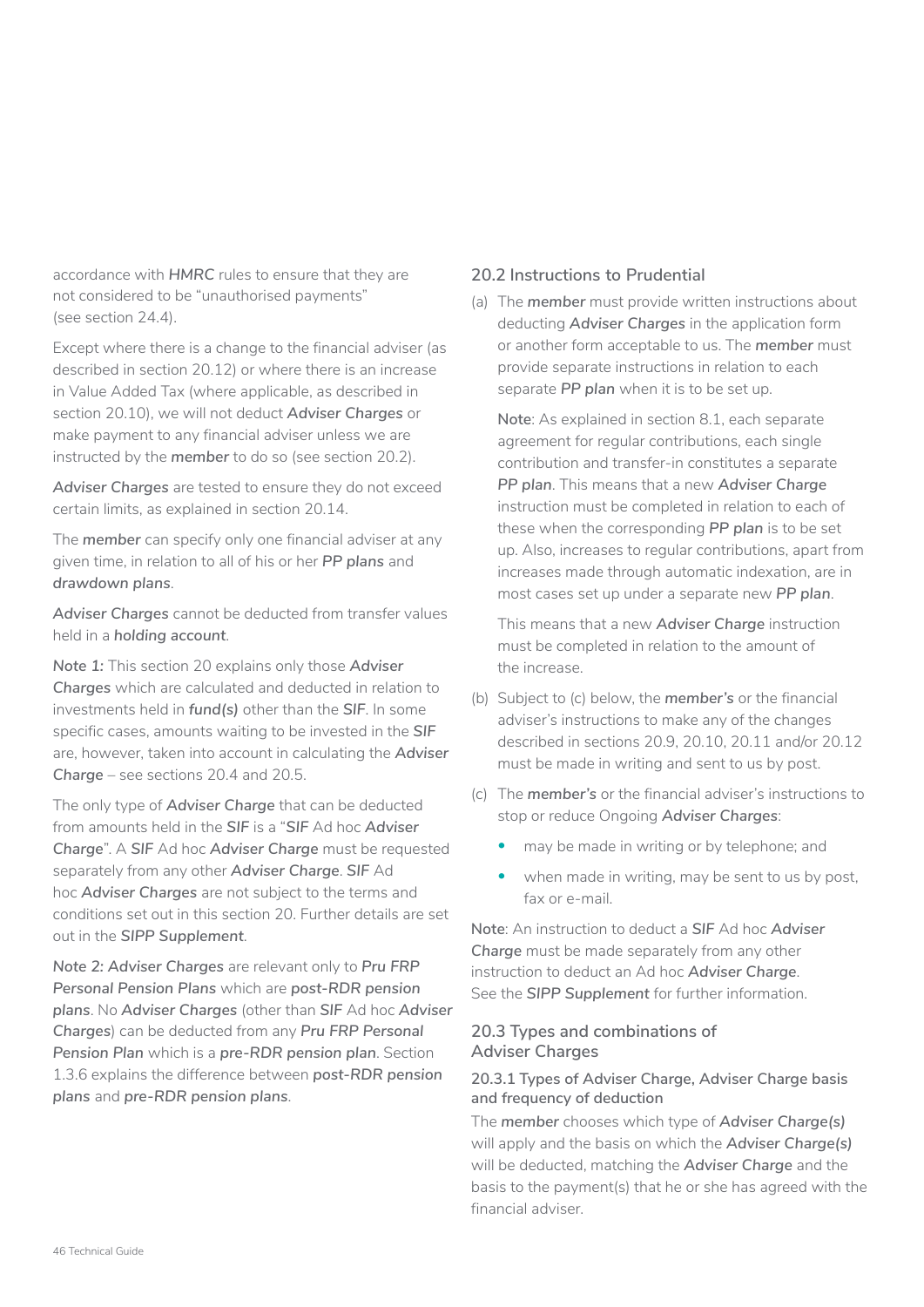accordance with ***HMRC*** rules to ensure that they are not considered to be "unauthorised payments" (see section 24.4).

Except where there is a change to the financial adviser (as described in section 20.12) or where there is an increase in Value Added Tax (where applicable, as described in section 20.10), we will not deduct ***Adviser Charges*** or make payment to any financial adviser unless we are instructed by the ***member*** to do so (see section 20.2).

***Adviser Charges*** are tested to ensure they do not exceed certain limits, as explained in section 20.14.

The ***member*** can specify only one financial adviser at any given time, in relation to all of his or her ***PP plans*** and ***drawdown plans***.

***Adviser Charges*** cannot be deducted from transfer values held in a ***holding account***.

***Note 1:*** This section 20 explains only those ***Adviser Charges*** which are calculated and deducted in relation to investments held in ***fund(s)*** other than the ***SIF***. In some specific cases, amounts waiting to be invested in the ***SIF*** are, however, taken into account in calculating the ***Adviser Charge*** – see sections 20.4 and 20.5.

The only type of ***Adviser Charge*** that can be deducted from amounts held in the ***SIF*** is a "***SIF*** Ad hoc ***Adviser Charge***". A ***SIF*** Ad hoc ***Adviser Charge*** must be requested separately from any other ***Adviser Charge***. ***SIF*** Ad hoc ***Adviser Charges*** are not subject to the terms and conditions set out in this section 20. Further details are set out in the ***SIPP Supplement***.

***Note 2: Adviser Charges*** are relevant only to ***Pru FRP Personal Pension Plans*** which are ***post-RDR pension plans***. No ***Adviser Charges*** (other than ***SIF*** Ad hoc ***Adviser Charges***) can be deducted from any ***Pru FRP Personal Pension Plan*** which is a ***pre-RDR pension plan***. Section 1.3.6 explains the difference between ***post-RDR pension plans*** and ***pre-RDR pension plans***.

### 20.2 Instructions to Prudential

(a) The ***member*** must provide written instructions about deducting ***Adviser Charges*** in the application form or another form acceptable to us. The ***member*** must provide separate instructions in relation to each separate ***PP plan*** when it is to be set up.

**Note**: As explained in section 8.1, each separate agreement for regular contributions, each single contribution and transfer-in constitutes a separate ***PP plan***. This means that a new ***Adviser Charge*** instruction must be completed in relation to each of these when the corresponding ***PP plan*** is to be set up. Also, increases to regular contributions, apart from increases made through automatic indexation, are in most cases set up under a separate new ***PP plan***.

This means that a new ***Adviser Charge*** instruction must be completed in relation to the amount of the increase.

(b) Subject to (c) below, the ***member's*** or the financial adviser's instructions to make any of the changes described in sections 20.9, 20.10, 20.11 and/or 20.12 must be made in writing and sent to us by post.

(c) The ***member's*** or the financial adviser's instructions to stop or reduce Ongoing ***Adviser Charges***:

- may be made in writing or by telephone; and
- when made in writing, may be sent to us by post, fax or e-mail.

**Note**: An instruction to deduct a ***SIF*** Ad hoc ***Adviser Charge*** must be made separately from any other instruction to deduct an Ad hoc ***Adviser Charge***. See the ***SIPP Supplement*** for further information.

### 20.3 Types and combinations of Adviser Charges

#### 20.3.1 Types of Adviser Charge, Adviser Charge basis and frequency of deduction

The ***member*** chooses which type of ***Adviser Charge(s)*** will apply and the basis on which the ***Adviser Charge(s)*** will be deducted, matching the ***Adviser Charge*** and the basis to the payment(s) that he or she has agreed with the financial adviser.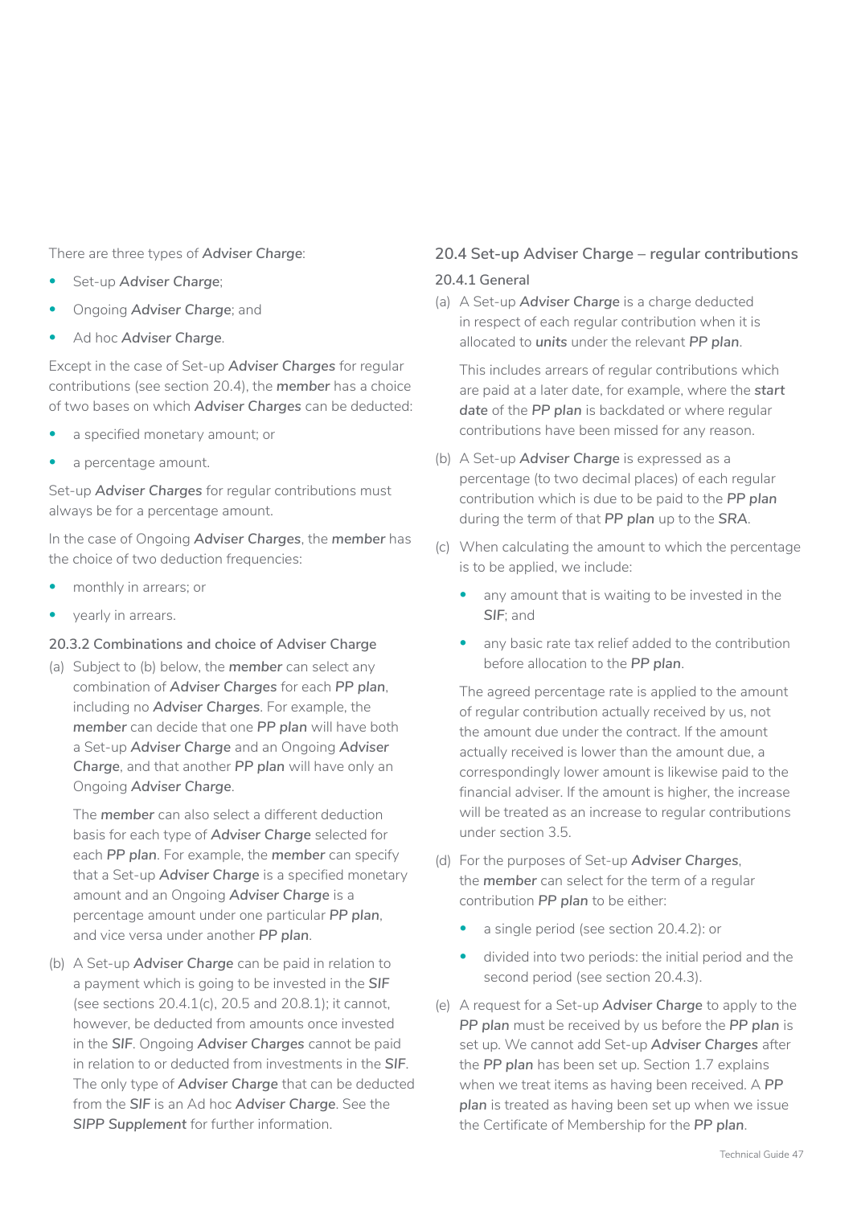There are three types of ***Adviser Charge***:

- Set-up ***Adviser Charge***;
- Ongoing ***Adviser Charge***; and
- Ad hoc ***Adviser Charge***.

Except in the case of Set-up ***Adviser Charges*** for regular contributions (see section 20.4), the ***member*** has a choice of two bases on which ***Adviser Charges*** can be deducted:

- a specified monetary amount; or
- a percentage amount.

Set-up ***Adviser Charges*** for regular contributions must always be for a percentage amount.

In the case of Ongoing ***Adviser Charges***, the ***member*** has the choice of two deduction frequencies:

- monthly in arrears; or
- yearly in arrears.

### 20.3.2 Combinations and choice of Adviser Charge

(a) Subject to (b) below, the ***member*** can select any combination of ***Adviser Charges*** for each ***PP plan***, including no ***Adviser Charges***. For example, the ***member*** can decide that one ***PP plan*** will have both a Set-up ***Adviser Charge*** and an Ongoing ***Adviser Charge***, and that another ***PP plan*** will have only an Ongoing ***Adviser Charge***.

The ***member*** can also select a different deduction basis for each type of ***Adviser Charge*** selected for each ***PP plan***. For example, the ***member*** can specify that a Set-up ***Adviser Charge*** is a specified monetary amount and an Ongoing ***Adviser Charge*** is a percentage amount under one particular ***PP plan***, and vice versa under another ***PP plan***.

(b) A Set-up ***Adviser Charge*** can be paid in relation to a payment which is going to be invested in the ***SIF*** (see sections 20.4.1(c), 20.5 and 20.8.1); it cannot, however, be deducted from amounts once invested in the ***SIF***. Ongoing ***Adviser Charges*** cannot be paid in relation to or deducted from investments in the ***SIF***. The only type of ***Adviser Charge*** that can be deducted from the ***SIF*** is an Ad hoc ***Adviser Charge***. See the ***SIPP Supplement*** for further information.

## 20.4 Set-up Adviser Charge – regular contributions

### 20.4.1 General

(a) A Set-up ***Adviser Charge*** is a charge deducted in respect of each regular contribution when it is allocated to ***units*** under the relevant ***PP plan***.

This includes arrears of regular contributions which are paid at a later date, for example, where the ***start date*** of the ***PP plan*** is backdated or where regular contributions have been missed for any reason.

(b) A Set-up ***Adviser Charge*** is expressed as a percentage (to two decimal places) of each regular contribution which is due to be paid to the ***PP plan*** during the term of that ***PP plan*** up to the ***SRA***.

(c) When calculating the amount to which the percentage is to be applied, we include:

- any amount that is waiting to be invested in the ***SIF***; and
- any basic rate tax relief added to the contribution before allocation to the ***PP plan***.

The agreed percentage rate is applied to the amount of regular contribution actually received by us, not the amount due under the contract. If the amount actually received is lower than the amount due, a correspondingly lower amount is likewise paid to the financial adviser. If the amount is higher, the increase will be treated as an increase to regular contributions under section 3.5.

(d) For the purposes of Set-up ***Adviser Charges***, the ***member*** can select for the term of a regular contribution ***PP plan*** to be either:

- a single period (see section 20.4.2): or
- divided into two periods: the initial period and the second period (see section 20.4.3).

(e) A request for a Set-up ***Adviser Charge*** to apply to the ***PP plan*** must be received by us before the ***PP plan*** is set up. We cannot add Set-up ***Adviser Charges*** after the ***PP plan*** has been set up. Section 1.7 explains when we treat items as having been received. A ***PP plan*** is treated as having been set up when we issue the Certificate of Membership for the ***PP plan***.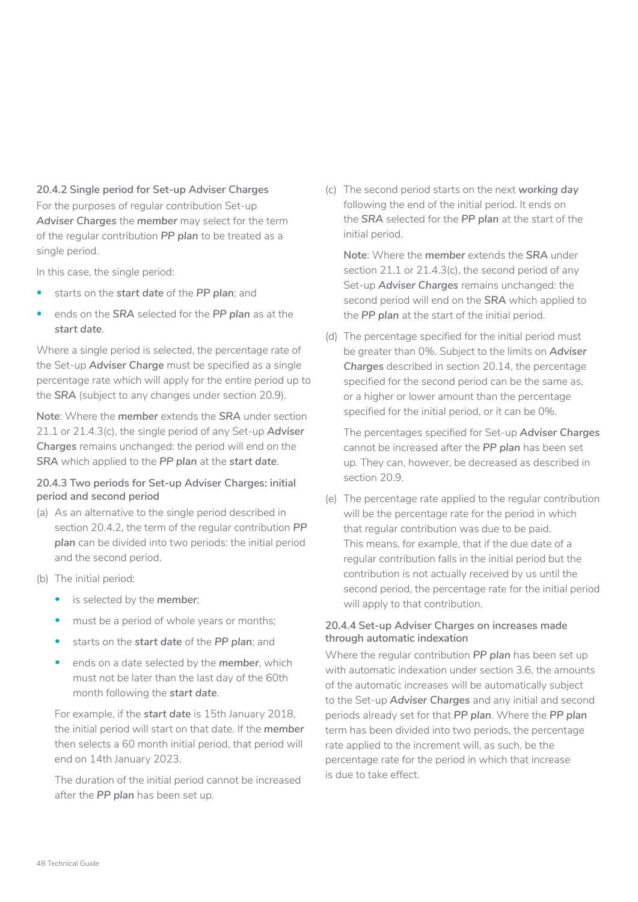### 20.4.2 Single period for Set-up Adviser Charges

For the purposes of regular contribution Set-up *Adviser Charges* the *member* may select for the term of the regular contribution *PP plan* to be treated as a single period.

In this case, the single period:

- starts on the *start date* of the *PP plan*; and
- ends on the *SRA* selected for the *PP plan* as at the *start date*.

Where a single period is selected, the percentage rate of the Set-up *Adviser Charge* must be specified as a single percentage rate which will apply for the entire period up to the *SRA* (subject to any changes under section 20.9).

**Note**: Where the *member* extends the *SRA* under section 21.1 or 21.4.3(c), the single period of any Set-up *Adviser Charges* remains unchanged: the period will end on the *SRA* which applied to the *PP plan* at the *start date*.

### 20.4.3 Two periods for Set-up Adviser Charges: initial period and second period

(a) As an alternative to the single period described in section 20.4.2, the term of the regular contribution *PP plan* can be divided into two periods: the initial period and the second period.

(b) The initial period:

- is selected by the *member*;
- must be a period of whole years or months;
- starts on the *start date* of the *PP plan*; and
- ends on a date selected by the *member*, which must not be later than the last day of the 60th month following the *start date*.

For example, if the *start date* is 15th January 2018, the initial period will start on that date. If the *member* then selects a 60 month initial period, that period will end on 14th January 2023.

The duration of the initial period cannot be increased after the *PP plan* has been set up.

(c) The second period starts on the next *working day* following the end of the initial period. It ends on the *SRA* selected for the *PP plan* at the start of the initial period.

**Note**: Where the *member* extends the *SRA* under section 21.1 or 21.4.3(c), the second period of any Set-up *Adviser Charges* remains unchanged: the second period will end on the *SRA* which applied to the *PP plan* at the start of the initial period.

(d) The percentage specified for the initial period must be greater than 0%. Subject to the limits on *Adviser Charges* described in section 20.14, the percentage specified for the second period can be the same as, or a higher or lower amount than the percentage specified for the initial period, or it can be 0%.

The percentages specified for Set-up *Adviser Charges* cannot be increased after the *PP plan* has been set up. They can, however, be decreased as described in section 20.9.

(e) The percentage rate applied to the regular contribution will be the percentage rate for the period in which that regular contribution was due to be paid. This means, for example, that if the due date of a regular contribution falls in the initial period but the contribution is not actually received by us until the second period, the percentage rate for the initial period will apply to that contribution.

### 20.4.4 Set-up Adviser Charges on increases made through automatic indexation

Where the regular contribution *PP plan* has been set up with automatic indexation under section 3.6, the amounts of the automatic increases will be automatically subject to the Set-up *Adviser Charges* and any initial and second periods already set for that *PP plan*. Where the *PP plan* term has been divided into two periods, the percentage rate applied to the increment will, as such, be the percentage rate for the period in which that increase is due to take effect.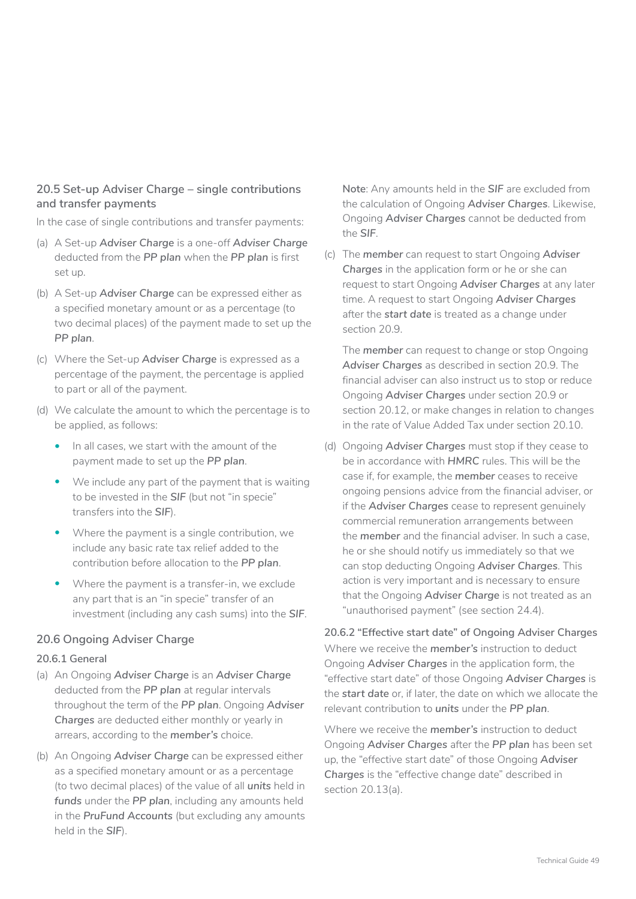### 20.5 Set-up Adviser Charge – single contributions and transfer payments

In the case of single contributions and transfer payments:

(a) A Set-up ***Adviser Charge*** is a one-off ***Adviser Charge*** deducted from the ***PP plan*** when the ***PP plan*** is first set up.

(b) A Set-up ***Adviser Charge*** can be expressed either as a specified monetary amount or as a percentage (to two decimal places) of the payment made to set up the ***PP plan***.

(c) Where the Set-up ***Adviser Charge*** is expressed as a percentage of the payment, the percentage is applied to part or all of the payment.

(d) We calculate the amount to which the percentage is to be applied, as follows:

- In all cases, we start with the amount of the payment made to set up the ***PP plan***.
- We include any part of the payment that is waiting to be invested in the ***SIF*** (but not "in specie" transfers into the ***SIF***).
- Where the payment is a single contribution, we include any basic rate tax relief added to the contribution before allocation to the ***PP plan***.
- Where the payment is a transfer-in, we exclude any part that is an "in specie" transfer of an investment (including any cash sums) into the ***SIF***.

### 20.6 Ongoing Adviser Charge

#### 20.6.1 General

(a) An Ongoing ***Adviser Charge*** is an ***Adviser Charge*** deducted from the ***PP plan*** at regular intervals throughout the term of the ***PP plan***. Ongoing ***Adviser Charges*** are deducted either monthly or yearly in arrears, according to the ***member's*** choice.

(b) An Ongoing ***Adviser Charge*** can be expressed either as a specified monetary amount or as a percentage (to two decimal places) of the value of all ***units*** held in ***funds*** under the ***PP plan***, including any amounts held in the ***PruFund Accounts*** (but excluding any amounts held in the ***SIF***).

**Note**: Any amounts held in the ***SIF*** are excluded from the calculation of Ongoing ***Adviser Charges***. Likewise, Ongoing ***Adviser Charges*** cannot be deducted from the ***SIF***.

(c) The ***member*** can request to start Ongoing ***Adviser Charges*** in the application form or he or she can request to start Ongoing ***Adviser Charges*** at any later time. A request to start Ongoing ***Adviser Charges*** after the ***start date*** is treated as a change under section 20.9.

The ***member*** can request to change or stop Ongoing ***Adviser Charges*** as described in section 20.9. The financial adviser can also instruct us to stop or reduce Ongoing ***Adviser Charges*** under section 20.9 or section 20.12, or make changes in relation to changes in the rate of Value Added Tax under section 20.10.

(d) Ongoing ***Adviser Charges*** must stop if they cease to be in accordance with ***HMRC*** rules. This will be the case if, for example, the ***member*** ceases to receive ongoing pensions advice from the financial adviser, or if the ***Adviser Charges*** cease to represent genuinely commercial remuneration arrangements between the ***member*** and the financial adviser. In such a case, he or she should notify us immediately so that we can stop deducting Ongoing ***Adviser Charges***. This action is very important and is necessary to ensure that the Ongoing ***Adviser Charge*** is not treated as an "unauthorised payment" (see section 24.4).

#### 20.6.2 "Effective start date" of Ongoing Adviser Charges

Where we receive the ***member's*** instruction to deduct Ongoing ***Adviser Charges*** in the application form, the "effective start date" of those Ongoing ***Adviser Charges*** is the ***start date*** or, if later, the date on which we allocate the relevant contribution to ***units*** under the ***PP plan***.

Where we receive the ***member's*** instruction to deduct Ongoing ***Adviser Charges*** after the ***PP plan*** has been set up, the "effective start date" of those Ongoing ***Adviser Charges*** is the "effective change date" described in section 20.13(a).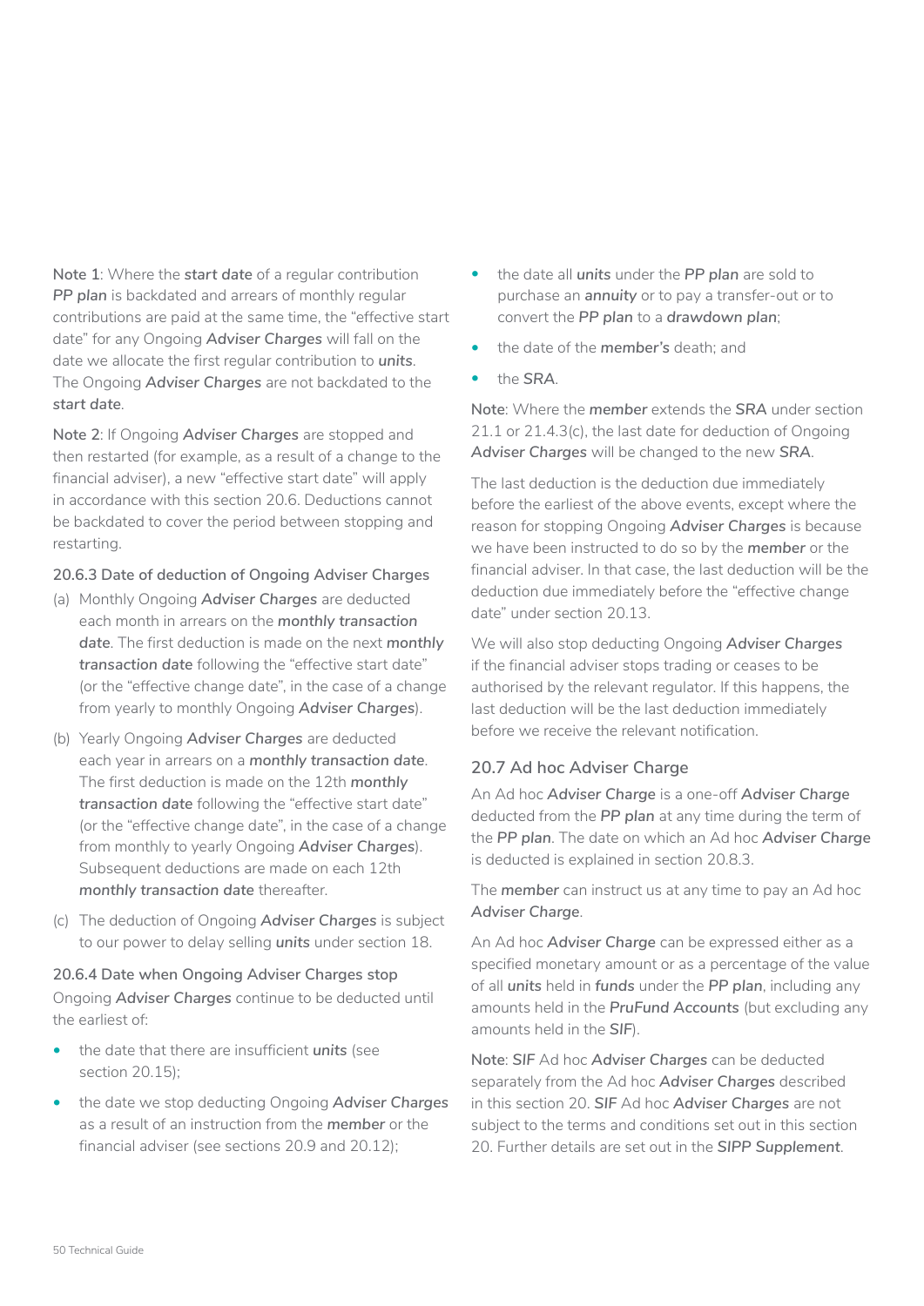**Note 1**: Where the ***start date*** of a regular contribution ***PP plan*** is backdated and arrears of monthly regular contributions are paid at the same time, the "effective start date" for any Ongoing ***Adviser Charges*** will fall on the date we allocate the first regular contribution to ***units***. The Ongoing ***Adviser Charges*** are not backdated to the **start date**.

**Note 2**: If Ongoing ***Adviser Charges*** are stopped and then restarted (for example, as a result of a change to the financial adviser), a new "effective start date" will apply in accordance with this section 20.6. Deductions cannot be backdated to cover the period between stopping and restarting.

#### 20.6.3 Date of deduction of Ongoing Adviser Charges

(a) Monthly Ongoing ***Adviser Charges*** are deducted each month in arrears on the ***monthly transaction*** **date**. The first deduction is made on the next ***monthly*** **transaction date** following the "effective start date" (or the "effective change date", in the case of a change from yearly to monthly Ongoing ***Adviser Charges***).

(b) Yearly Ongoing ***Adviser Charges*** are deducted each year in arrears on a ***monthly transaction date***. The first deduction is made on the 12th ***monthly*** **transaction date** following the "effective start date" (or the "effective change date", in the case of a change from monthly to yearly Ongoing ***Adviser Charges***). Subsequent deductions are made on each 12th ***monthly transaction date*** thereafter.

(c) The deduction of Ongoing ***Adviser Charges*** is subject to our power to delay selling ***units*** under section 18.

#### 20.6.4 Date when Ongoing Adviser Charges stop

Ongoing ***Adviser Charges*** continue to be deducted until the earliest of:

- the date that there are insufficient ***units*** (see section 20.15);
- the date we stop deducting Ongoing ***Adviser Charges*** as a result of an instruction from the ***member*** or the financial adviser (see sections 20.9 and 20.12);
- the date all ***units*** under the ***PP plan*** are sold to purchase an **annuity** or to pay a transfer-out or to convert the ***PP plan*** to a **drawdown plan**;
- the date of the ***member's*** death; and
- the ***SRA***.

**Note**: Where the ***member*** extends the ***SRA*** under section 21.1 or 21.4.3(c), the last date for deduction of Ongoing ***Adviser Charges*** will be changed to the new ***SRA***.

The last deduction is the deduction due immediately before the earliest of the above events, except where the reason for stopping Ongoing ***Adviser Charges*** is because we have been instructed to do so by the ***member*** or the financial adviser. In that case, the last deduction will be the deduction due immediately before the "effective change date" under section 20.13.

We will also stop deducting Ongoing ***Adviser Charges*** if the financial adviser stops trading or ceases to be authorised by the relevant regulator. If this happens, the last deduction will be the last deduction immediately before we receive the relevant notification.

### 20.7 Ad hoc Adviser Charge

An Ad hoc ***Adviser Charge*** is a one-off ***Adviser Charge*** deducted from the ***PP plan*** at any time during the term of the ***PP plan***. The date on which an Ad hoc ***Adviser Charge*** is deducted is explained in section 20.8.3.

The ***member*** can instruct us at any time to pay an Ad hoc ***Adviser Charge***.

An Ad hoc ***Adviser Charge*** can be expressed either as a specified monetary amount or as a percentage of the value of all ***units*** held in ***funds*** under the ***PP plan***, including any amounts held in the ***PruFund Accounts*** (but excluding any amounts held in the ***SIF***).

**Note**: ***SIF*** Ad hoc ***Adviser Charges*** can be deducted separately from the Ad hoc ***Adviser Charges*** described in this section 20. ***SIF*** Ad hoc ***Adviser Charges*** are not subject to the terms and conditions set out in this section 20. Further details are set out in the ***SIPP Supplement***.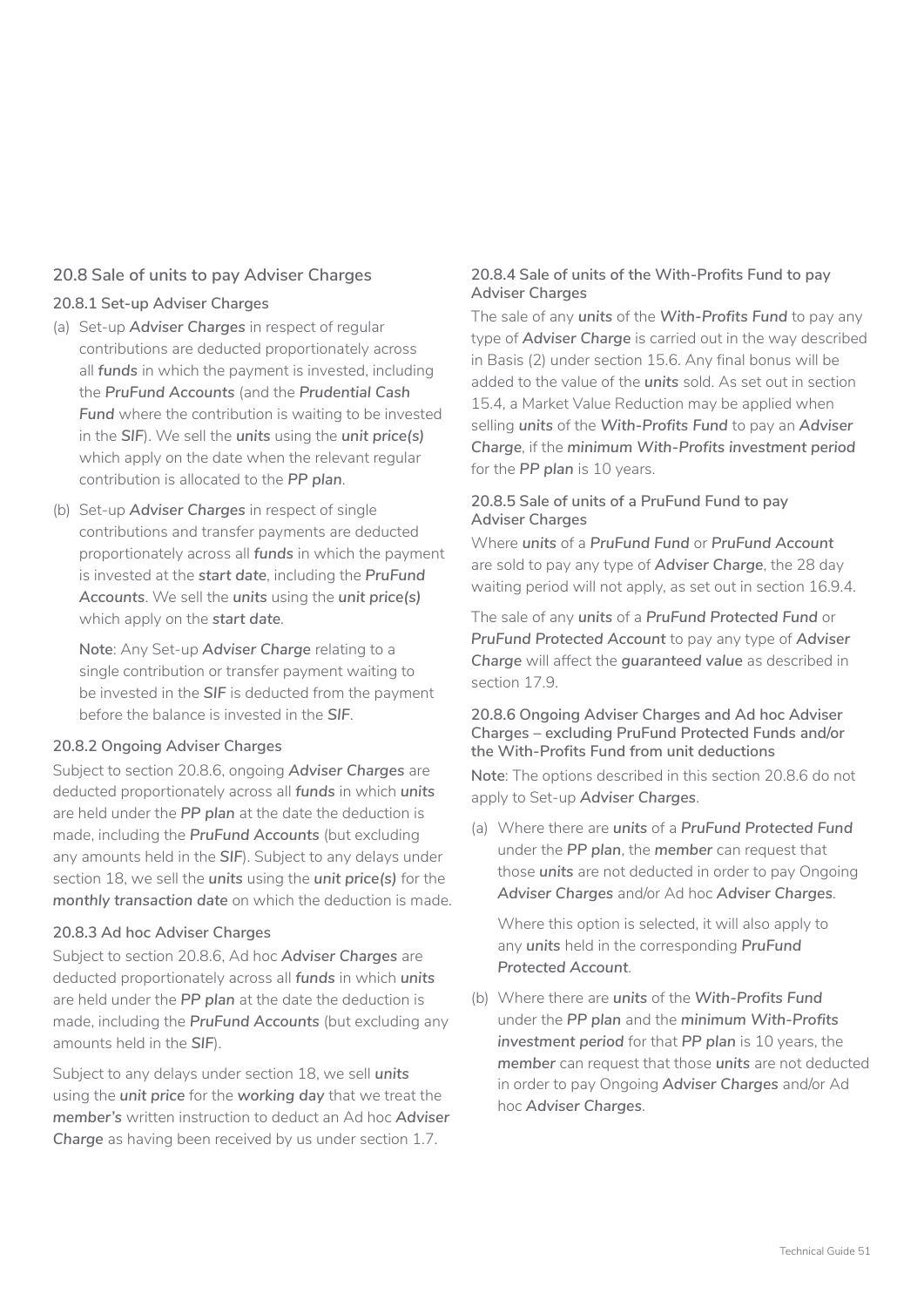## 20.8 Sale of units to pay Adviser Charges

### 20.8.1 Set-up Adviser Charges

(a) Set-up ***Adviser Charges*** in respect of regular contributions are deducted proportionately across all ***funds*** in which the payment is invested, including the ***PruFund Accounts*** (and the ***Prudential Cash Fund*** where the contribution is waiting to be invested in the ***SIF***). We sell the ***units*** using the ***unit price(s)*** which apply on the date when the relevant regular contribution is allocated to the ***PP plan***.

(b) Set-up ***Adviser Charges*** in respect of single contributions and transfer payments are deducted proportionately across all ***funds*** in which the payment is invested at the ***start date***, including the ***PruFund Accounts***. We sell the ***units*** using the ***unit price(s)*** which apply on the ***start date***.

   **Note**: Any Set-up ***Adviser Charge*** relating to a single contribution or transfer payment waiting to be invested in the ***SIF*** is deducted from the payment before the balance is invested in the ***SIF***.

### 20.8.2 Ongoing Adviser Charges

Subject to section 20.8.6, ongoing ***Adviser Charges*** are deducted proportionately across all ***funds*** in which ***units*** are held under the ***PP plan*** at the date the deduction is made, including the ***PruFund Accounts*** (but excluding any amounts held in the ***SIF***). Subject to any delays under section 18, we sell the ***units*** using the ***unit price(s)*** for the ***monthly transaction date*** on which the deduction is made.

### 20.8.3 Ad hoc Adviser Charges

Subject to section 20.8.6, Ad hoc ***Adviser Charges*** are deducted proportionately across all ***funds*** in which ***units*** are held under the ***PP plan*** at the date the deduction is made, including the ***PruFund Accounts*** (but excluding any amounts held in the ***SIF***).

Subject to any delays under section 18, we sell ***units*** using the ***unit price*** for the ***working day*** that we treat the ***member's*** written instruction to deduct an Ad hoc ***Adviser Charge*** as having been received by us under section 1.7.

### 20.8.4 Sale of units of the With-Profits Fund to pay Adviser Charges

The sale of any ***units*** of the ***With-Profits Fund*** to pay any type of ***Adviser Charge*** is carried out in the way described in Basis (2) under section 15.6. Any final bonus will be added to the value of the ***units*** sold. As set out in section 15.4, a Market Value Reduction may be applied when selling ***units*** of the ***With-Profits Fund*** to pay an ***Adviser Charge***, if the ***minimum With-Profits investment period*** for the ***PP plan*** is 10 years.

### 20.8.5 Sale of units of a PruFund Fund to pay Adviser Charges

Where ***units*** of a ***PruFund Fund*** or ***PruFund Account*** are sold to pay any type of ***Adviser Charge***, the 28 day waiting period will not apply, as set out in section 16.9.4.

The sale of any ***units*** of a ***PruFund Protected Fund*** or ***PruFund Protected Account*** to pay any type of ***Adviser Charge*** will affect the ***guaranteed value*** as described in section 17.9.

### 20.8.6 Ongoing Adviser Charges and Ad hoc Adviser Charges – excluding PruFund Protected Funds and/or the With-Profits Fund from unit deductions

**Note**: The options described in this section 20.8.6 do not apply to Set-up ***Adviser Charges***.

(a) Where there are ***units*** of a ***PruFund Protected Fund*** under the ***PP plan***, the ***member*** can request that those ***units*** are not deducted in order to pay Ongoing ***Adviser Charges*** and/or Ad hoc ***Adviser Charges***.

   Where this option is selected, it will also apply to any ***units*** held in the corresponding ***PruFund Protected Account***.

(b) Where there are ***units*** of the ***With-Profits Fund*** under the ***PP plan*** and the ***minimum With-Profits investment period*** for that ***PP plan*** is 10 years, the ***member*** can request that those ***units*** are not deducted in order to pay Ongoing ***Adviser Charges*** and/or Ad hoc ***Adviser Charges***.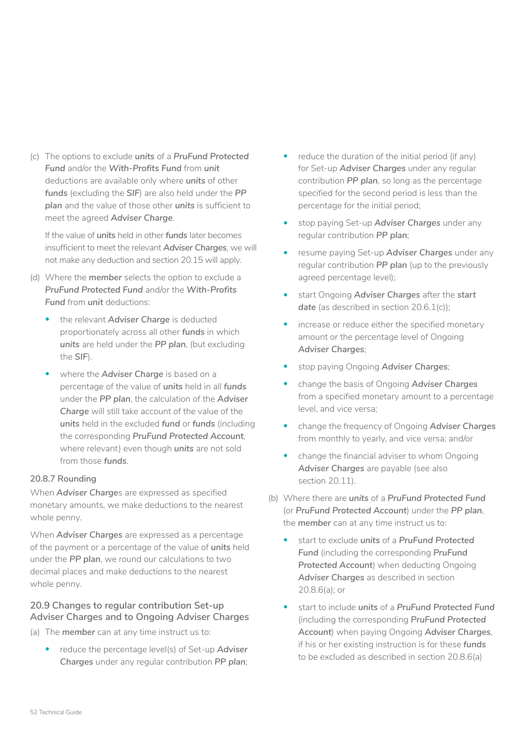(c) The options to exclude ***units*** of a *PruFund Protected Fund* and/or the *With-Profits Fund* from ***unit*** deductions are available only where ***units*** of other ***funds*** (excluding the ***SIF***) are also held under the ***PP plan*** and the value of those other ***units*** is sufficient to meet the agreed *Adviser Charge*.

If the value of ***units*** held in other ***funds*** later becomes insufficient to meet the relevant *Adviser Charges*, we will not make any deduction and section 20.15 will apply.

(d) Where the ***member*** selects the option to exclude a *PruFund Protected Fund* and/or the *With-Profits Fund* from ***unit*** deductions:

- the relevant *Adviser Charge* is deducted proportionately across all other ***funds*** in which ***units*** are held under the ***PP plan***, (but excluding the ***SIF***).
- where the *Adviser Charge* is based on a percentage of the value of ***units*** held in all ***funds*** under the ***PP plan***, the calculation of the *Adviser Charge* will still take account of the value of the ***units*** held in the excluded ***fund*** or ***funds*** (including the corresponding *PruFund Protected Account*, where relevant) even though ***units*** are not sold from those ***funds***.

#### 20.8.7 Rounding

When *Adviser Charge*s are expressed as specified monetary amounts, we make deductions to the nearest whole penny.

When *Adviser Charges* are expressed as a percentage of the payment or a percentage of the value of ***units*** held under the ***PP plan***, we round our calculations to two decimal places and make deductions to the nearest whole penny.

### 20.9 Changes to regular contribution Set-up Adviser Charges and to Ongoing Adviser Charges

(a) The ***member*** can at any time instruct us to:

- reduce the percentage level(s) of Set-up *Adviser Charges* under any regular contribution ***PP plan***;
- reduce the duration of the initial period (if any) for Set-up *Adviser Charges* under any regular contribution ***PP plan***, so long as the percentage specified for the second period is less than the percentage for the initial period;
- stop paying Set-up *Adviser Charges* under any regular contribution ***PP plan***;
- resume paying Set-up *Adviser Charges* under any regular contribution ***PP plan*** (up to the previously agreed percentage level);
- start Ongoing *Adviser Charges* after the ***start date*** (as described in section 20.6.1(c));
- increase or reduce either the specified monetary amount or the percentage level of Ongoing *Adviser Charges*;
- stop paying Ongoing *Adviser Charges*;
- change the basis of Ongoing *Adviser Charges* from a specified monetary amount to a percentage level, and vice versa;
- change the frequency of Ongoing *Adviser Charges* from monthly to yearly, and vice versa; and/or
- change the financial adviser to whom Ongoing *Adviser Charges* are payable (see also section 20.11).

(b) Where there are ***units*** of a *PruFund Protected Fund* (or *PruFund Protected Account*) under the ***PP plan***, the ***member*** can at any time instruct us to:

- start to exclude ***units*** of a *PruFund Protected Fund* (including the corresponding *PruFund Protected Account*) when deducting Ongoing *Adviser Charges* as described in section 20.8.6(a); or
- start to include ***units*** of a *PruFund Protected Fund* (including the corresponding *PruFund Protected Account*) when paying Ongoing *Adviser Charges*, if his or her existing instruction is for these ***funds*** to be excluded as described in section 20.8.6(a)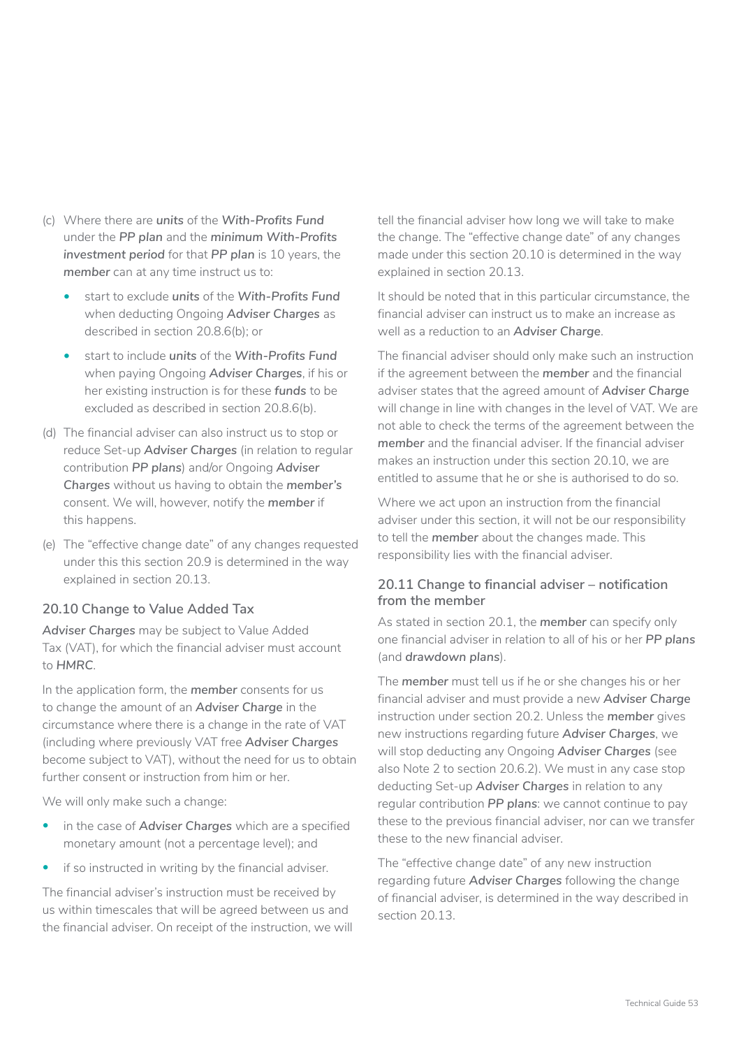(c) Where there are ***units*** of the ***With-Profits Fund*** under the ***PP plan*** and the ***minimum With-Profits investment period*** for that ***PP plan*** is 10 years, the ***member*** can at any time instruct us to:

- start to exclude ***units*** of the ***With-Profits Fund*** when deducting Ongoing ***Adviser Charges*** as described in section 20.8.6(b); or
- start to include ***units*** of the ***With-Profits Fund*** when paying Ongoing ***Adviser Charges***, if his or her existing instruction is for these ***funds*** to be excluded as described in section 20.8.6(b).

(d) The financial adviser can also instruct us to stop or reduce Set-up ***Adviser Charges*** (in relation to regular contribution ***PP plans***) and/or Ongoing ***Adviser Charges*** without us having to obtain the ***member's*** consent. We will, however, notify the ***member*** if this happens.

(e) The "effective change date" of any changes requested under this this section 20.9 is determined in the way explained in section 20.13.

### 20.10 Change to Value Added Tax

***Adviser Charges*** may be subject to Value Added Tax (VAT), for which the financial adviser must account to ***HMRC***.

In the application form, the ***member*** consents for us to change the amount of an ***Adviser Charge*** in the circumstance where there is a change in the rate of VAT (including where previously VAT free ***Adviser Charges*** become subject to VAT), without the need for us to obtain further consent or instruction from him or her.

We will only make such a change:

- in the case of ***Adviser Charges*** which are a specified monetary amount (not a percentage level); and
- if so instructed in writing by the financial adviser.

The financial adviser's instruction must be received by us within timescales that will be agreed between us and the financial adviser. On receipt of the instruction, we will tell the financial adviser how long we will take to make the change. The "effective change date" of any changes made under this section 20.10 is determined in the way explained in section 20.13.

It should be noted that in this particular circumstance, the financial adviser can instruct us to make an increase as well as a reduction to an ***Adviser Charge***.

The financial adviser should only make such an instruction if the agreement between the ***member*** and the financial adviser states that the agreed amount of ***Adviser Charge*** will change in line with changes in the level of VAT. We are not able to check the terms of the agreement between the ***member*** and the financial adviser. If the financial adviser makes an instruction under this section 20.10, we are entitled to assume that he or she is authorised to do so.

Where we act upon an instruction from the financial adviser under this section, it will not be our responsibility to tell the ***member*** about the changes made. This responsibility lies with the financial adviser.

### 20.11 Change to financial adviser – notification from the member

As stated in section 20.1, the ***member*** can specify only one financial adviser in relation to all of his or her ***PP plans*** (and ***drawdown plans***).

The ***member*** must tell us if he or she changes his or her financial adviser and must provide a new ***Adviser Charge*** instruction under section 20.2. Unless the ***member*** gives new instructions regarding future ***Adviser Charges***, we will stop deducting any Ongoing ***Adviser Charges*** (see also Note 2 to section 20.6.2). We must in any case stop deducting Set-up ***Adviser Charges*** in relation to any regular contribution ***PP plans***: we cannot continue to pay these to the previous financial adviser, nor can we transfer these to the new financial adviser.

The "effective change date" of any new instruction regarding future ***Adviser Charges*** following the change of financial adviser, is determined in the way described in section 20.13.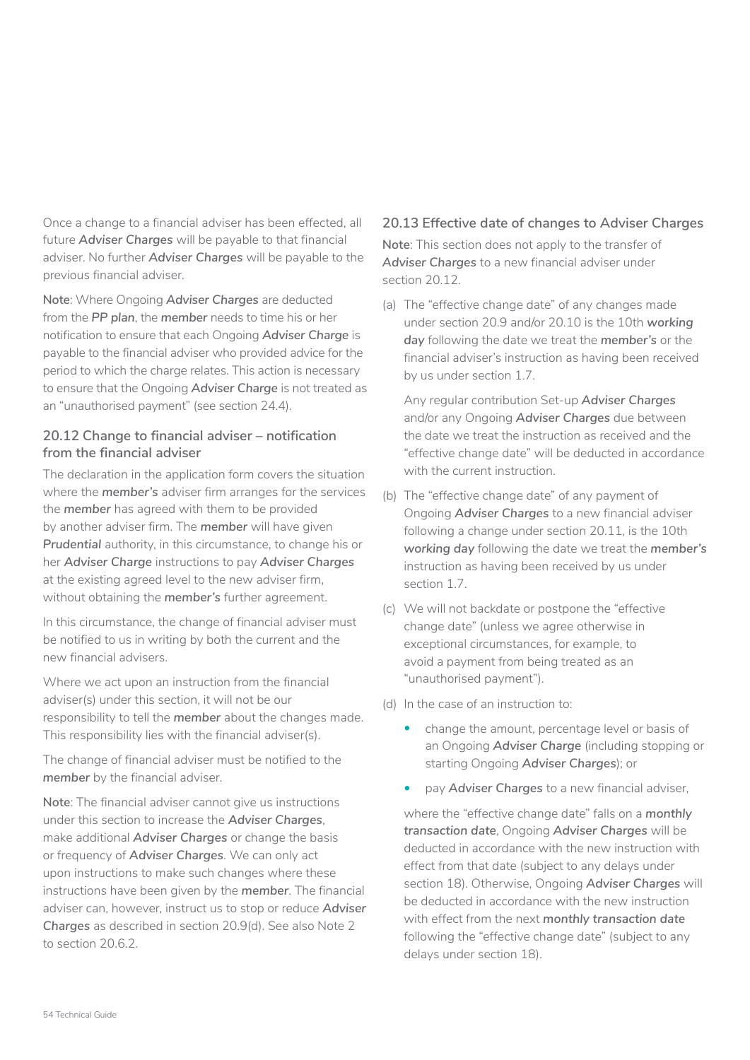Once a change to a financial adviser has been effected, all future ***Adviser Charges*** will be payable to that financial adviser. No further ***Adviser Charges*** will be payable to the previous financial adviser.

**Note**: Where Ongoing ***Adviser Charges*** are deducted from the ***PP plan***, the ***member*** needs to time his or her notification to ensure that each Ongoing ***Adviser Charge*** is payable to the financial adviser who provided advice for the period to which the charge relates. This action is necessary to ensure that the Ongoing ***Adviser Charge*** is not treated as an "unauthorised payment" (see section 24.4).

### 20.12 Change to financial adviser – notification from the financial adviser

The declaration in the application form covers the situation where the ***member's*** adviser firm arranges for the services the ***member*** has agreed with them to be provided by another adviser firm. The ***member*** will have given ***Prudential*** authority, in this circumstance, to change his or her ***Adviser Charge*** instructions to pay ***Adviser Charges*** at the existing agreed level to the new adviser firm, without obtaining the ***member's*** further agreement.

In this circumstance, the change of financial adviser must be notified to us in writing by both the current and the new financial advisers.

Where we act upon an instruction from the financial adviser(s) under this section, it will not be our responsibility to tell the ***member*** about the changes made. This responsibility lies with the financial adviser(s).

The change of financial adviser must be notified to the ***member*** by the financial adviser.

**Note**: The financial adviser cannot give us instructions under this section to increase the ***Adviser Charges***, make additional ***Adviser Charges*** or change the basis or frequency of ***Adviser Charges***. We can only act upon instructions to make such changes where these instructions have been given by the ***member***. The financial adviser can, however, instruct us to stop or reduce ***Adviser Charges*** as described in section 20.9(d). See also Note 2 to section 20.6.2.

### 20.13 Effective date of changes to Adviser Charges

**Note**: This section does not apply to the transfer of ***Adviser Charges*** to a new financial adviser under section 20.12.

(a) The "effective change date" of any changes made under section 20.9 and/or 20.10 is the 10th ***working day*** following the date we treat the ***member's*** or the financial adviser's instruction as having been received by us under section 1.7.

Any regular contribution Set-up ***Adviser Charges*** and/or any Ongoing ***Adviser Charges*** due between the date we treat the instruction as received and the "effective change date" will be deducted in accordance with the current instruction.

(b) The "effective change date" of any payment of Ongoing ***Adviser Charges*** to a new financial adviser following a change under section 20.11, is the 10th ***working day*** following the date we treat the ***member's*** instruction as having been received by us under section 1.7.

(c) We will not backdate or postpone the "effective change date" (unless we agree otherwise in exceptional circumstances, for example, to avoid a payment from being treated as an "unauthorised payment").

(d) In the case of an instruction to:

- change the amount, percentage level or basis of an Ongoing ***Adviser Charge*** (including stopping or starting Ongoing ***Adviser Charges***); or
- pay ***Adviser Charges*** to a new financial adviser,

where the "effective change date" falls on a ***monthly transaction date***, Ongoing ***Adviser Charges*** will be deducted in accordance with the new instruction with effect from that date (subject to any delays under section 18). Otherwise, Ongoing ***Adviser Charges*** will be deducted in accordance with the new instruction with effect from the next ***monthly transaction date*** following the "effective change date" (subject to any delays under section 18).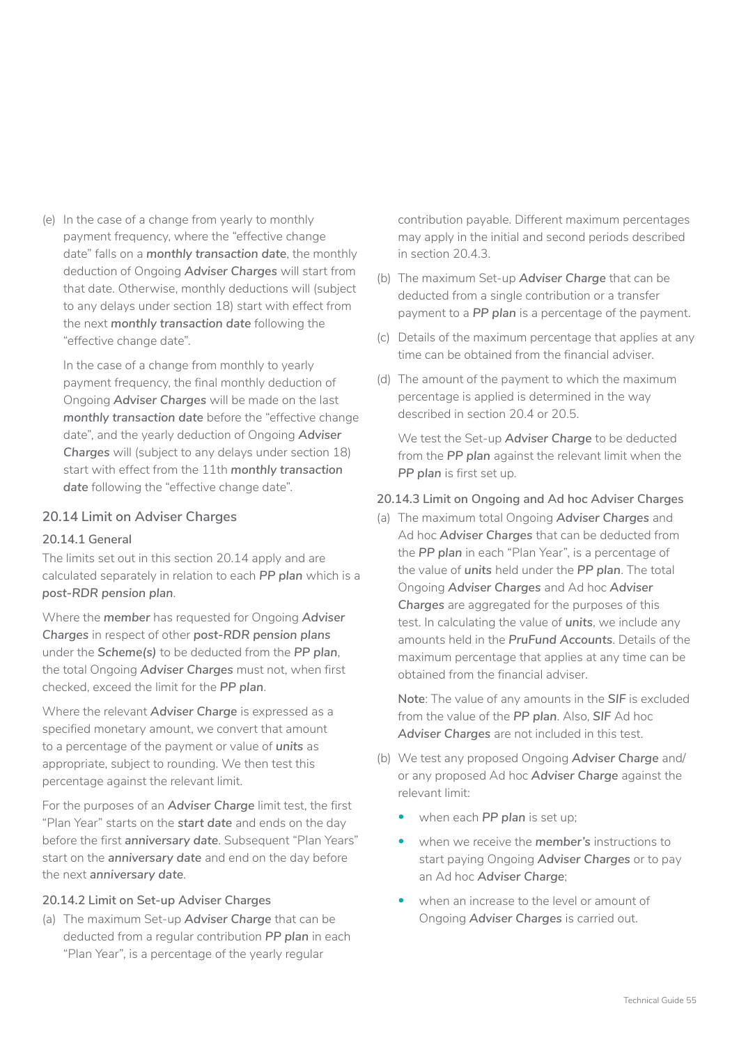(e) In the case of a change from yearly to monthly payment frequency, where the "effective change date" falls on a ***monthly transaction date***, the monthly deduction of Ongoing ***Adviser Charges*** will start from that date. Otherwise, monthly deductions will (subject to any delays under section 18) start with effect from the next **monthly transaction date** following the "effective change date".

In the case of a change from monthly to yearly payment frequency, the final monthly deduction of Ongoing ***Adviser Charges*** will be made on the last ***monthly transaction date*** before the "effective change date", and the yearly deduction of Ongoing ***Adviser Charges*** will (subject to any delays under section 18) start with effect from the 11th ***monthly transaction date*** following the "effective change date".

## 20.14 Limit on Adviser Charges

### 20.14.1 General

The limits set out in this section 20.14 apply and are calculated separately in relation to each ***PP plan*** which is a ***post-RDR pension plan***.

Where the ***member*** has requested for Ongoing ***Adviser Charges*** in respect of other ***post-RDR pension plans*** under the ***Scheme(s)*** to be deducted from the ***PP plan***, the total Ongoing ***Adviser Charges*** must not, when first checked, exceed the limit for the ***PP plan***.

Where the relevant ***Adviser Charge*** is expressed as a specified monetary amount, we convert that amount to a percentage of the payment or value of ***units*** as appropriate, subject to rounding. We then test this percentage against the relevant limit.

For the purposes of an ***Adviser Charge*** limit test, the first "Plan Year" starts on the ***start date*** and ends on the day before the first ***anniversary date***. Subsequent "Plan Years" start on the ***anniversary date*** and end on the day before the next ***anniversary date***.

### 20.14.2 Limit on Set-up Adviser Charges

(a) The maximum Set-up ***Adviser Charge*** that can be deducted from a regular contribution ***PP plan*** in each "Plan Year", is a percentage of the yearly regular contribution payable. Different maximum percentages may apply in the initial and second periods described in section 20.4.3.

(b) The maximum Set-up ***Adviser Charge*** that can be deducted from a single contribution or a transfer payment to a ***PP plan*** is a percentage of the payment.

(c) Details of the maximum percentage that applies at any time can be obtained from the financial adviser.

(d) The amount of the payment to which the maximum percentage is applied is determined in the way described in section 20.4 or 20.5.

We test the Set-up ***Adviser Charge*** to be deducted from the ***PP plan*** against the relevant limit when the ***PP plan*** is first set up.

### 20.14.3 Limit on Ongoing and Ad hoc Adviser Charges

(a) The maximum total Ongoing ***Adviser Charges*** and Ad hoc ***Adviser Charges*** that can be deducted from the ***PP plan*** in each "Plan Year", is a percentage of the value of ***units*** held under the ***PP plan***. The total Ongoing ***Adviser Charges*** and Ad hoc ***Adviser Charges*** are aggregated for the purposes of this test. In calculating the value of ***units***, we include any amounts held in the ***PruFund Accounts***. Details of the maximum percentage that applies at any time can be obtained from the financial adviser.

**Note**: The value of any amounts in the ***SIF*** is excluded from the value of the ***PP plan***. Also, ***SIF*** Ad hoc ***Adviser Charges*** are not included in this test.

(b) We test any proposed Ongoing ***Adviser Charge*** and/or any proposed Ad hoc ***Adviser Charge*** against the relevant limit:

- when each ***PP plan*** is set up;
- when we receive the ***member's*** instructions to start paying Ongoing ***Adviser Charges*** or to pay an Ad hoc ***Adviser Charge***;
- when an increase to the level or amount of Ongoing ***Adviser Charges*** is carried out.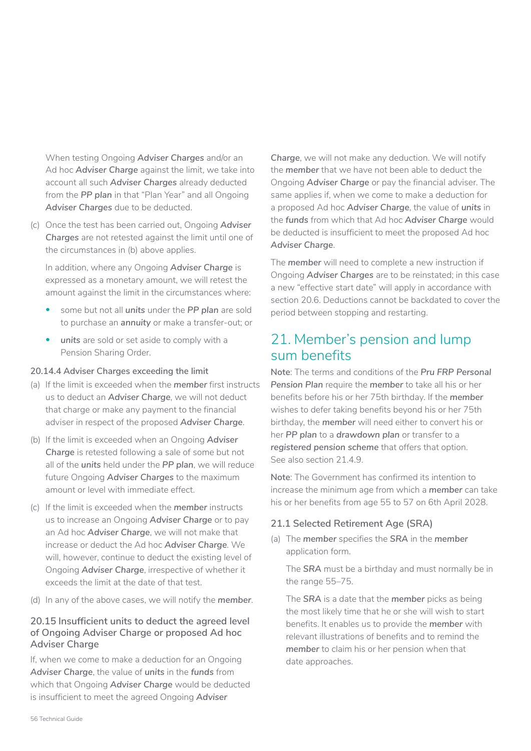When testing Ongoing ***Adviser Charges*** and/or an Ad hoc ***Adviser Charge*** against the limit, we take into account all such ***Adviser Charges*** already deducted from the ***PP plan*** in that "Plan Year" and all Ongoing ***Adviser Charges*** due to be deducted.

(c) Once the test has been carried out, Ongoing ***Adviser Charges*** are not retested against the limit until one of the circumstances in (b) above applies.

In addition, where any Ongoing ***Adviser Charge*** is expressed as a monetary amount, we will retest the amount against the limit in the circumstances where:

- some but not all ***units*** under the ***PP plan*** are sold to purchase an ***annuity*** or make a transfer-out; or
- ***units*** are sold or set aside to comply with a Pension Sharing Order.

#### 20.14.4 Adviser Charges exceeding the limit

(a) If the limit is exceeded when the ***member*** first instructs us to deduct an ***Adviser Charge***, we will not deduct that charge or make any payment to the financial adviser in respect of the proposed ***Adviser Charge***.

(b) If the limit is exceeded when an Ongoing ***Adviser Charge*** is retested following a sale of some but not all of the ***units*** held under the ***PP plan***, we will reduce future Ongoing ***Adviser Charges*** to the maximum amount or level with immediate effect.

(c) If the limit is exceeded when the ***member*** instructs us to increase an Ongoing ***Adviser Charge*** or to pay an Ad hoc ***Adviser Charge***, we will not make that increase or deduct the Ad hoc ***Adviser Charge***. We will, however, continue to deduct the existing level of Ongoing ***Adviser Charge***, irrespective of whether it exceeds the limit at the date of that test.

(d) In any of the above cases, we will notify the ***member***.

### 20.15 Insufficient units to deduct the agreed level of Ongoing Adviser Charge or proposed Ad hoc Adviser Charge

If, when we come to make a deduction for an Ongoing ***Adviser Charge***, the value of ***units*** in the ***funds*** from which that Ongoing ***Adviser Charge*** would be deducted is insufficient to meet the agreed Ongoing ***Adviser Charge***, we will not make any deduction. We will notify the ***member*** that we have not been able to deduct the Ongoing ***Adviser Charge*** or pay the financial adviser. The same applies if, when we come to make a deduction for a proposed Ad hoc ***Adviser Charge***, the value of ***units*** in the ***funds*** from which that Ad hoc ***Adviser Charge*** would be deducted is insufficient to meet the proposed Ad hoc ***Adviser Charge***.

The ***member*** will need to complete a new instruction if Ongoing ***Adviser Charges*** are to be reinstated; in this case a new "effective start date" will apply in accordance with section 20.6. Deductions cannot be backdated to cover the period between stopping and restarting.

## 21. Member's pension and lump sum benefits

Note: The terms and conditions of the ***Pru FRP Personal Pension Plan*** require the ***member*** to take all his or her benefits before his or her 75th birthday. If the ***member*** wishes to defer taking benefits beyond his or her 75th birthday, the ***member*** will need either to convert his or her ***PP plan*** to a ***drawdown plan*** or transfer to a ***registered pension scheme*** that offers that option. See also section 21.4.9.

Note: The Government has confirmed its intention to increase the minimum age from which a ***member*** can take his or her benefits from age 55 to 57 on 6th April 2028.

### 21.1 Selected Retirement Age (SRA)

(a) The ***member*** specifies the ***SRA*** in the ***member*** application form.

The ***SRA*** must be a birthday and must normally be in the range 55–75.

The ***SRA*** is a date that the ***member*** picks as being the most likely time that he or she will wish to start benefits. It enables us to provide the ***member*** with relevant illustrations of benefits and to remind the ***member*** to claim his or her pension when that date approaches.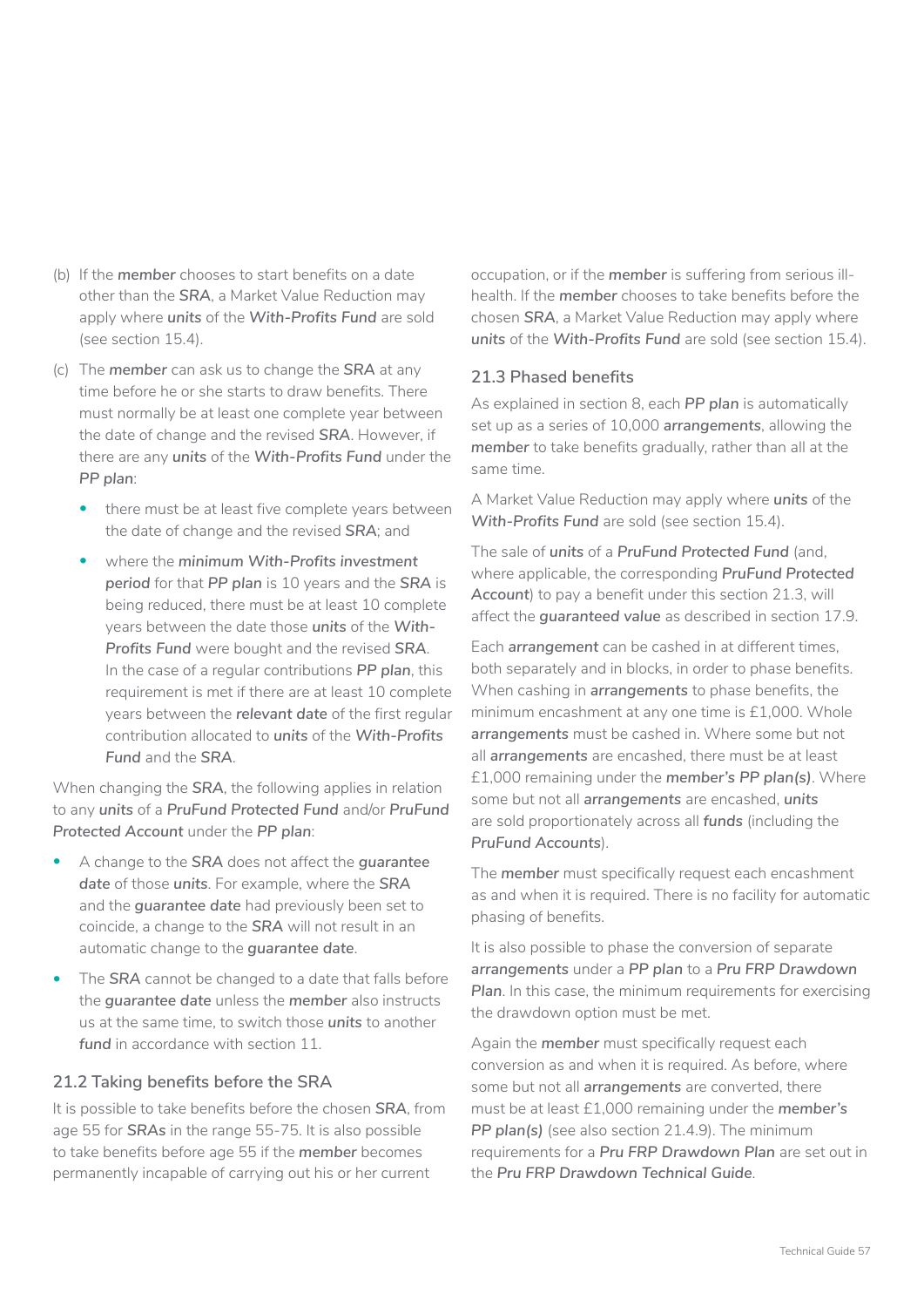(b) If the ***member*** chooses to start benefits on a date other than the ***SRA***, a Market Value Reduction may apply where ***units*** of the ***With-Profits Fund*** are sold (see section 15.4).

(c) The ***member*** can ask us to change the ***SRA*** at any time before he or she starts to draw benefits. There must normally be at least one complete year between the date of change and the revised ***SRA***. However, if there are any ***units*** of the ***With-Profits Fund*** under the ***PP plan***:

- there must be at least five complete years between the date of change and the revised ***SRA***; and
- where the ***minimum With-Profits investment period*** for that ***PP plan*** is 10 years and the ***SRA*** is being reduced, there must be at least 10 complete years between the date those ***units*** of the ***With-Profits Fund*** were bought and the revised ***SRA***. In the case of a regular contributions ***PP plan***, this requirement is met if there are at least 10 complete years between the ***relevant date*** of the first regular contribution allocated to ***units*** of the ***With-Profits Fund*** and the ***SRA***.

When changing the ***SRA***, the following applies in relation to any ***units*** of a ***PruFund Protected Fund*** and/or ***PruFund Protected Account*** under the ***PP plan***:

- A change to the ***SRA*** does not affect the ***guarantee date*** of those ***units***. For example, where the ***SRA*** and the ***guarantee date*** had previously been set to coincide, a change to the ***SRA*** will not result in an automatic change to the ***guarantee date***.
- The ***SRA*** cannot be changed to a date that falls before the ***guarantee date*** unless the ***member*** also instructs us at the same time, to switch those ***units*** to another ***fund*** in accordance with section 11.

### 21.2 Taking benefits before the SRA

It is possible to take benefits before the chosen ***SRA***, from age 55 for ***SRAs*** in the range 55-75. It is also possible to take benefits before age 55 if the ***member*** becomes permanently incapable of carrying out his or her current occupation, or if the ***member*** is suffering from serious ill-health. If the ***member*** chooses to take benefits before the chosen ***SRA***, a Market Value Reduction may apply where ***units*** of the ***With-Profits Fund*** are sold (see section 15.4).

### 21.3 Phased benefits

As explained in section 8, each ***PP plan*** is automatically set up as a series of 10,000 ***arrangements***, allowing the ***member*** to take benefits gradually, rather than all at the same time.

A Market Value Reduction may apply where ***units*** of the ***With-Profits Fund*** are sold (see section 15.4).

The sale of ***units*** of a ***PruFund Protected Fund*** (and, where applicable, the corresponding ***PruFund Protected Account***) to pay a benefit under this section 21.3, will affect the ***guaranteed value*** as described in section 17.9.

Each ***arrangement*** can be cashed in at different times, both separately and in blocks, in order to phase benefits. When cashing in ***arrangements*** to phase benefits, the minimum encashment at any one time is £1,000. Whole ***arrangements*** must be cashed in. Where some but not all ***arrangements*** are encashed, there must be at least £1,000 remaining under the ***member's PP plan(s)***. Where some but not all ***arrangements*** are encashed, ***units*** are sold proportionately across all ***funds*** (including the ***PruFund Accounts***).

The ***member*** must specifically request each encashment as and when it is required. There is no facility for automatic phasing of benefits.

It is also possible to phase the conversion of separate ***arrangements*** under a ***PP plan*** to a ***Pru FRP Drawdown Plan***. In this case, the minimum requirements for exercising the drawdown option must be met.

Again the ***member*** must specifically request each conversion as and when it is required. As before, where some but not all ***arrangements*** are converted, there must be at least £1,000 remaining under the ***member's PP plan(s)*** (see also section 21.4.9). The minimum requirements for a ***Pru FRP Drawdown Plan*** are set out in the ***Pru FRP Drawdown Technical Guide***.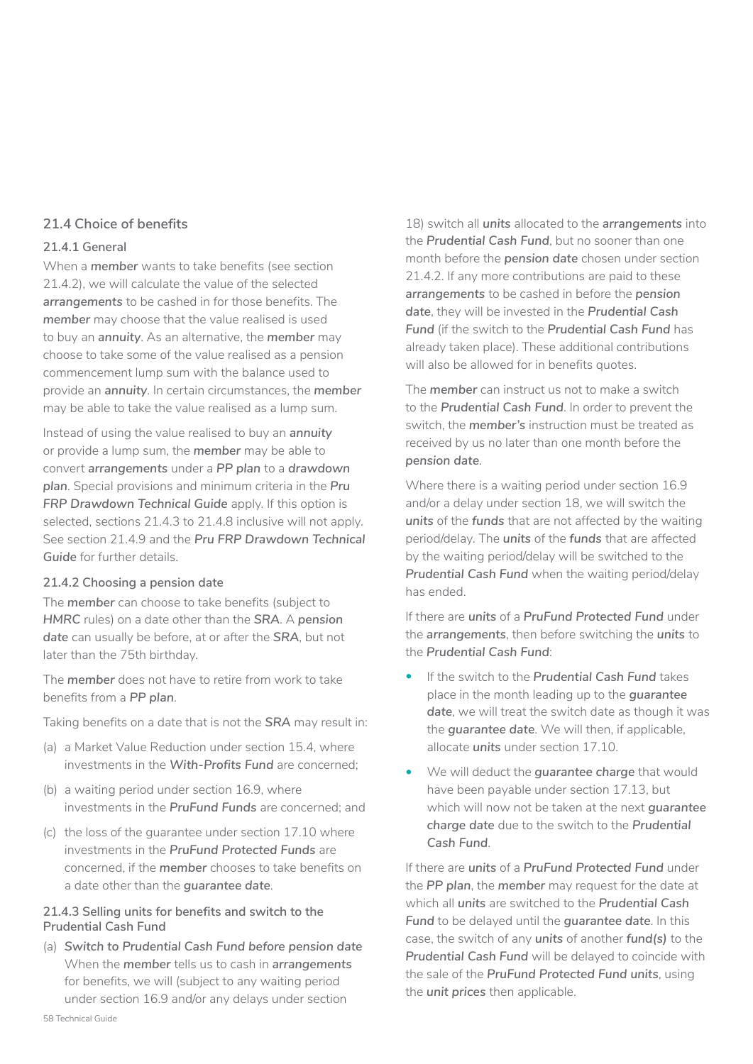## 21.4 Choice of benefits

### 21.4.1 General

When a ***member*** wants to take benefits (see section 21.4.2), we will calculate the value of the selected ***arrangements*** to be cashed in for those benefits. The ***member*** may choose that the value realised is used to buy an ***annuity***. As an alternative, the ***member*** may choose to take some of the value realised as a pension commencement lump sum with the balance used to provide an ***annuity***. In certain circumstances, the ***member*** may be able to take the value realised as a lump sum.

Instead of using the value realised to buy an ***annuity*** or provide a lump sum, the ***member*** may be able to convert ***arrangements*** under a ***PP plan*** to a ***drawdown plan***. Special provisions and minimum criteria in the ***Pru FRP Drawdown Technical Guide*** apply. If this option is selected, sections 21.4.3 to 21.4.8 inclusive will not apply. See section 21.4.9 and the ***Pru FRP Drawdown Technical Guide*** for further details.

### 21.4.2 Choosing a pension date

The ***member*** can choose to take benefits (subject to ***HMRC*** rules) on a date other than the ***SRA***. A ***pension date*** can usually be before, at or after the ***SRA***, but not later than the 75th birthday.

The ***member*** does not have to retire from work to take benefits from a ***PP plan***.

Taking benefits on a date that is not the ***SRA*** may result in:

(a) a Market Value Reduction under section 15.4, where investments in the ***With-Profits Fund*** are concerned;

(b) a waiting period under section 16.9, where investments in the ***PruFund Funds*** are concerned; and

(c) the loss of the guarantee under section 17.10 where investments in the ***PruFund Protected Funds*** are concerned, if the ***member*** chooses to take benefits on a date other than the ***guarantee date***.

### 21.4.3 Selling units for benefits and switch to the Prudential Cash Fund

(a) *Switch to Prudential Cash Fund before pension date*
When the ***member*** tells us to cash in ***arrangements*** for benefits, we will (subject to any waiting period under section 16.9 and/or any delays under section 18) switch all ***units*** allocated to the ***arrangements*** into the ***Prudential Cash Fund***, but no sooner than one month before the ***pension date*** chosen under section 21.4.2. If any more contributions are paid to these ***arrangements*** to be cashed in before the ***pension date***, they will be invested in the ***Prudential Cash Fund*** (if the switch to the ***Prudential Cash Fund*** has already taken place). These additional contributions will also be allowed for in benefits quotes.

The ***member*** can instruct us not to make a switch to the ***Prudential Cash Fund***. In order to prevent the switch, the ***member's*** instruction must be treated as received by us no later than one month before the ***pension date***.

Where there is a waiting period under section 16.9 and/or a delay under section 18, we will switch the ***units*** of the ***funds*** that are not affected by the waiting period/delay. The ***units*** of the ***funds*** that are affected by the waiting period/delay will be switched to the ***Prudential Cash Fund*** when the waiting period/delay has ended.

If there are ***units*** of a ***PruFund Protected Fund*** under the ***arrangements***, then before switching the ***units*** to the ***Prudential Cash Fund***:

- If the switch to the ***Prudential Cash Fund*** takes place in the month leading up to the ***guarantee date***, we will treat the switch date as though it was the ***guarantee date***. We will then, if applicable, allocate ***units*** under section 17.10.
- We will deduct the ***guarantee charge*** that would have been payable under section 17.13, but which will now not be taken at the next ***guarantee charge date*** due to the switch to the ***Prudential Cash Fund***.

If there are ***units*** of a ***PruFund Protected Fund*** under the ***PP plan***, the ***member*** may request for the date at which all ***units*** are switched to the ***Prudential Cash Fund*** to be delayed until the ***guarantee date***. In this case, the switch of any ***units*** of another ***fund(s)*** to the ***Prudential Cash Fund*** will be delayed to coincide with the sale of the ***PruFund Protected Fund units***, using the ***unit prices*** then applicable.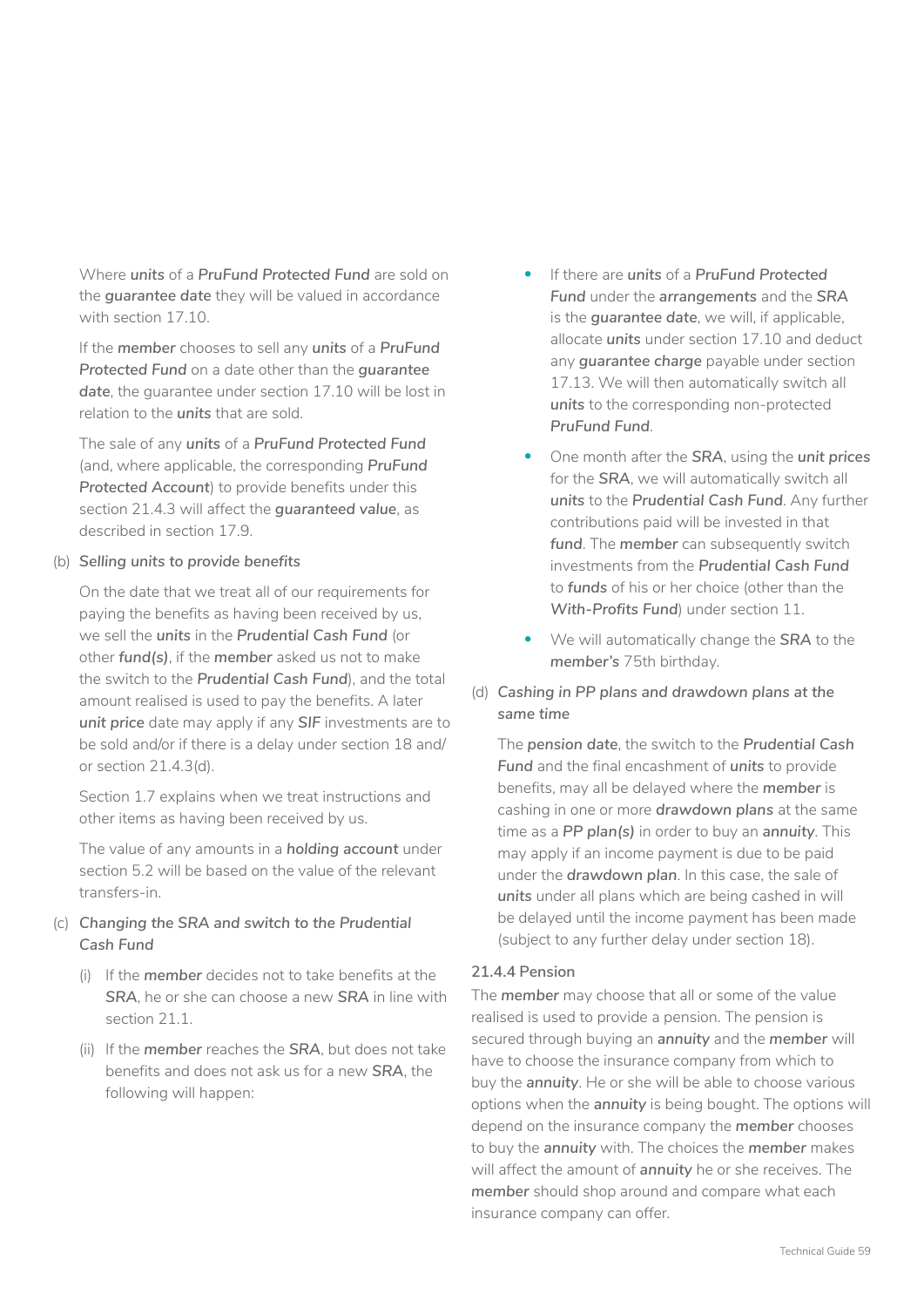Where ***units*** of a ***PruFund Protected Fund*** are sold on the ***guarantee date*** they will be valued in accordance with section 17.10.

If the ***member*** chooses to sell any ***units*** of a ***PruFund Protected Fund*** on a date other than the ***guarantee date***, the guarantee under section 17.10 will be lost in relation to the ***units*** that are sold.

The sale of any ***units*** of a ***PruFund Protected Fund*** (and, where applicable, the corresponding ***PruFund Protected Account***) to provide benefits under this section 21.4.3 will affect the ***guaranteed value***, as described in section 17.9.

(b) *Selling units to provide benefits*

On the date that we treat all of our requirements for paying the benefits as having been received by us, we sell the ***units*** in the ***Prudential Cash Fund*** (or other ***fund(s)***, if the ***member*** asked us not to make the switch to the ***Prudential Cash Fund***), and the total amount realised is used to pay the benefits. A later ***unit price*** date may apply if any ***SIF*** investments are to be sold and/or if there is a delay under section 18 and/or section 21.4.3(d).

Section 1.7 explains when we treat instructions and other items as having been received by us.

The value of any amounts in a ***holding account*** under section 5.2 will be based on the value of the relevant transfers-in.

(c) *Changing the SRA and switch to the Prudential Cash Fund*

(i) If the ***member*** decides not to take benefits at the ***SRA***, he or she can choose a new ***SRA*** in line with section 21.1.

(ii) If the ***member*** reaches the ***SRA***, but does not take benefits and does not ask us for a new ***SRA***, the following will happen:

- If there are ***units*** of a ***PruFund Protected Fund*** under the ***arrangements*** and the ***SRA*** is the ***guarantee date***, we will, if applicable, allocate ***units*** under section 17.10 and deduct any ***guarantee charge*** payable under section 17.13. We will then automatically switch all ***units*** to the corresponding non-protected ***PruFund Fund***.
- One month after the ***SRA***, using the ***unit prices*** for the ***SRA***, we will automatically switch all ***units*** to the ***Prudential Cash Fund***. Any further contributions paid will be invested in that ***fund***. The ***member*** can subsequently switch investments from the ***Prudential Cash Fund*** to ***funds*** of his or her choice (other than the ***With-Profits Fund***) under section 11.
- We will automatically change the ***SRA*** to the ***member's*** 75th birthday.

(d) *Cashing in PP plans and drawdown plans at the same time*

The ***pension date***, the switch to the ***Prudential Cash Fund*** and the final encashment of ***units*** to provide benefits, may all be delayed where the ***member*** is cashing in one or more ***drawdown plans*** at the same time as a ***PP plan(s)*** in order to buy an ***annuity***. This may apply if an income payment is due to be paid under the ***drawdown plan***. In this case, the sale of ***units*** under all plans which are being cashed in will be delayed until the income payment has been made (subject to any further delay under section 18).

#### 21.4.4 Pension

The ***member*** may choose that all or some of the value realised is used to provide a pension. The pension is secured through buying an ***annuity*** and the ***member*** will have to choose the insurance company from which to buy the ***annuity***. He or she will be able to choose various options when the ***annuity*** is being bought. The options will depend on the insurance company the ***member*** chooses to buy the ***annuity*** with. The choices the ***member*** makes will affect the amount of ***annuity*** he or she receives. The ***member*** should shop around and compare what each insurance company can offer.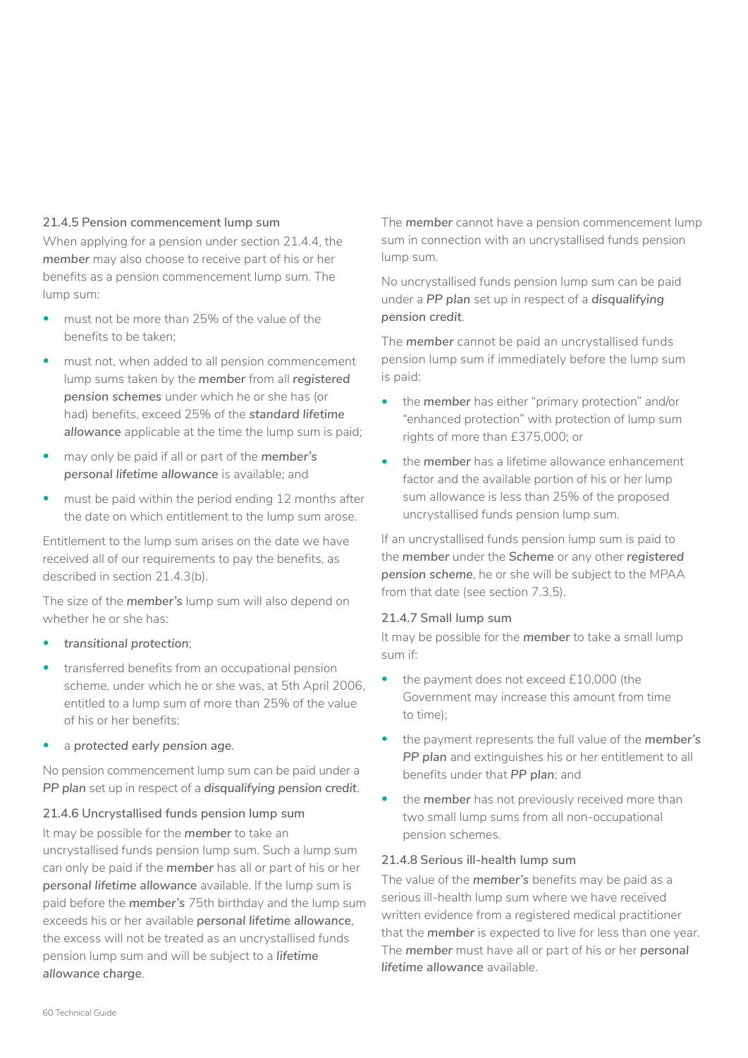### 21.4.5 Pension commencement lump sum

When applying for a pension under section 21.4.4, the ***member*** may also choose to receive part of his or her benefits as a pension commencement lump sum. The lump sum:

- must not be more than 25% of the value of the benefits to be taken;
- must not, when added to all pension commencement lump sums taken by the ***member*** from all ***registered pension schemes*** under which he or she has (or had) benefits, exceed 25% of the ***standard lifetime allowance*** applicable at the time the lump sum is paid;
- may only be paid if all or part of the ***member's personal lifetime allowance*** is available; and
- must be paid within the period ending 12 months after the date on which entitlement to the lump sum arose.

Entitlement to the lump sum arises on the date we have received all of our requirements to pay the benefits, as described in section 21.4.3(b).

The size of the ***member's*** lump sum will also depend on whether he or she has:

- ***transitional protection***;
- transferred benefits from an occupational pension scheme, under which he or she was, at 5th April 2006, entitled to a lump sum of more than 25% of the value of his or her benefits;
- a ***protected early pension age***.

No pension commencement lump sum can be paid under a ***PP plan*** set up in respect of a ***disqualifying pension credit***.

### 21.4.6 Uncrystallised funds pension lump sum

It may be possible for the ***member*** to take an uncrystallised funds pension lump sum. Such a lump sum can only be paid if the ***member*** has all or part of his or her ***personal lifetime allowance*** available. If the lump sum is paid before the ***member's*** 75th birthday and the lump sum exceeds his or her available ***personal lifetime allowance***, the excess will not be treated as an uncrystallised funds pension lump sum and will be subject to a ***lifetime allowance charge***.

The ***member*** cannot have a pension commencement lump sum in connection with an uncrystallised funds pension lump sum.

No uncrystallised funds pension lump sum can be paid under a ***PP plan*** set up in respect of a ***disqualifying pension credit***.

The ***member*** cannot be paid an uncrystallised funds pension lump sum if immediately before the lump sum is paid:

- the ***member*** has either "primary protection" and/or "enhanced protection" with protection of lump sum rights of more than £375,000; or
- the ***member*** has a lifetime allowance enhancement factor and the available portion of his or her lump sum allowance is less than 25% of the proposed uncrystallised funds pension lump sum.

If an uncrystallised funds pension lump sum is paid to the ***member*** under the ***Scheme*** or any other ***registered pension scheme***, he or she will be subject to the MPAA from that date (see section 7.3.5).

### 21.4.7 Small lump sum

It may be possible for the ***member*** to take a small lump sum if:

- the payment does not exceed £10,000 (the Government may increase this amount from time to time);
- the payment represents the full value of the ***member's PP plan*** and extinguishes his or her entitlement to all benefits under that ***PP plan***; and
- the ***member*** has not previously received more than two small lump sums from all non-occupational pension schemes.

### 21.4.8 Serious ill-health lump sum

The value of the ***member's*** benefits may be paid as a serious ill-health lump sum where we have received written evidence from a registered medical practitioner that the ***member*** is expected to live for less than one year. The ***member*** must have all or part of his or her ***personal lifetime allowance*** available.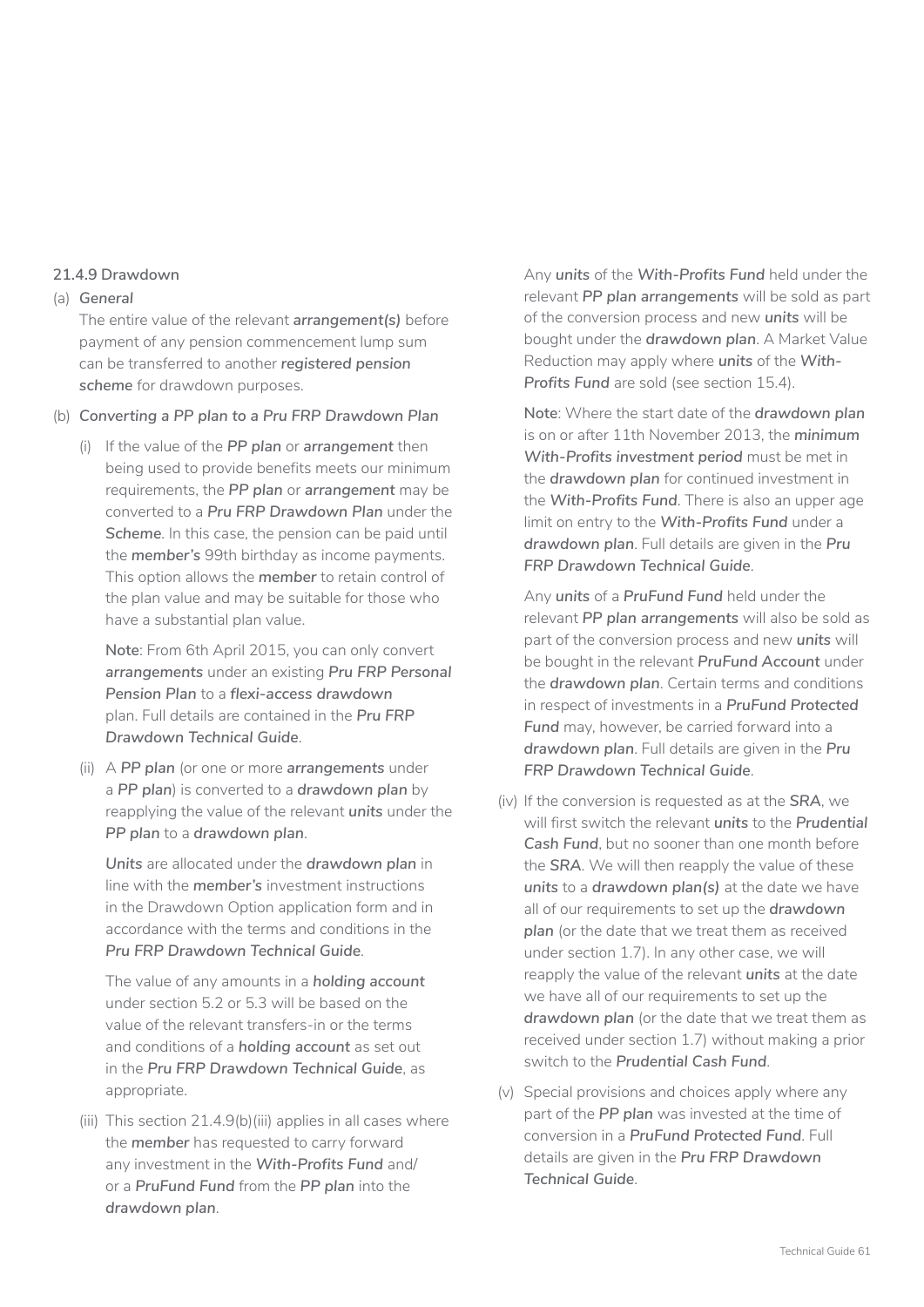### 21.4.9 Drawdown

(a) *General*

The entire value of the relevant ***arrangement(s)*** before payment of any pension commencement lump sum can be transferred to another ***registered pension scheme*** for drawdown purposes.

(b) *Converting a PP plan to a Pru FRP Drawdown Plan*

(i) If the value of the ***PP plan*** or ***arrangement*** then being used to provide benefits meets our minimum requirements, the ***PP plan*** or ***arrangement*** may be converted to a ***Pru FRP Drawdown Plan*** under the ***Scheme***. In this case, the pension can be paid until the ***member's*** 99th birthday as income payments. This option allows the ***member*** to retain control of the plan value and may be suitable for those who have a substantial plan value.

**Note**: From 6th April 2015, you can only convert ***arrangements*** under an existing ***Pru FRP Personal Pension Plan*** to a ***flexi-access drawdown*** plan. Full details are contained in the ***Pru FRP Drawdown Technical Guide***.

(ii) A ***PP plan*** (or one or more ***arrangements*** under a ***PP plan***) is converted to a ***drawdown plan*** by reapplying the value of the relevant ***units*** under the ***PP plan*** to a ***drawdown plan***.

***Units*** are allocated under the ***drawdown plan*** in line with the ***member's*** investment instructions in the Drawdown Option application form and in accordance with the terms and conditions in the ***Pru FRP Drawdown Technical Guide***.

The value of any amounts in a ***holding account*** under section 5.2 or 5.3 will be based on the value of the relevant transfers-in or the terms and conditions of a ***holding account*** as set out in the ***Pru FRP Drawdown Technical Guide***, as appropriate.

(iii) This section 21.4.9(b)(iii) applies in all cases where the ***member*** has requested to carry forward any investment in the ***With-Profits Fund*** and/or a ***PruFund Fund*** from the ***PP plan*** into the ***drawdown plan***.

Any ***units*** of the ***With-Profits Fund*** held under the relevant ***PP plan arrangements*** will be sold as part of the conversion process and new ***units*** will be bought under the ***drawdown plan***. A Market Value Reduction may apply where ***units*** of the ***With-Profits Fund*** are sold (see section 15.4).

**Note**: Where the start date of the ***drawdown plan*** is on or after 11th November 2013, the ***minimum With-Profits investment period*** must be met in the ***drawdown plan*** for continued investment in the ***With-Profits Fund***. There is also an upper age limit on entry to the ***With-Profits Fund*** under a ***drawdown plan***. Full details are given in the ***Pru FRP Drawdown Technical Guide***.

Any ***units*** of a ***PruFund Fund*** held under the relevant ***PP plan arrangements*** will also be sold as part of the conversion process and new ***units*** will be bought in the relevant ***PruFund Account*** under the ***drawdown plan***. Certain terms and conditions in respect of investments in a ***PruFund Protected Fund*** may, however, be carried forward into a ***drawdown plan***. Full details are given in the ***Pru FRP Drawdown Technical Guide***.

(iv) If the conversion is requested as at the ***SRA***, we will first switch the relevant ***units*** to the ***Prudential Cash Fund***, but no sooner than one month before the ***SRA***. We will then reapply the value of these ***units*** to a ***drawdown plan(s)*** at the date we have all of our requirements to set up the ***drawdown plan*** (or the date that we treat them as received under section 1.7). In any other case, we will reapply the value of the relevant ***units*** at the date we have all of our requirements to set up the ***drawdown plan*** (or the date that we treat them as received under section 1.7) without making a prior switch to the ***Prudential Cash Fund***.

(v) Special provisions and choices apply where any part of the ***PP plan*** was invested at the time of conversion in a ***PruFund Protected Fund***. Full details are given in the ***Pru FRP Drawdown Technical Guide***.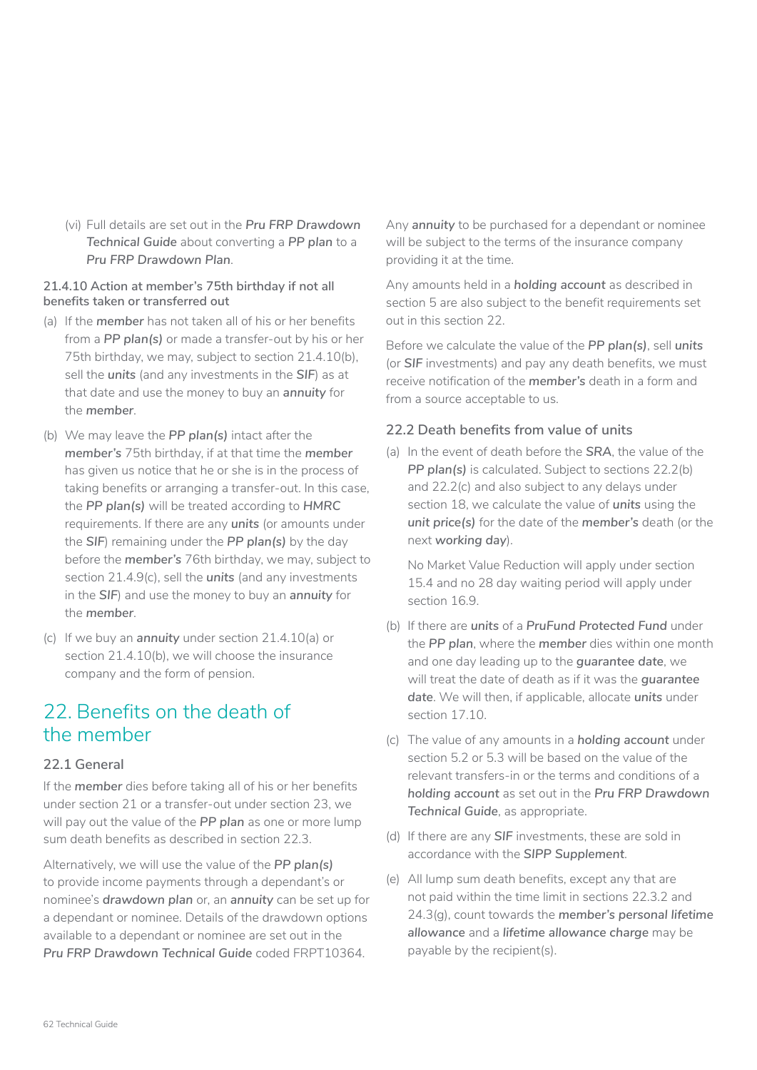(vi) Full details are set out in the ***Pru FRP Drawdown Technical Guide*** about converting a ***PP plan*** to a ***Pru FRP Drawdown Plan***.

#### 21.4.10 Action at member's 75th birthday if not all benefits taken or transferred out

(a) If the ***member*** has not taken all of his or her benefits from a ***PP plan(s)*** or made a transfer-out by his or her 75th birthday, we may, subject to section 21.4.10(b), sell the ***units*** (and any investments in the ***SIF***) as at that date and use the money to buy an ***annuity*** for the ***member***.

(b) We may leave the ***PP plan(s)*** intact after the ***member's*** 75th birthday, if at that time the ***member*** has given us notice that he or she is in the process of taking benefits or arranging a transfer-out. In this case, the ***PP plan(s)*** will be treated according to ***HMRC*** requirements. If there are any ***units*** (or amounts under the ***SIF***) remaining under the ***PP plan(s)*** by the day before the ***member's*** 76th birthday, we may, subject to section 21.4.9(c), sell the ***units*** (and any investments in the ***SIF***) and use the money to buy an ***annuity*** for the ***member***.

(c) If we buy an ***annuity*** under section 21.4.10(a) or section 21.4.10(b), we will choose the insurance company and the form of pension.

## 22. Benefits on the death of the member

### 22.1 General

If the ***member*** dies before taking all of his or her benefits under section 21 or a transfer-out under section 23, we will pay out the value of the ***PP plan*** as one or more lump sum death benefits as described in section 22.3.

Alternatively, we will use the value of the ***PP plan(s)*** to provide income payments through a dependant's or nominee's ***drawdown plan*** or, an ***annuity*** can be set up for a dependant or nominee. Details of the drawdown options available to a dependant or nominee are set out in the *Pru FRP Drawdown Technical Guide* coded FRPT10364.

Any ***annuity*** to be purchased for a dependant or nominee will be subject to the terms of the insurance company providing it at the time.

Any amounts held in a ***holding account*** as described in section 5 are also subject to the benefit requirements set out in this section 22.

Before we calculate the value of the ***PP plan(s)***, sell ***units*** (or ***SIF*** investments) and pay any death benefits, we must receive notification of the ***member's*** death in a form and from a source acceptable to us.

### 22.2 Death benefits from value of units

(a) In the event of death before the ***SRA***, the value of the ***PP plan(s)*** is calculated. Subject to sections 22.2(b) and 22.2(c) and also subject to any delays under section 18, we calculate the value of ***units*** using the ***unit price(s)*** for the date of the ***member's*** death (or the next ***working day***).

No Market Value Reduction will apply under section 15.4 and no 28 day waiting period will apply under section 16.9.

(b) If there are ***units*** of a ***PruFund Protected Fund*** under the ***PP plan***, where the ***member*** dies within one month and one day leading up to the ***guarantee date***, we will treat the date of death as if it was the ***guarantee date***. We will then, if applicable, allocate ***units*** under section 17.10.

(c) The value of any amounts in a ***holding account*** under section 5.2 or 5.3 will be based on the value of the relevant transfers-in or the terms and conditions of a ***holding account*** as set out in the ***Pru FRP Drawdown Technical Guide***, as appropriate.

(d) If there are any ***SIF*** investments, these are sold in accordance with the ***SIPP Supplement***.

(e) All lump sum death benefits, except any that are not paid within the time limit in sections 22.3.2 and 24.3(g), count towards the ***member's personal lifetime allowance*** and a ***lifetime allowance charge*** may be payable by the recipient(s).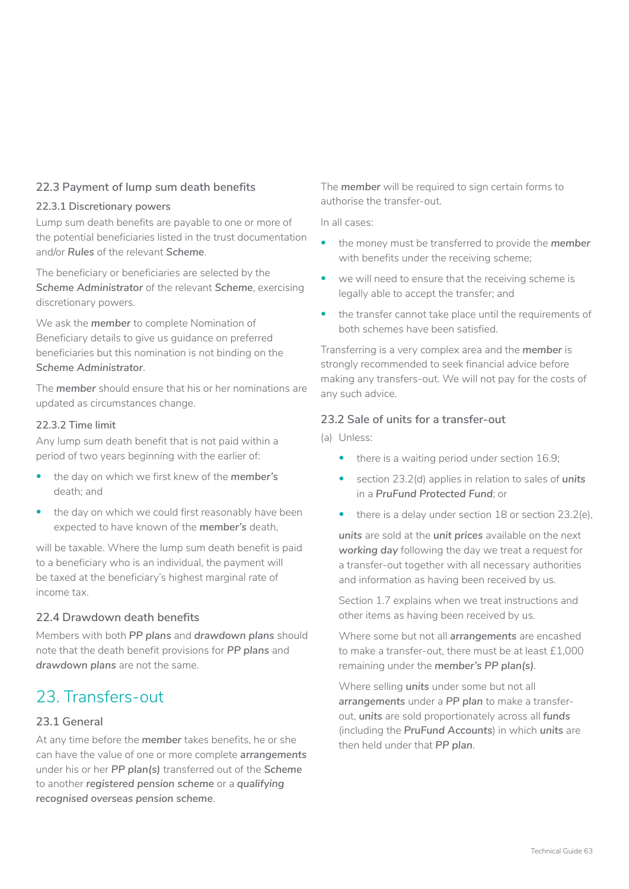### 22.3 Payment of lump sum death benefits

#### 22.3.1 Discretionary powers

Lump sum death benefits are payable to one or more of the potential beneficiaries listed in the trust documentation and/or ***Rules*** of the relevant ***Scheme***.

The beneficiary or beneficiaries are selected by the ***Scheme Administrator*** of the relevant ***Scheme***, exercising discretionary powers.

We ask the ***member*** to complete Nomination of Beneficiary details to give us guidance on preferred beneficiaries but this nomination is not binding on the ***Scheme Administrator***.

The ***member*** should ensure that his or her nominations are updated as circumstances change.

#### 22.3.2 Time limit

Any lump sum death benefit that is not paid within a period of two years beginning with the earlier of:

- the day on which we first knew of the ***member's*** death; and
- the day on which we could first reasonably have been expected to have known of the ***member's*** death,

will be taxable. Where the lump sum death benefit is paid to a beneficiary who is an individual, the payment will be taxed at the beneficiary's highest marginal rate of income tax.

### 22.4 Drawdown death benefits

Members with both ***PP plans*** and ***drawdown plans*** should note that the death benefit provisions for ***PP plans*** and ***drawdown plans*** are not the same.

## 23. Transfers-out

### 23.1 General

At any time before the ***member*** takes benefits, he or she can have the value of one or more complete ***arrangements*** under his or her ***PP plan(s)*** transferred out of the ***Scheme*** to another ***registered pension scheme*** or a ***qualifying recognised overseas pension scheme***.

The ***member*** will be required to sign certain forms to authorise the transfer-out.

In all cases:

- the money must be transferred to provide the ***member*** with benefits under the receiving scheme;
- we will need to ensure that the receiving scheme is legally able to accept the transfer; and
- the transfer cannot take place until the requirements of both schemes have been satisfied.

Transferring is a very complex area and the ***member*** is strongly recommended to seek financial advice before making any transfers-out. We will not pay for the costs of any such advice.

### 23.2 Sale of units for a transfer-out

(a) Unless:

- there is a waiting period under section 16.9;
- section 23.2(d) applies in relation to sales of ***units*** in a ***PruFund Protected Fund***; or
- there is a delay under section 18 or section 23.2(e),

***units*** are sold at the ***unit prices*** available on the next ***working day*** following the day we treat a request for a transfer-out together with all necessary authorities and information as having been received by us.

Section 1.7 explains when we treat instructions and other items as having been received by us.

Where some but not all ***arrangements*** are encashed to make a transfer-out, there must be at least £1,000 remaining under the ***member's PP plan(s)***.

Where selling ***units*** under some but not all ***arrangements*** under a ***PP plan*** to make a transfer-out, ***units*** are sold proportionately across all ***funds*** (including the ***PruFund Accounts***) in which ***units*** are then held under that ***PP plan***.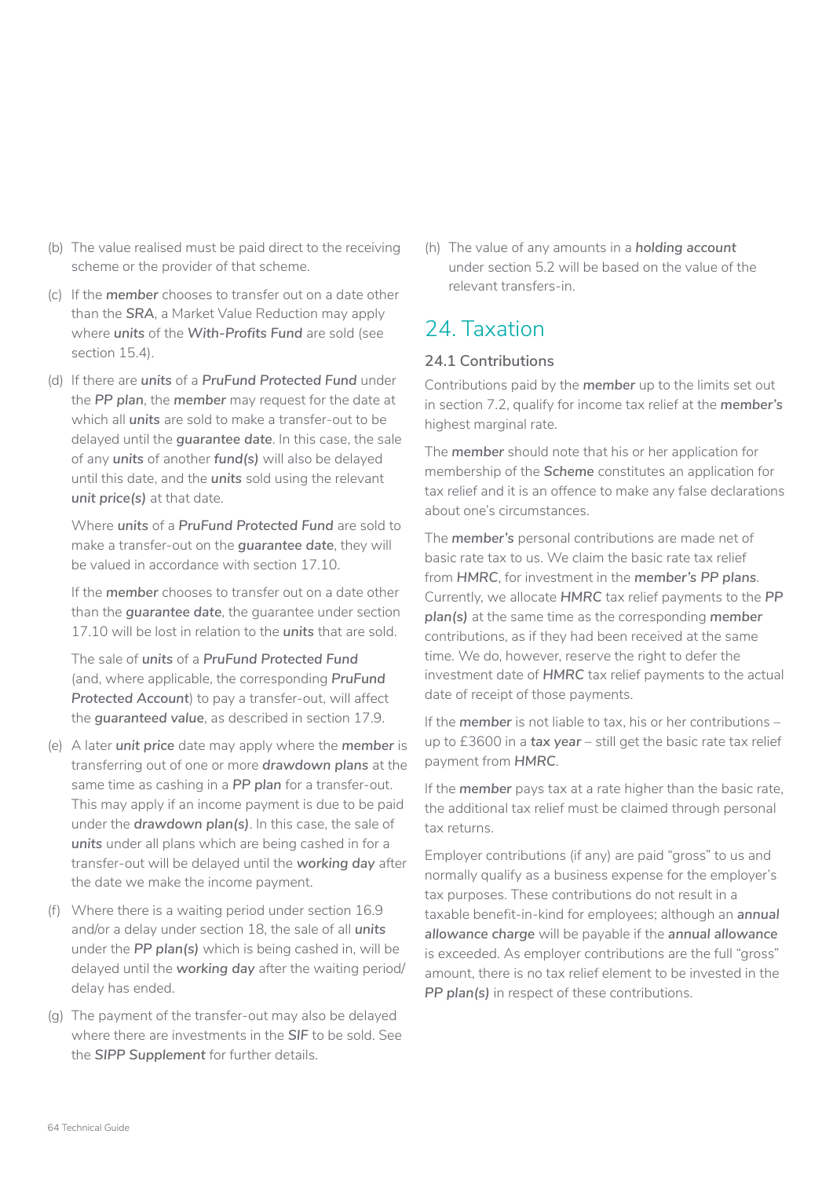(b) The value realised must be paid direct to the receiving scheme or the provider of that scheme.

(c) If the ***member*** chooses to transfer out on a date other than the ***SRA***, a Market Value Reduction may apply where ***units*** of the ***With-Profits Fund*** are sold (see section 15.4).

(d) If there are ***units*** of a ***PruFund Protected Fund*** under the ***PP plan***, the ***member*** may request for the date at which all ***units*** are sold to make a transfer-out to be delayed until the ***guarantee date***. In this case, the sale of any ***units*** of another ***fund(s)*** will also be delayed until this date, and the ***units*** sold using the relevant ***unit price(s)*** at that date.

   Where ***units*** of a ***PruFund Protected Fund*** are sold to make a transfer-out on the ***guarantee date***, they will be valued in accordance with section 17.10.

   If the ***member*** chooses to transfer out on a date other than the ***guarantee date***, the guarantee under section 17.10 will be lost in relation to the ***units*** that are sold.

   The sale of ***units*** of a ***PruFund Protected Fund*** (and, where applicable, the corresponding ***PruFund Protected Account***) to pay a transfer-out, will affect the ***guaranteed value***, as described in section 17.9.

(e) A later ***unit price*** date may apply where the ***member*** is transferring out of one or more ***drawdown plans*** at the same time as cashing in a ***PP plan*** for a transfer-out. This may apply if an income payment is due to be paid under the ***drawdown plan(s)***. In this case, the sale of ***units*** under all plans which are being cashed in for a transfer-out will be delayed until the ***working day*** after the date we make the income payment.

(f) Where there is a waiting period under section 16.9 and/or a delay under section 18, the sale of all ***units*** under the ***PP plan(s)*** which is being cashed in, will be delayed until the ***working day*** after the waiting period/ delay has ended.

(g) The payment of the transfer-out may also be delayed where there are investments in the ***SIF*** to be sold. See the ***SIPP Supplement*** for further details.

(h) The value of any amounts in a ***holding account*** under section 5.2 will be based on the value of the relevant transfers-in.

## 24. Taxation

### 24.1 Contributions

Contributions paid by the ***member*** up to the limits set out in section 7.2, qualify for income tax relief at the ***member's*** highest marginal rate.

The ***member*** should note that his or her application for membership of the ***Scheme*** constitutes an application for tax relief and it is an offence to make any false declarations about one's circumstances.

The ***member's*** personal contributions are made net of basic rate tax to us. We claim the basic rate tax relief from ***HMRC***, for investment in the ***member's PP plans***. Currently, we allocate ***HMRC*** tax relief payments to the ***PP plan(s)*** at the same time as the corresponding ***member*** contributions, as if they had been received at the same time. We do, however, reserve the right to defer the investment date of ***HMRC*** tax relief payments to the actual date of receipt of those payments.

If the ***member*** is not liable to tax, his or her contributions – up to £3600 in a **tax year** – still get the basic rate tax relief payment from ***HMRC***.

If the ***member*** pays tax at a rate higher than the basic rate, the additional tax relief must be claimed through personal tax returns.

Employer contributions (if any) are paid "gross" to us and normally qualify as a business expense for the employer's tax purposes. These contributions do not result in a taxable benefit-in-kind for employees; although an ***annual allowance charge*** will be payable if the ***annual allowance*** is exceeded. As employer contributions are the full "gross" amount, there is no tax relief element to be invested in the ***PP plan(s)*** in respect of these contributions.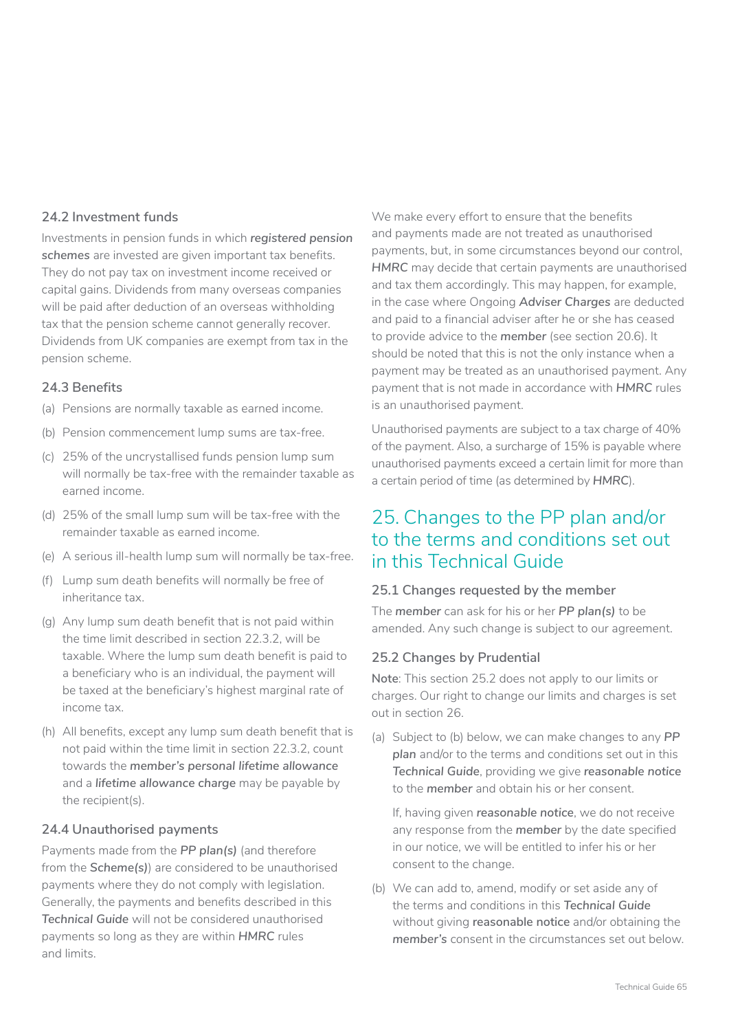### 24.2 Investment funds

Investments in pension funds in which ***registered pension schemes*** are invested are given important tax benefits. They do not pay tax on investment income received or capital gains. Dividends from many overseas companies will be paid after deduction of an overseas withholding tax that the pension scheme cannot generally recover. Dividends from UK companies are exempt from tax in the pension scheme.

### 24.3 Benefits

(a) Pensions are normally taxable as earned income.

(b) Pension commencement lump sums are tax-free.

(c) 25% of the uncrystallised funds pension lump sum will normally be tax-free with the remainder taxable as earned income.

(d) 25% of the small lump sum will be tax-free with the remainder taxable as earned income.

(e) A serious ill-health lump sum will normally be tax-free.

(f) Lump sum death benefits will normally be free of inheritance tax.

(g) Any lump sum death benefit that is not paid within the time limit described in section 22.3.2, will be taxable. Where the lump sum death benefit is paid to a beneficiary who is an individual, the payment will be taxed at the beneficiary's highest marginal rate of income tax.

(h) All benefits, except any lump sum death benefit that is not paid within the time limit in section 22.3.2, count towards the ***member's personal lifetime allowance*** and a ***lifetime allowance charge*** may be payable by the recipient(s).

### 24.4 Unauthorised payments

Payments made from the ***PP plan(s)*** (and therefore from the ***Scheme(s)***) are considered to be unauthorised payments where they do not comply with legislation. Generally, the payments and benefits described in this ***Technical Guide*** will not be considered unauthorised payments so long as they are within ***HMRC*** rules and limits.

We make every effort to ensure that the benefits and payments made are not treated as unauthorised payments, but, in some circumstances beyond our control, ***HMRC*** may decide that certain payments are unauthorised and tax them accordingly. This may happen, for example, in the case where Ongoing ***Adviser Charges*** are deducted and paid to a financial adviser after he or she has ceased to provide advice to the ***member*** (see section 20.6). It should be noted that this is not the only instance when a payment may be treated as an unauthorised payment. Any payment that is not made in accordance with ***HMRC*** rules is an unauthorised payment.

Unauthorised payments are subject to a tax charge of 40% of the payment. Also, a surcharge of 15% is payable where unauthorised payments exceed a certain limit for more than a certain period of time (as determined by ***HMRC***).

## 25. Changes to the PP plan and/or to the terms and conditions set out in this Technical Guide

### 25.1 Changes requested by the member

The ***member*** can ask for his or her ***PP plan(s)*** to be amended. Any such change is subject to our agreement.

### 25.2 Changes by Prudential

**Note**: This section 25.2 does not apply to our limits or charges. Our right to change our limits and charges is set out in section 26.

(a) Subject to (b) below, we can make changes to any ***PP plan*** and/or to the terms and conditions set out in this ***Technical Guide***, providing we give ***reasonable notice*** to the ***member*** and obtain his or her consent.

If, having given ***reasonable notice***, we do not receive any response from the ***member*** by the date specified in our notice, we will be entitled to infer his or her consent to the change.

(b) We can add to, amend, modify or set aside any of the terms and conditions in this ***Technical Guide*** without giving **reasonable notice** and/or obtaining the ***member's*** consent in the circumstances set out below.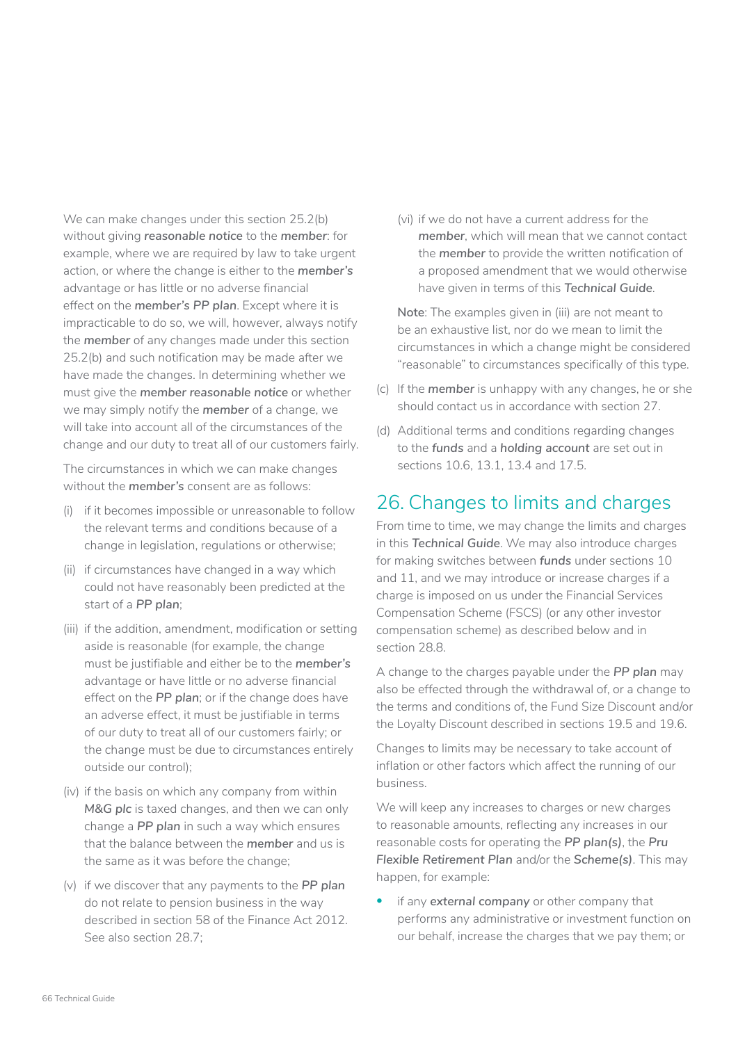We can make changes under this section 25.2(b) without giving ***reasonable notice*** to the ***member***: for example, where we are required by law to take urgent action, or where the change is either to the ***member's*** advantage or has little or no adverse financial effect on the ***member's PP plan***. Except where it is impracticable to do so, we will, however, always notify the ***member*** of any changes made under this section 25.2(b) and such notification may be made after we have made the changes. In determining whether we must give the ***member reasonable notice*** or whether we may simply notify the ***member*** of a change, we will take into account all of the circumstances of the change and our duty to treat all of our customers fairly.

The circumstances in which we can make changes without the ***member's*** consent are as follows:

(i) if it becomes impossible or unreasonable to follow the relevant terms and conditions because of a change in legislation, regulations or otherwise;

(ii) if circumstances have changed in a way which could not have reasonably been predicted at the start of a ***PP plan***;

(iii) if the addition, amendment, modification or setting aside is reasonable (for example, the change must be justifiable and either be to the ***member's*** advantage or have little or no adverse financial effect on the ***PP plan***; or if the change does have an adverse effect, it must be justifiable in terms of our duty to treat all of our customers fairly; or the change must be due to circumstances entirely outside our control);

(iv) if the basis on which any company from within ***M&G plc*** is taxed changes, and then we can only change a ***PP plan*** in such a way which ensures that the balance between the ***member*** and us is the same as it was before the change;

(v) if we discover that any payments to the ***PP plan*** do not relate to pension business in the way described in section 58 of the Finance Act 2012. See also section 28.7;

(vi) if we do not have a current address for the ***member***, which will mean that we cannot contact the ***member*** to provide the written notification of a proposed amendment that we would otherwise have given in terms of this ***Technical Guide***.

**Note**: The examples given in (iii) are not meant to be an exhaustive list, nor do we mean to limit the circumstances in which a change might be considered "reasonable" to circumstances specifically of this type.

(c) If the ***member*** is unhappy with any changes, he or she should contact us in accordance with section 27.

(d) Additional terms and conditions regarding changes to the ***funds*** and a ***holding account*** are set out in sections 10.6, 13.1, 13.4 and 17.5.

## 26. Changes to limits and charges

From time to time, we may change the limits and charges in this ***Technical Guide***. We may also introduce charges for making switches between ***funds*** under sections 10 and 11, and we may introduce or increase charges if a charge is imposed on us under the Financial Services Compensation Scheme (FSCS) (or any other investor compensation scheme) as described below and in section 28.8.

A change to the charges payable under the ***PP plan*** may also be effected through the withdrawal of, or a change to the terms and conditions of, the Fund Size Discount and/or the Loyalty Discount described in sections 19.5 and 19.6.

Changes to limits may be necessary to take account of inflation or other factors which affect the running of our business.

We will keep any increases to charges or new charges to reasonable amounts, reflecting any increases in our reasonable costs for operating the ***PP plan(s)***, the ***Pru Flexible Retirement Plan*** and/or the ***Scheme(s)***. This may happen, for example:

- if any ***external company*** or other company that performs any administrative or investment function on our behalf, increase the charges that we pay them; or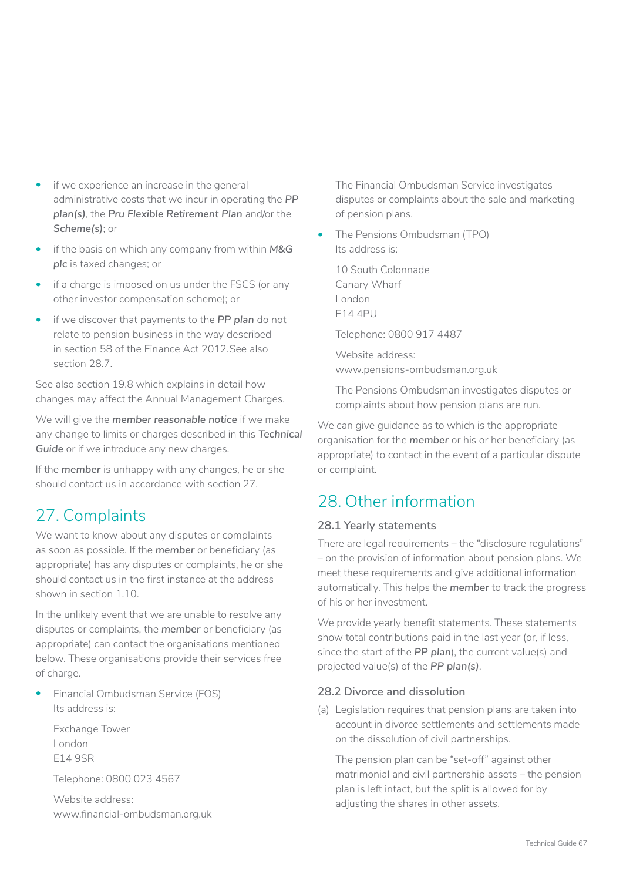- if we experience an increase in the general administrative costs that we incur in operating the ***PP plan(s)***, the ***Pru Flexible Retirement Plan*** and/or the ***Scheme(s)***; or
- if the basis on which any company from within ***M&G plc*** is taxed changes; or
- if a charge is imposed on us under the FSCS (or any other investor compensation scheme); or
- if we discover that payments to the ***PP plan*** do not relate to pension business in the way described in section 58 of the Finance Act 2012.See also section 28.7.

See also section 19.8 which explains in detail how changes may affect the Annual Management Charges.

We will give the ***member reasonable notice*** if we make any change to limits or charges described in this ***Technical Guide*** or if we introduce any new charges.

If the ***member*** is unhappy with any changes, he or she should contact us in accordance with section 27.

## 27. Complaints

We want to know about any disputes or complaints as soon as possible. If the ***member*** or beneficiary (as appropriate) has any disputes or complaints, he or she should contact us in the first instance at the address shown in section 1.10.

In the unlikely event that we are unable to resolve any disputes or complaints, the ***member*** or beneficiary (as appropriate) can contact the organisations mentioned below. These organisations provide their services free of charge.

- Financial Ombudsman Service (FOS)
  Its address is:

  Exchange Tower
  London
  E14 9SR

  Telephone: 0800 023 4567

  Website address:
  www.financial-ombudsman.org.uk

  The Financial Ombudsman Service investigates disputes or complaints about the sale and marketing of pension plans.

- The Pensions Ombudsman (TPO)
  Its address is:

  10 South Colonnade
  Canary Wharf
  London
  E14 4PU

  Telephone: 0800 917 4487

  Website address:
  www.pensions-ombudsman.org.uk

  The Pensions Ombudsman investigates disputes or complaints about how pension plans are run.

We can give guidance as to which is the appropriate organisation for the ***member*** or his or her beneficiary (as appropriate) to contact in the event of a particular dispute or complaint.

## 28. Other information

### 28.1 Yearly statements

There are legal requirements – the "disclosure regulations" – on the provision of information about pension plans. We meet these requirements and give additional information automatically. This helps the ***member*** to track the progress of his or her investment.

We provide yearly benefit statements. These statements show total contributions paid in the last year (or, if less, since the start of the ***PP plan***), the current value(s) and projected value(s) of the ***PP plan(s)***.

### 28.2 Divorce and dissolution

(a) Legislation requires that pension plans are taken into account in divorce settlements and settlements made on the dissolution of civil partnerships.

The pension plan can be "set-off" against other matrimonial and civil partnership assets – the pension plan is left intact, but the split is allowed for by adjusting the shares in other assets.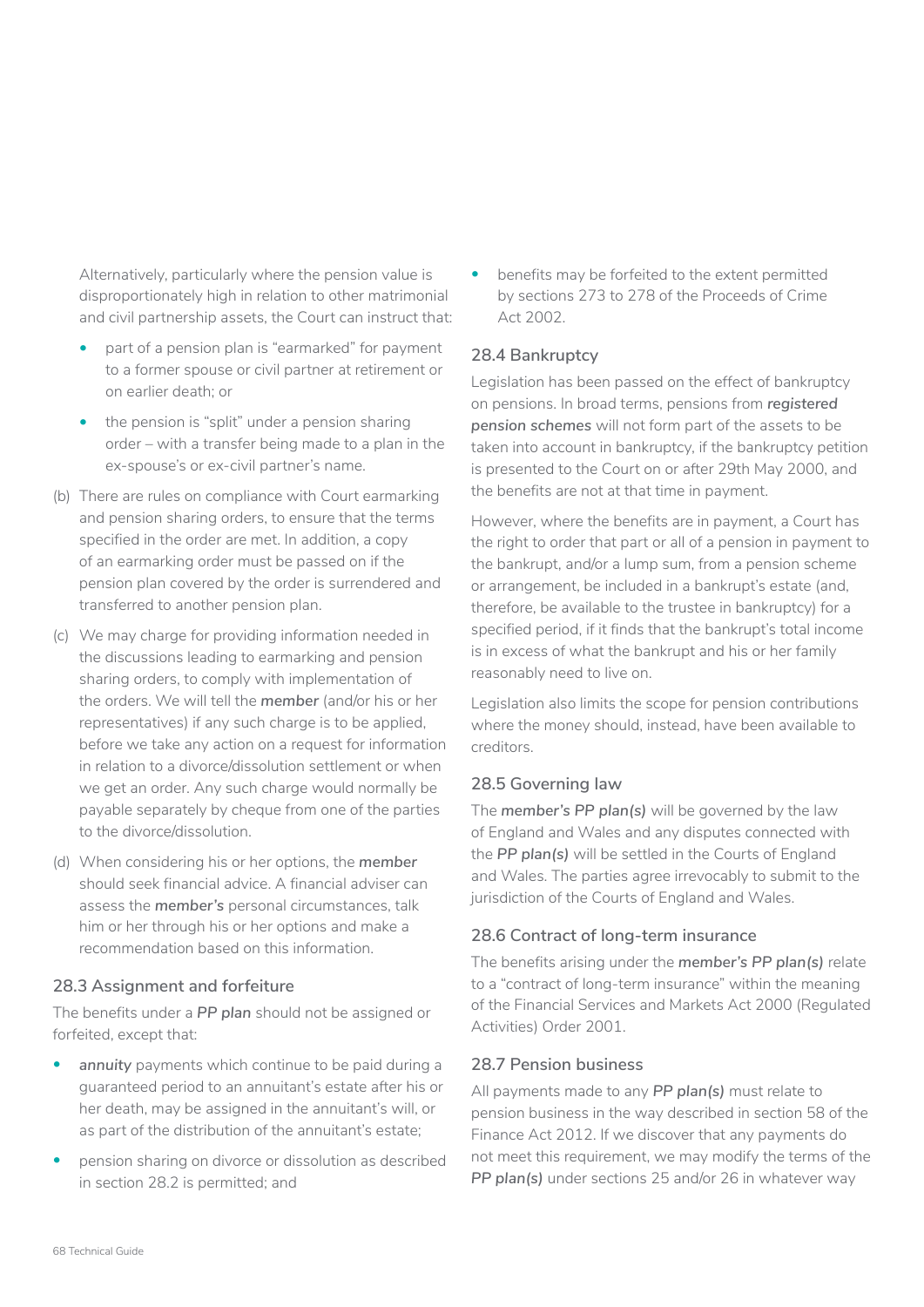Alternatively, particularly where the pension value is disproportionately high in relation to other matrimonial and civil partnership assets, the Court can instruct that:

- part of a pension plan is "earmarked" for payment to a former spouse or civil partner at retirement or on earlier death; or
- the pension is "split" under a pension sharing order – with a transfer being made to a plan in the ex-spouse's or ex-civil partner's name.

(b) There are rules on compliance with Court earmarking and pension sharing orders, to ensure that the terms specified in the order are met. In addition, a copy of an earmarking order must be passed on if the pension plan covered by the order is surrendered and transferred to another pension plan.

(c) We may charge for providing information needed in the discussions leading to earmarking and pension sharing orders, to comply with implementation of the orders. We will tell the ***member*** (and/or his or her representatives) if any such charge is to be applied, before we take any action on a request for information in relation to a divorce/dissolution settlement or when we get an order. Any such charge would normally be payable separately by cheque from one of the parties to the divorce/dissolution.

(d) When considering his or her options, the ***member*** should seek financial advice. A financial adviser can assess the ***member's*** personal circumstances, talk him or her through his or her options and make a recommendation based on this information.

### 28.3 Assignment and forfeiture

The benefits under a ***PP plan*** should not be assigned or forfeited, except that:

- ***annuity*** payments which continue to be paid during a guaranteed period to an annuitant's estate after his or her death, may be assigned in the annuitant's will, or as part of the distribution of the annuitant's estate;
- pension sharing on divorce or dissolution as described in section 28.2 is permitted; and
- benefits may be forfeited to the extent permitted by sections 273 to 278 of the Proceeds of Crime Act 2002.

### 28.4 Bankruptcy

Legislation has been passed on the effect of bankruptcy on pensions. In broad terms, pensions from ***registered pension schemes*** will not form part of the assets to be taken into account in bankruptcy, if the bankruptcy petition is presented to the Court on or after 29th May 2000, and the benefits are not at that time in payment.

However, where the benefits are in payment, a Court has the right to order that part or all of a pension in payment to the bankrupt, and/or a lump sum, from a pension scheme or arrangement, be included in a bankrupt's estate (and, therefore, be available to the trustee in bankruptcy) for a specified period, if it finds that the bankrupt's total income is in excess of what the bankrupt and his or her family reasonably need to live on.

Legislation also limits the scope for pension contributions where the money should, instead, have been available to creditors.

### 28.5 Governing law

The ***member's PP plan(s)*** will be governed by the law of England and Wales and any disputes connected with the ***PP plan(s)*** will be settled in the Courts of England and Wales. The parties agree irrevocably to submit to the jurisdiction of the Courts of England and Wales.

### 28.6 Contract of long-term insurance

The benefits arising under the ***member's PP plan(s)*** relate to a "contract of long-term insurance" within the meaning of the Financial Services and Markets Act 2000 (Regulated Activities) Order 2001.

### 28.7 Pension business

All payments made to any ***PP plan(s)*** must relate to pension business in the way described in section 58 of the Finance Act 2012. If we discover that any payments do not meet this requirement, we may modify the terms of the ***PP plan(s)*** under sections 25 and/or 26 in whatever way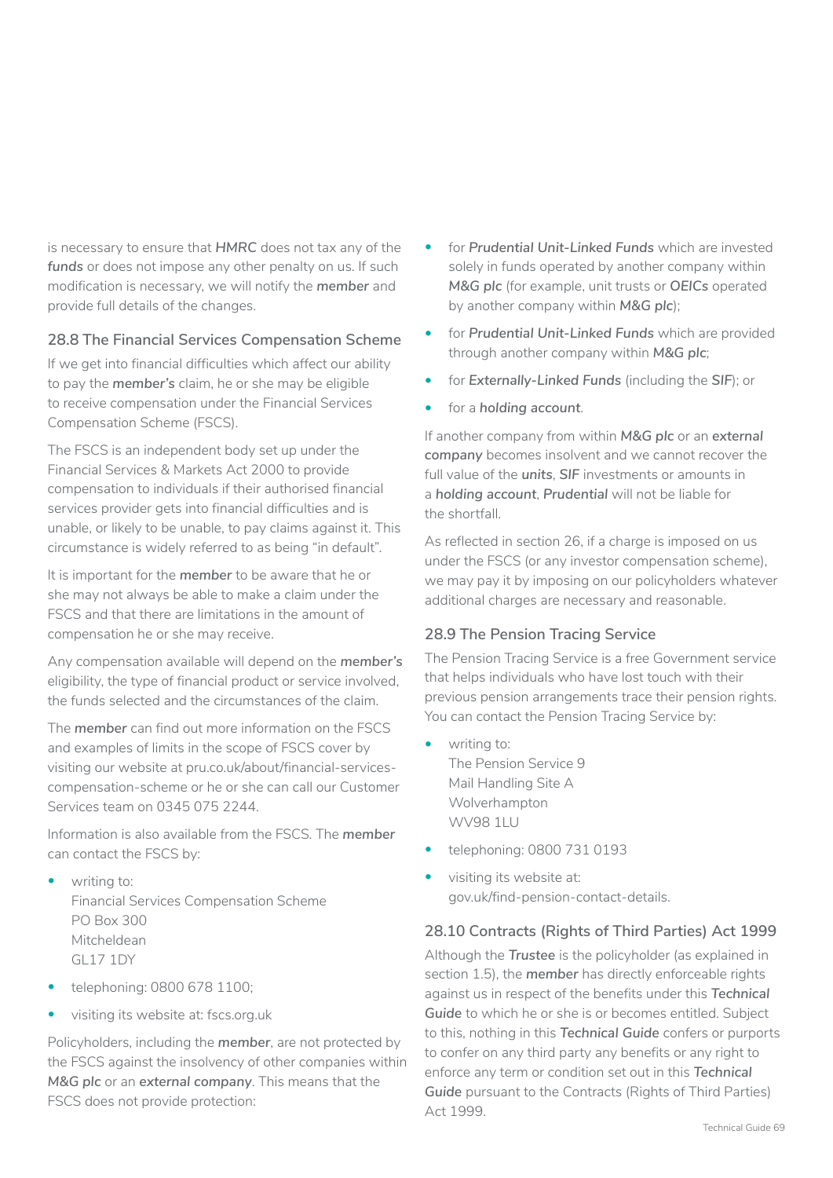is necessary to ensure that ***HMRC*** does not tax any of the ***funds*** or does not impose any other penalty on us. If such modification is necessary, we will notify the ***member*** and provide full details of the changes.

### 28.8 The Financial Services Compensation Scheme

If we get into financial difficulties which affect our ability to pay the ***member's*** claim, he or she may be eligible to receive compensation under the Financial Services Compensation Scheme (FSCS).

The FSCS is an independent body set up under the Financial Services & Markets Act 2000 to provide compensation to individuals if their authorised financial services provider gets into financial difficulties and is unable, or likely to be unable, to pay claims against it. This circumstance is widely referred to as being "in default".

It is important for the ***member*** to be aware that he or she may not always be able to make a claim under the FSCS and that there are limitations in the amount of compensation he or she may receive.

Any compensation available will depend on the ***member's*** eligibility, the type of financial product or service involved, the funds selected and the circumstances of the claim.

The ***member*** can find out more information on the FSCS and examples of limits in the scope of FSCS cover by visiting our website at pru.co.uk/about/financial-services-compensation-scheme or he or she can call our Customer Services team on 0345 075 2244.

Information is also available from the FSCS. The ***member*** can contact the FSCS by:

- writing to:
  Financial Services Compensation Scheme
  PO Box 300
  Mitcheldean
  GL17 1DY
- telephoning: 0800 678 1100;
- visiting its website at: fscs.org.uk

Policyholders, including the ***member***, are not protected by the FSCS against the insolvency of other companies within ***M&G plc*** or an ***external company***. This means that the FSCS does not provide protection:

- for ***Prudential Unit-Linked Funds*** which are invested solely in funds operated by another company within ***M&G plc*** (for example, unit trusts or ***OEICs*** operated by another company within ***M&G plc***);
- for ***Prudential Unit-Linked Funds*** which are provided through another company within ***M&G plc***;
- for ***Externally-Linked Funds*** (including the ***SIF***); or
- for a ***holding account***.

If another company from within ***M&G plc*** or an ***external company*** becomes insolvent and we cannot recover the full value of the ***units***, ***SIF*** investments or amounts in a ***holding account***, ***Prudential*** will not be liable for the shortfall.

As reflected in section 26, if a charge is imposed on us under the FSCS (or any investor compensation scheme), we may pay it by imposing on our policyholders whatever additional charges are necessary and reasonable.

### 28.9 The Pension Tracing Service

The Pension Tracing Service is a free Government service that helps individuals who have lost touch with their previous pension arrangements trace their pension rights. You can contact the Pension Tracing Service by:

- writing to:
  The Pension Service 9
  Mail Handling Site A
  Wolverhampton
  WV98 1LU
- telephoning: 0800 731 0193
- visiting its website at:
  gov.uk/find-pension-contact-details.

### 28.10 Contracts (Rights of Third Parties) Act 1999

Although the ***Trustee*** is the policyholder (as explained in section 1.5), the ***member*** has directly enforceable rights against us in respect of the benefits under this ***Technical Guide*** to which he or she is or becomes entitled. Subject to this, nothing in this ***Technical Guide*** confers or purports to confer on any third party any benefits or any right to enforce any term or condition set out in this ***Technical Guide*** pursuant to the Contracts (Rights of Third Parties) Act 1999.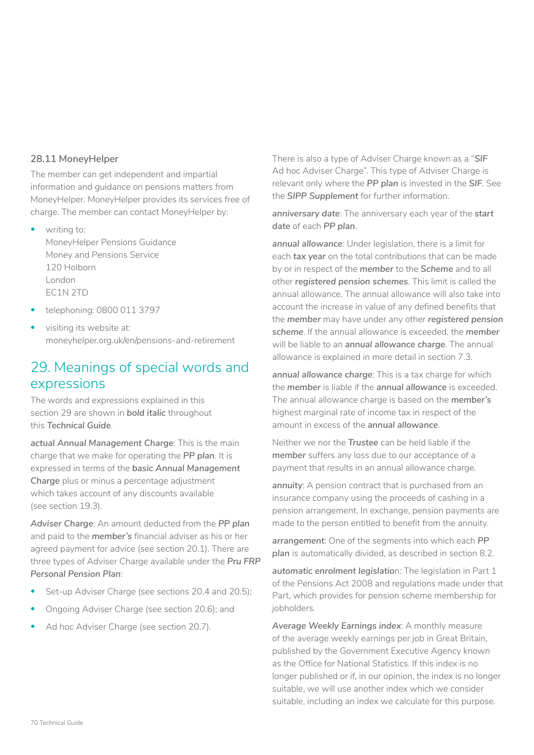### 28.11 MoneyHelper

The member can get independent and impartial information and guidance on pensions matters from MoneyHelper. MoneyHelper provides its services free of charge. The member can contact MoneyHelper by:

- writing to:
  MoneyHelper Pensions Guidance
  Money and Pensions Service
  120 Holborn
  London
  EC1N 2TD
- telephoning: 0800 011 3797
- visiting its website at:
  moneyhelper.org.uk/en/pensions-and-retirement

## 29. Meanings of special words and expressions

The words and expressions explained in this section 29 are shown in ***bold italic*** throughout this ***Technical Guide***.

***actual Annual Management Charge***: This is the main charge that we make for operating the ***PP plan***. It is expressed in terms of the ***basic Annual Management Charge*** plus or minus a percentage adjustment which takes account of any discounts available (see section 19.3).

***Adviser Charge***: An amount deducted from the ***PP plan*** and paid to the ***member's*** financial adviser as his or her agreed payment for advice (see section 20.1). There are three types of Adviser Charge available under the ***Pru FRP Personal Pension Plan***:

- Set-up Adviser Charge (see sections 20.4 and 20.5);
- Ongoing Adviser Charge (see section 20.6); and
- Ad hoc Adviser Charge (see section 20.7).

There is also a type of Adviser Charge known as a "***SIF*** Ad hoc Adviser Charge". This type of Adviser Charge is relevant only where the ***PP plan*** is invested in the ***SIF***. See the ***SIPP Supplement*** for further information.

***anniversary date***: The anniversary each year of the ***start date*** of each ***PP plan***.

***annual allowance***: Under legislation, there is a limit for each ***tax year*** on the total contributions that can be made by or in respect of the ***member*** to the ***Scheme*** and to all other ***registered pension schemes***. This limit is called the annual allowance. The annual allowance will also take into account the increase in value of any defined benefits that the ***member*** may have under any other ***registered pension scheme***. If the annual allowance is exceeded, the ***member*** will be liable to an ***annual allowance charge***. The annual allowance is explained in more detail in section 7.3.

***annual allowance charge***: This is a tax charge for which the ***member*** is liable if the ***annual allowance*** is exceeded. The annual allowance charge is based on the ***member's*** highest marginal rate of income tax in respect of the amount in excess of the ***annual allowance***.

Neither we nor the ***Trustee*** can be held liable if the ***member*** suffers any loss due to our acceptance of a payment that results in an annual allowance charge.

***annuity***: A pension contract that is purchased from an insurance company using the proceeds of cashing in a pension arrangement. In exchange, pension payments are made to the person entitled to benefit from the annuity.

***arrangement***: One of the segments into which each ***PP plan*** is automatically divided, as described in section 8.2.

***automatic enrolment legislation***: The legislation in Part 1 of the Pensions Act 2008 and regulations made under that Part, which provides for pension scheme membership for jobholders.

***Average Weekly Earnings index***: A monthly measure of the average weekly earnings per job in Great Britain, published by the Government Executive Agency known as the Office for National Statistics. If this index is no longer published or if, in our opinion, the index is no longer suitable, we will use another index which we consider suitable, including an index we calculate for this purpose.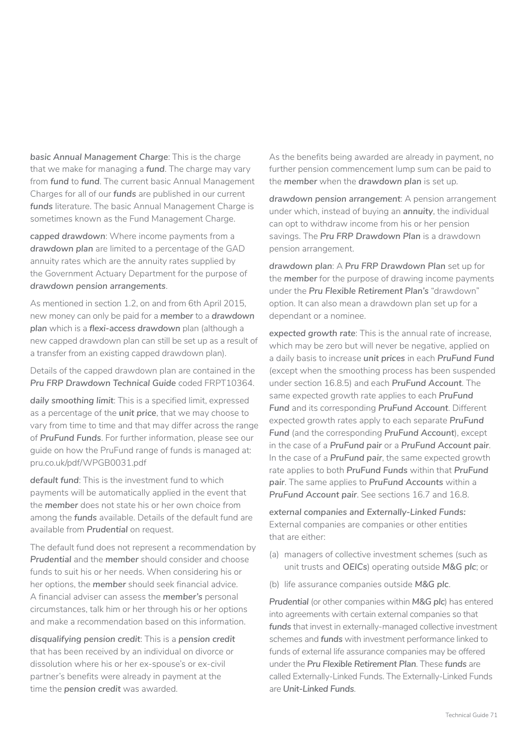***basic Annual Management Charge***: This is the charge that we make for managing a ***fund***. The charge may vary from ***fund*** to ***fund***. The current basic Annual Management Charges for all of our ***funds*** are published in our current ***funds*** literature. The basic Annual Management Charge is sometimes known as the Fund Management Charge.

**capped drawdown**: Where income payments from a **drawdown plan** are limited to a percentage of the GAD annuity rates which are the annuity rates supplied by the Government Actuary Department for the purpose of **drawdown pension arrangements**.

As mentioned in section 1.2, on and from 6th April 2015, new money can only be paid for a ***member*** to a **drawdown plan** which is a ***flexi-access*** **drawdown** plan (although a new capped drawdown plan can still be set up as a result of a transfer from an existing capped drawdown plan).

Details of the capped drawdown plan are contained in the ***Pru FRP Drawdown Technical Guide*** coded FRPT10364.

***daily smoothing limit***: This is a specified limit, expressed as a percentage of the ***unit price***, that we may choose to vary from time to time and that may differ across the range of ***PruFund Funds***. For further information, please see our guide on how the PruFund range of funds is managed at: pru.co.uk/pdf/WPGB0031.pdf

***default fund***: This is the investment fund to which payments will be automatically applied in the event that the ***member*** does not state his or her own choice from among the ***funds*** available. Details of the default fund are available from ***Prudential*** on request.

The default fund does not represent a recommendation by ***Prudential*** and the ***member*** should consider and choose funds to suit his or her needs. When considering his or her options, the ***member*** should seek financial advice. A financial adviser can assess the ***member's*** personal circumstances, talk him or her through his or her options and make a recommendation based on this information.

***disqualifying pension credit***: This is a ***pension credit*** that has been received by an individual on divorce or dissolution where his or her ex-spouse's or ex-civil partner's benefits were already in payment at the time the ***pension credit*** was awarded.

As the benefits being awarded are already in payment, no further pension commencement lump sum can be paid to the ***member*** when the **drawdown plan** is set up.

**drawdown pension arrangement**: A pension arrangement under which, instead of buying an ***annuity***, the individual can opt to withdraw income from his or her pension savings. The ***Pru FRP Drawdown Plan*** is a drawdown pension arrangement.

**drawdown plan**: A ***Pru FRP Drawdown Plan*** set up for the ***member*** for the purpose of drawing income payments under the ***Pru Flexible Retirement Plan's*** "drawdown" option. It can also mean a drawdown plan set up for a dependant or a nominee.

**expected growth rate**: This is the annual rate of increase, which may be zero but will never be negative, applied on a daily basis to increase ***unit prices*** in each ***PruFund Fund*** (except when the smoothing process has been suspended under section 16.8.5) and each ***PruFund Account***. The same expected growth rate applies to each ***PruFund Fund*** and its corresponding ***PruFund Account***. Different expected growth rates apply to each separate ***PruFund Fund*** (and the corresponding ***PruFund Account***), except in the case of a ***PruFund pair*** or a ***PruFund Account pair***. In the case of a ***PruFund pair***, the same expected growth rate applies to both ***PruFund Funds*** within that ***PruFund pair***. The same applies to ***PruFund Accounts*** within a ***PruFund Account pair***. See sections 16.7 and 16.8.

***external companies and Externally-Linked Funds:*** External companies are companies or other entities that are either:

(a) managers of collective investment schemes (such as unit trusts and ***OEICs***) operating outside ***M&G plc***; or

(b) life assurance companies outside ***M&G plc***.

***Prudential*** (or other companies within ***M&G plc***) has entered into agreements with certain external companies so that ***funds*** that invest in externally-managed collective investment schemes and ***funds*** with investment performance linked to funds of external life assurance companies may be offered under the ***Pru Flexible Retirement Plan***. These ***funds*** are called Externally-Linked Funds. The Externally-Linked Funds are ***Unit-Linked Funds***.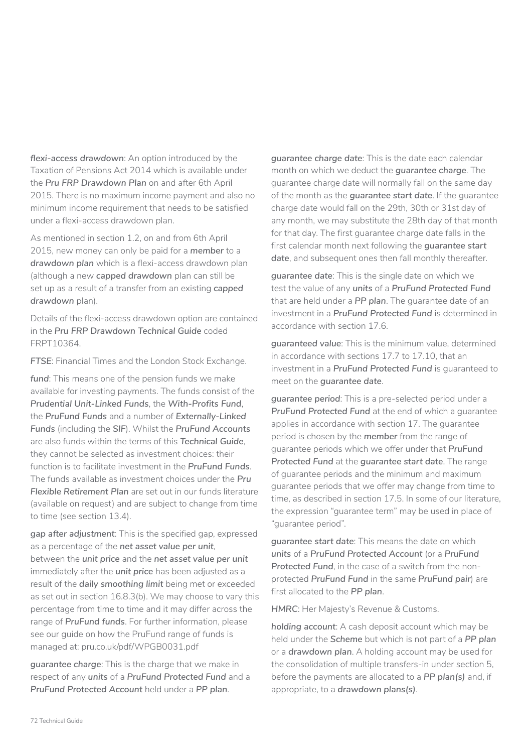***flexi-access drawdown***: An option introduced by the Taxation of Pensions Act 2014 which is available under the ***Pru FRP Drawdown Plan*** on and after 6th April 2015. There is no maximum income payment and also no minimum income requirement that needs to be satisfied under a flexi-access drawdown plan.

As mentioned in section 1.2, on and from 6th April 2015, new money can only be paid for a ***member*** to a ***drawdown plan*** which is a flexi-access drawdown plan (although a new ***capped drawdown*** plan can still be set up as a result of a transfer from an existing ***capped drawdown*** plan).

Details of the flexi-access drawdown option are contained in the ***Pru FRP Drawdown Technical Guide*** coded FRPT10364.

***FTSE***: Financial Times and the London Stock Exchange.

***fund***: This means one of the pension funds we make available for investing payments. The funds consist of the ***Prudential Unit-Linked Funds***, the ***With-Profits Fund***, the ***PruFund Funds*** and a number of ***Externally-Linked Funds*** (including the ***SIF***). Whilst the ***PruFund Accounts*** are also funds within the terms of this ***Technical Guide***, they cannot be selected as investment choices: their function is to facilitate investment in the ***PruFund Funds***. The funds available as investment choices under the ***Pru Flexible Retirement Plan*** are set out in our funds literature (available on request) and are subject to change from time to time (see section 13.4).

***gap after adjustment***: This is the specified gap, expressed as a percentage of the ***net asset value per unit***, between the ***unit price*** and the ***net asset value per unit*** immediately after the ***unit price*** has been adjusted as a result of the ***daily smoothing limit*** being met or exceeded as set out in section 16.8.3(b). We may choose to vary this percentage from time to time and it may differ across the range of ***PruFund funds***. For further information, please see our guide on how the PruFund range of funds is managed at: pru.co.uk/pdf/WPGB0031.pdf

***guarantee charge***: This is the charge that we make in respect of any ***units*** of a ***PruFund Protected Fund*** and a ***PruFund Protected Account*** held under a ***PP plan***.

***guarantee charge date***: This is the date each calendar month on which we deduct the ***guarantee charge***. The guarantee charge date will normally fall on the same day of the month as the ***guarantee start date***. If the guarantee charge date would fall on the 29th, 30th or 31st day of any month, we may substitute the 28th day of that month for that day. The first guarantee charge date falls in the first calendar month next following the ***guarantee start date***, and subsequent ones then fall monthly thereafter.

***guarantee date***: This is the single date on which we test the value of any ***units*** of a ***PruFund Protected Fund*** that are held under a ***PP plan***. The guarantee date of an investment in a ***PruFund Protected Fund*** is determined in accordance with section 17.6.

***guaranteed value***: This is the minimum value, determined in accordance with sections 17.7 to 17.10, that an investment in a ***PruFund Protected Fund*** is guaranteed to meet on the ***guarantee date***.

***guarantee period***: This is a pre-selected period under a ***PruFund Protected Fund*** at the end of which a guarantee applies in accordance with section 17. The guarantee period is chosen by the ***member*** from the range of guarantee periods which we offer under that ***PruFund Protected Fund*** at the ***guarantee start date***. The range of guarantee periods and the minimum and maximum guarantee periods that we offer may change from time to time, as described in section 17.5. In some of our literature, the expression "guarantee term" may be used in place of "guarantee period".

***guarantee start date***: This means the date on which ***units*** of a ***PruFund Protected Account*** (or a ***PruFund Protected Fund***, in the case of a switch from the non-protected ***PruFund Fund*** in the same ***PruFund pair***) are first allocated to the ***PP plan***.

***HMRC***: Her Majesty's Revenue & Customs.

***holding account***: A cash deposit account which may be held under the ***Scheme*** but which is not part of a ***PP plan*** or a ***drawdown plan***. A holding account may be used for the consolidation of multiple transfers-in under section 5, before the payments are allocated to a ***PP plan(s)*** and, if appropriate, to a ***drawdown plans(s)***.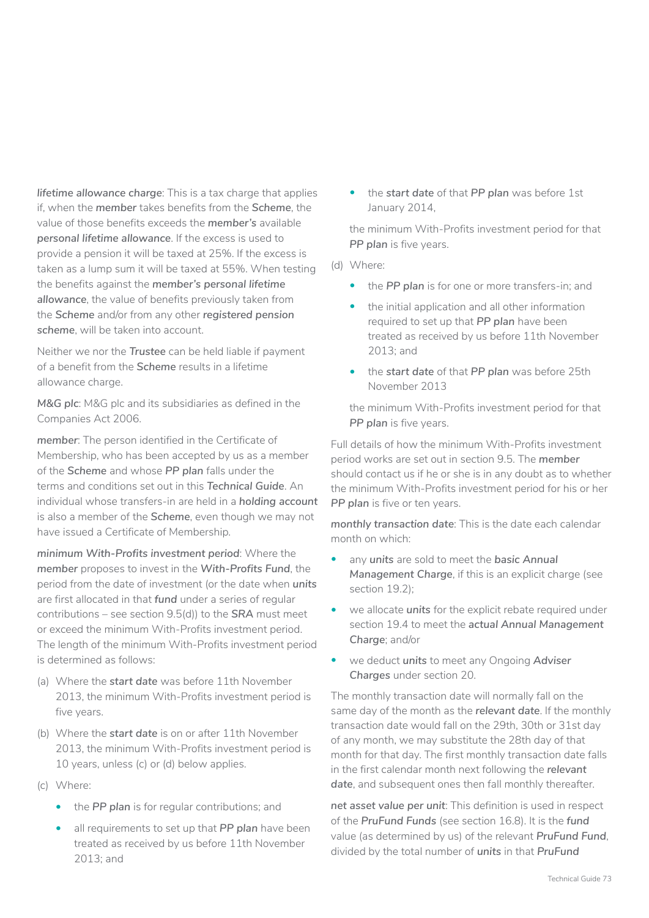***lifetime allowance charge***: This is a tax charge that applies if, when the ***member*** takes benefits from the ***Scheme***, the value of those benefits exceeds the ***member's*** available ***personal lifetime allowance***. If the excess is used to provide a pension it will be taxed at 25%. If the excess is taken as a lump sum it will be taxed at 55%. When testing the benefits against the ***member's personal lifetime allowance***, the value of benefits previously taken from the ***Scheme*** and/or from any other ***registered pension scheme***, will be taken into account.

Neither we nor the ***Trustee*** can be held liable if payment of a benefit from the ***Scheme*** results in a lifetime allowance charge.

***M&G plc***: M&G plc and its subsidiaries as defined in the Companies Act 2006.

***member***: The person identified in the Certificate of Membership, who has been accepted by us as a member of the ***Scheme*** and whose ***PP plan*** falls under the terms and conditions set out in this ***Technical Guide***. An individual whose transfers-in are held in a ***holding account*** is also a member of the ***Scheme***, even though we may not have issued a Certificate of Membership.

***minimum With-Profits investment period***: Where the ***member*** proposes to invest in the ***With-Profits Fund***, the period from the date of investment (or the date when ***units*** are first allocated in that ***fund*** under a series of regular contributions – see section 9.5(d)) to the ***SRA*** must meet or exceed the minimum With-Profits investment period. The length of the minimum With-Profits investment period is determined as follows:

(a) Where the ***start date*** was before 11th November 2013, the minimum With-Profits investment period is five years.

(b) Where the ***start date*** is on or after 11th November 2013, the minimum With-Profits investment period is 10 years, unless (c) or (d) below applies.

(c) Where:

- the ***PP plan*** is for regular contributions; and
- all requirements to set up that ***PP plan*** have been treated as received by us before 11th November 2013; and
- the ***start date*** of that ***PP plan*** was before 1st January 2014,

the minimum With-Profits investment period for that ***PP plan*** is five years.

(d) Where:

- the ***PP plan*** is for one or more transfers-in; and
- the initial application and all other information required to set up that ***PP plan*** have been treated as received by us before 11th November 2013; and
- the ***start date*** of that ***PP plan*** was before 25th November 2013

the minimum With-Profits investment period for that ***PP plan*** is five years.

Full details of how the minimum With-Profits investment period works are set out in section 9.5. The ***member*** should contact us if he or she is in any doubt as to whether the minimum With-Profits investment period for his or her ***PP plan*** is five or ten years.

***monthly transaction date***: This is the date each calendar month on which:

- any ***units*** are sold to meet the ***basic Annual Management Charge***, if this is an explicit charge (see section 19.2);
- we allocate ***units*** for the explicit rebate required under section 19.4 to meet the ***actual Annual Management Charge***; and/or
- we deduct ***units*** to meet any Ongoing ***Adviser Charges*** under section 20.

The monthly transaction date will normally fall on the same day of the month as the ***relevant date***. If the monthly transaction date would fall on the 29th, 30th or 31st day of any month, we may substitute the 28th day of that month for that day. The first monthly transaction date falls in the first calendar month next following the ***relevant date***, and subsequent ones then fall monthly thereafter.

***net asset value per unit***: This definition is used in respect of the ***PruFund Funds*** (see section 16.8). It is the ***fund*** value (as determined by us) of the relevant ***PruFund Fund***, divided by the total number of ***units*** in that ***PruFund***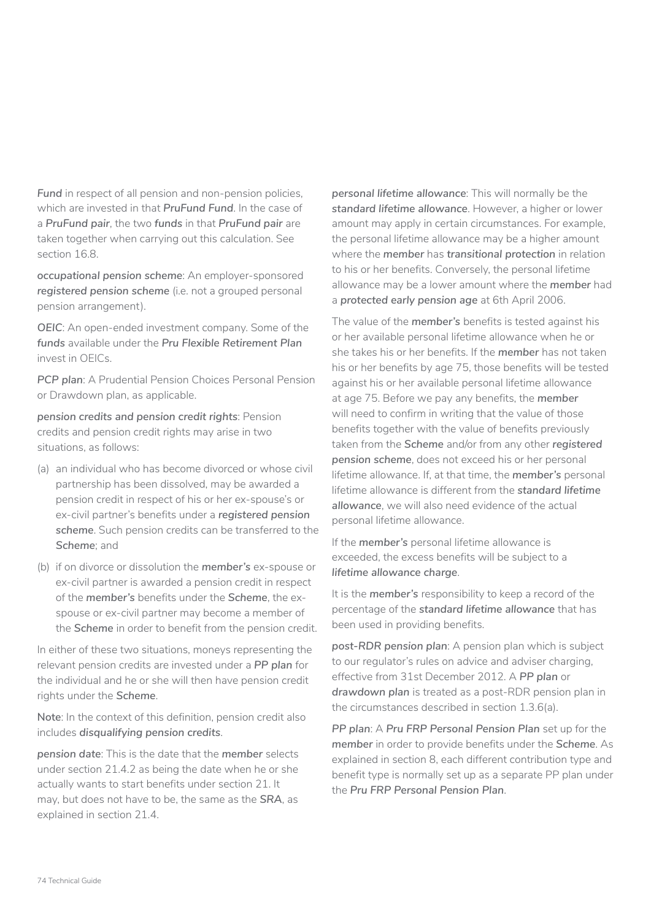*Fund* in respect of all pension and non-pension policies, which are invested in that *PruFund Fund*. In the case of a *PruFund pair*, the two *funds* in that *PruFund pair* are taken together when carrying out this calculation. See section 16.8.

*occupational pension scheme*: An employer-sponsored *registered pension scheme* (i.e. not a grouped personal pension arrangement).

*OEIC*: An open-ended investment company. Some of the *funds* available under the *Pru Flexible Retirement Plan* invest in OEICs.

*PCP plan*: A Prudential Pension Choices Personal Pension or Drawdown plan, as applicable.

*pension credits and pension credit rights*: Pension credits and pension credit rights may arise in two situations, as follows:

(a) an individual who has become divorced or whose civil partnership has been dissolved, may be awarded a pension credit in respect of his or her ex-spouse's or ex-civil partner's benefits under a *registered pension scheme*. Such pension credits can be transferred to the *Scheme*; and

(b) if on divorce or dissolution the *member's* ex-spouse or ex-civil partner is awarded a pension credit in respect of the *member's* benefits under the *Scheme*, the ex-spouse or ex-civil partner may become a member of the *Scheme* in order to benefit from the pension credit.

In either of these two situations, moneys representing the relevant pension credits are invested under a *PP plan* for the individual and he or she will then have pension credit rights under the *Scheme*.

**Note**: In the context of this definition, pension credit also includes *disqualifying pension credits*.

*pension date*: This is the date that the *member* selects under section 21.4.2 as being the date when he or she actually wants to start benefits under section 21. It may, but does not have to be, the same as the *SRA*, as explained in section 21.4.

*personal lifetime allowance*: This will normally be the *standard lifetime allowance*. However, a higher or lower amount may apply in certain circumstances. For example, the personal lifetime allowance may be a higher amount where the *member* has *transitional protection* in relation to his or her benefits. Conversely, the personal lifetime allowance may be a lower amount where the *member* had a *protected early pension age* at 6th April 2006.

The value of the *member's* benefits is tested against his or her available personal lifetime allowance when he or she takes his or her benefits. If the *member* has not taken his or her benefits by age 75, those benefits will be tested against his or her available personal lifetime allowance at age 75. Before we pay any benefits, the *member* will need to confirm in writing that the value of those benefits together with the value of benefits previously taken from the *Scheme* and/or from any other *registered pension scheme*, does not exceed his or her personal lifetime allowance. If, at that time, the *member's* personal lifetime allowance is different from the *standard lifetime allowance*, we will also need evidence of the actual personal lifetime allowance.

If the *member's* personal lifetime allowance is exceeded, the excess benefits will be subject to a *lifetime allowance charge*.

It is the *member's* responsibility to keep a record of the percentage of the *standard lifetime allowance* that has been used in providing benefits.

*post-RDR pension plan*: A pension plan which is subject to our regulator's rules on advice and adviser charging, effective from 31st December 2012. A *PP plan* or *drawdown plan* is treated as a post-RDR pension plan in the circumstances described in section 1.3.6(a).

*PP plan*: A *Pru FRP Personal Pension Plan* set up for the *member* in order to provide benefits under the *Scheme*. As explained in section 8, each different contribution type and benefit type is normally set up as a separate PP plan under the *Pru FRP Personal Pension Plan*.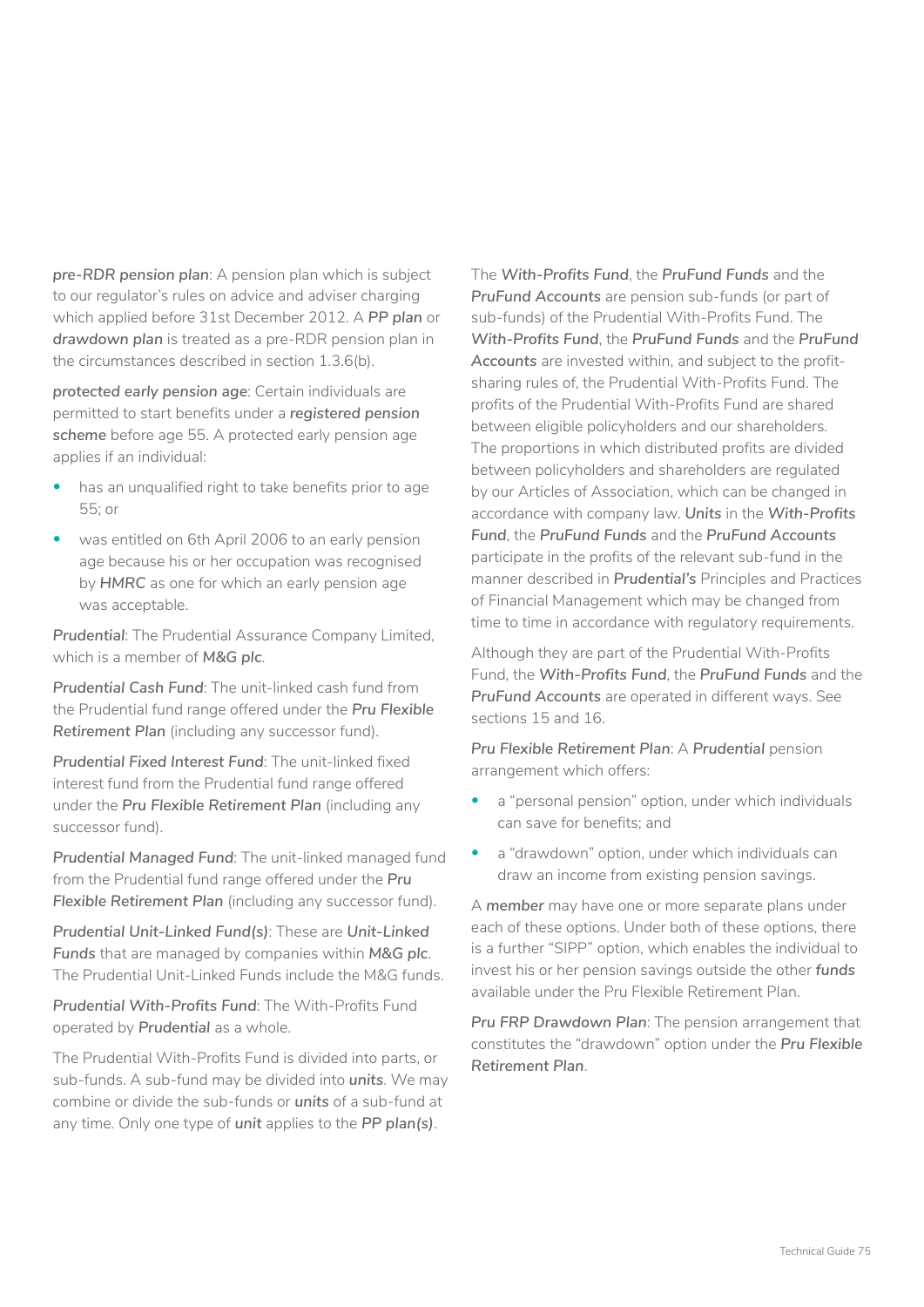***pre-RDR pension plan***: A pension plan which is subject to our regulator's rules on advice and adviser charging which applied before 31st December 2012. A ***PP plan*** or ***drawdown plan*** is treated as a pre-RDR pension plan in the circumstances described in section 1.3.6(b).

***protected early pension age***: Certain individuals are permitted to start benefits under a ***registered pension scheme*** before age 55. A protected early pension age applies if an individual:

- has an unqualified right to take benefits prior to age 55; or
- was entitled on 6th April 2006 to an early pension age because his or her occupation was recognised by ***HMRC*** as one for which an early pension age was acceptable.

***Prudential***: The Prudential Assurance Company Limited, which is a member of ***M&G plc***.

***Prudential Cash Fund***: The unit-linked cash fund from the Prudential fund range offered under the ***Pru Flexible Retirement Plan*** (including any successor fund).

***Prudential Fixed Interest Fund***: The unit-linked fixed interest fund from the Prudential fund range offered under the ***Pru Flexible Retirement Plan*** (including any successor fund).

***Prudential Managed Fund***: The unit-linked managed fund from the Prudential fund range offered under the ***Pru Flexible Retirement Plan*** (including any successor fund).

***Prudential Unit-Linked Fund(s)***: These are ***Unit-Linked Funds*** that are managed by companies within ***M&G plc***. The Prudential Unit-Linked Funds include the M&G funds.

***Prudential With-Profits Fund***: The With-Profits Fund operated by ***Prudential*** as a whole.

The Prudential With-Profits Fund is divided into parts, or sub-funds. A sub-fund may be divided into ***units***. We may combine or divide the sub-funds or ***units*** of a sub-fund at any time. Only one type of ***unit*** applies to the ***PP plan(s)***.

The ***With-Profits Fund***, the ***PruFund Funds*** and the ***PruFund Accounts*** are pension sub-funds (or part of sub-funds) of the Prudential With-Profits Fund. The ***With-Profits Fund***, the ***PruFund Funds*** and the ***PruFund Accounts*** are invested within, and subject to the profit-sharing rules of, the Prudential With-Profits Fund. The profits of the Prudential With-Profits Fund are shared between eligible policyholders and our shareholders. The proportions in which distributed profits are divided between policyholders and shareholders are regulated by our Articles of Association, which can be changed in accordance with company law. ***Units*** in the ***With-Profits Fund***, the ***PruFund Funds*** and the ***PruFund Accounts*** participate in the profits of the relevant sub-fund in the manner described in ***Prudential's*** Principles and Practices of Financial Management which may be changed from time to time in accordance with regulatory requirements.

Although they are part of the Prudential With-Profits Fund, the ***With-Profits Fund***, the ***PruFund Funds*** and the ***PruFund Accounts*** are operated in different ways. See sections 15 and 16.

***Pru Flexible Retirement Plan***: A ***Prudential*** pension arrangement which offers:

- a "personal pension" option, under which individuals can save for benefits; and
- a "drawdown" option, under which individuals can draw an income from existing pension savings.

A ***member*** may have one or more separate plans under each of these options. Under both of these options, there is a further "SIPP" option, which enables the individual to invest his or her pension savings outside the other ***funds*** available under the Pru Flexible Retirement Plan.

***Pru FRP Drawdown Plan***: The pension arrangement that constitutes the "drawdown" option under the ***Pru Flexible Retirement Plan***.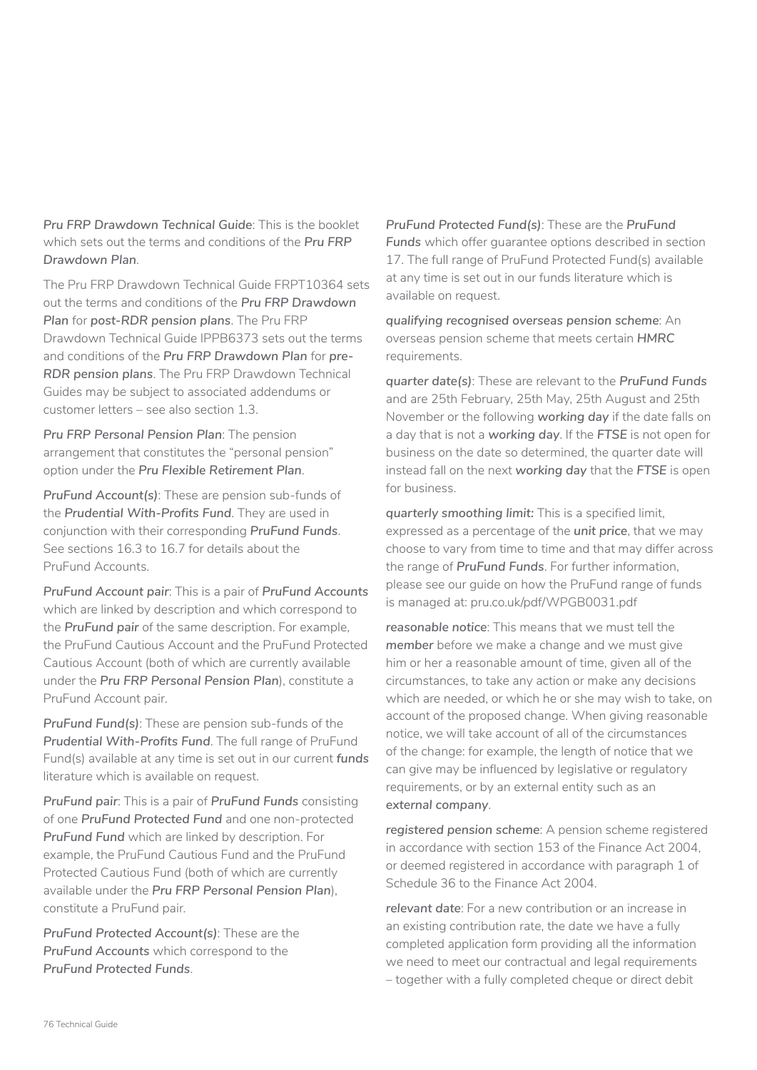***Pru FRP Drawdown Technical Guide***: This is the booklet which sets out the terms and conditions of the ***Pru FRP Drawdown Plan***.

The Pru FRP Drawdown Technical Guide FRPT10364 sets out the terms and conditions of the ***Pru FRP Drawdown Plan*** for ***post-RDR pension plans***. The Pru FRP Drawdown Technical Guide IPPB6373 sets out the terms and conditions of the ***Pru FRP Drawdown Plan*** for ***pre-RDR pension plans***. The Pru FRP Drawdown Technical Guides may be subject to associated addendums or customer letters – see also section 1.3.

***Pru FRP Personal Pension Plan***: The pension arrangement that constitutes the "personal pension" option under the ***Pru Flexible Retirement Plan***.

***PruFund Account(s)***: These are pension sub-funds of the ***Prudential With-Profits Fund***. They are used in conjunction with their corresponding ***PruFund Funds***. See sections 16.3 to 16.7 for details about the PruFund Accounts.

***PruFund Account pair***: This is a pair of ***PruFund Accounts*** which are linked by description and which correspond to the ***PruFund pair*** of the same description. For example, the PruFund Cautious Account and the PruFund Protected Cautious Account (both of which are currently available under the ***Pru FRP Personal Pension Plan***), constitute a PruFund Account pair.

***PruFund Fund(s)***: These are pension sub-funds of the ***Prudential With-Profits Fund***. The full range of PruFund Fund(s) available at any time is set out in our current ***funds*** literature which is available on request.

***PruFund pair***: This is a pair of ***PruFund Funds*** consisting of one ***PruFund Protected Fund*** and one non-protected ***PruFund Fund*** which are linked by description. For example, the PruFund Cautious Fund and the PruFund Protected Cautious Fund (both of which are currently available under the ***Pru FRP Personal Pension Plan***), constitute a PruFund pair.

***PruFund Protected Account(s)***: These are the ***PruFund Accounts*** which correspond to the ***PruFund Protected Funds***.

***PruFund Protected Fund(s)***: These are the ***PruFund Funds*** which offer guarantee options described in section 17. The full range of PruFund Protected Fund(s) available at any time is set out in our funds literature which is available on request.

***qualifying recognised overseas pension scheme***: An overseas pension scheme that meets certain ***HMRC*** requirements.

***quarter date(s)***: These are relevant to the ***PruFund Funds*** and are 25th February, 25th May, 25th August and 25th November or the following ***working day*** if the date falls on a day that is not a ***working day***. If the ***FTSE*** is not open for business on the date so determined, the quarter date will instead fall on the next ***working day*** that the ***FTSE*** is open for business.

***quarterly smoothing limit:*** This is a specified limit, expressed as a percentage of the ***unit price***, that we may choose to vary from time to time and that may differ across the range of ***PruFund Funds***. For further information, please see our guide on how the PruFund range of funds is managed at: pru.co.uk/pdf/WPGB0031.pdf

***reasonable notice***: This means that we must tell the ***member*** before we make a change and we must give him or her a reasonable amount of time, given all of the circumstances, to take any action or make any decisions which are needed, or which he or she may wish to take, on account of the proposed change. When giving reasonable notice, we will take account of all of the circumstances of the change: for example, the length of notice that we can give may be influenced by legislative or regulatory requirements, or by an external entity such as an ***external company***.

***registered pension scheme***: A pension scheme registered in accordance with section 153 of the Finance Act 2004, or deemed registered in accordance with paragraph 1 of Schedule 36 to the Finance Act 2004.

***relevant date***: For a new contribution or an increase in an existing contribution rate, the date we have a fully completed application form providing all the information we need to meet our contractual and legal requirements – together with a fully completed cheque or direct debit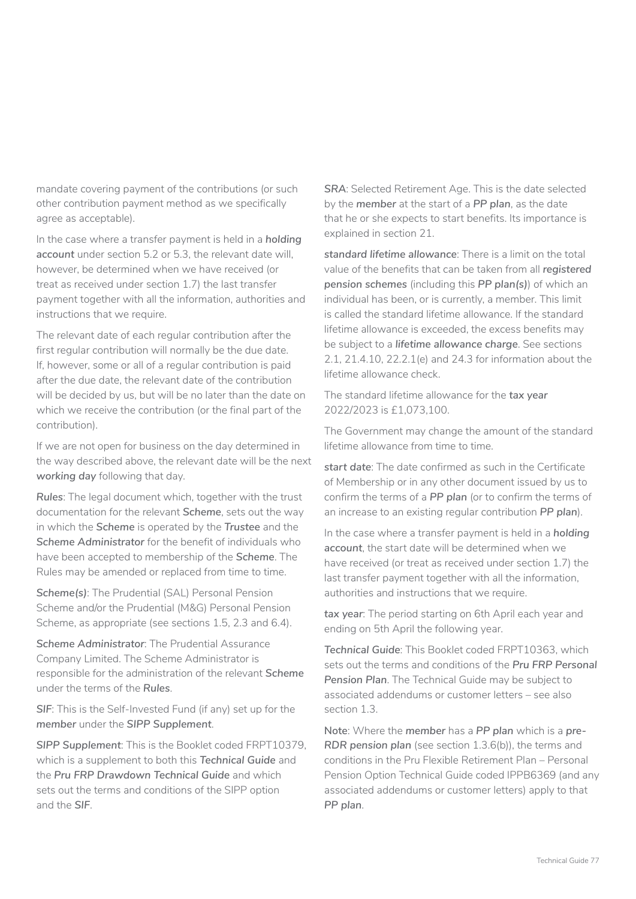mandate covering payment of the contributions (or such other contribution payment method as we specifically agree as acceptable).

In the case where a transfer payment is held in a ***holding account*** under section 5.2 or 5.3, the relevant date will, however, be determined when we have received (or treat as received under section 1.7) the last transfer payment together with all the information, authorities and instructions that we require.

The relevant date of each regular contribution after the first regular contribution will normally be the due date. If, however, some or all of a regular contribution is paid after the due date, the relevant date of the contribution will be decided by us, but will be no later than the date on which we receive the contribution (or the final part of the contribution).

If we are not open for business on the day determined in the way described above, the relevant date will be the next ***working day*** following that day.

***Rules***: The legal document which, together with the trust documentation for the relevant ***Scheme***, sets out the way in which the ***Scheme*** is operated by the ***Trustee*** and the ***Scheme Administrator*** for the benefit of individuals who have been accepted to membership of the ***Scheme***. The Rules may be amended or replaced from time to time.

***Scheme(s)***: The Prudential (SAL) Personal Pension Scheme and/or the Prudential (M&G) Personal Pension Scheme, as appropriate (see sections 1.5, 2.3 and 6.4).

***Scheme Administrator***: The Prudential Assurance Company Limited. The Scheme Administrator is responsible for the administration of the relevant ***Scheme*** under the terms of the ***Rules***.

***SIF***: This is the Self-Invested Fund (if any) set up for the ***member*** under the ***SIPP Supplement***.

***SIPP Supplement***: This is the Booklet coded FRPT10379, which is a supplement to both this ***Technical Guide*** and the ***Pru FRP Drawdown Technical Guide*** and which sets out the terms and conditions of the SIPP option and the ***SIF***.

***SRA***: Selected Retirement Age. This is the date selected by the ***member*** at the start of a ***PP plan***, as the date that he or she expects to start benefits. Its importance is explained in section 21.

***standard lifetime allowance***: There is a limit on the total value of the benefits that can be taken from all ***registered pension schemes*** (including this ***PP plan(s)***) of which an individual has been, or is currently, a member. This limit is called the standard lifetime allowance. If the standard lifetime allowance is exceeded, the excess benefits may be subject to a ***lifetime allowance charge***. See sections 2.1, 21.4.10, 22.2.1(e) and 24.3 for information about the lifetime allowance check.

The standard lifetime allowance for the ***tax year*** 2022/2023 is £1,073,100.

The Government may change the amount of the standard lifetime allowance from time to time.

***start date***: The date confirmed as such in the Certificate of Membership or in any other document issued by us to confirm the terms of a ***PP plan*** (or to confirm the terms of an increase to an existing regular contribution ***PP plan***).

In the case where a transfer payment is held in a ***holding account***, the start date will be determined when we have received (or treat as received under section 1.7) the last transfer payment together with all the information, authorities and instructions that we require.

***tax year***: The period starting on 6th April each year and ending on 5th April the following year.

***Technical Guide***: This Booklet coded FRPT10363, which sets out the terms and conditions of the ***Pru FRP Personal Pension Plan***. The Technical Guide may be subject to associated addendums or customer letters – see also section 1.3.

**Note**: Where the ***member*** has a ***PP plan*** which is a ***pre-RDR pension plan*** (see section 1.3.6(b)), the terms and conditions in the Pru Flexible Retirement Plan – Personal Pension Option Technical Guide coded IPPB6369 (and any associated addendums or customer letters) apply to that ***PP plan***.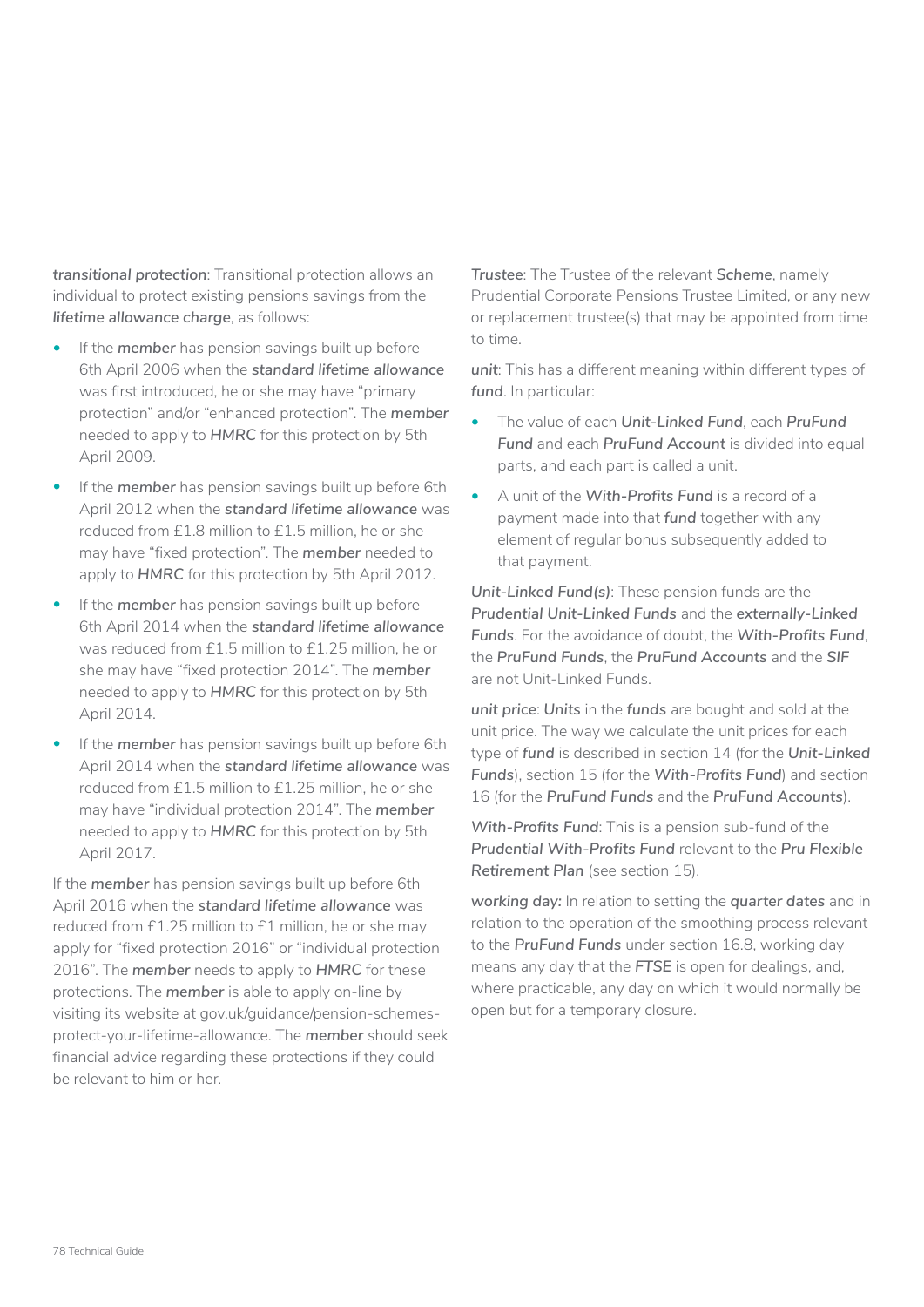***transitional protection***: Transitional protection allows an individual to protect existing pensions savings from the ***lifetime allowance charge***, as follows:

- If the ***member*** has pension savings built up before 6th April 2006 when the ***standard lifetime allowance*** was first introduced, he or she may have "primary protection" and/or "enhanced protection". The ***member*** needed to apply to ***HMRC*** for this protection by 5th April 2009.
- If the ***member*** has pension savings built up before 6th April 2012 when the ***standard lifetime allowance*** was reduced from £1.8 million to £1.5 million, he or she may have "fixed protection". The ***member*** needed to apply to ***HMRC*** for this protection by 5th April 2012.
- If the ***member*** has pension savings built up before 6th April 2014 when the ***standard lifetime allowance*** was reduced from £1.5 million to £1.25 million, he or she may have "fixed protection 2014". The ***member*** needed to apply to ***HMRC*** for this protection by 5th April 2014.
- If the ***member*** has pension savings built up before 6th April 2014 when the ***standard lifetime allowance*** was reduced from £1.5 million to £1.25 million, he or she may have "individual protection 2014". The ***member*** needed to apply to ***HMRC*** for this protection by 5th April 2017.

If the ***member*** has pension savings built up before 6th April 2016 when the ***standard lifetime allowance*** was reduced from £1.25 million to £1 million, he or she may apply for "fixed protection 2016" or "individual protection 2016". The ***member*** needs to apply to ***HMRC*** for these protections. The ***member*** is able to apply on-line by visiting its website at gov.uk/guidance/pension-schemes-protect-your-lifetime-allowance. The ***member*** should seek financial advice regarding these protections if they could be relevant to him or her.

***Trustee***: The Trustee of the relevant ***Scheme***, namely Prudential Corporate Pensions Trustee Limited, or any new or replacement trustee(s) that may be appointed from time to time.

***unit***: This has a different meaning within different types of ***fund***. In particular:

- The value of each ***Unit-Linked Fund***, each ***PruFund Fund*** and each ***PruFund Account*** is divided into equal parts, and each part is called a unit.
- A unit of the ***With-Profits Fund*** is a record of a payment made into that ***fund*** together with any element of regular bonus subsequently added to that payment.

***Unit-Linked Fund(s)***: These pension funds are the ***Prudential Unit-Linked Funds*** and the ***externally-Linked Funds***. For the avoidance of doubt, the ***With-Profits Fund***, the ***PruFund Funds***, the ***PruFund Accounts*** and the ***SIF*** are not Unit-Linked Funds.

***unit price***: ***Units*** in the ***funds*** are bought and sold at the unit price. The way we calculate the unit prices for each type of ***fund*** is described in section 14 (for the ***Unit-Linked Funds***), section 15 (for the ***With-Profits Fund***) and section 16 (for the ***PruFund Funds*** and the ***PruFund Accounts***).

***With-Profits Fund***: This is a pension sub-fund of the ***Prudential With-Profits Fund*** relevant to the ***Pru Flexible Retirement Plan*** (see section 15).

***working day:*** In relation to setting the ***quarter dates*** and in relation to the operation of the smoothing process relevant to the ***PruFund Funds*** under section 16.8, working day means any day that the ***FTSE*** is open for dealings, and, where practicable, any day on which it would normally be open but for a temporary closure.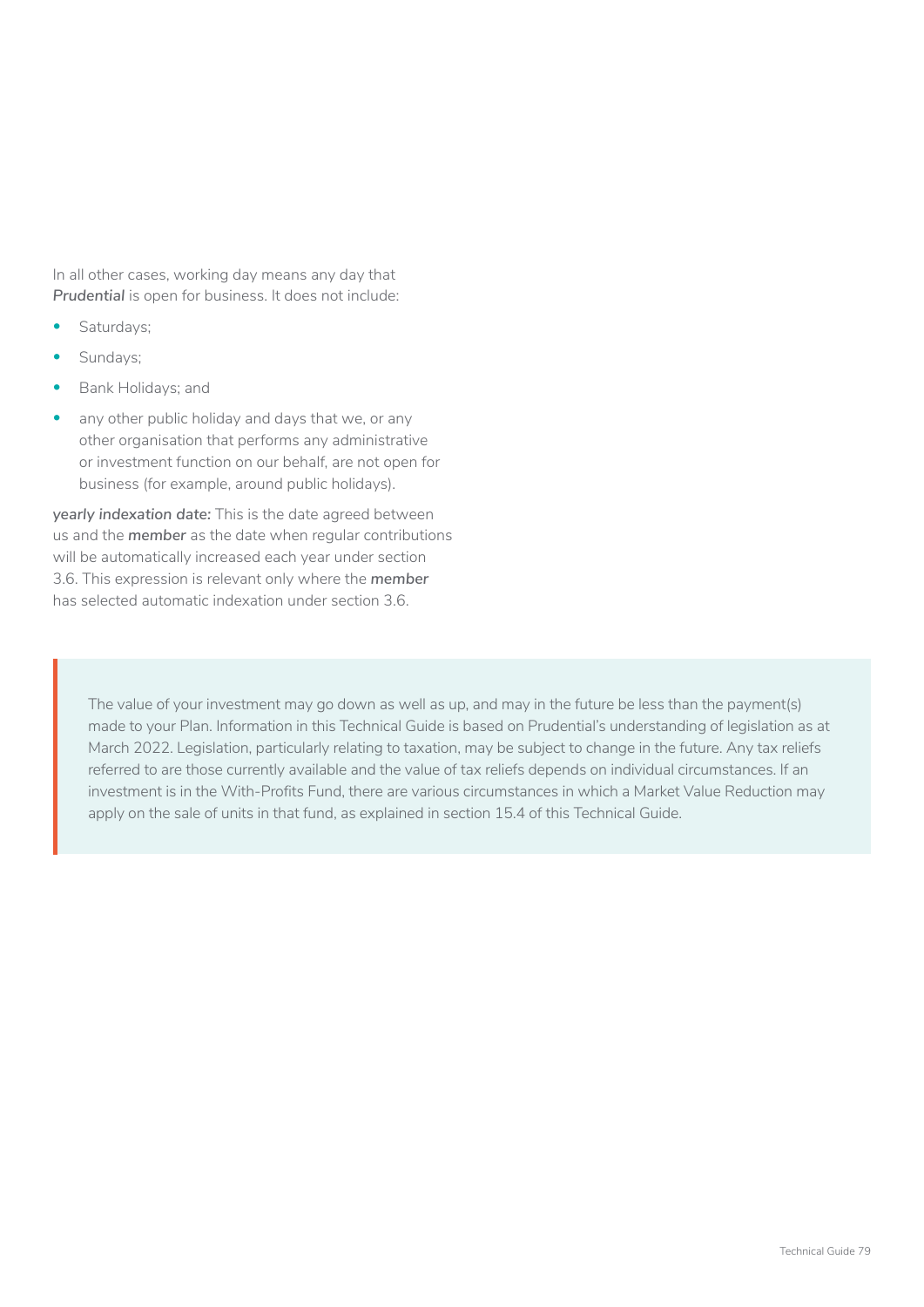In all other cases, working day means any day that ***Prudential*** is open for business. It does not include:

- Saturdays;
- Sundays;
- Bank Holidays; and
- any other public holiday and days that we, or any other organisation that performs any administrative or investment function on our behalf, are not open for business (for example, around public holidays).

***yearly indexation date:*** This is the date agreed between us and the ***member*** as the date when regular contributions will be automatically increased each year under section 3.6. This expression is relevant only where the ***member*** has selected automatic indexation under section 3.6.

> The value of your investment may go down as well as up, and may in the future be less than the payment(s) made to your Plan. Information in this Technical Guide is based on Prudential's understanding of legislation as at March 2022. Legislation, particularly relating to taxation, may be subject to change in the future. Any tax reliefs referred to are those currently available and the value of tax reliefs depends on individual circumstances. If an investment is in the With-Profits Fund, there are various circumstances in which a Market Value Reduction may apply on the sale of units in that fund, as explained in section 15.4 of this Technical Guide.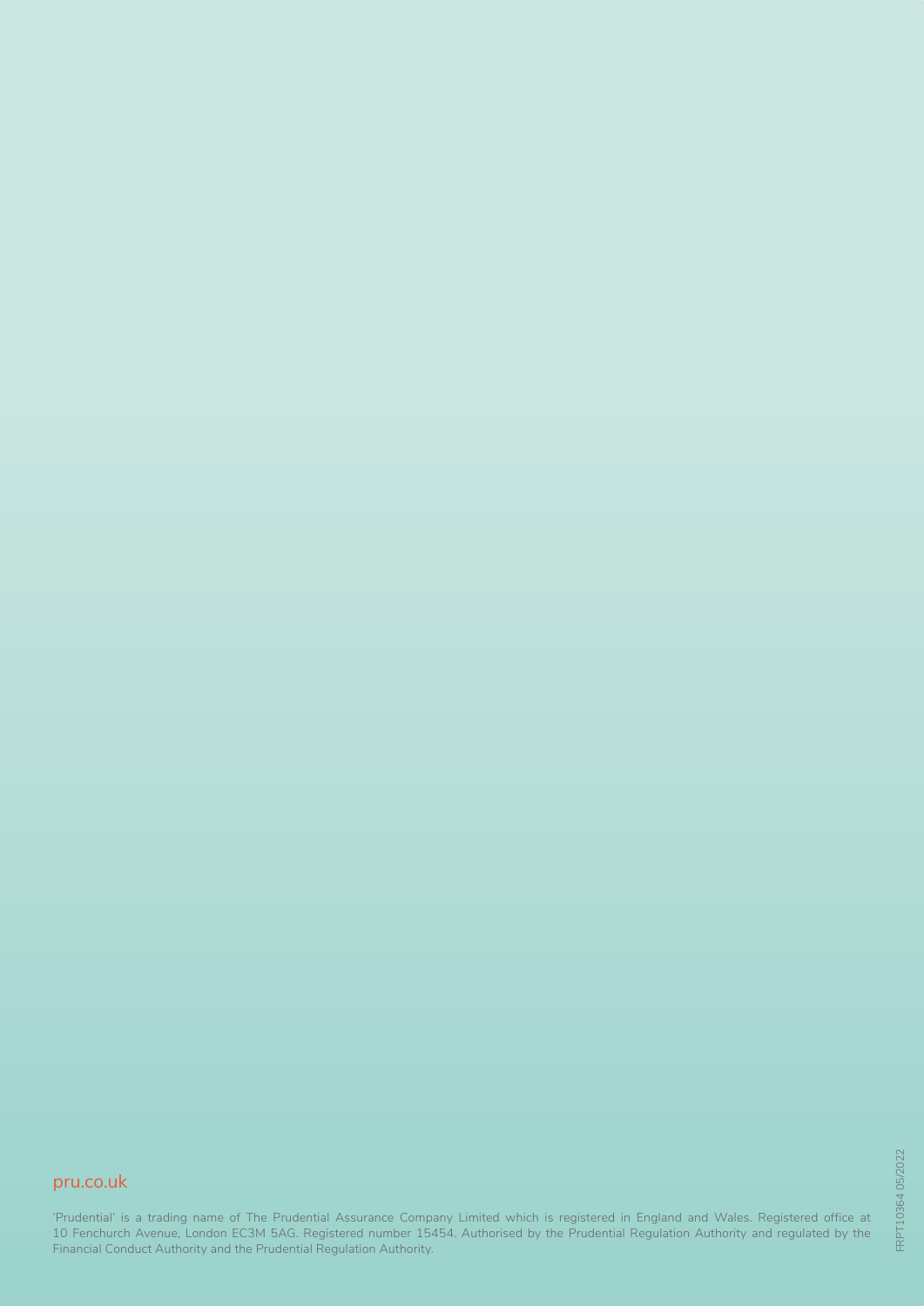pru.co.uk

'Prudential' is a trading name of The Prudential Assurance Company Limited which is registered in England and Wales. Registered office at 10 Fenchurch Avenue, London EC3M 5AG. Registered number 15454. Authorised by the Prudential Regulation Authority and regulated by the Financial Conduct Authority and the Prudential Regulation Authority.

FRPT10364 05/2022